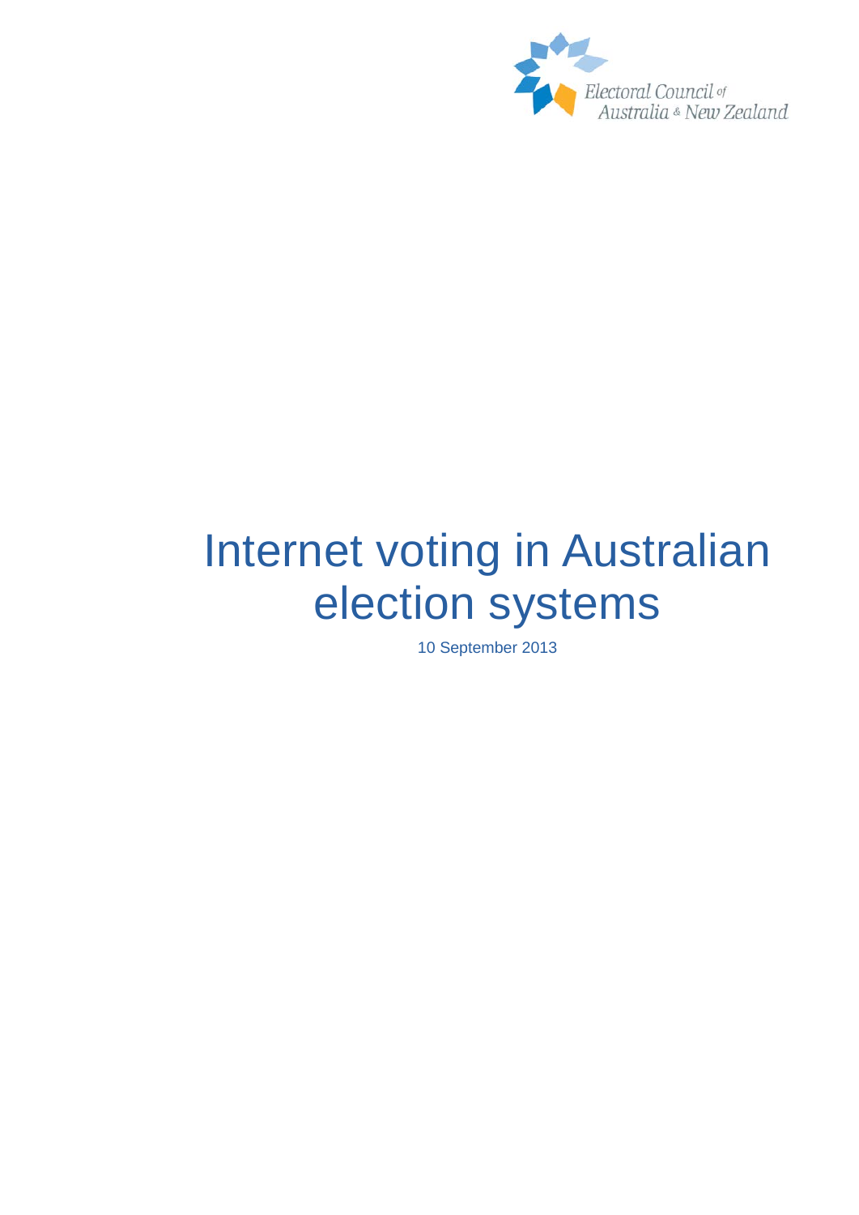Electoral Council of Australia & New Zealand

# Internet voting in Australian election systems

10 September 2013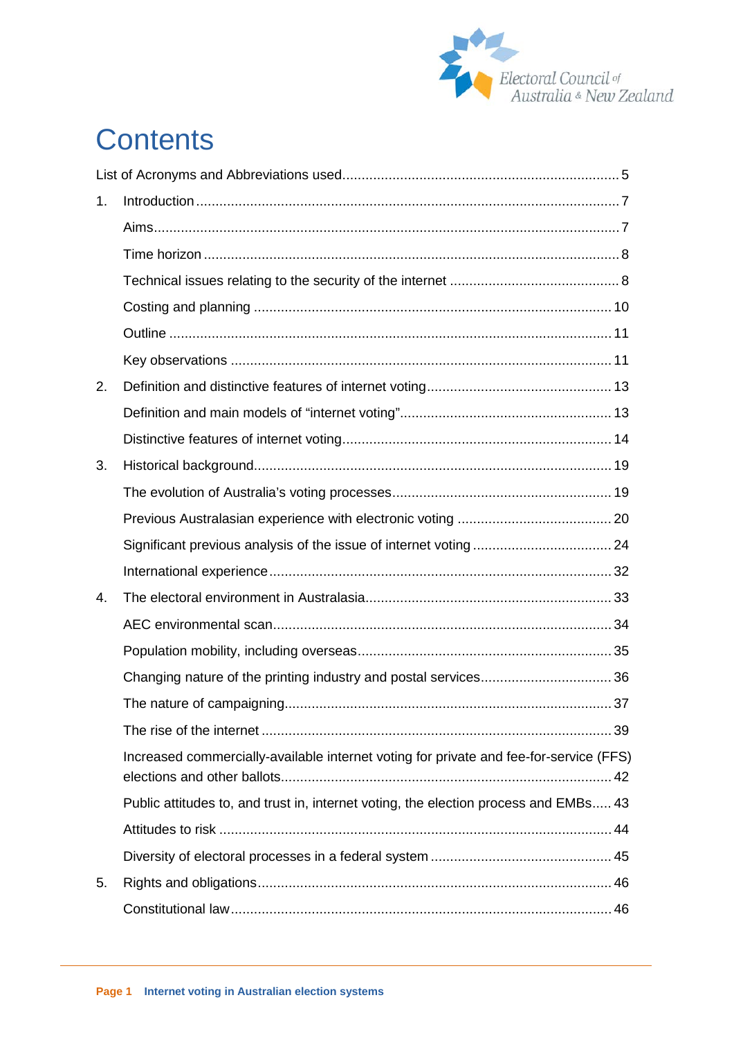# Contents

List of Acronyms and Abbreviations used ..... 5

1. Introduction ..... 7
   - Aims ..... 7
   - Time horizon ..... 8
   - Technical issues relating to the security of the internet ..... 8
   - Costing and planning ..... 10
   - Outline ..... 11
   - Key observations ..... 11
2. Definition and distinctive features of internet voting ..... 13
   - Definition and main models of "internet voting" ..... 13
   - Distinctive features of internet voting ..... 14
3. Historical background ..... 19
   - The evolution of Australia's voting processes ..... 19
   - Previous Australasian experience with electronic voting ..... 20
   - Significant previous analysis of the issue of internet voting ..... 24
   - International experience ..... 32
4. The electoral environment in Australasia ..... 33
   - AEC environmental scan ..... 34
   - Population mobility, including overseas ..... 35
   - Changing nature of the printing industry and postal services ..... 36
   - The nature of campaigning ..... 37
   - The rise of the internet ..... 39
   - Increased commercially-available internet voting for private and fee-for-service (FFS) elections and other ballots ..... 42
   - Public attitudes to, and trust in, internet voting, the election process and EMBs ..... 43
   - Attitudes to risk ..... 44
   - Diversity of electoral processes in a federal system ..... 45
5. Rights and obligations ..... 46
   - Constitutional law ..... 46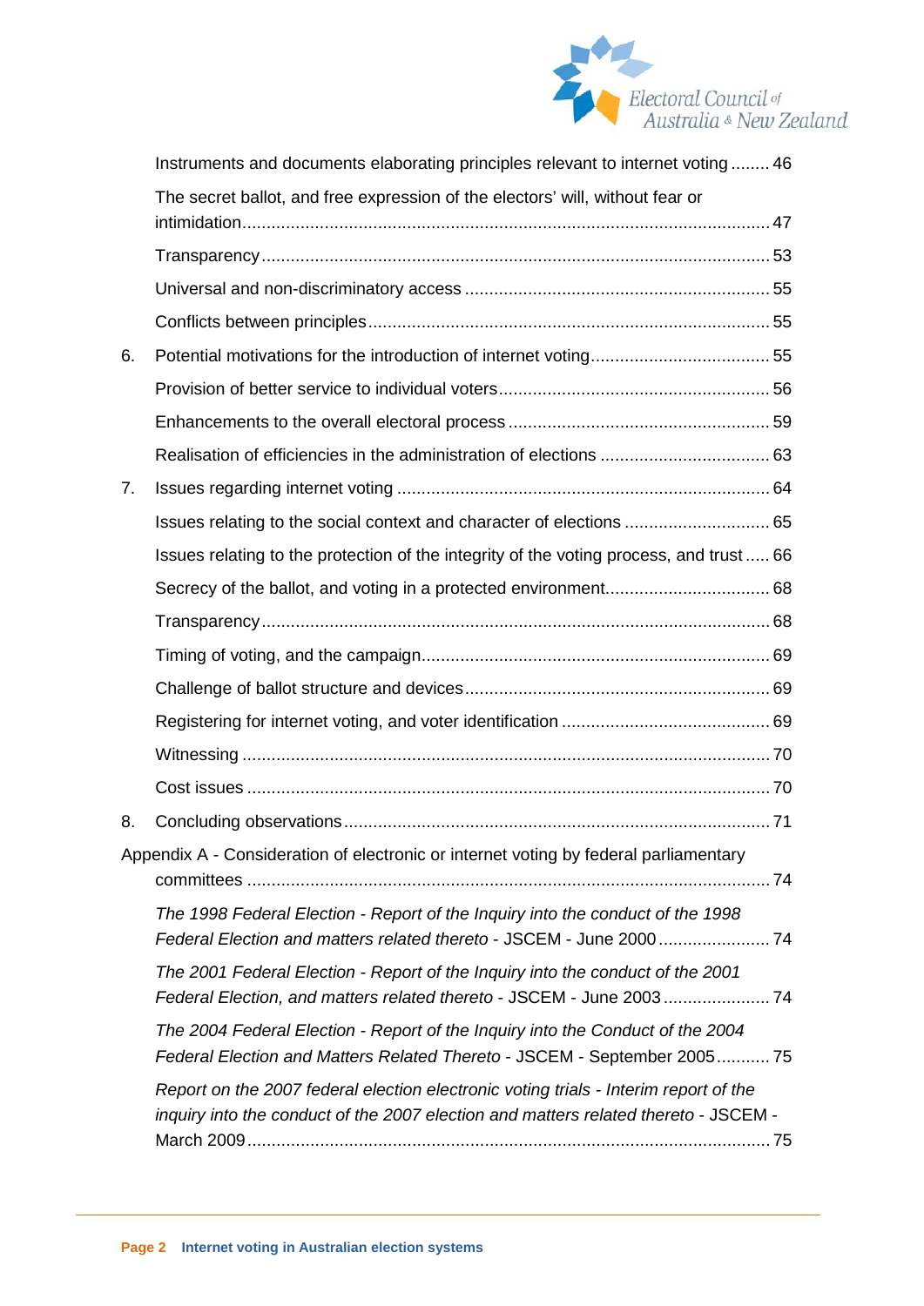Instruments and documents elaborating principles relevant to internet voting ........ 46

The secret ballot, and free expression of the electors' will, without fear or intimidation ........ 47

Transparency ........ 53

Universal and non-discriminatory access ........ 55

Conflicts between principles ........ 55

6. Potential motivations for the introduction of internet voting ........ 55

Provision of better service to individual voters ........ 56

Enhancements to the overall electoral process ........ 59

Realisation of efficiencies in the administration of elections ........ 63

7. Issues regarding internet voting ........ 64

Issues relating to the social context and character of elections ........ 65

Issues relating to the protection of the integrity of the voting process, and trust ........ 66

Secrecy of the ballot, and voting in a protected environment ........ 68

Transparency ........ 68

Timing of voting, and the campaign ........ 69

Challenge of ballot structure and devices ........ 69

Registering for internet voting, and voter identification ........ 69

Witnessing ........ 70

Cost issues ........ 70

8. Concluding observations ........ 71

Appendix A - Consideration of electronic or internet voting by federal parliamentary committees ........ 74

*The 1998 Federal Election - Report of the Inquiry into the conduct of the 1998 Federal Election and matters related thereto* - JSCEM - June 2000 ........ 74

*The 2001 Federal Election - Report of the Inquiry into the conduct of the 2001 Federal Election, and matters related thereto* - JSCEM - June 2003 ........ 74

*The 2004 Federal Election - Report of the Inquiry into the Conduct of the 2004 Federal Election and Matters Related Thereto* - JSCEM - September 2005 ........ 75

*Report on the 2007 federal election electronic voting trials - Interim report of the inquiry into the conduct of the 2007 election and matters related thereto* - JSCEM - March 2009 ........ 75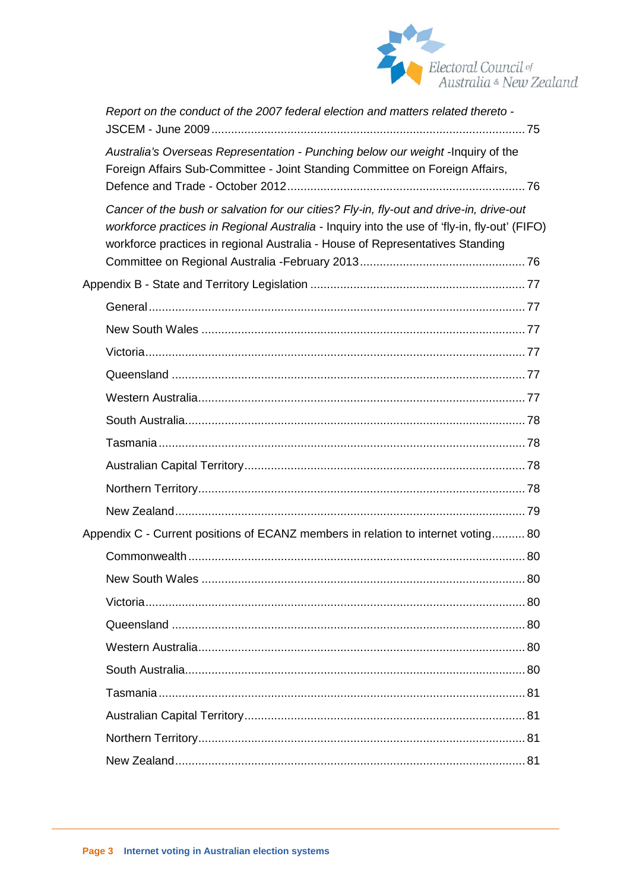*Report on the conduct of the 2007 federal election and matters related thereto* - JSCEM - June 2009 ... 75

*Australia's Overseas Representation - Punching below our weight* -Inquiry of the Foreign Affairs Sub-Committee - Joint Standing Committee on Foreign Affairs, Defence and Trade - October 2012 ... 76

*Cancer of the bush or salvation for our cities? Fly-in, fly-out and drive-in, drive-out workforce practices in Regional Australia* - Inquiry into the use of 'fly-in, fly-out' (FIFO) workforce practices in regional Australia - House of Representatives Standing Committee on Regional Australia -February 2013 ... 76

Appendix B - State and Territory Legislation ... 77

- General ... 77
- New South Wales ... 77
- Victoria ... 77
- Queensland ... 77
- Western Australia ... 77
- South Australia ... 78
- Tasmania ... 78
- Australian Capital Territory ... 78
- Northern Territory ... 78
- New Zealand ... 79

Appendix C - Current positions of ECANZ members in relation to internet voting ... 80

- Commonwealth ... 80
- New South Wales ... 80
- Victoria ... 80
- Queensland ... 80
- Western Australia ... 80
- South Australia ... 80
- Tasmania ... 81
- Australian Capital Territory ... 81
- Northern Territory ... 81
- New Zealand ... 81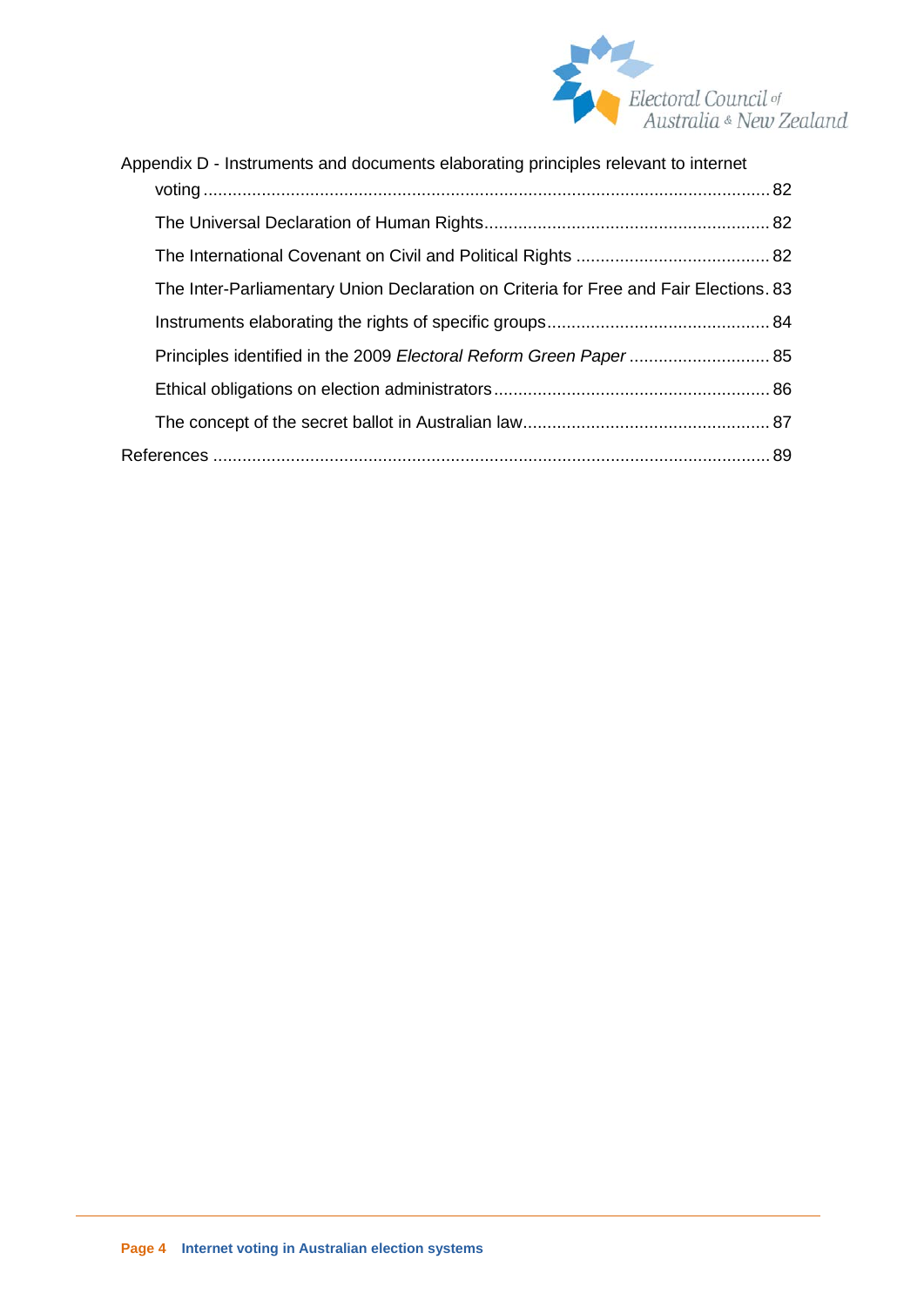Appendix D - Instruments and documents elaborating principles relevant to internet voting ..... 82

- The Universal Declaration of Human Rights ..... 82
- The International Covenant on Civil and Political Rights ..... 82
- The Inter-Parliamentary Union Declaration on Criteria for Free and Fair Elections. 83
- Instruments elaborating the rights of specific groups ..... 84
- Principles identified in the 2009 *Electoral Reform Green Paper* ..... 85
- Ethical obligations on election administrators ..... 86
- The concept of the secret ballot in Australian law ..... 87

References ..... 89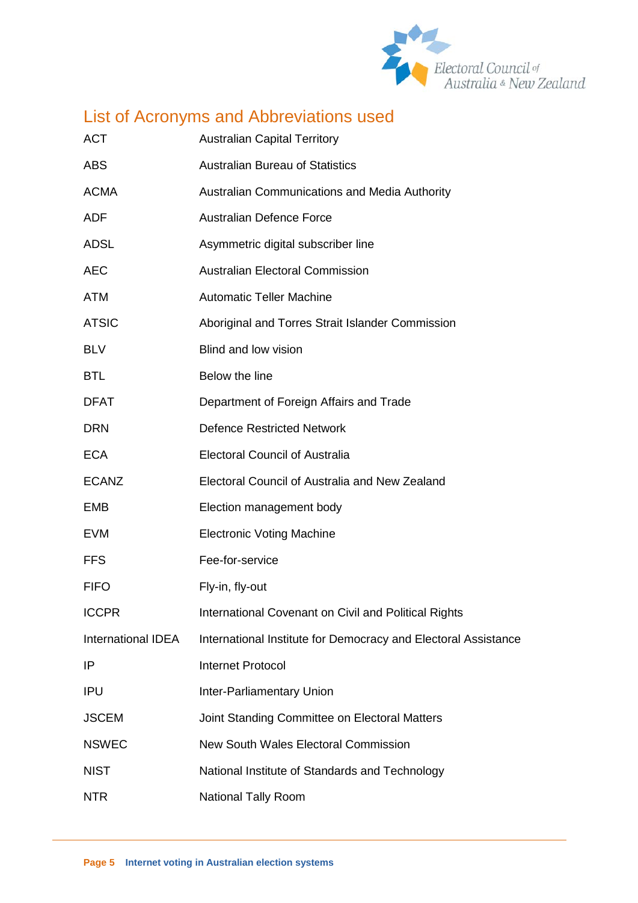## List of Acronyms and Abbreviations used

| | |
|---|---|
| ACT | Australian Capital Territory |
| ABS | Australian Bureau of Statistics |
| ACMA | Australian Communications and Media Authority |
| ADF | Australian Defence Force |
| ADSL | Asymmetric digital subscriber line |
| AEC | Australian Electoral Commission |
| ATM | Automatic Teller Machine |
| ATSIC | Aboriginal and Torres Strait Islander Commission |
| BLV | Blind and low vision |
| BTL | Below the line |
| DFAT | Department of Foreign Affairs and Trade |
| DRN | Defence Restricted Network |
| ECA | Electoral Council of Australia |
| ECANZ | Electoral Council of Australia and New Zealand |
| EMB | Election management body |
| EVM | Electronic Voting Machine |
| FFS | Fee-for-service |
| FIFO | Fly-in, fly-out |
| ICCPR | International Covenant on Civil and Political Rights |
| International IDEA | International Institute for Democracy and Electoral Assistance |
| IP | Internet Protocol |
| IPU | Inter-Parliamentary Union |
| JSCEM | Joint Standing Committee on Electoral Matters |
| NSWEC | New South Wales Electoral Commission |
| NIST | National Institute of Standards and Technology |
| NTR | National Tally Room |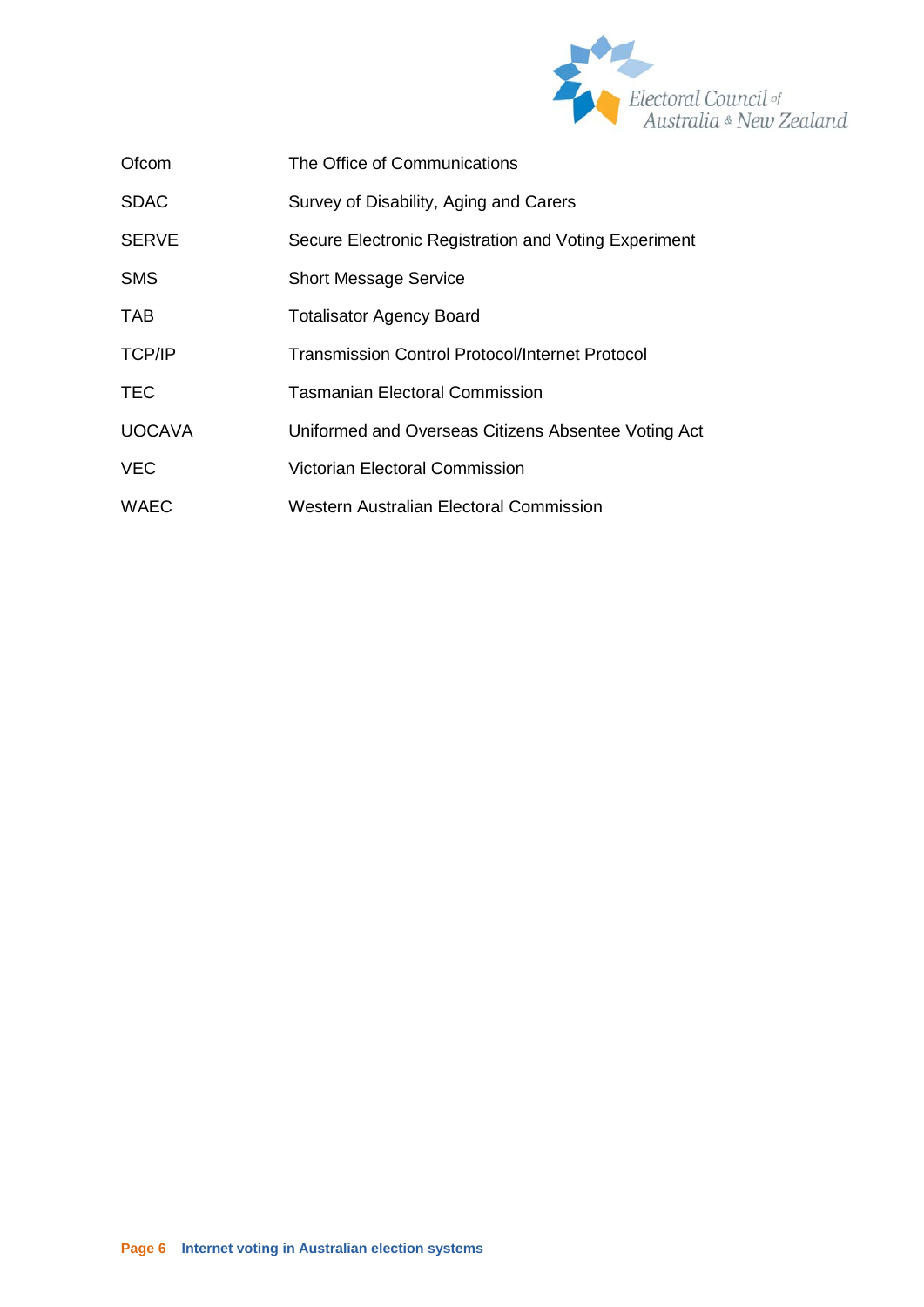| | |
|---|---|
| Ofcom | The Office of Communications |
| SDAC | Survey of Disability, Aging and Carers |
| SERVE | Secure Electronic Registration and Voting Experiment |
| SMS | Short Message Service |
| TAB | Totalisator Agency Board |
| TCP/IP | Transmission Control Protocol/Internet Protocol |
| TEC | Tasmanian Electoral Commission |
| UOCAVA | Uniformed and Overseas Citizens Absentee Voting Act |
| VEC | Victorian Electoral Commission |
| WAEC | Western Australian Electoral Commission |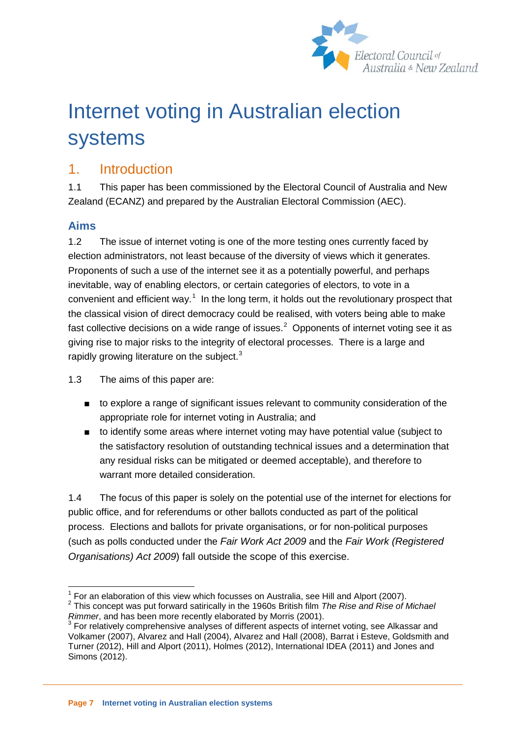# Internet voting in Australian election systems

## 1. Introduction

1.1 This paper has been commissioned by the Electoral Council of Australia and New Zealand (ECANZ) and prepared by the Australian Electoral Commission (AEC).

### Aims

1.2 The issue of internet voting is one of the more testing ones currently faced by election administrators, not least because of the diversity of views which it generates. Proponents of such a use of the internet see it as a potentially powerful, and perhaps inevitable, way of enabling electors, or certain categories of electors, to vote in a convenient and efficient way.[1] In the long term, it holds out the revolutionary prospect that the classical vision of direct democracy could be realised, with voters being able to make fast collective decisions on a wide range of issues.[2] Opponents of internet voting see it as giving rise to major risks to the integrity of electoral processes. There is a large and rapidly growing literature on the subject.[3]

1.3 The aims of this paper are:

- to explore a range of significant issues relevant to community consideration of the appropriate role for internet voting in Australia; and
- to identify some areas where internet voting may have potential value (subject to the satisfactory resolution of outstanding technical issues and a determination that any residual risks can be mitigated or deemed acceptable), and therefore to warrant more detailed consideration.

1.4 The focus of this paper is solely on the potential use of the internet for elections for public office, and for referendums or other ballots conducted as part of the political process. Elections and ballots for private organisations, or for non-political purposes (such as polls conducted under the *Fair Work Act 2009* and the *Fair Work (Registered Organisations) Act 2009*) fall outside the scope of this exercise.

---

[1] For an elaboration of this view which focusses on Australia, see Hill and Alport (2007).

[2] This concept was put forward satirically in the 1960s British film *The Rise and Rise of Michael Rimmer*, and has been more recently elaborated by Morris (2001).

[3] For relatively comprehensive analyses of different aspects of internet voting, see Alkassar and Volkamer (2007), Alvarez and Hall (2004), Alvarez and Hall (2008), Barrat i Esteve, Goldsmith and Turner (2012), Hill and Alport (2011), Holmes (2012), International IDEA (2011) and Jones and Simons (2012).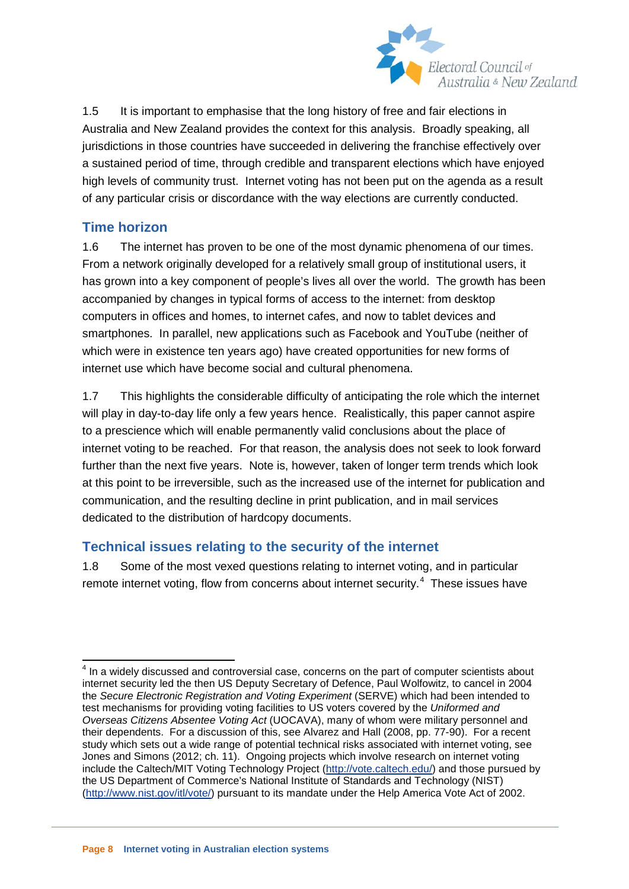1.5 It is important to emphasise that the long history of free and fair elections in Australia and New Zealand provides the context for this analysis. Broadly speaking, all jurisdictions in those countries have succeeded in delivering the franchise effectively over a sustained period of time, through credible and transparent elections which have enjoyed high levels of community trust. Internet voting has not been put on the agenda as a result of any particular crisis or discordance with the way elections are currently conducted.

## Time horizon

1.6 The internet has proven to be one of the most dynamic phenomena of our times. From a network originally developed for a relatively small group of institutional users, it has grown into a key component of people's lives all over the world. The growth has been accompanied by changes in typical forms of access to the internet: from desktop computers in offices and homes, to internet cafes, and now to tablet devices and smartphones. In parallel, new applications such as Facebook and YouTube (neither of which were in existence ten years ago) have created opportunities for new forms of internet use which have become social and cultural phenomena.

1.7 This highlights the considerable difficulty of anticipating the role which the internet will play in day-to-day life only a few years hence. Realistically, this paper cannot aspire to a prescience which will enable permanently valid conclusions about the place of internet voting to be reached. For that reason, the analysis does not seek to look forward further than the next five years. Note is, however, taken of longer term trends which look at this point to be irreversible, such as the increased use of the internet for publication and communication, and the resulting decline in print publication, and in mail services dedicated to the distribution of hardcopy documents.

## Technical issues relating to the security of the internet

1.8 Some of the most vexed questions relating to internet voting, and in particular remote internet voting, flow from concerns about internet security.[4] These issues have

---

[4] In a widely discussed and controversial case, concerns on the part of computer scientists about internet security led the then US Deputy Secretary of Defence, Paul Wolfowitz, to cancel in 2004 the *Secure Electronic Registration and Voting Experiment* (SERVE) which had been intended to test mechanisms for providing voting facilities to US voters covered by the *Uniformed and Overseas Citizens Absentee Voting Act* (UOCAVA), many of whom were military personnel and their dependents. For a discussion of this, see Alvarez and Hall (2008, pp. 77-90). For a recent study which sets out a wide range of potential technical risks associated with internet voting, see Jones and Simons (2012; ch. 11). Ongoing projects which involve research on internet voting include the Caltech/MIT Voting Technology Project (http://vote.caltech.edu/) and those pursued by the US Department of Commerce's National Institute of Standards and Technology (NIST) (http://www.nist.gov/itl/vote/) pursuant to its mandate under the Help America Vote Act of 2002.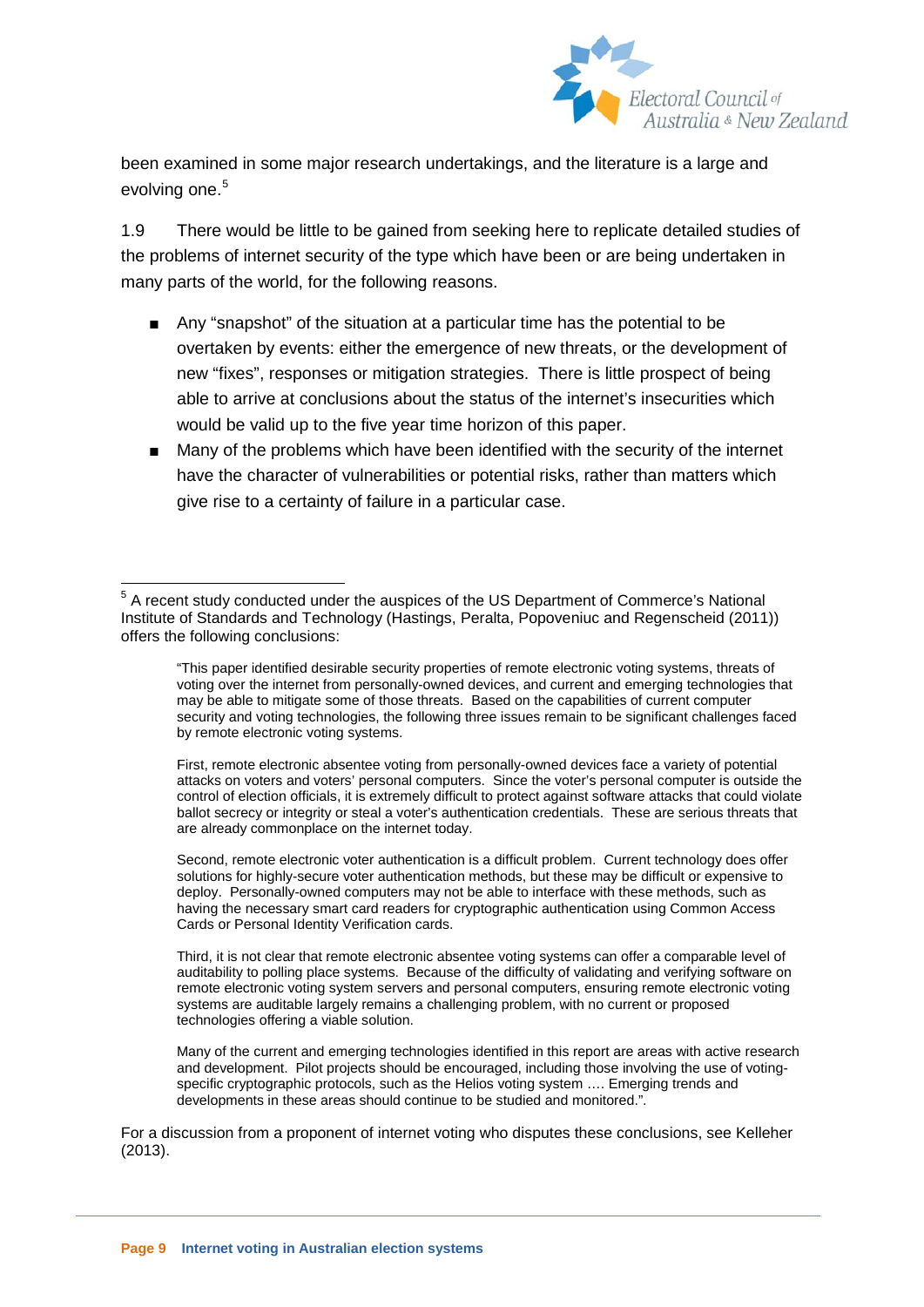been examined in some major research undertakings, and the literature is a large and evolving one.[5]

1.9 There would be little to be gained from seeking here to replicate detailed studies of the problems of internet security of the type which have been or are being undertaken in many parts of the world, for the following reasons.

- Any "snapshot" of the situation at a particular time has the potential to be overtaken by events: either the emergence of new threats, or the development of new "fixes", responses or mitigation strategies. There is little prospect of being able to arrive at conclusions about the status of the internet's insecurities which would be valid up to the five year time horizon of this paper.
- Many of the problems which have been identified with the security of the internet have the character of vulnerabilities or potential risks, rather than matters which give rise to a certainty of failure in a particular case.

---

[5] A recent study conducted under the auspices of the US Department of Commerce's National Institute of Standards and Technology (Hastings, Peralta, Popoveniuc and Regenscheid (2011)) offers the following conclusions:

> "This paper identified desirable security properties of remote electronic voting systems, threats of voting over the internet from personally-owned devices, and current and emerging technologies that may be able to mitigate some of those threats. Based on the capabilities of current computer security and voting technologies, the following three issues remain to be significant challenges faced by remote electronic voting systems.
>
> First, remote electronic absentee voting from personally-owned devices face a variety of potential attacks on voters and voters' personal computers. Since the voter's personal computer is outside the control of election officials, it is extremely difficult to protect against software attacks that could violate ballot secrecy or integrity or steal a voter's authentication credentials. These are serious threats that are already commonplace on the internet today.
>
> Second, remote electronic voter authentication is a difficult problem. Current technology does offer solutions for highly-secure voter authentication methods, but these may be difficult or expensive to deploy. Personally-owned computers may not be able to interface with these methods, such as having the necessary smart card readers for cryptographic authentication using Common Access Cards or Personal Identity Verification cards.
>
> Third, it is not clear that remote electronic absentee voting systems can offer a comparable level of auditability to polling place systems. Because of the difficulty of validating and verifying software on remote electronic voting system servers and personal computers, ensuring remote electronic voting systems are auditable largely remains a challenging problem, with no current or proposed technologies offering a viable solution.
>
> Many of the current and emerging technologies identified in this report are areas with active research and development. Pilot projects should be encouraged, including those involving the use of voting-specific cryptographic protocols, such as the Helios voting system …. Emerging trends and developments in these areas should continue to be studied and monitored.".

For a discussion from a proponent of internet voting who disputes these conclusions, see Kelleher (2013).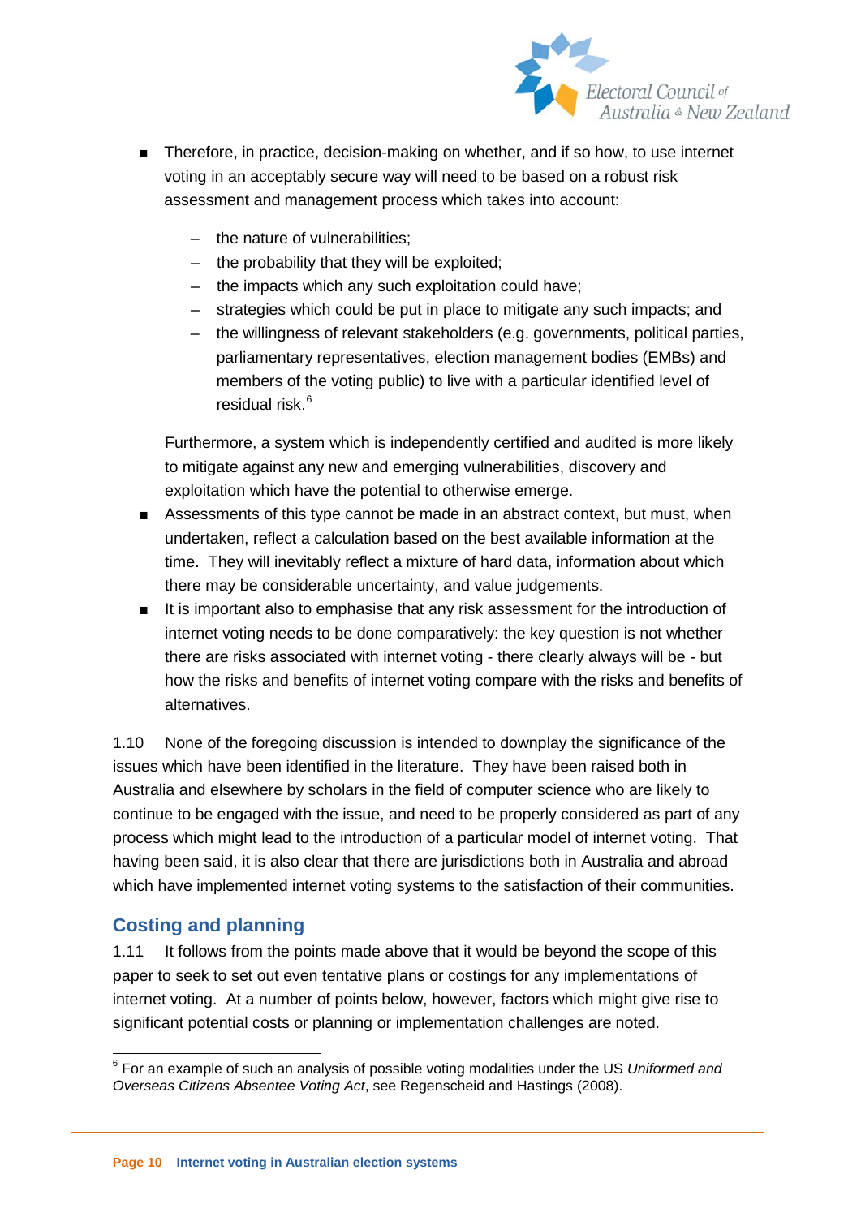- Therefore, in practice, decision-making on whether, and if so how, to use internet voting in an acceptably secure way will need to be based on a robust risk assessment and management process which takes into account:
  - the nature of vulnerabilities;
  - the probability that they will be exploited;
  - the impacts which any such exploitation could have;
  - strategies which could be put in place to mitigate any such impacts; and
  - the willingness of relevant stakeholders (e.g. governments, political parties, parliamentary representatives, election management bodies (EMBs) and members of the voting public) to live with a particular identified level of residual risk.[6]

  Furthermore, a system which is independently certified and audited is more likely to mitigate against any new and emerging vulnerabilities, discovery and exploitation which have the potential to otherwise emerge.
- Assessments of this type cannot be made in an abstract context, but must, when undertaken, reflect a calculation based on the best available information at the time. They will inevitably reflect a mixture of hard data, information about which there may be considerable uncertainty, and value judgements.
- It is important also to emphasise that any risk assessment for the introduction of internet voting needs to be done comparatively: the key question is not whether there are risks associated with internet voting - there clearly always will be - but how the risks and benefits of internet voting compare with the risks and benefits of alternatives.

1.10 None of the foregoing discussion is intended to downplay the significance of the issues which have been identified in the literature. They have been raised both in Australia and elsewhere by scholars in the field of computer science who are likely to continue to be engaged with the issue, and need to be properly considered as part of any process which might lead to the introduction of a particular model of internet voting. That having been said, it is also clear that there are jurisdictions both in Australia and abroad which have implemented internet voting systems to the satisfaction of their communities.

## Costing and planning

1.11 It follows from the points made above that it would be beyond the scope of this paper to seek to set out even tentative plans or costings for any implementations of internet voting. At a number of points below, however, factors which might give rise to significant potential costs or planning or implementation challenges are noted.

---

[6] For an example of such an analysis of possible voting modalities under the US *Uniformed and Overseas Citizens Absentee Voting Act*, see Regenscheid and Hastings (2008).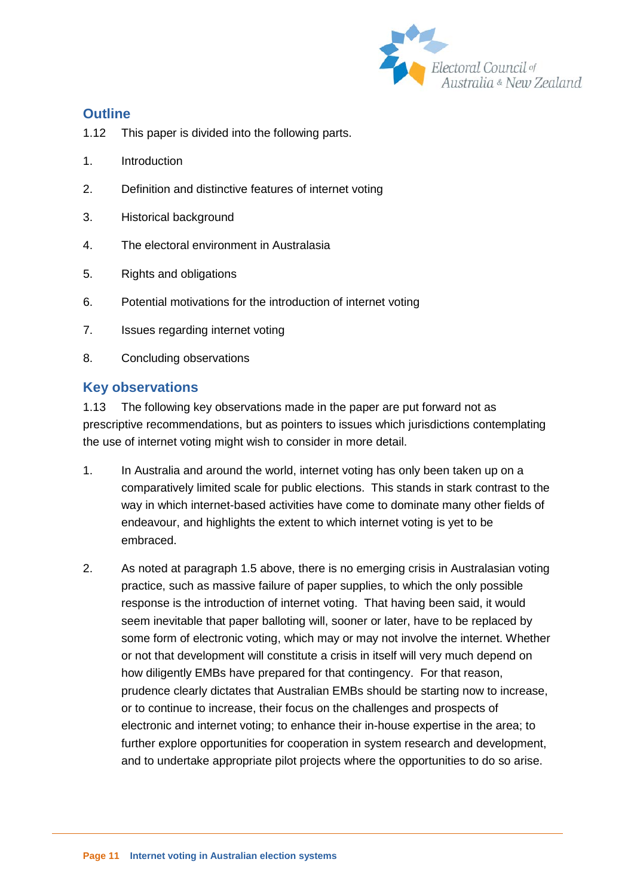## Outline

1.12 This paper is divided into the following parts.

1. Introduction
2. Definition and distinctive features of internet voting
3. Historical background
4. The electoral environment in Australasia
5. Rights and obligations
6. Potential motivations for the introduction of internet voting
7. Issues regarding internet voting
8. Concluding observations

## Key observations

1.13 The following key observations made in the paper are put forward not as prescriptive recommendations, but as pointers to issues which jurisdictions contemplating the use of internet voting might wish to consider in more detail.

1. In Australia and around the world, internet voting has only been taken up on a comparatively limited scale for public elections. This stands in stark contrast to the way in which internet-based activities have come to dominate many other fields of endeavour, and highlights the extent to which internet voting is yet to be embraced.

2. As noted at paragraph 1.5 above, there is no emerging crisis in Australasian voting practice, such as massive failure of paper supplies, to which the only possible response is the introduction of internet voting. That having been said, it would seem inevitable that paper balloting will, sooner or later, have to be replaced by some form of electronic voting, which may or may not involve the internet. Whether or not that development will constitute a crisis in itself will very much depend on how diligently EMBs have prepared for that contingency. For that reason, prudence clearly dictates that Australian EMBs should be starting now to increase, or to continue to increase, their focus on the challenges and prospects of electronic and internet voting; to enhance their in-house expertise in the area; to further explore opportunities for cooperation in system research and development, and to undertake appropriate pilot projects where the opportunities to do so arise.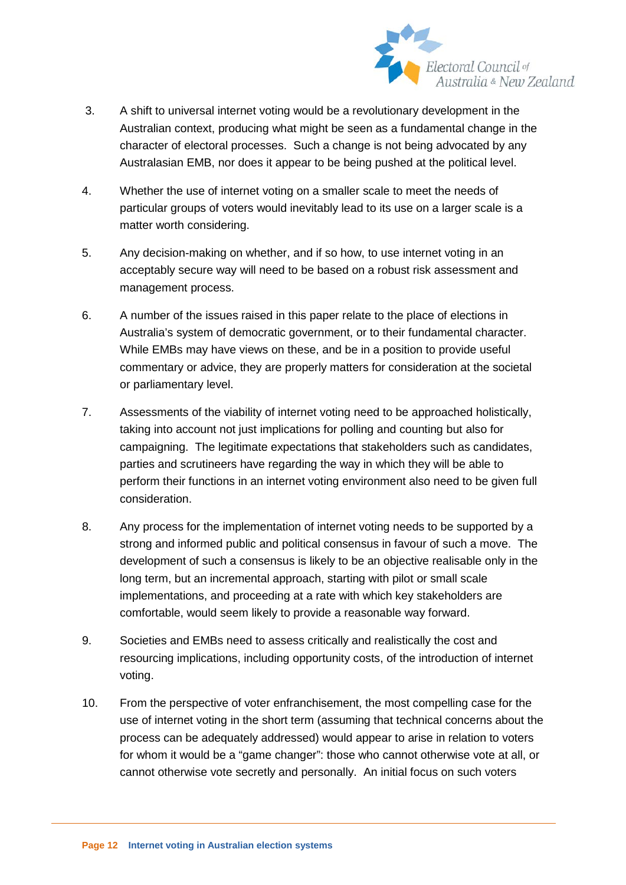3. A shift to universal internet voting would be a revolutionary development in the Australian context, producing what might be seen as a fundamental change in the character of electoral processes. Such a change is not being advocated by any Australasian EMB, nor does it appear to be being pushed at the political level.

4. Whether the use of internet voting on a smaller scale to meet the needs of particular groups of voters would inevitably lead to its use on a larger scale is a matter worth considering.

5. Any decision-making on whether, and if so how, to use internet voting in an acceptably secure way will need to be based on a robust risk assessment and management process.

6. A number of the issues raised in this paper relate to the place of elections in Australia's system of democratic government, or to their fundamental character. While EMBs may have views on these, and be in a position to provide useful commentary or advice, they are properly matters for consideration at the societal or parliamentary level.

7. Assessments of the viability of internet voting need to be approached holistically, taking into account not just implications for polling and counting but also for campaigning. The legitimate expectations that stakeholders such as candidates, parties and scrutineers have regarding the way in which they will be able to perform their functions in an internet voting environment also need to be given full consideration.

8. Any process for the implementation of internet voting needs to be supported by a strong and informed public and political consensus in favour of such a move. The development of such a consensus is likely to be an objective realisable only in the long term, but an incremental approach, starting with pilot or small scale implementations, and proceeding at a rate with which key stakeholders are comfortable, would seem likely to provide a reasonable way forward.

9. Societies and EMBs need to assess critically and realistically the cost and resourcing implications, including opportunity costs, of the introduction of internet voting.

10. From the perspective of voter enfranchisement, the most compelling case for the use of internet voting in the short term (assuming that technical concerns about the process can be adequately addressed) would appear to arise in relation to voters for whom it would be a "game changer": those who cannot otherwise vote at all, or cannot otherwise vote secretly and personally. An initial focus on such voters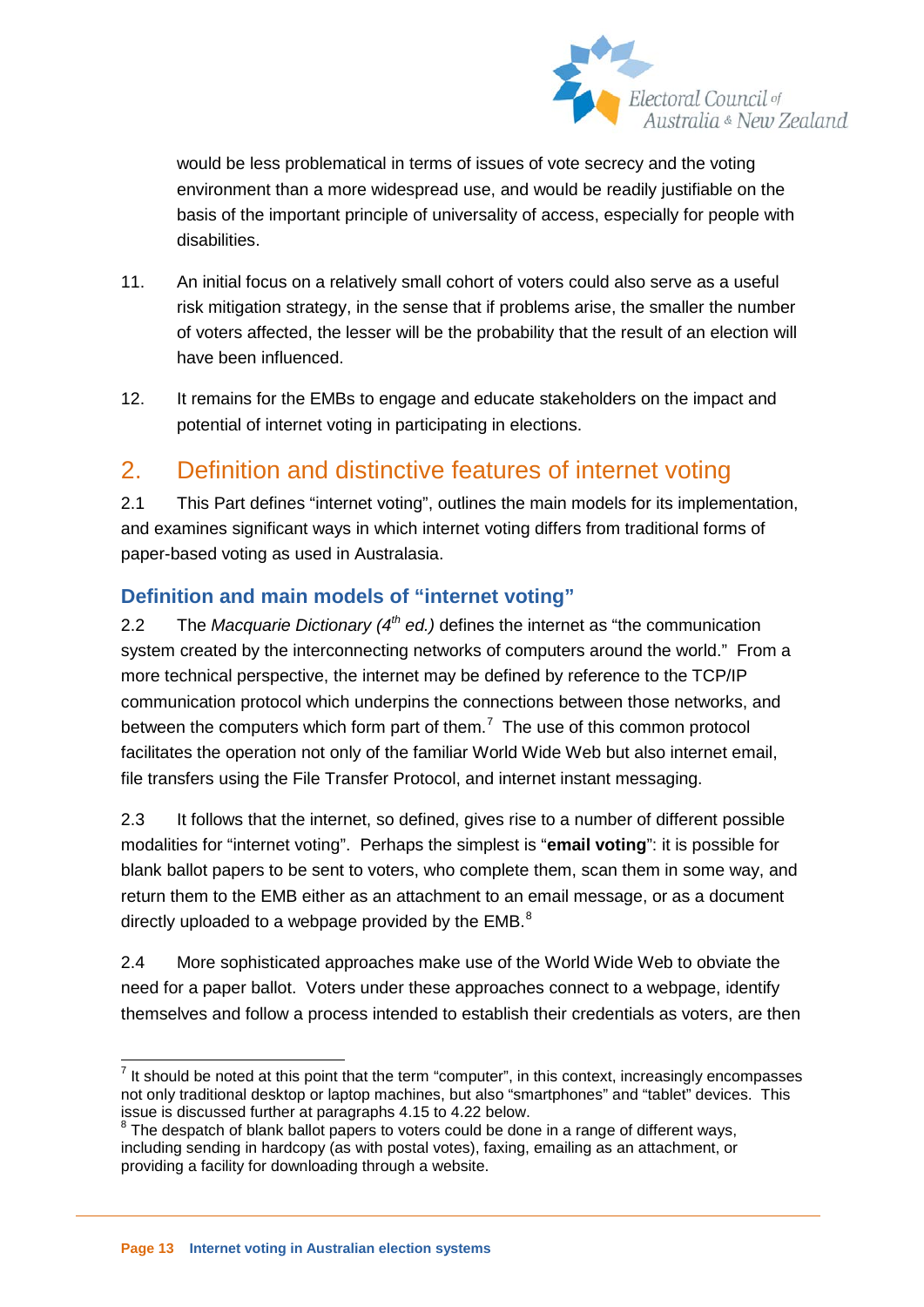would be less problematical in terms of issues of vote secrecy and the voting environment than a more widespread use, and would be readily justifiable on the basis of the important principle of universality of access, especially for people with disabilities.

11. An initial focus on a relatively small cohort of voters could also serve as a useful risk mitigation strategy, in the sense that if problems arise, the smaller the number of voters affected, the lesser will be the probability that the result of an election will have been influenced.

12. It remains for the EMBs to engage and educate stakeholders on the impact and potential of internet voting in participating in elections.

## 2. Definition and distinctive features of internet voting

2.1 This Part defines "internet voting", outlines the main models for its implementation, and examines significant ways in which internet voting differs from traditional forms of paper-based voting as used in Australasia.

### Definition and main models of "internet voting"

2.2 The *Macquarie Dictionary (4th ed.)* defines the internet as "the communication system created by the interconnecting networks of computers around the world." From a more technical perspective, the internet may be defined by reference to the TCP/IP communication protocol which underpins the connections between those networks, and between the computers which form part of them.[7] The use of this common protocol facilitates the operation not only of the familiar World Wide Web but also internet email, file transfers using the File Transfer Protocol, and internet instant messaging.

2.3 It follows that the internet, so defined, gives rise to a number of different possible modalities for "internet voting". Perhaps the simplest is "**email voting**": it is possible for blank ballot papers to be sent to voters, who complete them, scan them in some way, and return them to the EMB either as an attachment to an email message, or as a document directly uploaded to a webpage provided by the EMB.[8]

2.4 More sophisticated approaches make use of the World Wide Web to obviate the need for a paper ballot. Voters under these approaches connect to a webpage, identify themselves and follow a process intended to establish their credentials as voters, are then

---

[7] It should be noted at this point that the term "computer", in this context, increasingly encompasses not only traditional desktop or laptop machines, but also "smartphones" and "tablet" devices. This issue is discussed further at paragraphs 4.15 to 4.22 below.

[8] The despatch of blank ballot papers to voters could be done in a range of different ways, including sending in hardcopy (as with postal votes), faxing, emailing as an attachment, or providing a facility for downloading through a website.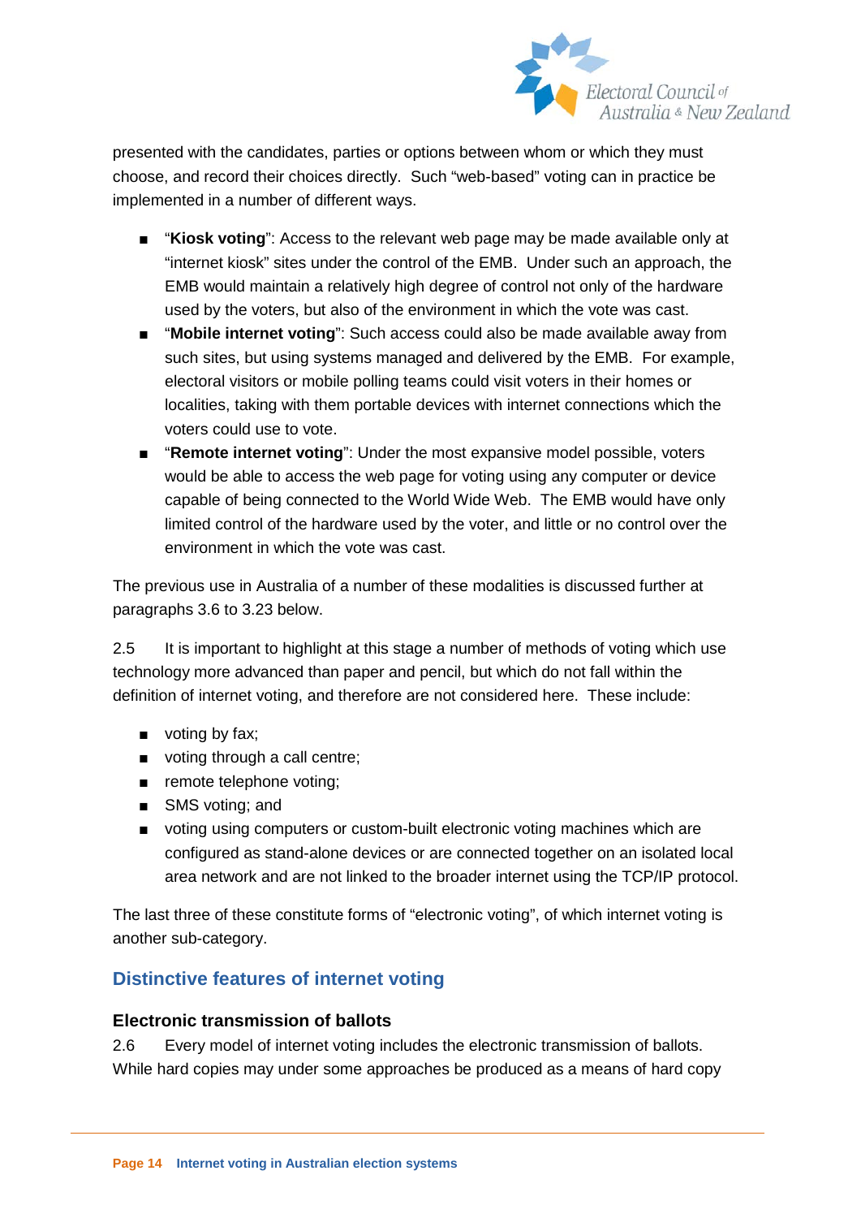presented with the candidates, parties or options between whom or which they must choose, and record their choices directly. Such "web-based" voting can in practice be implemented in a number of different ways.

- "**Kiosk voting**": Access to the relevant web page may be made available only at "internet kiosk" sites under the control of the EMB. Under such an approach, the EMB would maintain a relatively high degree of control not only of the hardware used by the voters, but also of the environment in which the vote was cast.
- "**Mobile internet voting**": Such access could also be made available away from such sites, but using systems managed and delivered by the EMB. For example, electoral visitors or mobile polling teams could visit voters in their homes or localities, taking with them portable devices with internet connections which the voters could use to vote.
- "**Remote internet voting**": Under the most expansive model possible, voters would be able to access the web page for voting using any computer or device capable of being connected to the World Wide Web. The EMB would have only limited control of the hardware used by the voter, and little or no control over the environment in which the vote was cast.

The previous use in Australia of a number of these modalities is discussed further at paragraphs 3.6 to 3.23 below.

2.5 It is important to highlight at this stage a number of methods of voting which use technology more advanced than paper and pencil, but which do not fall within the definition of internet voting, and therefore are not considered here. These include:

- voting by fax;
- voting through a call centre;
- remote telephone voting;
- SMS voting; and
- voting using computers or custom-built electronic voting machines which are configured as stand-alone devices or are connected together on an isolated local area network and are not linked to the broader internet using the TCP/IP protocol.

The last three of these constitute forms of "electronic voting", of which internet voting is another sub-category.

## Distinctive features of internet voting

### Electronic transmission of ballots

2.6 Every model of internet voting includes the electronic transmission of ballots. While hard copies may under some approaches be produced as a means of hard copy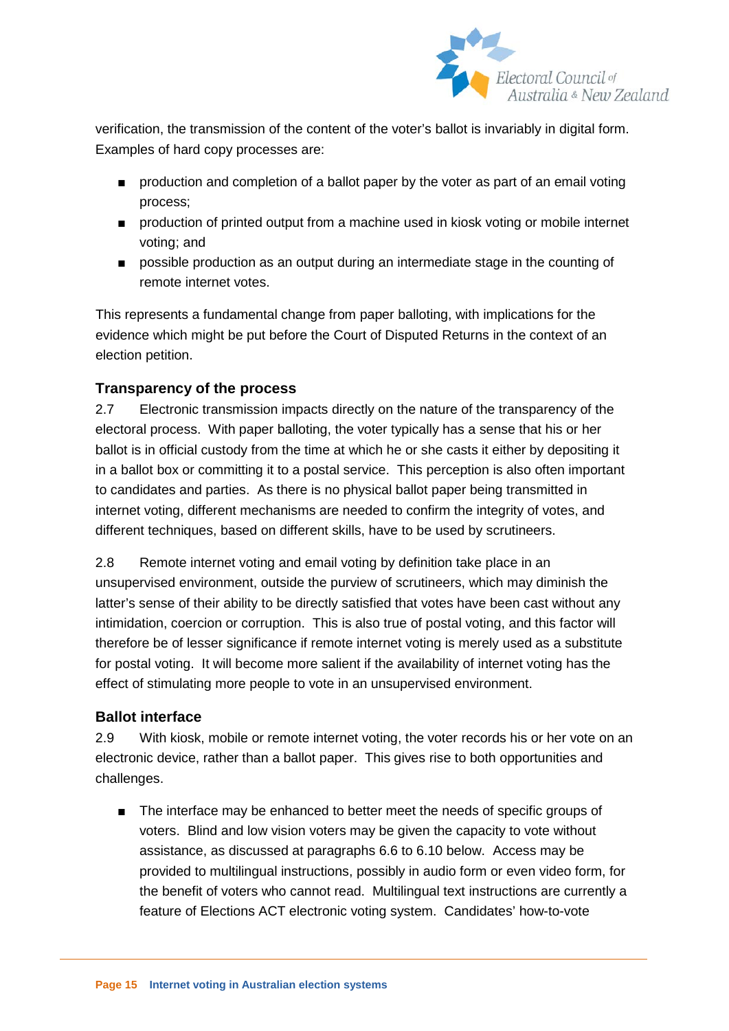verification, the transmission of the content of the voter's ballot is invariably in digital form. Examples of hard copy processes are:

- production and completion of a ballot paper by the voter as part of an email voting process;
- production of printed output from a machine used in kiosk voting or mobile internet voting; and
- possible production as an output during an intermediate stage in the counting of remote internet votes.

This represents a fundamental change from paper balloting, with implications for the evidence which might be put before the Court of Disputed Returns in the context of an election petition.

### Transparency of the process

2.7 Electronic transmission impacts directly on the nature of the transparency of the electoral process. With paper balloting, the voter typically has a sense that his or her ballot is in official custody from the time at which he or she casts it either by depositing it in a ballot box or committing it to a postal service. This perception is also often important to candidates and parties. As there is no physical ballot paper being transmitted in internet voting, different mechanisms are needed to confirm the integrity of votes, and different techniques, based on different skills, have to be used by scrutineers.

2.8 Remote internet voting and email voting by definition take place in an unsupervised environment, outside the purview of scrutineers, which may diminish the latter's sense of their ability to be directly satisfied that votes have been cast without any intimidation, coercion or corruption. This is also true of postal voting, and this factor will therefore be of lesser significance if remote internet voting is merely used as a substitute for postal voting. It will become more salient if the availability of internet voting has the effect of stimulating more people to vote in an unsupervised environment.

### Ballot interface

2.9 With kiosk, mobile or remote internet voting, the voter records his or her vote on an electronic device, rather than a ballot paper. This gives rise to both opportunities and challenges.

- The interface may be enhanced to better meet the needs of specific groups of voters. Blind and low vision voters may be given the capacity to vote without assistance, as discussed at paragraphs 6.6 to 6.10 below. Access may be provided to multilingual instructions, possibly in audio form or even video form, for the benefit of voters who cannot read. Multilingual text instructions are currently a feature of Elections ACT electronic voting system. Candidates' how-to-vote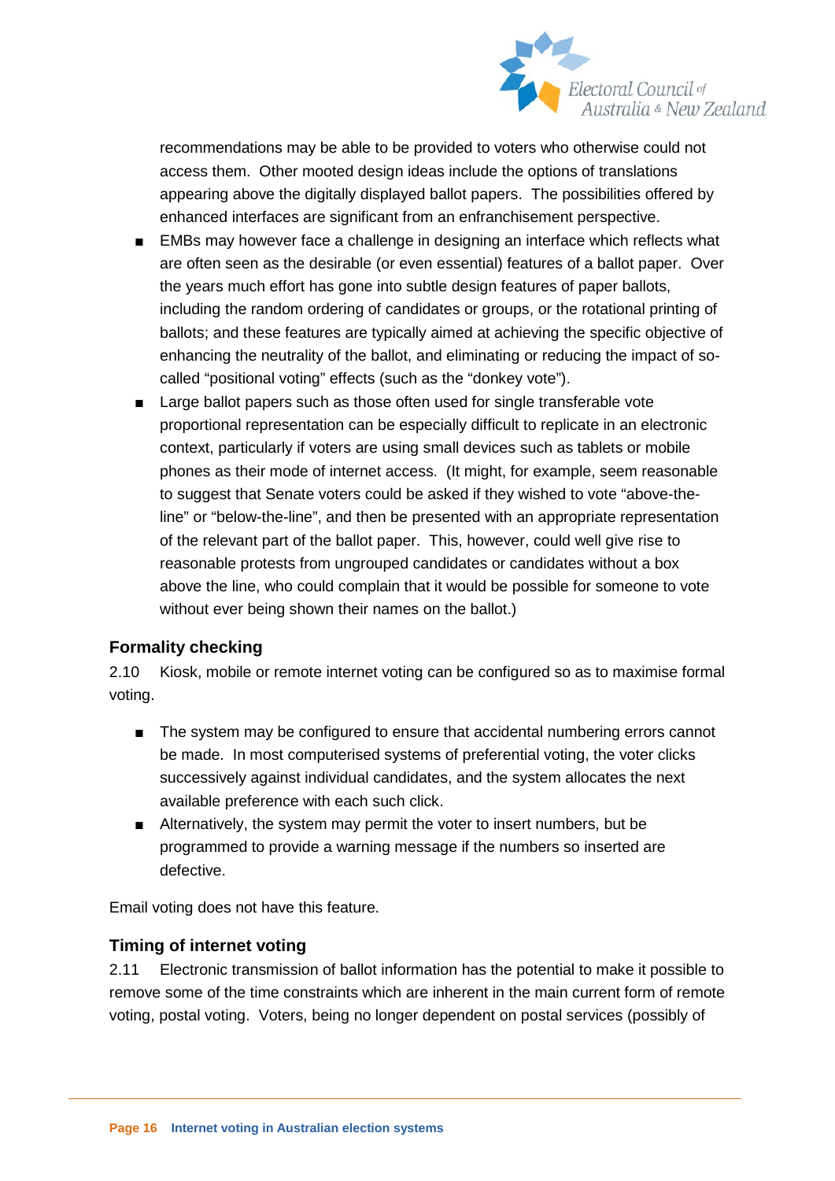recommendations may be able to be provided to voters who otherwise could not access them. Other mooted design ideas include the options of translations appearing above the digitally displayed ballot papers. The possibilities offered by enhanced interfaces are significant from an enfranchisement perspective.

- EMBs may however face a challenge in designing an interface which reflects what are often seen as the desirable (or even essential) features of a ballot paper. Over the years much effort has gone into subtle design features of paper ballots, including the random ordering of candidates or groups, or the rotational printing of ballots; and these features are typically aimed at achieving the specific objective of enhancing the neutrality of the ballot, and eliminating or reducing the impact of so-called "positional voting" effects (such as the "donkey vote").
- Large ballot papers such as those often used for single transferable vote proportional representation can be especially difficult to replicate in an electronic context, particularly if voters are using small devices such as tablets or mobile phones as their mode of internet access. (It might, for example, seem reasonable to suggest that Senate voters could be asked if they wished to vote "above-the-line" or "below-the-line", and then be presented with an appropriate representation of the relevant part of the ballot paper. This, however, could well give rise to reasonable protests from ungrouped candidates or candidates without a box above the line, who could complain that it would be possible for someone to vote without ever being shown their names on the ballot.)

### Formality checking

2.10 Kiosk, mobile or remote internet voting can be configured so as to maximise formal voting.

- The system may be configured to ensure that accidental numbering errors cannot be made. In most computerised systems of preferential voting, the voter clicks successively against individual candidates, and the system allocates the next available preference with each such click.
- Alternatively, the system may permit the voter to insert numbers, but be programmed to provide a warning message if the numbers so inserted are defective.

Email voting does not have this feature.

### Timing of internet voting

2.11 Electronic transmission of ballot information has the potential to make it possible to remove some of the time constraints which are inherent in the main current form of remote voting, postal voting. Voters, being no longer dependent on postal services (possibly of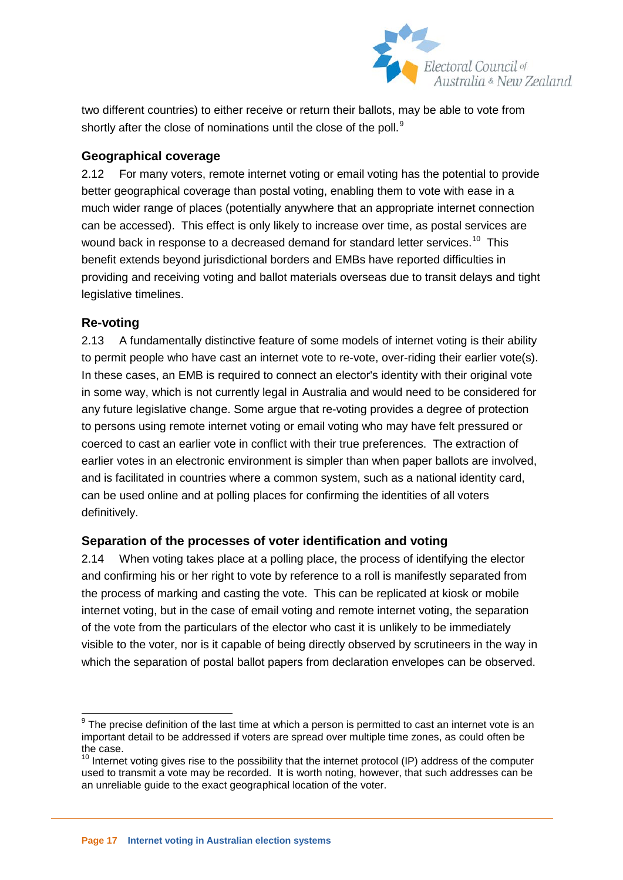two different countries) to either receive or return their ballots, may be able to vote from shortly after the close of nominations until the close of the poll.[9]

### Geographical coverage

2.12 For many voters, remote internet voting or email voting has the potential to provide better geographical coverage than postal voting, enabling them to vote with ease in a much wider range of places (potentially anywhere that an appropriate internet connection can be accessed). This effect is only likely to increase over time, as postal services are wound back in response to a decreased demand for standard letter services.[10] This benefit extends beyond jurisdictional borders and EMBs have reported difficulties in providing and receiving voting and ballot materials overseas due to transit delays and tight legislative timelines.

### Re-voting

2.13 A fundamentally distinctive feature of some models of internet voting is their ability to permit people who have cast an internet vote to re-vote, over-riding their earlier vote(s). In these cases, an EMB is required to connect an elector's identity with their original vote in some way, which is not currently legal in Australia and would need to be considered for any future legislative change. Some argue that re-voting provides a degree of protection to persons using remote internet voting or email voting who may have felt pressured or coerced to cast an earlier vote in conflict with their true preferences. The extraction of earlier votes in an electronic environment is simpler than when paper ballots are involved, and is facilitated in countries where a common system, such as a national identity card, can be used online and at polling places for confirming the identities of all voters definitively.

### Separation of the processes of voter identification and voting

2.14 When voting takes place at a polling place, the process of identifying the elector and confirming his or her right to vote by reference to a roll is manifestly separated from the process of marking and casting the vote. This can be replicated at kiosk or mobile internet voting, but in the case of email voting and remote internet voting, the separation of the vote from the particulars of the elector who cast it is unlikely to be immediately visible to the voter, nor is it capable of being directly observed by scrutineers in the way in which the separation of postal ballot papers from declaration envelopes can be observed.

---

[9] The precise definition of the last time at which a person is permitted to cast an internet vote is an important detail to be addressed if voters are spread over multiple time zones, as could often be the case.

[10] Internet voting gives rise to the possibility that the internet protocol (IP) address of the computer used to transmit a vote may be recorded. It is worth noting, however, that such addresses can be an unreliable guide to the exact geographical location of the voter.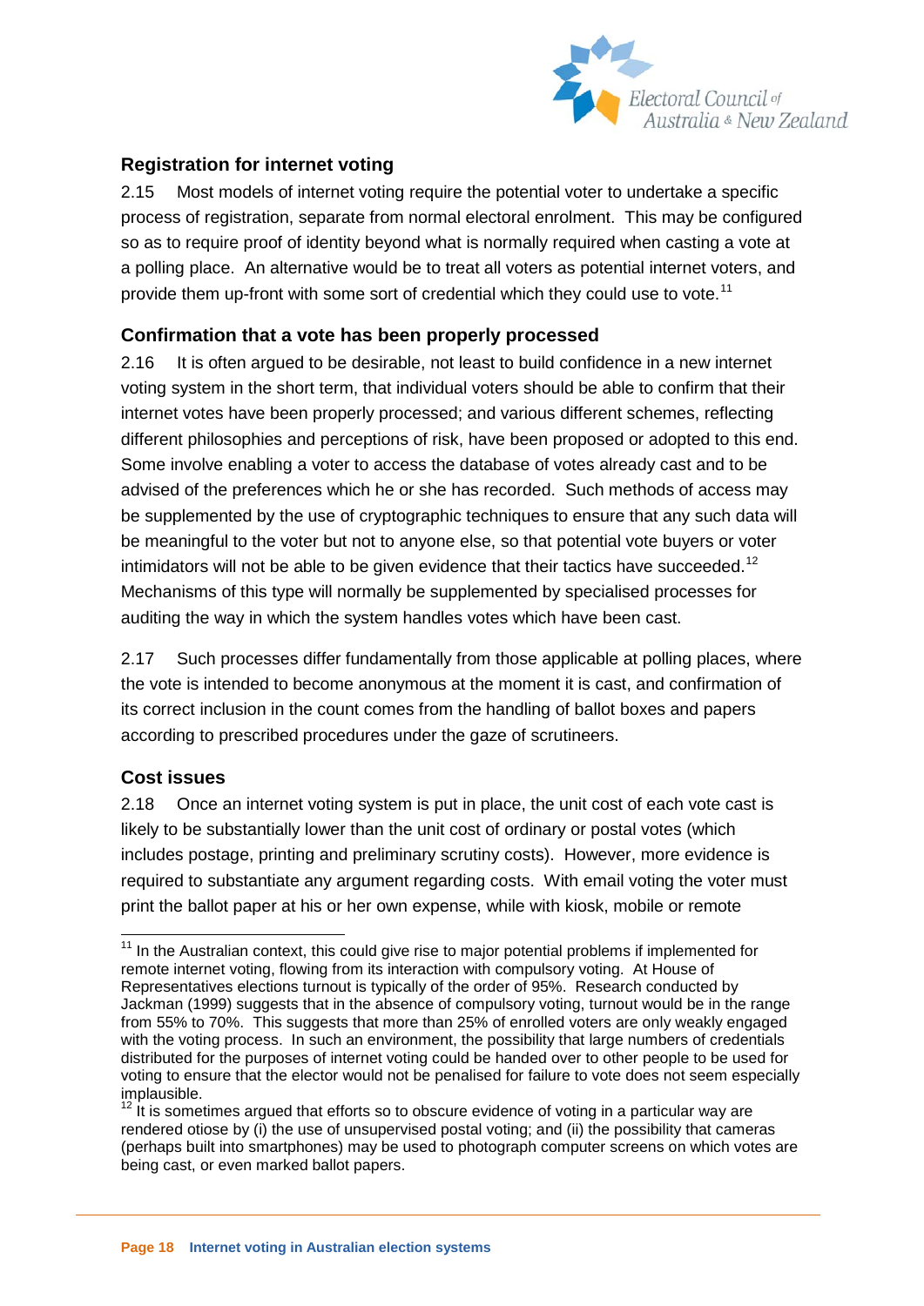### Registration for internet voting

2.15 Most models of internet voting require the potential voter to undertake a specific process of registration, separate from normal electoral enrolment. This may be configured so as to require proof of identity beyond what is normally required when casting a vote at a polling place. An alternative would be to treat all voters as potential internet voters, and provide them up-front with some sort of credential which they could use to vote.[11]

### Confirmation that a vote has been properly processed

2.16 It is often argued to be desirable, not least to build confidence in a new internet voting system in the short term, that individual voters should be able to confirm that their internet votes have been properly processed; and various different schemes, reflecting different philosophies and perceptions of risk, have been proposed or adopted to this end. Some involve enabling a voter to access the database of votes already cast and to be advised of the preferences which he or she has recorded. Such methods of access may be supplemented by the use of cryptographic techniques to ensure that any such data will be meaningful to the voter but not to anyone else, so that potential vote buyers or voter intimidators will not be able to be given evidence that their tactics have succeeded.[12] Mechanisms of this type will normally be supplemented by specialised processes for auditing the way in which the system handles votes which have been cast.

2.17 Such processes differ fundamentally from those applicable at polling places, where the vote is intended to become anonymous at the moment it is cast, and confirmation of its correct inclusion in the count comes from the handling of ballot boxes and papers according to prescribed procedures under the gaze of scrutineers.

### Cost issues

2.18 Once an internet voting system is put in place, the unit cost of each vote cast is likely to be substantially lower than the unit cost of ordinary or postal votes (which includes postage, printing and preliminary scrutiny costs). However, more evidence is required to substantiate any argument regarding costs. With email voting the voter must print the ballot paper at his or her own expense, while with kiosk, mobile or remote

---

[11] In the Australian context, this could give rise to major potential problems if implemented for remote internet voting, flowing from its interaction with compulsory voting. At House of Representatives elections turnout is typically of the order of 95%. Research conducted by Jackman (1999) suggests that in the absence of compulsory voting, turnout would be in the range from 55% to 70%. This suggests that more than 25% of enrolled voters are only weakly engaged with the voting process. In such an environment, the possibility that large numbers of credentials distributed for the purposes of internet voting could be handed over to other people to be used for voting to ensure that the elector would not be penalised for failure to vote does not seem especially implausible.

[12] It is sometimes argued that efforts so to obscure evidence of voting in a particular way are rendered otiose by (i) the use of unsupervised postal voting; and (ii) the possibility that cameras (perhaps built into smartphones) may be used to photograph computer screens on which votes are being cast, or even marked ballot papers.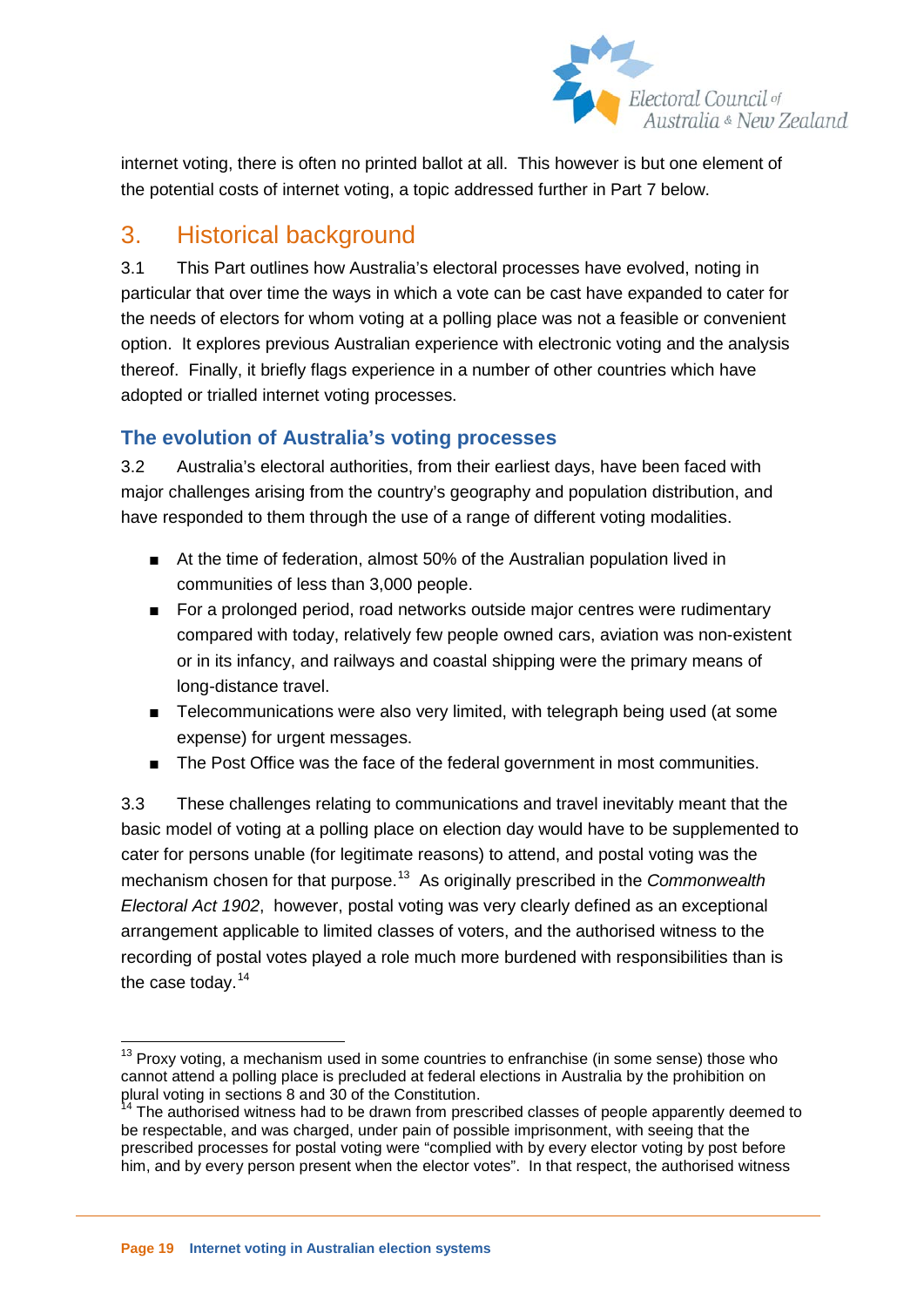internet voting, there is often no printed ballot at all. This however is but one element of the potential costs of internet voting, a topic addressed further in Part 7 below.

## 3. Historical background

3.1 This Part outlines how Australia's electoral processes have evolved, noting in particular that over time the ways in which a vote can be cast have expanded to cater for the needs of electors for whom voting at a polling place was not a feasible or convenient option. It explores previous Australian experience with electronic voting and the analysis thereof. Finally, it briefly flags experience in a number of other countries which have adopted or trialled internet voting processes.

### The evolution of Australia's voting processes

3.2 Australia's electoral authorities, from their earliest days, have been faced with major challenges arising from the country's geography and population distribution, and have responded to them through the use of a range of different voting modalities.

- At the time of federation, almost 50% of the Australian population lived in communities of less than 3,000 people.
- For a prolonged period, road networks outside major centres were rudimentary compared with today, relatively few people owned cars, aviation was non-existent or in its infancy, and railways and coastal shipping were the primary means of long-distance travel.
- Telecommunications were also very limited, with telegraph being used (at some expense) for urgent messages.
- The Post Office was the face of the federal government in most communities.

3.3 These challenges relating to communications and travel inevitably meant that the basic model of voting at a polling place on election day would have to be supplemented to cater for persons unable (for legitimate reasons) to attend, and postal voting was the mechanism chosen for that purpose.[13] As originally prescribed in the *Commonwealth Electoral Act 1902*, however, postal voting was very clearly defined as an exceptional arrangement applicable to limited classes of voters, and the authorised witness to the recording of postal votes played a role much more burdened with responsibilities than is the case today.[14]

---

[13] Proxy voting, a mechanism used in some countries to enfranchise (in some sense) those who cannot attend a polling place is precluded at federal elections in Australia by the prohibition on plural voting in sections 8 and 30 of the Constitution.

[14] The authorised witness had to be drawn from prescribed classes of people apparently deemed to be respectable, and was charged, under pain of possible imprisonment, with seeing that the prescribed processes for postal voting were "complied with by every elector voting by post before him, and by every person present when the elector votes". In that respect, the authorised witness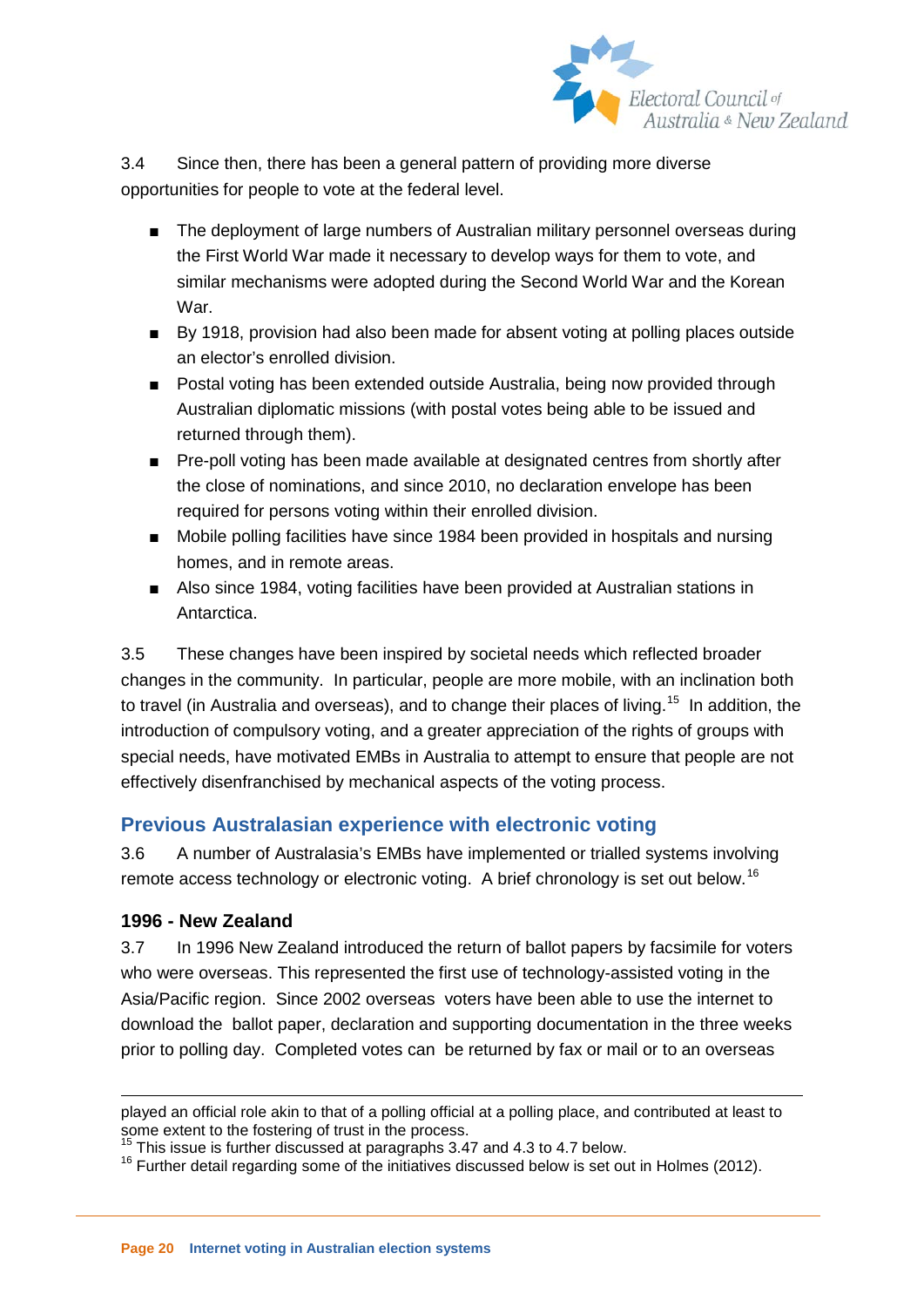3.4 Since then, there has been a general pattern of providing more diverse opportunities for people to vote at the federal level.

- The deployment of large numbers of Australian military personnel overseas during the First World War made it necessary to develop ways for them to vote, and similar mechanisms were adopted during the Second World War and the Korean War.
- By 1918, provision had also been made for absent voting at polling places outside an elector's enrolled division.
- Postal voting has been extended outside Australia, being now provided through Australian diplomatic missions (with postal votes being able to be issued and returned through them).
- Pre-poll voting has been made available at designated centres from shortly after the close of nominations, and since 2010, no declaration envelope has been required for persons voting within their enrolled division.
- Mobile polling facilities have since 1984 been provided in hospitals and nursing homes, and in remote areas.
- Also since 1984, voting facilities have been provided at Australian stations in Antarctica.

3.5 These changes have been inspired by societal needs which reflected broader changes in the community. In particular, people are more mobile, with an inclination both to travel (in Australia and overseas), and to change their places of living.[15] In addition, the introduction of compulsory voting, and a greater appreciation of the rights of groups with special needs, have motivated EMBs in Australia to attempt to ensure that people are not effectively disenfranchised by mechanical aspects of the voting process.

## Previous Australasian experience with electronic voting

3.6 A number of Australasia's EMBs have implemented or trialled systems involving remote access technology or electronic voting. A brief chronology is set out below.[16]

### 1996 - New Zealand

3.7 In 1996 New Zealand introduced the return of ballot papers by facsimile for voters who were overseas. This represented the first use of technology-assisted voting in the Asia/Pacific region. Since 2002 overseas voters have been able to use the internet to download the ballot paper, declaration and supporting documentation in the three weeks prior to polling day. Completed votes can be returned by fax or mail or to an overseas

---

played an official role akin to that of a polling official at a polling place, and contributed at least to some extent to the fostering of trust in the process.

[15] This issue is further discussed at paragraphs 3.47 and 4.3 to 4.7 below.

[16] Further detail regarding some of the initiatives discussed below is set out in Holmes (2012).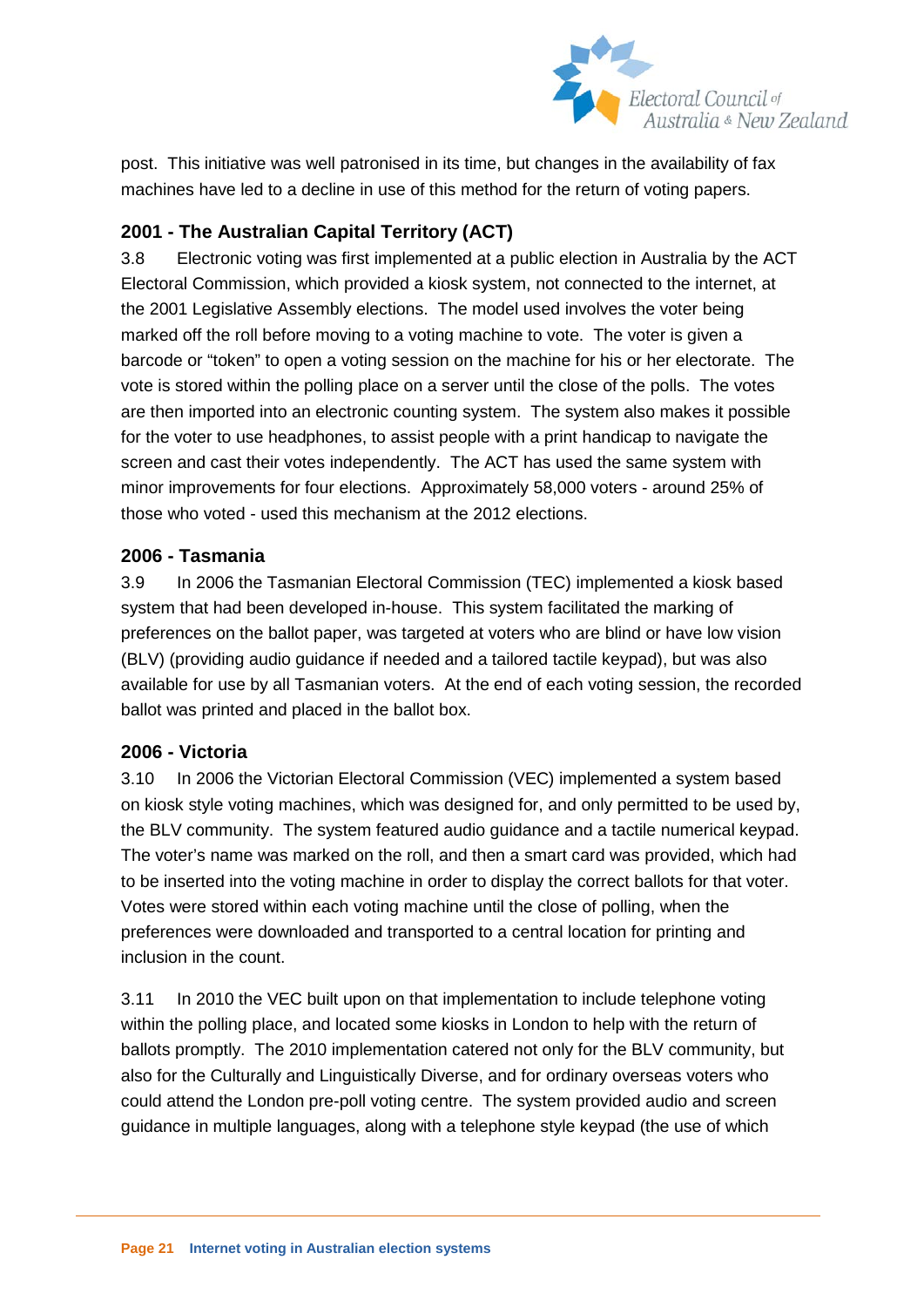post. This initiative was well patronised in its time, but changes in the availability of fax machines have led to a decline in use of this method for the return of voting papers.

### 2001 - The Australian Capital Territory (ACT)

3.8 Electronic voting was first implemented at a public election in Australia by the ACT Electoral Commission, which provided a kiosk system, not connected to the internet, at the 2001 Legislative Assembly elections. The model used involves the voter being marked off the roll before moving to a voting machine to vote. The voter is given a barcode or "token" to open a voting session on the machine for his or her electorate. The vote is stored within the polling place on a server until the close of the polls. The votes are then imported into an electronic counting system. The system also makes it possible for the voter to use headphones, to assist people with a print handicap to navigate the screen and cast their votes independently. The ACT has used the same system with minor improvements for four elections. Approximately 58,000 voters - around 25% of those who voted - used this mechanism at the 2012 elections.

### 2006 - Tasmania

3.9 In 2006 the Tasmanian Electoral Commission (TEC) implemented a kiosk based system that had been developed in-house. This system facilitated the marking of preferences on the ballot paper, was targeted at voters who are blind or have low vision (BLV) (providing audio guidance if needed and a tailored tactile keypad), but was also available for use by all Tasmanian voters. At the end of each voting session, the recorded ballot was printed and placed in the ballot box.

### 2006 - Victoria

3.10 In 2006 the Victorian Electoral Commission (VEC) implemented a system based on kiosk style voting machines, which was designed for, and only permitted to be used by, the BLV community. The system featured audio guidance and a tactile numerical keypad. The voter's name was marked on the roll, and then a smart card was provided, which had to be inserted into the voting machine in order to display the correct ballots for that voter. Votes were stored within each voting machine until the close of polling, when the preferences were downloaded and transported to a central location for printing and inclusion in the count.

3.11 In 2010 the VEC built upon on that implementation to include telephone voting within the polling place, and located some kiosks in London to help with the return of ballots promptly. The 2010 implementation catered not only for the BLV community, but also for the Culturally and Linguistically Diverse, and for ordinary overseas voters who could attend the London pre-poll voting centre. The system provided audio and screen guidance in multiple languages, along with a telephone style keypad (the use of which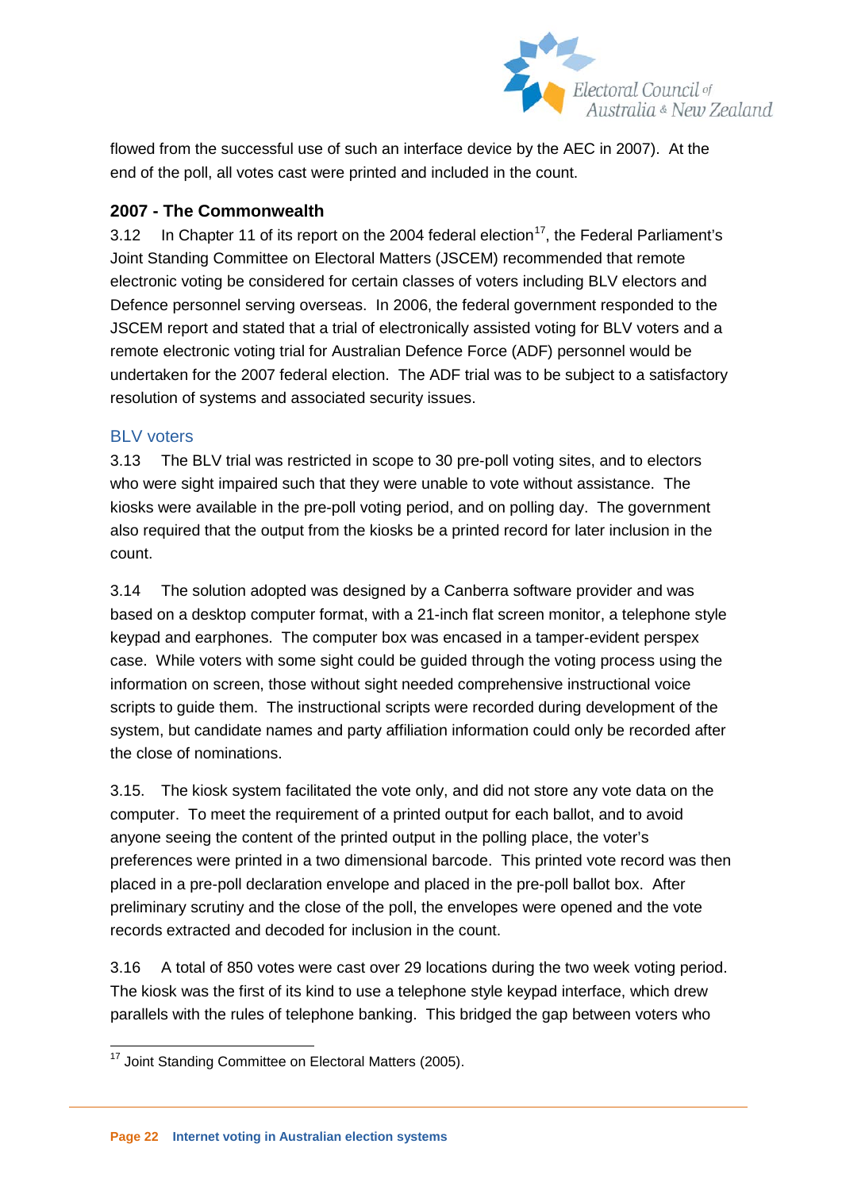flowed from the successful use of such an interface device by the AEC in 2007). At the end of the poll, all votes cast were printed and included in the count.

### 2007 - The Commonwealth

3.12 In Chapter 11 of its report on the 2004 federal election[17], the Federal Parliament's Joint Standing Committee on Electoral Matters (JSCEM) recommended that remote electronic voting be considered for certain classes of voters including BLV electors and Defence personnel serving overseas. In 2006, the federal government responded to the JSCEM report and stated that a trial of electronically assisted voting for BLV voters and a remote electronic voting trial for Australian Defence Force (ADF) personnel would be undertaken for the 2007 federal election. The ADF trial was to be subject to a satisfactory resolution of systems and associated security issues.

#### BLV voters

3.13 The BLV trial was restricted in scope to 30 pre-poll voting sites, and to electors who were sight impaired such that they were unable to vote without assistance. The kiosks were available in the pre-poll voting period, and on polling day. The government also required that the output from the kiosks be a printed record for later inclusion in the count.

3.14 The solution adopted was designed by a Canberra software provider and was based on a desktop computer format, with a 21-inch flat screen monitor, a telephone style keypad and earphones. The computer box was encased in a tamper-evident perspex case. While voters with some sight could be guided through the voting process using the information on screen, those without sight needed comprehensive instructional voice scripts to guide them. The instructional scripts were recorded during development of the system, but candidate names and party affiliation information could only be recorded after the close of nominations.

3.15. The kiosk system facilitated the vote only, and did not store any vote data on the computer. To meet the requirement of a printed output for each ballot, and to avoid anyone seeing the content of the printed output in the polling place, the voter's preferences were printed in a two dimensional barcode. This printed vote record was then placed in a pre-poll declaration envelope and placed in the pre-poll ballot box. After preliminary scrutiny and the close of the poll, the envelopes were opened and the vote records extracted and decoded for inclusion in the count.

3.16 A total of 850 votes were cast over 29 locations during the two week voting period. The kiosk was the first of its kind to use a telephone style keypad interface, which drew parallels with the rules of telephone banking. This bridged the gap between voters who

---

[17] Joint Standing Committee on Electoral Matters (2005).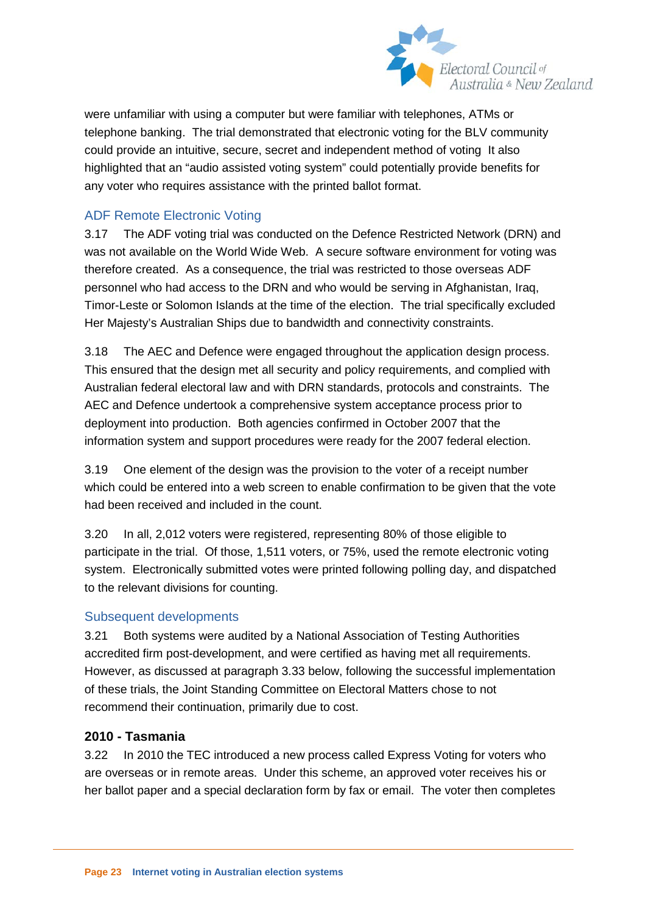were unfamiliar with using a computer but were familiar with telephones, ATMs or telephone banking. The trial demonstrated that electronic voting for the BLV community could provide an intuitive, secure, secret and independent method of voting It also highlighted that an "audio assisted voting system" could potentially provide benefits for any voter who requires assistance with the printed ballot format.

### ADF Remote Electronic Voting

3.17 The ADF voting trial was conducted on the Defence Restricted Network (DRN) and was not available on the World Wide Web. A secure software environment for voting was therefore created. As a consequence, the trial was restricted to those overseas ADF personnel who had access to the DRN and who would be serving in Afghanistan, Iraq, Timor-Leste or Solomon Islands at the time of the election. The trial specifically excluded Her Majesty's Australian Ships due to bandwidth and connectivity constraints.

3.18 The AEC and Defence were engaged throughout the application design process. This ensured that the design met all security and policy requirements, and complied with Australian federal electoral law and with DRN standards, protocols and constraints. The AEC and Defence undertook a comprehensive system acceptance process prior to deployment into production. Both agencies confirmed in October 2007 that the information system and support procedures were ready for the 2007 federal election.

3.19 One element of the design was the provision to the voter of a receipt number which could be entered into a web screen to enable confirmation to be given that the vote had been received and included in the count.

3.20 In all, 2,012 voters were registered, representing 80% of those eligible to participate in the trial. Of those, 1,511 voters, or 75%, used the remote electronic voting system. Electronically submitted votes were printed following polling day, and dispatched to the relevant divisions for counting.

### Subsequent developments

3.21 Both systems were audited by a National Association of Testing Authorities accredited firm post-development, and were certified as having met all requirements. However, as discussed at paragraph 3.33 below, following the successful implementation of these trials, the Joint Standing Committee on Electoral Matters chose to not recommend their continuation, primarily due to cost.

## 2010 - Tasmania

3.22 In 2010 the TEC introduced a new process called Express Voting for voters who are overseas or in remote areas. Under this scheme, an approved voter receives his or her ballot paper and a special declaration form by fax or email. The voter then completes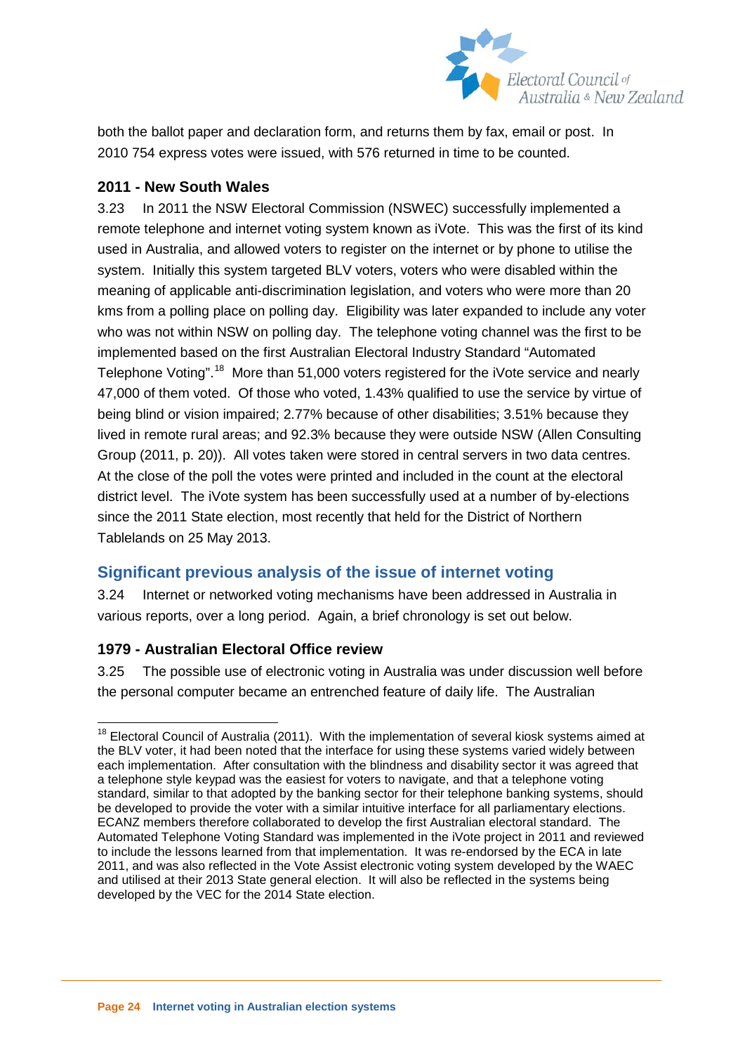both the ballot paper and declaration form, and returns them by fax, email or post. In 2010 754 express votes were issued, with 576 returned in time to be counted.

### 2011 - New South Wales

3.23 In 2011 the NSW Electoral Commission (NSWEC) successfully implemented a remote telephone and internet voting system known as iVote. This was the first of its kind used in Australia, and allowed voters to register on the internet or by phone to utilise the system. Initially this system targeted BLV voters, voters who were disabled within the meaning of applicable anti-discrimination legislation, and voters who were more than 20 kms from a polling place on polling day. Eligibility was later expanded to include any voter who was not within NSW on polling day. The telephone voting channel was the first to be implemented based on the first Australian Electoral Industry Standard "Automated Telephone Voting".[18] More than 51,000 voters registered for the iVote service and nearly 47,000 of them voted. Of those who voted, 1.43% qualified to use the service by virtue of being blind or vision impaired; 2.77% because of other disabilities; 3.51% because they lived in remote rural areas; and 92.3% because they were outside NSW (Allen Consulting Group (2011, p. 20)). All votes taken were stored in central servers in two data centres. At the close of the poll the votes were printed and included in the count at the electoral district level. The iVote system has been successfully used at a number of by-elections since the 2011 State election, most recently that held for the District of Northern Tablelands on 25 May 2013.

## Significant previous analysis of the issue of internet voting

3.24 Internet or networked voting mechanisms have been addressed in Australia in various reports, over a long period. Again, a brief chronology is set out below.

### 1979 - Australian Electoral Office review

3.25 The possible use of electronic voting in Australia was under discussion well before the personal computer became an entrenched feature of daily life. The Australian

---

[18] Electoral Council of Australia (2011). With the implementation of several kiosk systems aimed at the BLV voter, it had been noted that the interface for using these systems varied widely between each implementation. After consultation with the blindness and disability sector it was agreed that a telephone style keypad was the easiest for voters to navigate, and that a telephone voting standard, similar to that adopted by the banking sector for their telephone banking systems, should be developed to provide the voter with a similar intuitive interface for all parliamentary elections. ECANZ members therefore collaborated to develop the first Australian electoral standard. The Automated Telephone Voting Standard was implemented in the iVote project in 2011 and reviewed to include the lessons learned from that implementation. It was re-endorsed by the ECA in late 2011, and was also reflected in the Vote Assist electronic voting system developed by the WAEC and utilised at their 2013 State general election. It will also be reflected in the systems being developed by the VEC for the 2014 State election.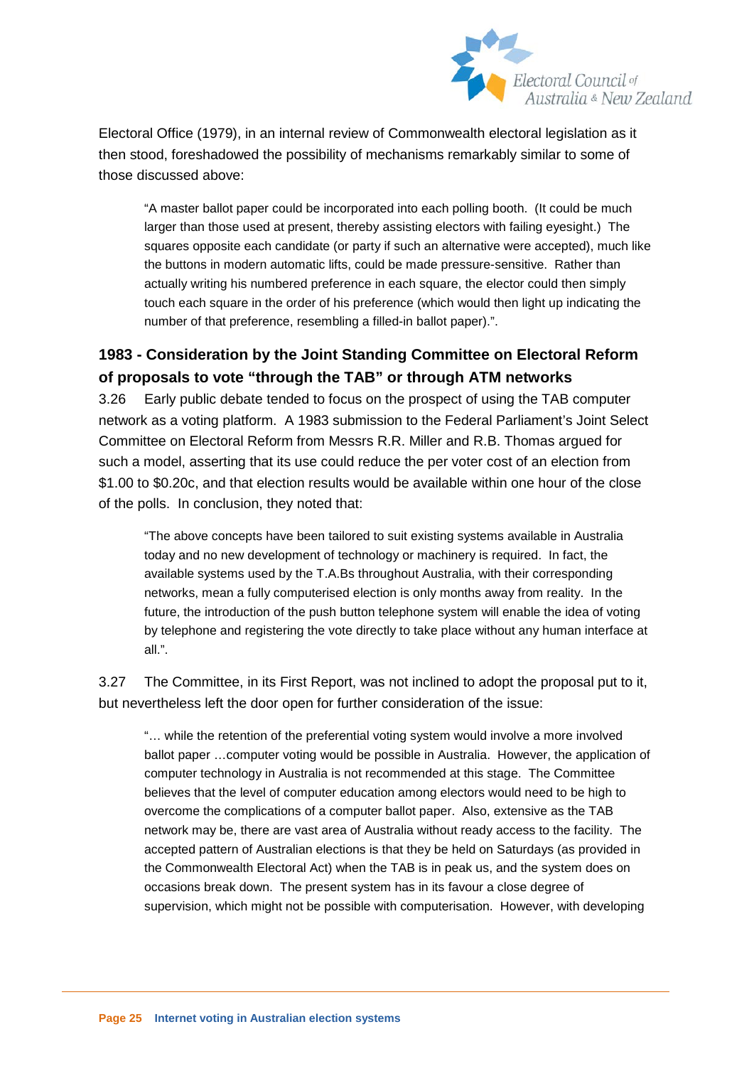Electoral Office (1979), in an internal review of Commonwealth electoral legislation as it then stood, foreshadowed the possibility of mechanisms remarkably similar to some of those discussed above:

> "A master ballot paper could be incorporated into each polling booth. (It could be much larger than those used at present, thereby assisting electors with failing eyesight.) The squares opposite each candidate (or party if such an alternative were accepted), much like the buttons in modern automatic lifts, could be made pressure-sensitive. Rather than actually writing his numbered preference in each square, the elector could then simply touch each square in the order of his preference (which would then light up indicating the number of that preference, resembling a filled-in ballot paper).".

### 1983 - Consideration by the Joint Standing Committee on Electoral Reform of proposals to vote "through the TAB" or through ATM networks

3.26 Early public debate tended to focus on the prospect of using the TAB computer network as a voting platform. A 1983 submission to the Federal Parliament's Joint Select Committee on Electoral Reform from Messrs R.R. Miller and R.B. Thomas argued for such a model, asserting that its use could reduce the per voter cost of an election from $1.00 to $0.20c, and that election results would be available within one hour of the close of the polls. In conclusion, they noted that:

> "The above concepts have been tailored to suit existing systems available in Australia today and no new development of technology or machinery is required. In fact, the available systems used by the T.A.Bs throughout Australia, with their corresponding networks, mean a fully computerised election is only months away from reality. In the future, the introduction of the push button telephone system will enable the idea of voting by telephone and registering the vote directly to take place without any human interface at all.".

3.27 The Committee, in its First Report, was not inclined to adopt the proposal put to it, but nevertheless left the door open for further consideration of the issue:

> "… while the retention of the preferential voting system would involve a more involved ballot paper …computer voting would be possible in Australia. However, the application of computer technology in Australia is not recommended at this stage. The Committee believes that the level of computer education among electors would need to be high to overcome the complications of a computer ballot paper. Also, extensive as the TAB network may be, there are vast area of Australia without ready access to the facility. The accepted pattern of Australian elections is that they be held on Saturdays (as provided in the Commonwealth Electoral Act) when the TAB is in peak us, and the system does on occasions break down. The present system has in its favour a close degree of supervision, which might not be possible with computerisation. However, with developing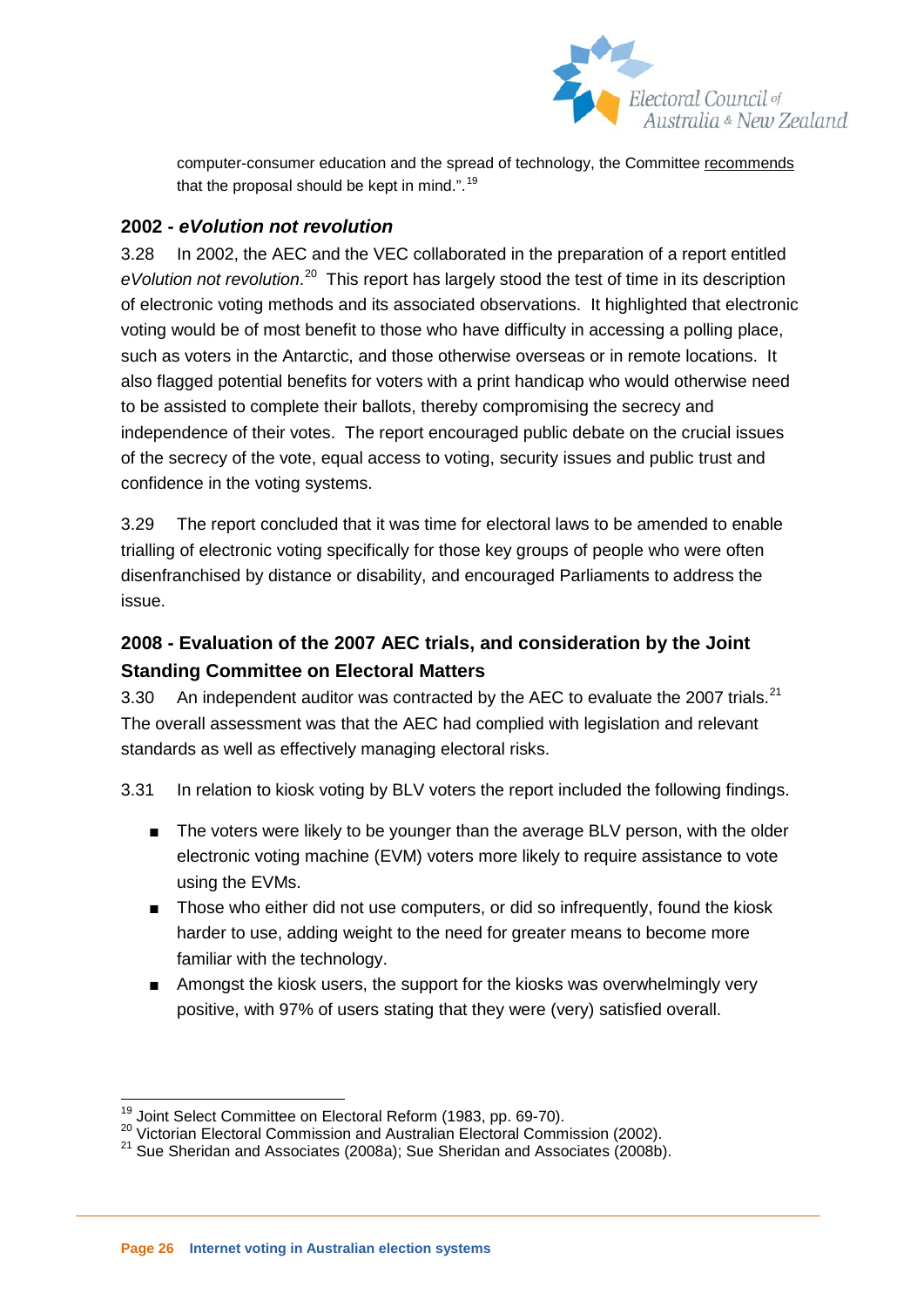computer-consumer education and the spread of technology, the Committee recommends that the proposal should be kept in mind.".[19]

## 2002 - *eVolution not revolution*

3.28 In 2002, the AEC and the VEC collaborated in the preparation of a report entitled *eVolution not revolution*.[20] This report has largely stood the test of time in its description of electronic voting methods and its associated observations. It highlighted that electronic voting would be of most benefit to those who have difficulty in accessing a polling place, such as voters in the Antarctic, and those otherwise overseas or in remote locations. It also flagged potential benefits for voters with a print handicap who would otherwise need to be assisted to complete their ballots, thereby compromising the secrecy and independence of their votes. The report encouraged public debate on the crucial issues of the secrecy of the vote, equal access to voting, security issues and public trust and confidence in the voting systems.

3.29 The report concluded that it was time for electoral laws to be amended to enable trialling of electronic voting specifically for those key groups of people who were often disenfranchised by distance or disability, and encouraged Parliaments to address the issue.

## 2008 - Evaluation of the 2007 AEC trials, and consideration by the Joint Standing Committee on Electoral Matters

3.30 An independent auditor was contracted by the AEC to evaluate the 2007 trials.[21] The overall assessment was that the AEC had complied with legislation and relevant standards as well as effectively managing electoral risks.

3.31 In relation to kiosk voting by BLV voters the report included the following findings.

- The voters were likely to be younger than the average BLV person, with the older electronic voting machine (EVM) voters more likely to require assistance to vote using the EVMs.
- Those who either did not use computers, or did so infrequently, found the kiosk harder to use, adding weight to the need for greater means to become more familiar with the technology.
- Amongst the kiosk users, the support for the kiosks was overwhelmingly very positive, with 97% of users stating that they were (very) satisfied overall.

---

[19] Joint Select Committee on Electoral Reform (1983, pp. 69-70).
[20] Victorian Electoral Commission and Australian Electoral Commission (2002).
[21] Sue Sheridan and Associates (2008a); Sue Sheridan and Associates (2008b).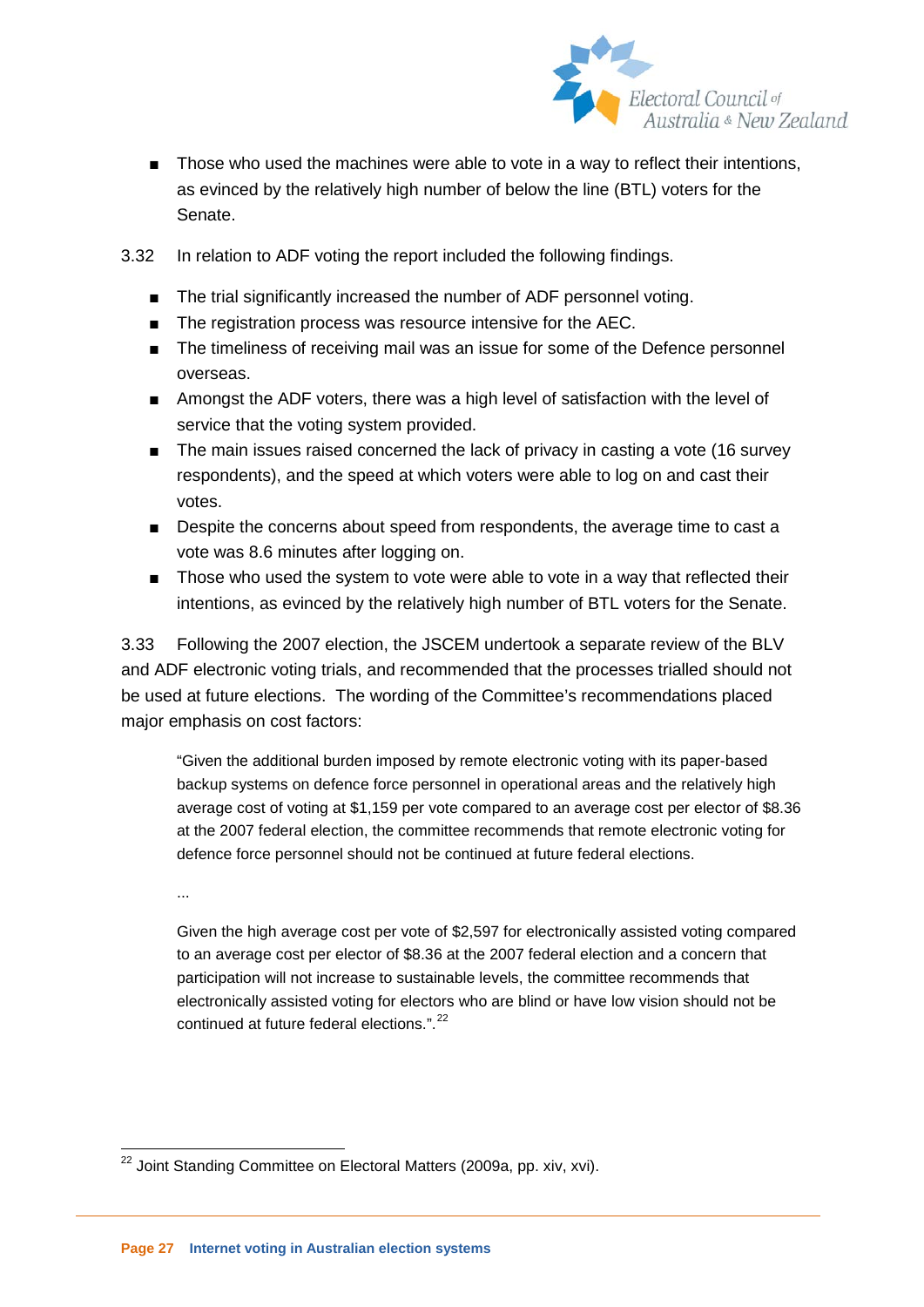- Those who used the machines were able to vote in a way to reflect their intentions, as evinced by the relatively high number of below the line (BTL) voters for the Senate.

3.32 In relation to ADF voting the report included the following findings.

- The trial significantly increased the number of ADF personnel voting.
- The registration process was resource intensive for the AEC.
- The timeliness of receiving mail was an issue for some of the Defence personnel overseas.
- Amongst the ADF voters, there was a high level of satisfaction with the level of service that the voting system provided.
- The main issues raised concerned the lack of privacy in casting a vote (16 survey respondents), and the speed at which voters were able to log on and cast their votes.
- Despite the concerns about speed from respondents, the average time to cast a vote was 8.6 minutes after logging on.
- Those who used the system to vote were able to vote in a way that reflected their intentions, as evinced by the relatively high number of BTL voters for the Senate.

3.33 Following the 2007 election, the JSCEM undertook a separate review of the BLV and ADF electronic voting trials, and recommended that the processes trialled should not be used at future elections. The wording of the Committee's recommendations placed major emphasis on cost factors:

> "Given the additional burden imposed by remote electronic voting with its paper-based backup systems on defence force personnel in operational areas and the relatively high average cost of voting at $1,159 per vote compared to an average cost per elector of $8.36 at the 2007 federal election, the committee recommends that remote electronic voting for defence force personnel should not be continued at future federal elections.
>
> ...
>
> Given the high average cost per vote of $2,597 for electronically assisted voting compared to an average cost per elector of $8.36 at the 2007 federal election and a concern that participation will not increase to sustainable levels, the committee recommends that electronically assisted voting for electors who are blind or have low vision should not be continued at future federal elections.".[22]

[22] Joint Standing Committee on Electoral Matters (2009a, pp. xiv, xvi).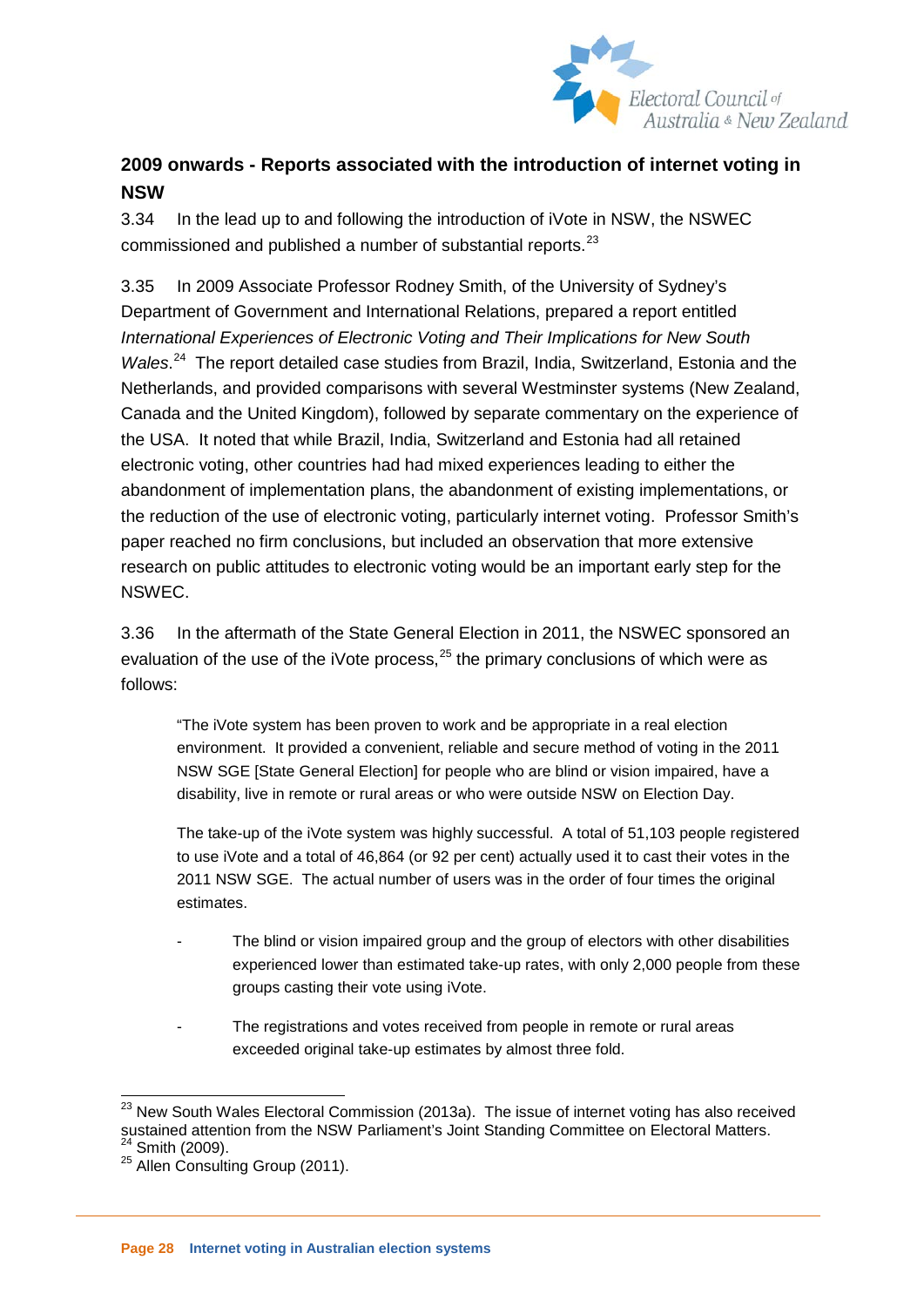## 2009 onwards - Reports associated with the introduction of internet voting in NSW

3.34 In the lead up to and following the introduction of iVote in NSW, the NSWEC commissioned and published a number of substantial reports.[23]

3.35 In 2009 Associate Professor Rodney Smith, of the University of Sydney's Department of Government and International Relations, prepared a report entitled *International Experiences of Electronic Voting and Their Implications for New South Wales*.[24] The report detailed case studies from Brazil, India, Switzerland, Estonia and the Netherlands, and provided comparisons with several Westminster systems (New Zealand, Canada and the United Kingdom), followed by separate commentary on the experience of the USA. It noted that while Brazil, India, Switzerland and Estonia had all retained electronic voting, other countries had had mixed experiences leading to either the abandonment of implementation plans, the abandonment of existing implementations, or the reduction of the use of electronic voting, particularly internet voting. Professor Smith's paper reached no firm conclusions, but included an observation that more extensive research on public attitudes to electronic voting would be an important early step for the NSWEC.

3.36 In the aftermath of the State General Election in 2011, the NSWEC sponsored an evaluation of the use of the iVote process,[25] the primary conclusions of which were as follows:

> "The iVote system has been proven to work and be appropriate in a real election environment. It provided a convenient, reliable and secure method of voting in the 2011 NSW SGE [State General Election] for people who are blind or vision impaired, have a disability, live in remote or rural areas or who were outside NSW on Election Day.
>
> The take-up of the iVote system was highly successful. A total of 51,103 people registered to use iVote and a total of 46,864 (or 92 per cent) actually used it to cast their votes in the 2011 NSW SGE. The actual number of users was in the order of four times the original estimates.
>
> - The blind or vision impaired group and the group of electors with other disabilities experienced lower than estimated take-up rates, with only 2,000 people from these groups casting their vote using iVote.
> - The registrations and votes received from people in remote or rural areas exceeded original take-up estimates by almost three fold.

---

[23] New South Wales Electoral Commission (2013a). The issue of internet voting has also received sustained attention from the NSW Parliament's Joint Standing Committee on Electoral Matters.

[24] Smith (2009).

[25] Allen Consulting Group (2011).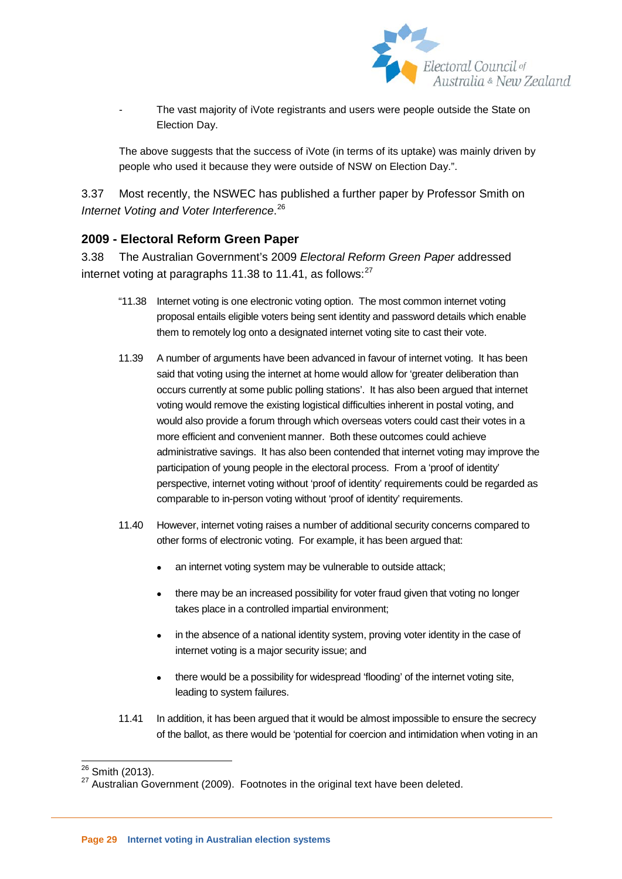- The vast majority of iVote registrants and users were people outside the State on Election Day.

The above suggests that the success of iVote (in terms of its uptake) was mainly driven by people who used it because they were outside of NSW on Election Day.".

3.37 Most recently, the NSWEC has published a further paper by Professor Smith on *Internet Voting and Voter Interference*.[26]

## 2009 - Electoral Reform Green Paper

3.38 The Australian Government's 2009 *Electoral Reform Green Paper* addressed internet voting at paragraphs 11.38 to 11.41, as follows:[27]

"11.38 Internet voting is one electronic voting option. The most common internet voting proposal entails eligible voters being sent identity and password details which enable them to remotely log onto a designated internet voting site to cast their vote.

11.39 A number of arguments have been advanced in favour of internet voting. It has been said that voting using the internet at home would allow for 'greater deliberation than occurs currently at some public polling stations'. It has also been argued that internet voting would remove the existing logistical difficulties inherent in postal voting, and would also provide a forum through which overseas voters could cast their votes in a more efficient and convenient manner. Both these outcomes could achieve administrative savings. It has also been contended that internet voting may improve the participation of young people in the electoral process. From a 'proof of identity' perspective, internet voting without 'proof of identity' requirements could be regarded as comparable to in-person voting without 'proof of identity' requirements.

11.40 However, internet voting raises a number of additional security concerns compared to other forms of electronic voting. For example, it has been argued that:

- an internet voting system may be vulnerable to outside attack;
- there may be an increased possibility for voter fraud given that voting no longer takes place in a controlled impartial environment;
- in the absence of a national identity system, proving voter identity in the case of internet voting is a major security issue; and
- there would be a possibility for widespread 'flooding' of the internet voting site, leading to system failures.

11.41 In addition, it has been argued that it would be almost impossible to ensure the secrecy of the ballot, as there would be 'potential for coercion and intimidation when voting in an

---

[26] Smith (2013).

[27] Australian Government (2009). Footnotes in the original text have been deleted.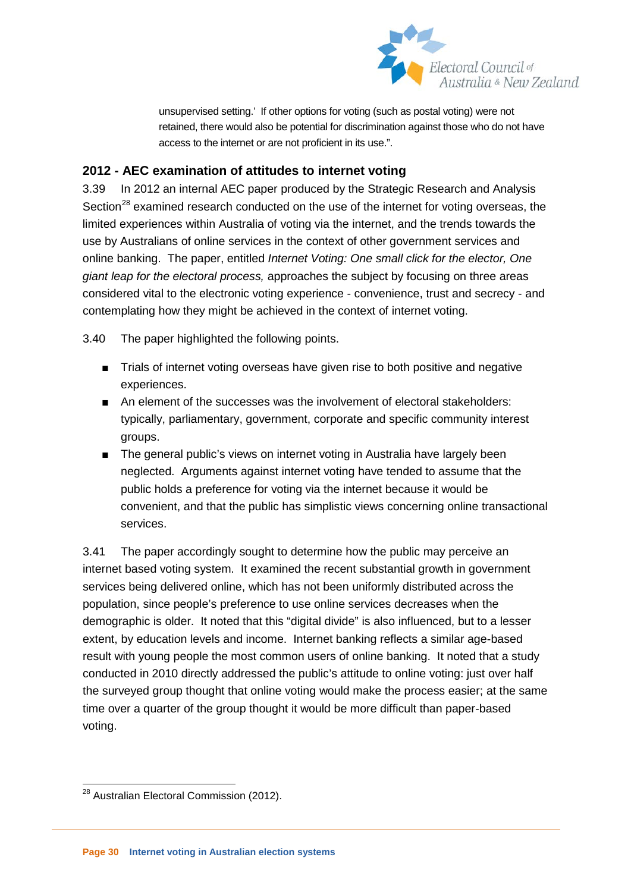unsupervised setting.' If other options for voting (such as postal voting) were not retained, there would also be potential for discrimination against those who do not have access to the internet or are not proficient in its use.".

### 2012 - AEC examination of attitudes to internet voting

3.39 In 2012 an internal AEC paper produced by the Strategic Research and Analysis Section[28] examined research conducted on the use of the internet for voting overseas, the limited experiences within Australia of voting via the internet, and the trends towards the use by Australians of online services in the context of other government services and online banking. The paper, entitled *Internet Voting: One small click for the elector, One giant leap for the electoral process,* approaches the subject by focusing on three areas considered vital to the electronic voting experience - convenience, trust and secrecy - and contemplating how they might be achieved in the context of internet voting.

3.40 The paper highlighted the following points.

- Trials of internet voting overseas have given rise to both positive and negative experiences.
- An element of the successes was the involvement of electoral stakeholders: typically, parliamentary, government, corporate and specific community interest groups.
- The general public's views on internet voting in Australia have largely been neglected. Arguments against internet voting have tended to assume that the public holds a preference for voting via the internet because it would be convenient, and that the public has simplistic views concerning online transactional services.

3.41 The paper accordingly sought to determine how the public may perceive an internet based voting system. It examined the recent substantial growth in government services being delivered online, which has not been uniformly distributed across the population, since people's preference to use online services decreases when the demographic is older. It noted that this "digital divide" is also influenced, but to a lesser extent, by education levels and income. Internet banking reflects a similar age-based result with young people the most common users of online banking. It noted that a study conducted in 2010 directly addressed the public's attitude to online voting: just over half the surveyed group thought that online voting would make the process easier; at the same time over a quarter of the group thought it would be more difficult than paper-based voting.

---

[28] Australian Electoral Commission (2012).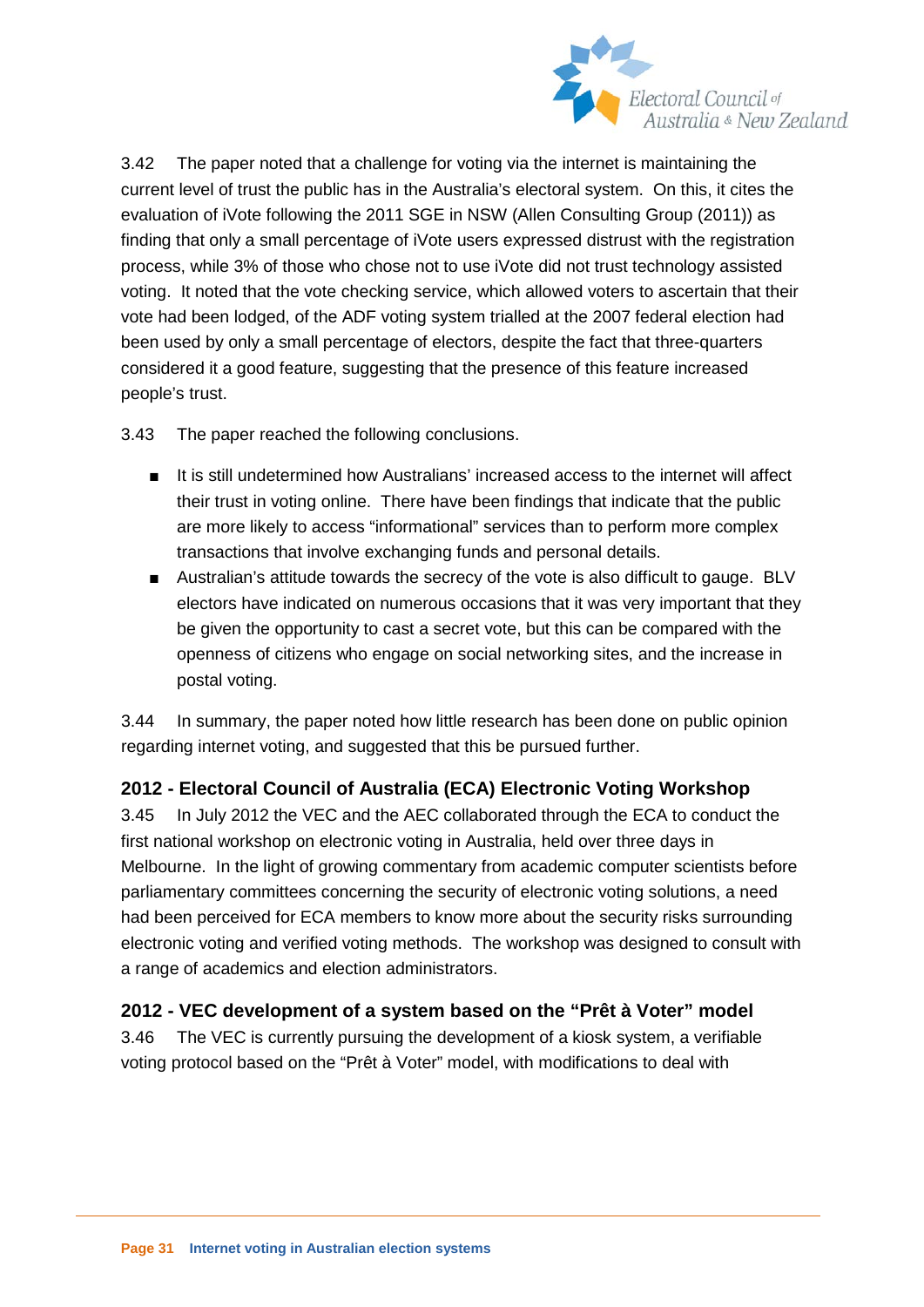3.42 The paper noted that a challenge for voting via the internet is maintaining the current level of trust the public has in the Australia's electoral system. On this, it cites the evaluation of iVote following the 2011 SGE in NSW (Allen Consulting Group (2011)) as finding that only a small percentage of iVote users expressed distrust with the registration process, while 3% of those who chose not to use iVote did not trust technology assisted voting. It noted that the vote checking service, which allowed voters to ascertain that their vote had been lodged, of the ADF voting system trialled at the 2007 federal election had been used by only a small percentage of electors, despite the fact that three-quarters considered it a good feature, suggesting that the presence of this feature increased people's trust.

3.43 The paper reached the following conclusions.

- It is still undetermined how Australians' increased access to the internet will affect their trust in voting online. There have been findings that indicate that the public are more likely to access "informational" services than to perform more complex transactions that involve exchanging funds and personal details.
- Australian's attitude towards the secrecy of the vote is also difficult to gauge. BLV electors have indicated on numerous occasions that it was very important that they be given the opportunity to cast a secret vote, but this can be compared with the openness of citizens who engage on social networking sites, and the increase in postal voting.

3.44 In summary, the paper noted how little research has been done on public opinion regarding internet voting, and suggested that this be pursued further.

### 2012 - Electoral Council of Australia (ECA) Electronic Voting Workshop

3.45 In July 2012 the VEC and the AEC collaborated through the ECA to conduct the first national workshop on electronic voting in Australia, held over three days in Melbourne. In the light of growing commentary from academic computer scientists before parliamentary committees concerning the security of electronic voting solutions, a need had been perceived for ECA members to know more about the security risks surrounding electronic voting and verified voting methods. The workshop was designed to consult with a range of academics and election administrators.

### 2012 - VEC development of a system based on the "Prêt à Voter" model

3.46 The VEC is currently pursuing the development of a kiosk system, a verifiable voting protocol based on the "Prêt à Voter" model, with modifications to deal with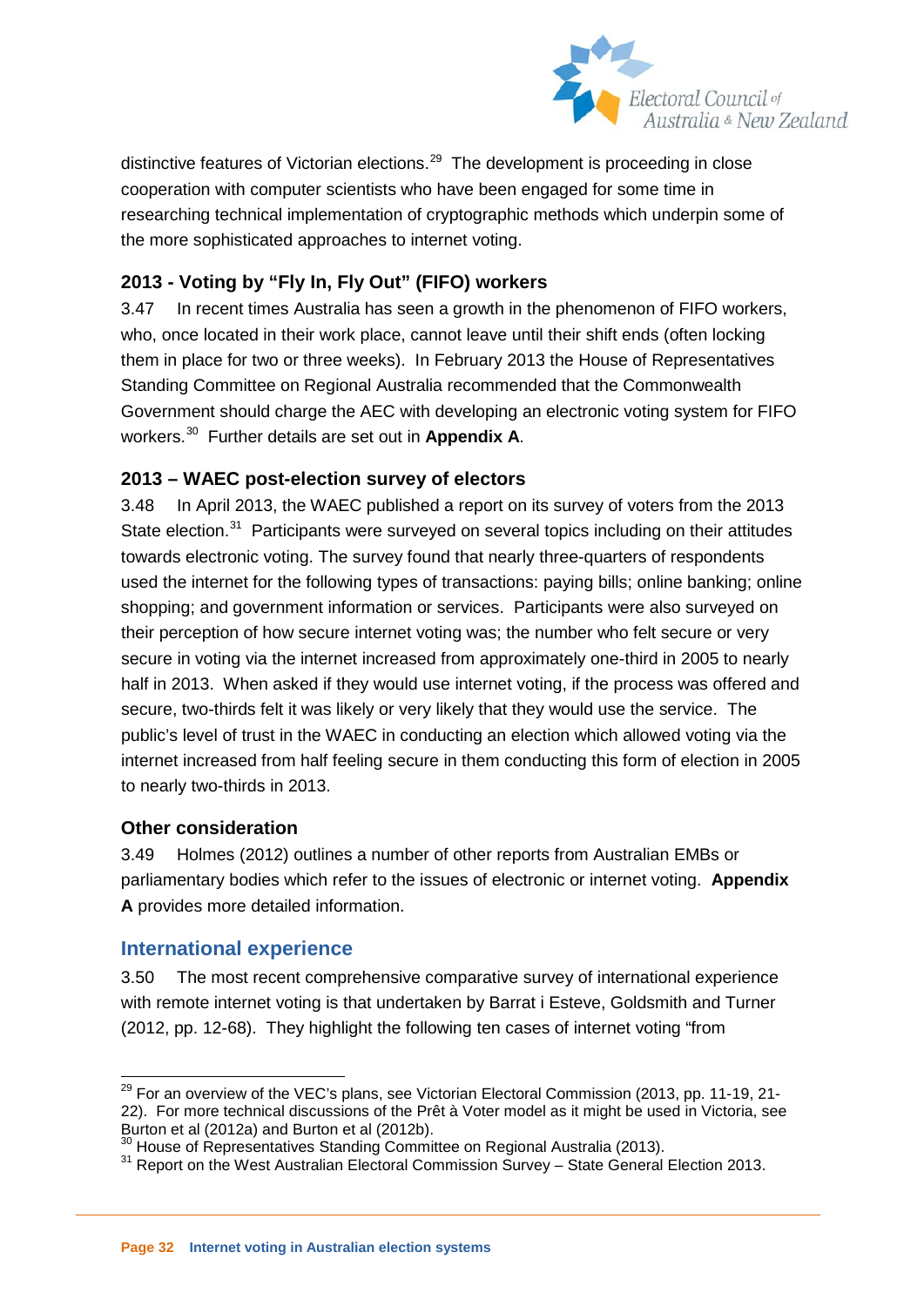distinctive features of Victorian elections.[29] The development is proceeding in close cooperation with computer scientists who have been engaged for some time in researching technical implementation of cryptographic methods which underpin some of the more sophisticated approaches to internet voting.

### 2013 - Voting by "Fly In, Fly Out" (FIFO) workers

3.47 In recent times Australia has seen a growth in the phenomenon of FIFO workers, who, once located in their work place, cannot leave until their shift ends (often locking them in place for two or three weeks). In February 2013 the House of Representatives Standing Committee on Regional Australia recommended that the Commonwealth Government should charge the AEC with developing an electronic voting system for FIFO workers.[30] Further details are set out in **Appendix A**.

### 2013 – WAEC post-election survey of electors

3.48 In April 2013, the WAEC published a report on its survey of voters from the 2013 State election.[31] Participants were surveyed on several topics including on their attitudes towards electronic voting. The survey found that nearly three-quarters of respondents used the internet for the following types of transactions: paying bills; online banking; online shopping; and government information or services. Participants were also surveyed on their perception of how secure internet voting was; the number who felt secure or very secure in voting via the internet increased from approximately one-third in 2005 to nearly half in 2013. When asked if they would use internet voting, if the process was offered and secure, two-thirds felt it was likely or very likely that they would use the service. The public's level of trust in the WAEC in conducting an election which allowed voting via the internet increased from half feeling secure in them conducting this form of election in 2005 to nearly two-thirds in 2013.

### Other consideration

3.49 Holmes (2012) outlines a number of other reports from Australian EMBs or parliamentary bodies which refer to the issues of electronic or internet voting. **Appendix A** provides more detailed information.

## International experience

3.50 The most recent comprehensive comparative survey of international experience with remote internet voting is that undertaken by Barrat i Esteve, Goldsmith and Turner (2012, pp. 12-68). They highlight the following ten cases of internet voting "from

---

[29] For an overview of the VEC's plans, see Victorian Electoral Commission (2013, pp. 11-19, 21-22). For more technical discussions of the Prêt à Voter model as it might be used in Victoria, see Burton et al (2012a) and Burton et al (2012b).

[30] House of Representatives Standing Committee on Regional Australia (2013).

[31] Report on the West Australian Electoral Commission Survey – State General Election 2013.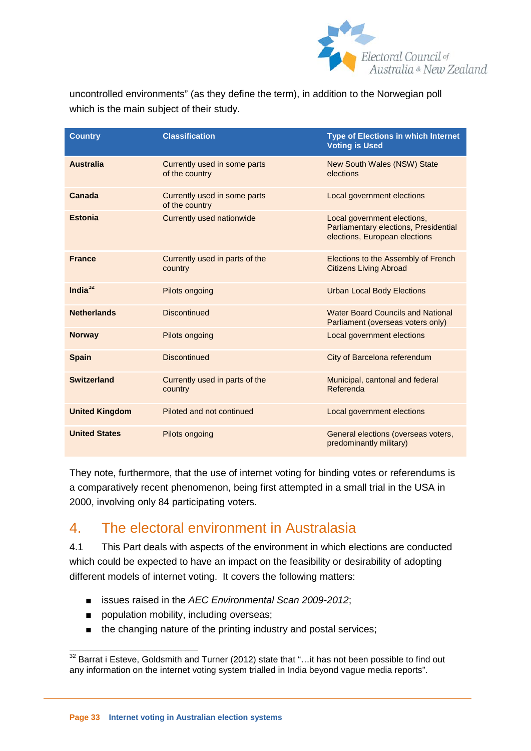uncontrolled environments" (as they define the term), in addition to the Norwegian poll which is the main subject of their study.

| Country | Classification | Type of Elections in which Internet Voting is Used |
|---|---|---|
| **Australia** | Currently used in some parts of the country | New South Wales (NSW) State elections |
| **Canada** | Currently used in some parts of the country | Local government elections |
| **Estonia** | Currently used nationwide | Local government elections, Parliamentary elections, Presidential elections, European elections |
| **France** | Currently used in parts of the country | Elections to the Assembly of French Citizens Living Abroad |
| **India**[32] | Pilots ongoing | Urban Local Body Elections |
| **Netherlands** | Discontinued | Water Board Councils and National Parliament (overseas voters only) |
| **Norway** | Pilots ongoing | Local government elections |
| **Spain** | Discontinued | City of Barcelona referendum |
| **Switzerland** | Currently used in parts of the country | Municipal, cantonal and federal Referenda |
| **United Kingdom** | Piloted and not continued | Local government elections |
| **United States** | Pilots ongoing | General elections (overseas voters, predominantly military) |

They note, furthermore, that the use of internet voting for binding votes or referendums is a comparatively recent phenomenon, being first attempted in a small trial in the USA in 2000, involving only 84 participating voters.

## 4. The electoral environment in Australasia

4.1 This Part deals with aspects of the environment in which elections are conducted which could be expected to have an impact on the feasibility or desirability of adopting different models of internet voting. It covers the following matters:

- issues raised in the *AEC Environmental Scan 2009-2012*;
- population mobility, including overseas;
- the changing nature of the printing industry and postal services;

[32] Barrat i Esteve, Goldsmith and Turner (2012) state that "…it has not been possible to find out any information on the internet voting system trialled in India beyond vague media reports".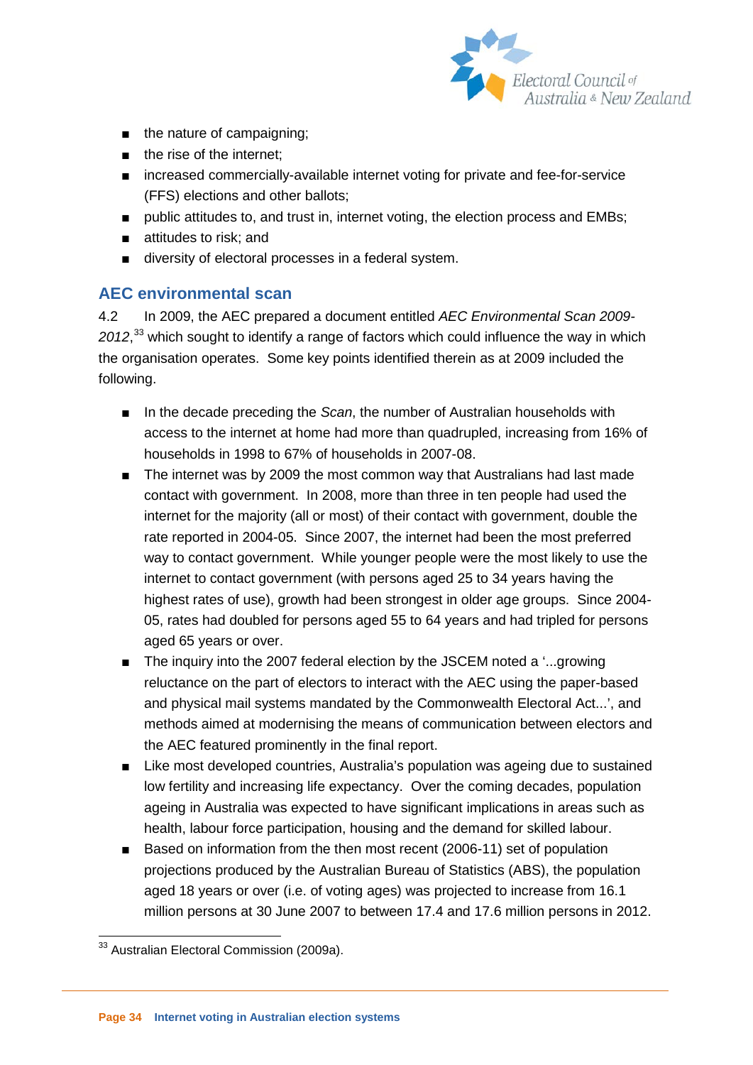- the nature of campaigning;
- the rise of the internet;
- increased commercially-available internet voting for private and fee-for-service (FFS) elections and other ballots;
- public attitudes to, and trust in, internet voting, the election process and EMBs;
- attitudes to risk; and
- diversity of electoral processes in a federal system.

## AEC environmental scan

4.2 In 2009, the AEC prepared a document entitled *AEC Environmental Scan 2009-2012*,[33] which sought to identify a range of factors which could influence the way in which the organisation operates. Some key points identified therein as at 2009 included the following.

- In the decade preceding the *Scan*, the number of Australian households with access to the internet at home had more than quadrupled, increasing from 16% of households in 1998 to 67% of households in 2007-08.
- The internet was by 2009 the most common way that Australians had last made contact with government. In 2008, more than three in ten people had used the internet for the majority (all or most) of their contact with government, double the rate reported in 2004-05. Since 2007, the internet had been the most preferred way to contact government. While younger people were the most likely to use the internet to contact government (with persons aged 25 to 34 years having the highest rates of use), growth had been strongest in older age groups. Since 2004-05, rates had doubled for persons aged 55 to 64 years and had tripled for persons aged 65 years or over.
- The inquiry into the 2007 federal election by the JSCEM noted a '...growing reluctance on the part of electors to interact with the AEC using the paper-based and physical mail systems mandated by the Commonwealth Electoral Act...', and methods aimed at modernising the means of communication between electors and the AEC featured prominently in the final report.
- Like most developed countries, Australia's population was ageing due to sustained low fertility and increasing life expectancy. Over the coming decades, population ageing in Australia was expected to have significant implications in areas such as health, labour force participation, housing and the demand for skilled labour.
- Based on information from the then most recent (2006-11) set of population projections produced by the Australian Bureau of Statistics (ABS), the population aged 18 years or over (i.e. of voting ages) was projected to increase from 16.1 million persons at 30 June 2007 to between 17.4 and 17.6 million persons in 2012.

[33] Australian Electoral Commission (2009a).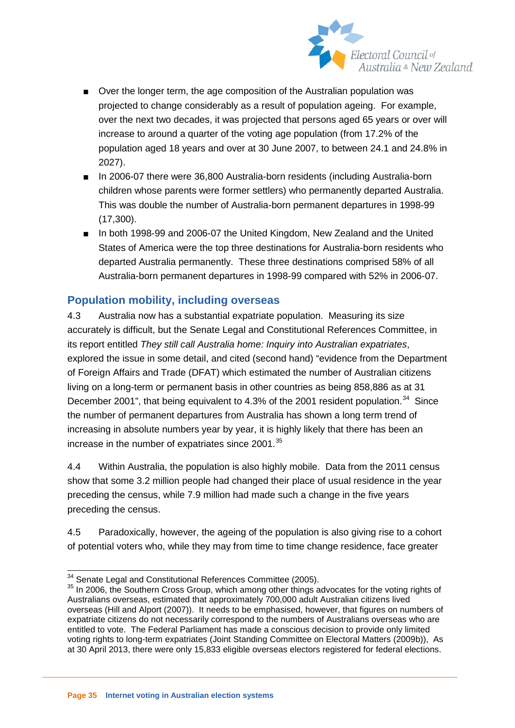- Over the longer term, the age composition of the Australian population was projected to change considerably as a result of population ageing. For example, over the next two decades, it was projected that persons aged 65 years or over will increase to around a quarter of the voting age population (from 17.2% of the population aged 18 years and over at 30 June 2007, to between 24.1 and 24.8% in 2027).
- In 2006-07 there were 36,800 Australia-born residents (including Australia-born children whose parents were former settlers) who permanently departed Australia. This was double the number of Australia-born permanent departures in 1998-99 (17,300).
- In both 1998-99 and 2006-07 the United Kingdom, New Zealand and the United States of America were the top three destinations for Australia-born residents who departed Australia permanently. These three destinations comprised 58% of all Australia-born permanent departures in 1998-99 compared with 52% in 2006-07.

## Population mobility, including overseas

4.3 Australia now has a substantial expatriate population. Measuring its size accurately is difficult, but the Senate Legal and Constitutional References Committee, in its report entitled *They still call Australia home: Inquiry into Australian expatriates*, explored the issue in some detail, and cited (second hand) "evidence from the Department of Foreign Affairs and Trade (DFAT) which estimated the number of Australian citizens living on a long-term or permanent basis in other countries as being 858,886 as at 31 December 2001", that being equivalent to 4.3% of the 2001 resident population.[34] Since the number of permanent departures from Australia has shown a long term trend of increasing in absolute numbers year by year, it is highly likely that there has been an increase in the number of expatriates since 2001.[35]

4.4 Within Australia, the population is also highly mobile. Data from the 2011 census show that some 3.2 million people had changed their place of usual residence in the year preceding the census, while 7.9 million had made such a change in the five years preceding the census.

4.5 Paradoxically, however, the ageing of the population is also giving rise to a cohort of potential voters who, while they may from time to time change residence, face greater

---

[34] Senate Legal and Constitutional References Committee (2005).

[35] In 2006, the Southern Cross Group, which among other things advocates for the voting rights of Australians overseas, estimated that approximately 700,000 adult Australian citizens lived overseas (Hill and Alport (2007)). It needs to be emphasised, however, that figures on numbers of expatriate citizens do not necessarily correspond to the numbers of Australians overseas who are entitled to vote. The Federal Parliament has made a conscious decision to provide only limited voting rights to long-term expatriates (Joint Standing Committee on Electoral Matters (2009b)), As at 30 April 2013, there were only 15,833 eligible overseas electors registered for federal elections.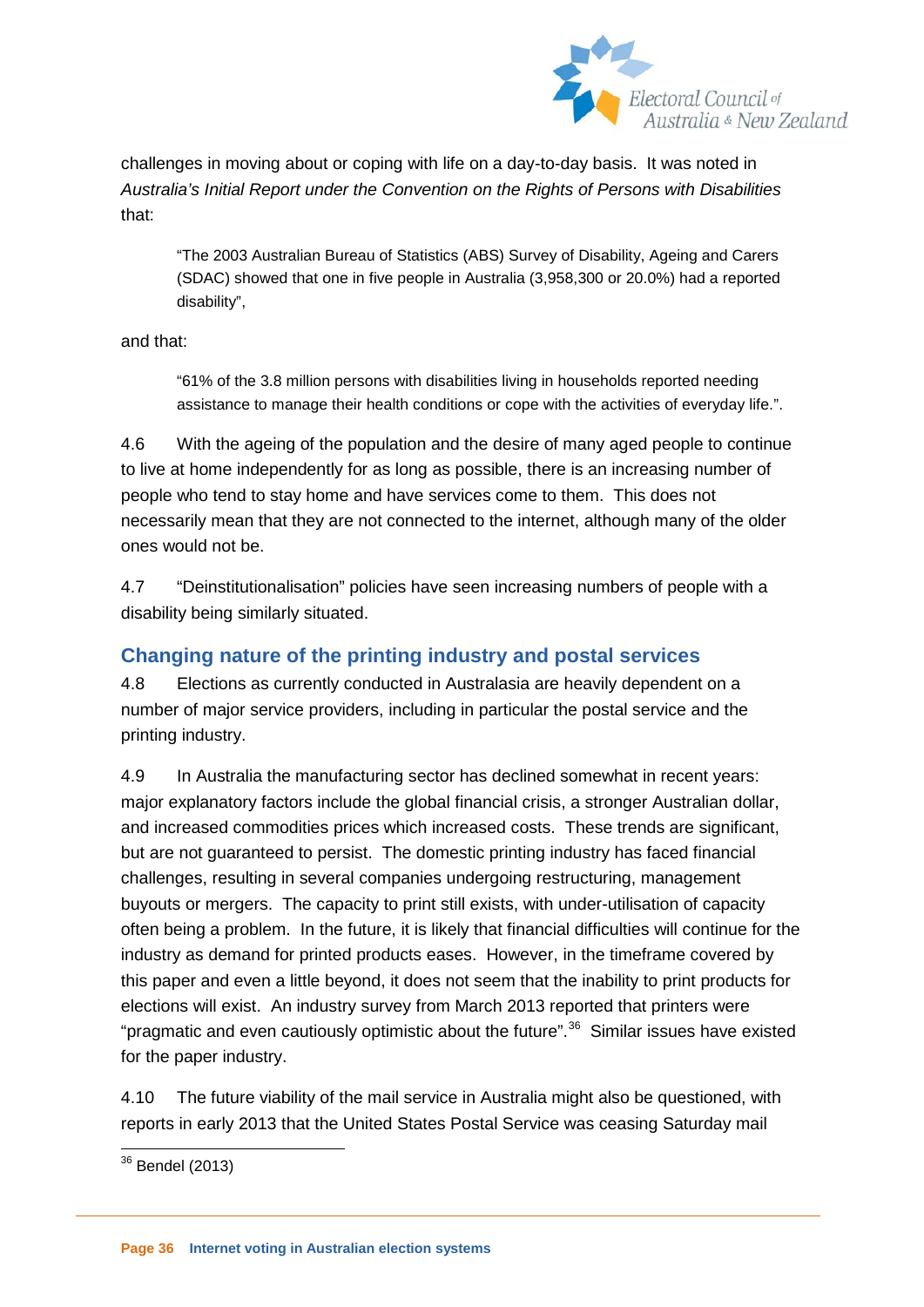challenges in moving about or coping with life on a day-to-day basis. It was noted in *Australia's Initial Report under the Convention on the Rights of Persons with Disabilities* that:

> "The 2003 Australian Bureau of Statistics (ABS) Survey of Disability, Ageing and Carers (SDAC) showed that one in five people in Australia (3,958,300 or 20.0%) had a reported disability",

and that:

> "61% of the 3.8 million persons with disabilities living in households reported needing assistance to manage their health conditions or cope with the activities of everyday life.".

4.6 With the ageing of the population and the desire of many aged people to continue to live at home independently for as long as possible, there is an increasing number of people who tend to stay home and have services come to them. This does not necessarily mean that they are not connected to the internet, although many of the older ones would not be.

4.7 "Deinstitutionalisation" policies have seen increasing numbers of people with a disability being similarly situated.

## Changing nature of the printing industry and postal services

4.8 Elections as currently conducted in Australasia are heavily dependent on a number of major service providers, including in particular the postal service and the printing industry.

4.9 In Australia the manufacturing sector has declined somewhat in recent years: major explanatory factors include the global financial crisis, a stronger Australian dollar, and increased commodities prices which increased costs. These trends are significant, but are not guaranteed to persist. The domestic printing industry has faced financial challenges, resulting in several companies undergoing restructuring, management buyouts or mergers. The capacity to print still exists, with under-utilisation of capacity often being a problem. In the future, it is likely that financial difficulties will continue for the industry as demand for printed products eases. However, in the timeframe covered by this paper and even a little beyond, it does not seem that the inability to print products for elections will exist. An industry survey from March 2013 reported that printers were "pragmatic and even cautiously optimistic about the future".[36] Similar issues have existed for the paper industry.

4.10 The future viability of the mail service in Australia might also be questioned, with reports in early 2013 that the United States Postal Service was ceasing Saturday mail

[36] Bendel (2013)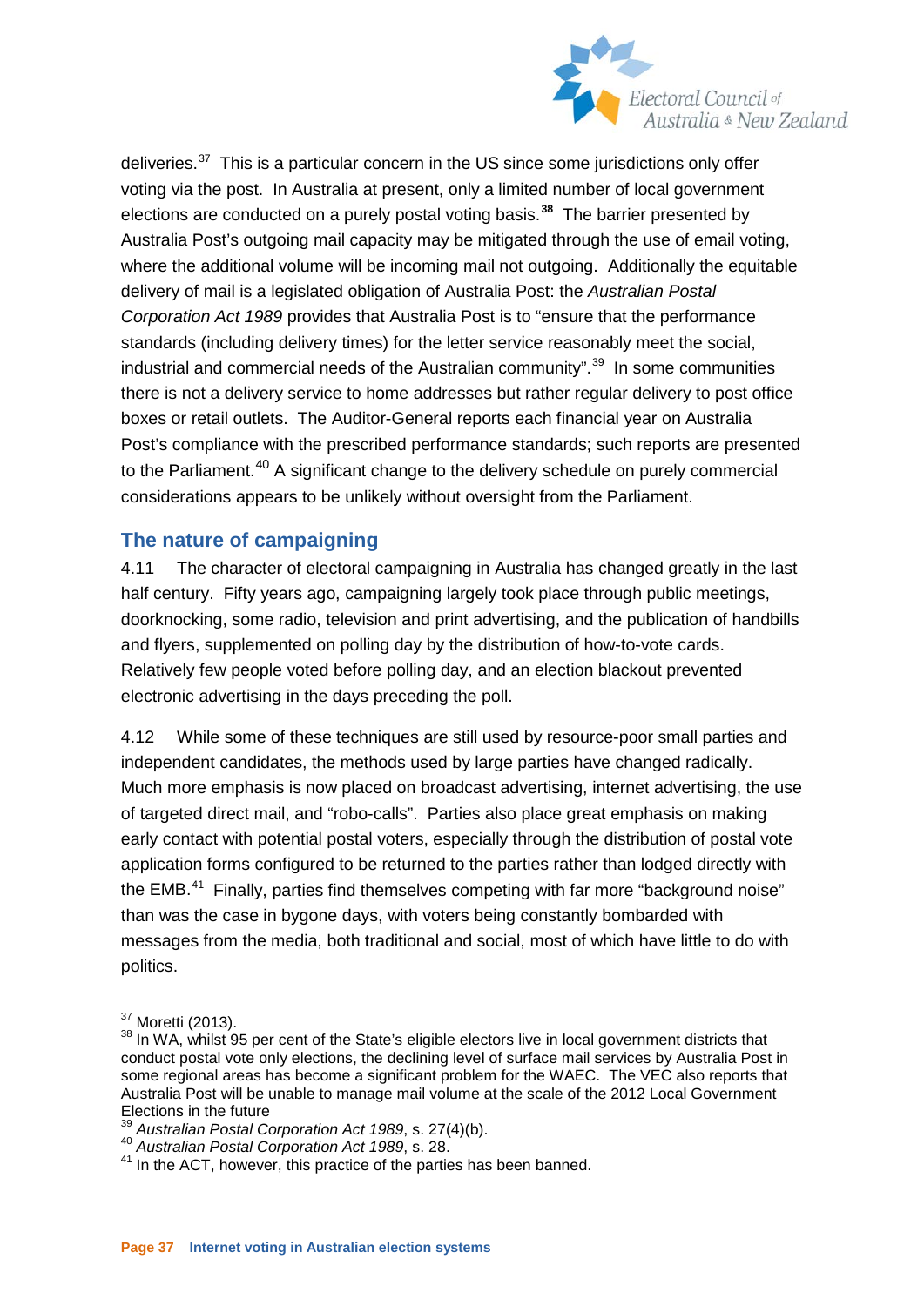deliveries.[37] This is a particular concern in the US since some jurisdictions only offer voting via the post. In Australia at present, only a limited number of local government elections are conducted on a purely postal voting basis.[38] The barrier presented by Australia Post's outgoing mail capacity may be mitigated through the use of email voting, where the additional volume will be incoming mail not outgoing. Additionally the equitable delivery of mail is a legislated obligation of Australia Post: the *Australian Postal Corporation Act 1989* provides that Australia Post is to "ensure that the performance standards (including delivery times) for the letter service reasonably meet the social, industrial and commercial needs of the Australian community".[39] In some communities there is not a delivery service to home addresses but rather regular delivery to post office boxes or retail outlets. The Auditor-General reports each financial year on Australia Post's compliance with the prescribed performance standards; such reports are presented to the Parliament.[40] A significant change to the delivery schedule on purely commercial considerations appears to be unlikely without oversight from the Parliament.

## The nature of campaigning

4.11 The character of electoral campaigning in Australia has changed greatly in the last half century. Fifty years ago, campaigning largely took place through public meetings, doorknocking, some radio, television and print advertising, and the publication of handbills and flyers, supplemented on polling day by the distribution of how-to-vote cards. Relatively few people voted before polling day, and an election blackout prevented electronic advertising in the days preceding the poll.

4.12 While some of these techniques are still used by resource-poor small parties and independent candidates, the methods used by large parties have changed radically. Much more emphasis is now placed on broadcast advertising, internet advertising, the use of targeted direct mail, and "robo-calls". Parties also place great emphasis on making early contact with potential postal voters, especially through the distribution of postal vote application forms configured to be returned to the parties rather than lodged directly with the EMB.[41] Finally, parties find themselves competing with far more "background noise" than was the case in bygone days, with voters being constantly bombarded with messages from the media, both traditional and social, most of which have little to do with politics.

---

[37] Moretti (2013).

[38] In WA, whilst 95 per cent of the State's eligible electors live in local government districts that conduct postal vote only elections, the declining level of surface mail services by Australia Post in some regional areas has become a significant problem for the WAEC. The VEC also reports that Australia Post will be unable to manage mail volume at the scale of the 2012 Local Government Elections in the future

[39] *Australian Postal Corporation Act 1989*, s. 27(4)(b).

[40] *Australian Postal Corporation Act 1989*, s. 28.

[41] In the ACT, however, this practice of the parties has been banned.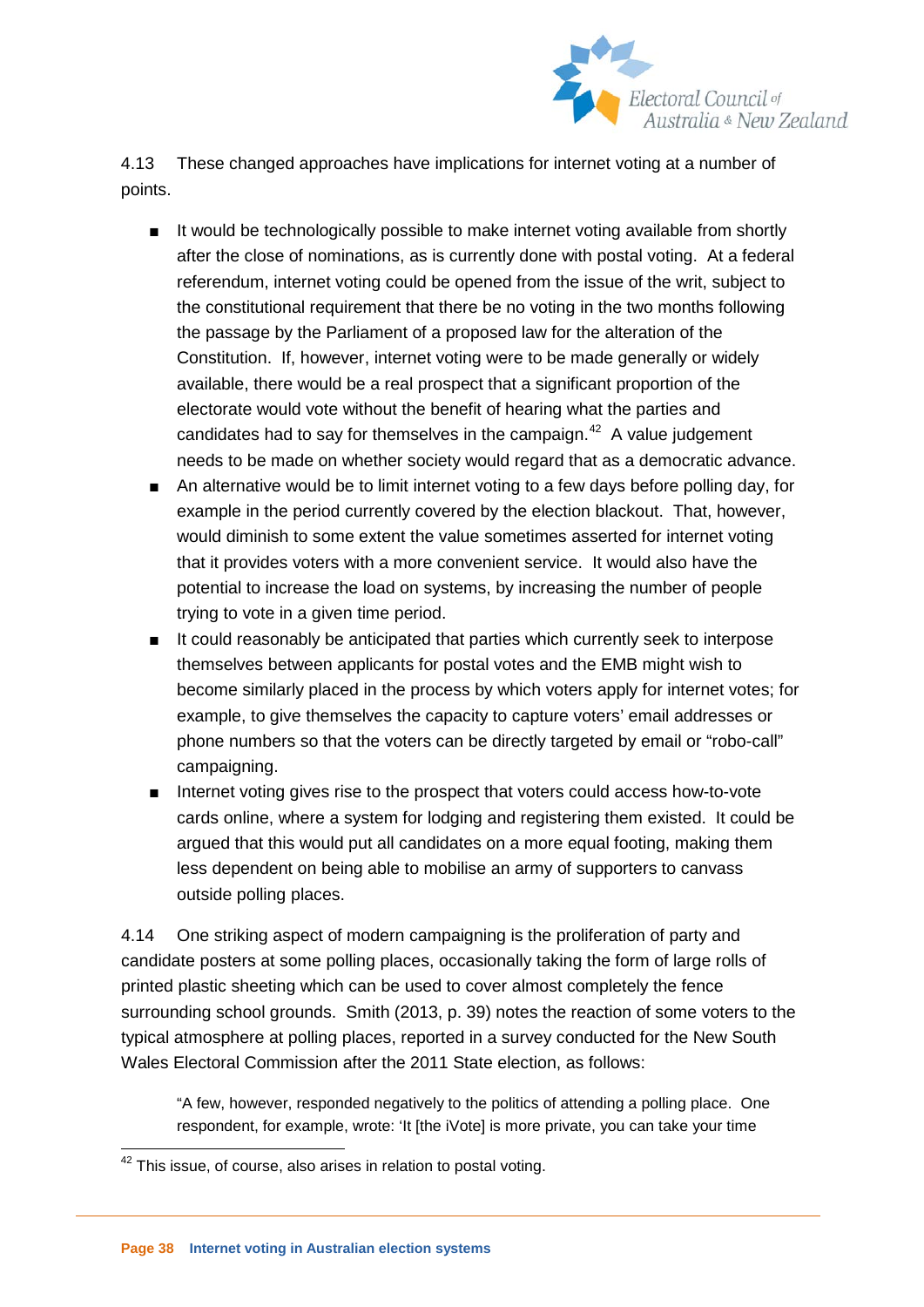4.13 These changed approaches have implications for internet voting at a number of points.

- It would be technologically possible to make internet voting available from shortly after the close of nominations, as is currently done with postal voting. At a federal referendum, internet voting could be opened from the issue of the writ, subject to the constitutional requirement that there be no voting in the two months following the passage by the Parliament of a proposed law for the alteration of the Constitution. If, however, internet voting were to be made generally or widely available, there would be a real prospect that a significant proportion of the electorate would vote without the benefit of hearing what the parties and candidates had to say for themselves in the campaign.[42] A value judgement needs to be made on whether society would regard that as a democratic advance.
- An alternative would be to limit internet voting to a few days before polling day, for example in the period currently covered by the election blackout. That, however, would diminish to some extent the value sometimes asserted for internet voting that it provides voters with a more convenient service. It would also have the potential to increase the load on systems, by increasing the number of people trying to vote in a given time period.
- It could reasonably be anticipated that parties which currently seek to interpose themselves between applicants for postal votes and the EMB might wish to become similarly placed in the process by which voters apply for internet votes; for example, to give themselves the capacity to capture voters' email addresses or phone numbers so that the voters can be directly targeted by email or "robo-call" campaigning.
- Internet voting gives rise to the prospect that voters could access how-to-vote cards online, where a system for lodging and registering them existed. It could be argued that this would put all candidates on a more equal footing, making them less dependent on being able to mobilise an army of supporters to canvass outside polling places.

4.14 One striking aspect of modern campaigning is the proliferation of party and candidate posters at some polling places, occasionally taking the form of large rolls of printed plastic sheeting which can be used to cover almost completely the fence surrounding school grounds. Smith (2013, p. 39) notes the reaction of some voters to the typical atmosphere at polling places, reported in a survey conducted for the New South Wales Electoral Commission after the 2011 State election, as follows:

> "A few, however, responded negatively to the politics of attending a polling place. One respondent, for example, wrote: 'It [the iVote] is more private, you can take your time

[42] This issue, of course, also arises in relation to postal voting.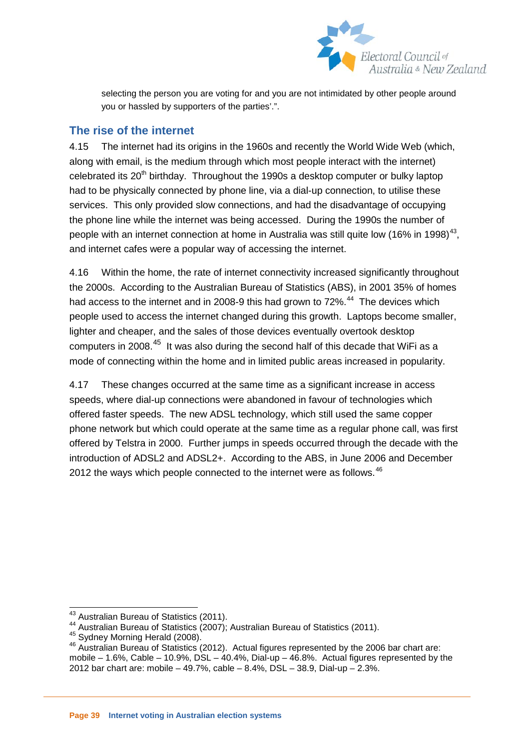selecting the person you are voting for and you are not intimidated by other people around you or hassled by supporters of the parties'.".

## The rise of the internet

4.15 The internet had its origins in the 1960s and recently the World Wide Web (which, along with email, is the medium through which most people interact with the internet) celebrated its 20th birthday. Throughout the 1990s a desktop computer or bulky laptop had to be physically connected by phone line, via a dial-up connection, to utilise these services. This only provided slow connections, and had the disadvantage of occupying the phone line while the internet was being accessed. During the 1990s the number of people with an internet connection at home in Australia was still quite low (16% in 1998)[43], and internet cafes were a popular way of accessing the internet.

4.16 Within the home, the rate of internet connectivity increased significantly throughout the 2000s. According to the Australian Bureau of Statistics (ABS), in 2001 35% of homes had access to the internet and in 2008-9 this had grown to 72%.[44] The devices which people used to access the internet changed during this growth. Laptops become smaller, lighter and cheaper, and the sales of those devices eventually overtook desktop computers in 2008.[45] It was also during the second half of this decade that WiFi as a mode of connecting within the home and in limited public areas increased in popularity.

4.17 These changes occurred at the same time as a significant increase in access speeds, where dial-up connections were abandoned in favour of technologies which offered faster speeds. The new ADSL technology, which still used the same copper phone network but which could operate at the same time as a regular phone call, was first offered by Telstra in 2000. Further jumps in speeds occurred through the decade with the introduction of ADSL2 and ADSL2+. According to the ABS, in June 2006 and December 2012 the ways which people connected to the internet were as follows.[46]

---

[43] Australian Bureau of Statistics (2011).

[44] Australian Bureau of Statistics (2007); Australian Bureau of Statistics (2011).

[45] Sydney Morning Herald (2008).

[46] Australian Bureau of Statistics (2012). Actual figures represented by the 2006 bar chart are: mobile – 1.6%, Cable – 10.9%, DSL – 40.4%, Dial-up – 46.8%. Actual figures represented by the 2012 bar chart are: mobile – 49.7%, cable – 8.4%, DSL – 38.9, Dial-up – 2.3%.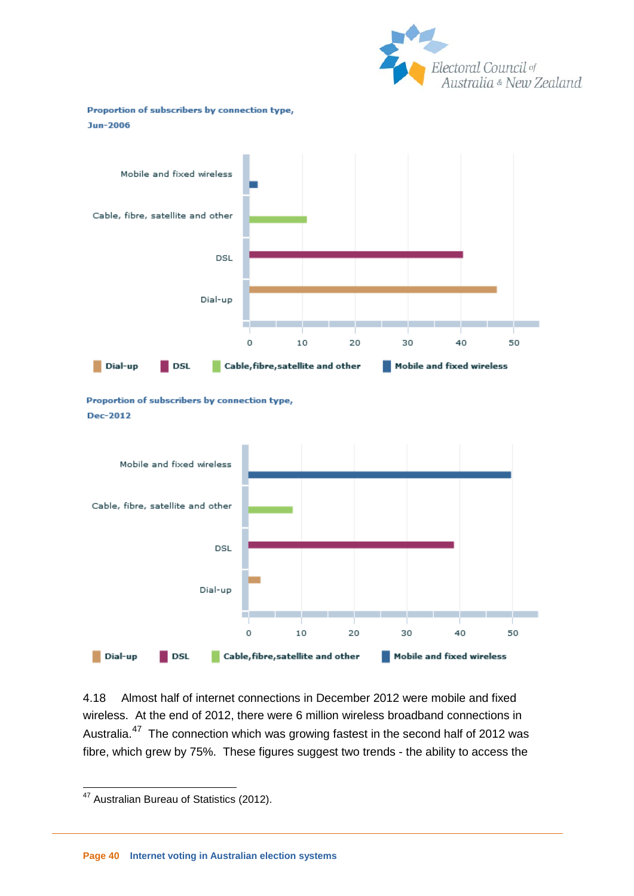**Proportion of subscribers by connection type, Jun-2006**

Mobile and fixed wireless

Cable, fibre, satellite and other

DSL

Dial-up

0 10 20 30 40 50

Dial-up DSL Cable,fibre,satellite and other Mobile and fixed wireless

**Proportion of subscribers by connection type, Dec-2012**

Mobile and fixed wireless

Cable, fibre, satellite and other

DSL

Dial-up

0 10 20 30 40 50

Dial-up DSL Cable,fibre,satellite and other Mobile and fixed wireless

4.18 Almost half of internet connections in December 2012 were mobile and fixed wireless. At the end of 2012, there were 6 million wireless broadband connections in Australia.[47] The connection which was growing fastest in the second half of 2012 was fibre, which grew by 75%. These figures suggest two trends - the ability to access the

[47] Australian Bureau of Statistics (2012).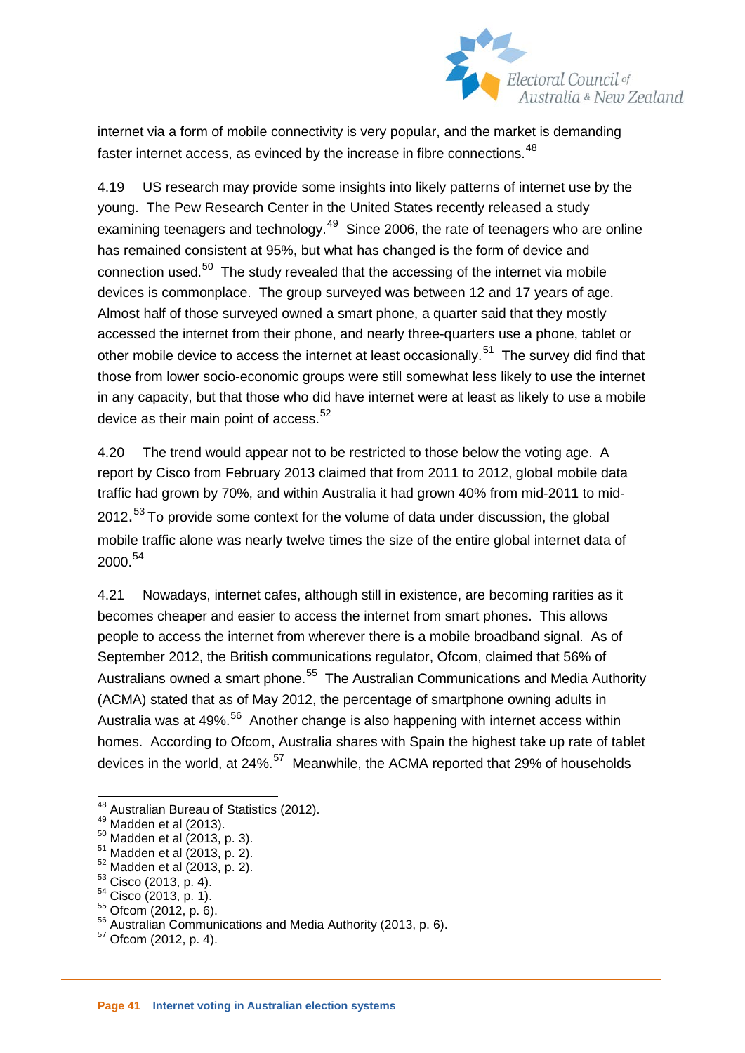internet via a form of mobile connectivity is very popular, and the market is demanding faster internet access, as evinced by the increase in fibre connections.[48]

4.19 US research may provide some insights into likely patterns of internet use by the young. The Pew Research Center in the United States recently released a study examining teenagers and technology.[49] Since 2006, the rate of teenagers who are online has remained consistent at 95%, but what has changed is the form of device and connection used.[50] The study revealed that the accessing of the internet via mobile devices is commonplace. The group surveyed was between 12 and 17 years of age. Almost half of those surveyed owned a smart phone, a quarter said that they mostly accessed the internet from their phone, and nearly three-quarters use a phone, tablet or other mobile device to access the internet at least occasionally.[51] The survey did find that those from lower socio-economic groups were still somewhat less likely to use the internet in any capacity, but that those who did have internet were at least as likely to use a mobile device as their main point of access.[52]

4.20 The trend would appear not to be restricted to those below the voting age. A report by Cisco from February 2013 claimed that from 2011 to 2012, global mobile data traffic had grown by 70%, and within Australia it had grown 40% from mid-2011 to mid-2012.[53] To provide some context for the volume of data under discussion, the global mobile traffic alone was nearly twelve times the size of the entire global internet data of 2000.[54]

4.21 Nowadays, internet cafes, although still in existence, are becoming rarities as it becomes cheaper and easier to access the internet from smart phones. This allows people to access the internet from wherever there is a mobile broadband signal. As of September 2012, the British communications regulator, Ofcom, claimed that 56% of Australians owned a smart phone.[55] The Australian Communications and Media Authority (ACMA) stated that as of May 2012, the percentage of smartphone owning adults in Australia was at 49%.[56] Another change is also happening with internet access within homes. According to Ofcom, Australia shares with Spain the highest take up rate of tablet devices in the world, at 24%.[57] Meanwhile, the ACMA reported that 29% of households

---

[48] Australian Bureau of Statistics (2012).
[49] Madden et al (2013).
[50] Madden et al (2013, p. 3).
[51] Madden et al (2013, p. 2).
[52] Madden et al (2013, p. 2).
[53] Cisco (2013, p. 4).
[54] Cisco (2013, p. 1).
[55] Ofcom (2012, p. 6).
[56] Australian Communications and Media Authority (2013, p. 6).
[57] Ofcom (2012, p. 4).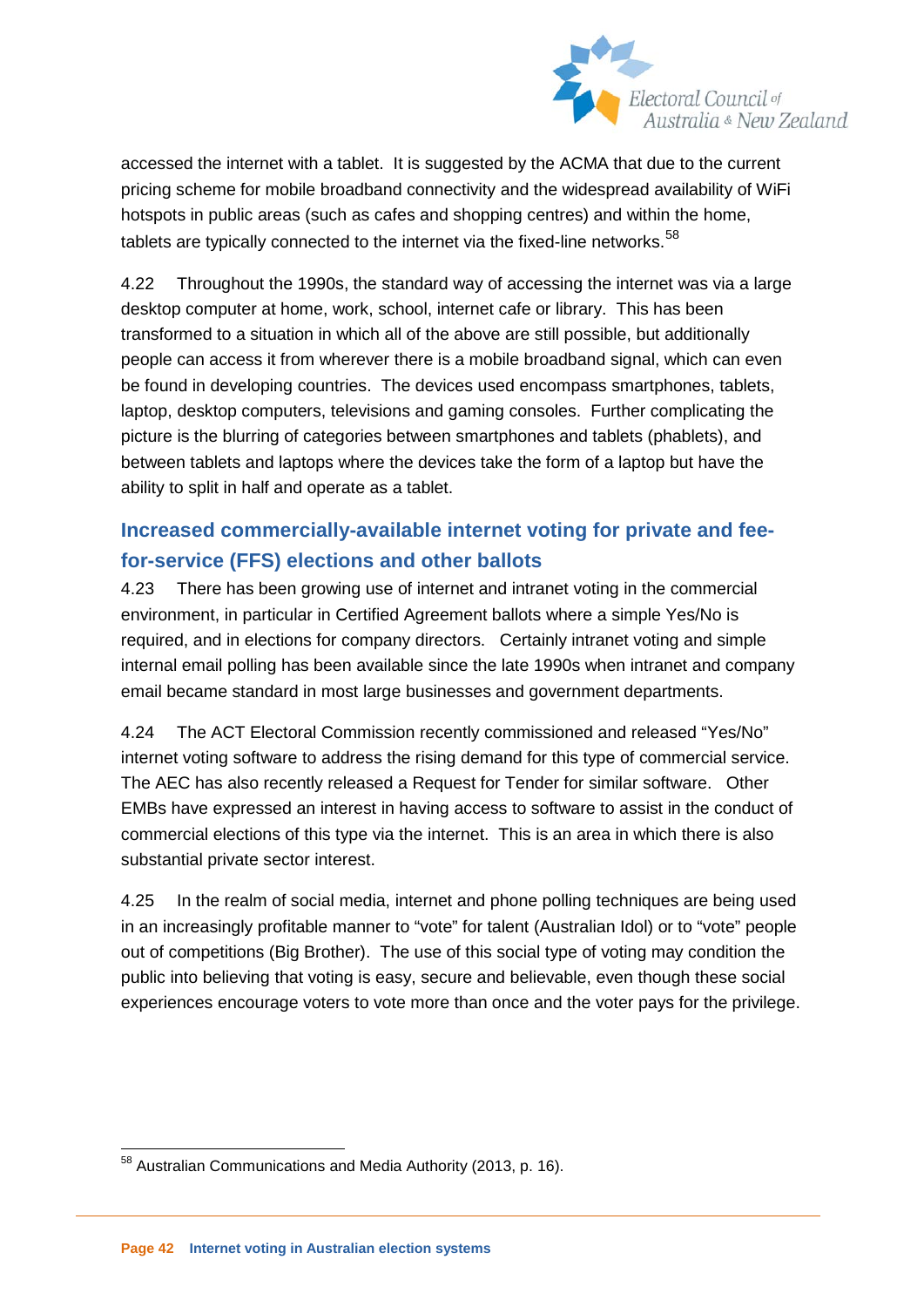accessed the internet with a tablet. It is suggested by the ACMA that due to the current pricing scheme for mobile broadband connectivity and the widespread availability of WiFi hotspots in public areas (such as cafes and shopping centres) and within the home, tablets are typically connected to the internet via the fixed-line networks.[58]

4.22 Throughout the 1990s, the standard way of accessing the internet was via a large desktop computer at home, work, school, internet cafe or library. This has been transformed to a situation in which all of the above are still possible, but additionally people can access it from wherever there is a mobile broadband signal, which can even be found in developing countries. The devices used encompass smartphones, tablets, laptop, desktop computers, televisions and gaming consoles. Further complicating the picture is the blurring of categories between smartphones and tablets (phablets), and between tablets and laptops where the devices take the form of a laptop but have the ability to split in half and operate as a tablet.

### Increased commercially-available internet voting for private and fee-for-service (FFS) elections and other ballots

4.23 There has been growing use of internet and intranet voting in the commercial environment, in particular in Certified Agreement ballots where a simple Yes/No is required, and in elections for company directors. Certainly intranet voting and simple internal email polling has been available since the late 1990s when intranet and company email became standard in most large businesses and government departments.

4.24 The ACT Electoral Commission recently commissioned and released "Yes/No" internet voting software to address the rising demand for this type of commercial service. The AEC has also recently released a Request for Tender for similar software. Other EMBs have expressed an interest in having access to software to assist in the conduct of commercial elections of this type via the internet. This is an area in which there is also substantial private sector interest.

4.25 In the realm of social media, internet and phone polling techniques are being used in an increasingly profitable manner to "vote" for talent (Australian Idol) or to "vote" people out of competitions (Big Brother). The use of this social type of voting may condition the public into believing that voting is easy, secure and believable, even though these social experiences encourage voters to vote more than once and the voter pays for the privilege.

[58] Australian Communications and Media Authority (2013, p. 16).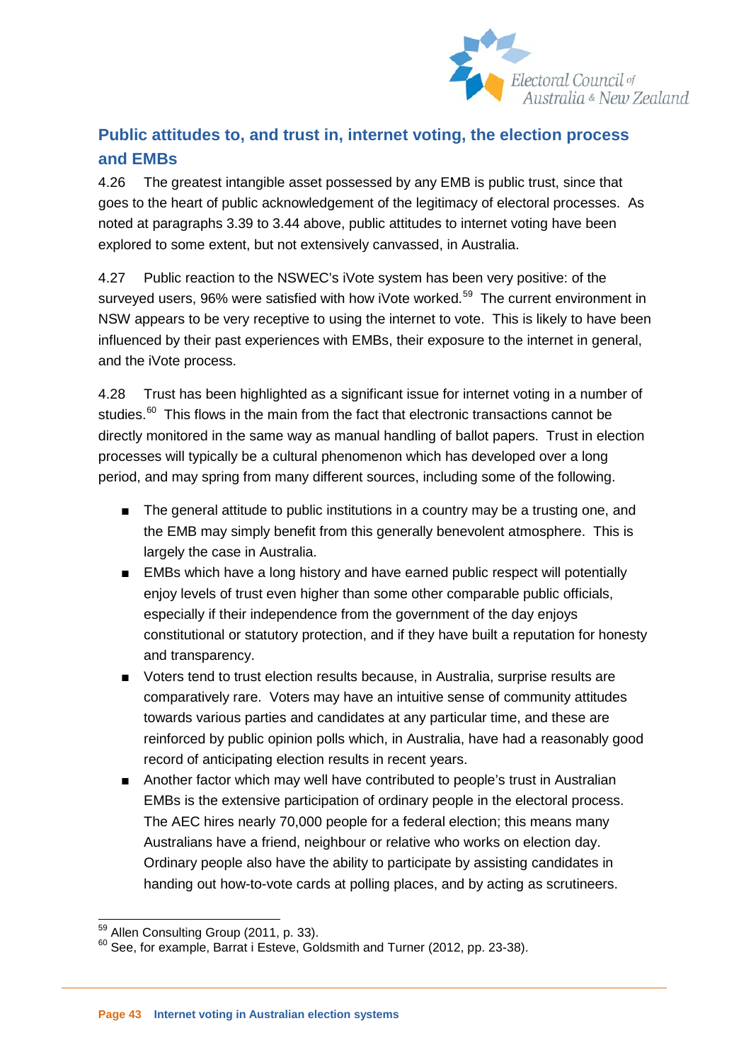## Public attitudes to, and trust in, internet voting, the election process and EMBs

4.26 The greatest intangible asset possessed by any EMB is public trust, since that goes to the heart of public acknowledgement of the legitimacy of electoral processes. As noted at paragraphs 3.39 to 3.44 above, public attitudes to internet voting have been explored to some extent, but not extensively canvassed, in Australia.

4.27 Public reaction to the NSWEC's iVote system has been very positive: of the surveyed users, 96% were satisfied with how iVote worked.[59] The current environment in NSW appears to be very receptive to using the internet to vote. This is likely to have been influenced by their past experiences with EMBs, their exposure to the internet in general, and the iVote process.

4.28 Trust has been highlighted as a significant issue for internet voting in a number of studies.[60] This flows in the main from the fact that electronic transactions cannot be directly monitored in the same way as manual handling of ballot papers. Trust in election processes will typically be a cultural phenomenon which has developed over a long period, and may spring from many different sources, including some of the following.

- The general attitude to public institutions in a country may be a trusting one, and the EMB may simply benefit from this generally benevolent atmosphere. This is largely the case in Australia.
- EMBs which have a long history and have earned public respect will potentially enjoy levels of trust even higher than some other comparable public officials, especially if their independence from the government of the day enjoys constitutional or statutory protection, and if they have built a reputation for honesty and transparency.
- Voters tend to trust election results because, in Australia, surprise results are comparatively rare. Voters may have an intuitive sense of community attitudes towards various parties and candidates at any particular time, and these are reinforced by public opinion polls which, in Australia, have had a reasonably good record of anticipating election results in recent years.
- Another factor which may well have contributed to people's trust in Australian EMBs is the extensive participation of ordinary people in the electoral process. The AEC hires nearly 70,000 people for a federal election; this means many Australians have a friend, neighbour or relative who works on election day. Ordinary people also have the ability to participate by assisting candidates in handing out how-to-vote cards at polling places, and by acting as scrutineers.

---

[59] Allen Consulting Group (2011, p. 33).

[60] See, for example, Barrat i Esteve, Goldsmith and Turner (2012, pp. 23-38).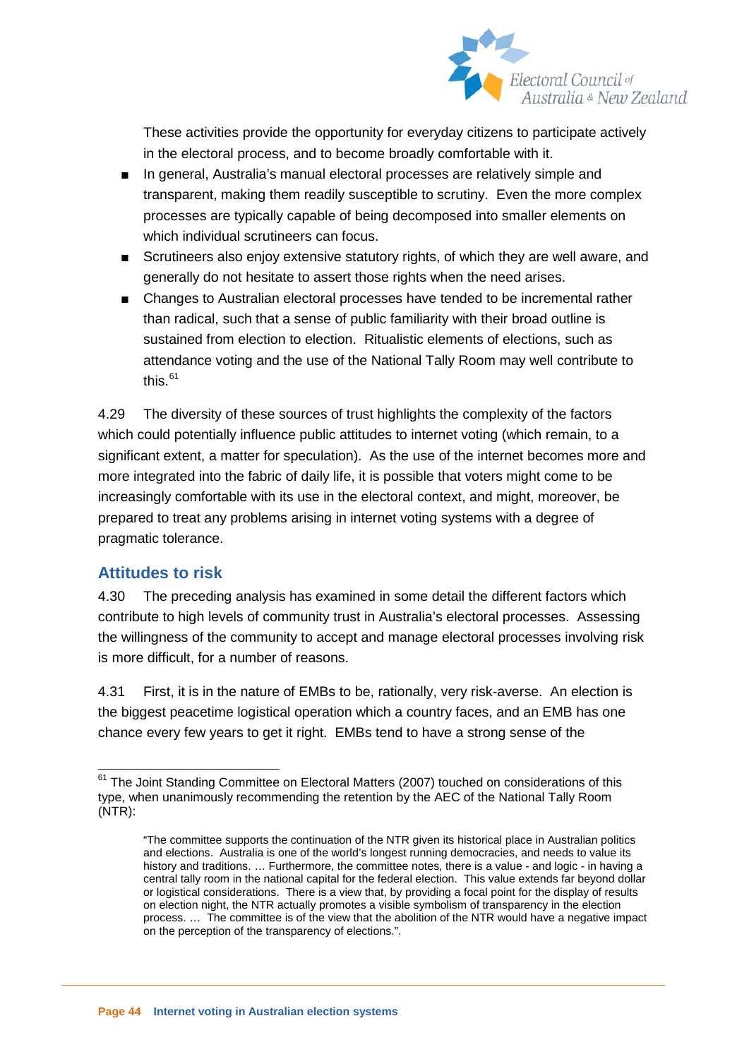These activities provide the opportunity for everyday citizens to participate actively in the electoral process, and to become broadly comfortable with it.

- In general, Australia's manual electoral processes are relatively simple and transparent, making them readily susceptible to scrutiny. Even the more complex processes are typically capable of being decomposed into smaller elements on which individual scrutineers can focus.
- Scrutineers also enjoy extensive statutory rights, of which they are well aware, and generally do not hesitate to assert those rights when the need arises.
- Changes to Australian electoral processes have tended to be incremental rather than radical, such that a sense of public familiarity with their broad outline is sustained from election to election. Ritualistic elements of elections, such as attendance voting and the use of the National Tally Room may well contribute to this.[61]

4.29 The diversity of these sources of trust highlights the complexity of the factors which could potentially influence public attitudes to internet voting (which remain, to a significant extent, a matter for speculation). As the use of the internet becomes more and more integrated into the fabric of daily life, it is possible that voters might come to be increasingly comfortable with its use in the electoral context, and might, moreover, be prepared to treat any problems arising in internet voting systems with a degree of pragmatic tolerance.

## Attitudes to risk

4.30 The preceding analysis has examined in some detail the different factors which contribute to high levels of community trust in Australia's electoral processes. Assessing the willingness of the community to accept and manage electoral processes involving risk is more difficult, for a number of reasons.

4.31 First, it is in the nature of EMBs to be, rationally, very risk-averse. An election is the biggest peacetime logistical operation which a country faces, and an EMB has one chance every few years to get it right. EMBs tend to have a strong sense of the

---

[61] The Joint Standing Committee on Electoral Matters (2007) touched on considerations of this type, when unanimously recommending the retention by the AEC of the National Tally Room (NTR):

> "The committee supports the continuation of the NTR given its historical place in Australian politics and elections. Australia is one of the world's longest running democracies, and needs to value its history and traditions. … Furthermore, the committee notes, there is a value - and logic - in having a central tally room in the national capital for the federal election. This value extends far beyond dollar or logistical considerations. There is a view that, by providing a focal point for the display of results on election night, the NTR actually promotes a visible symbolism of transparency in the election process. … The committee is of the view that the abolition of the NTR would have a negative impact on the perception of the transparency of elections.".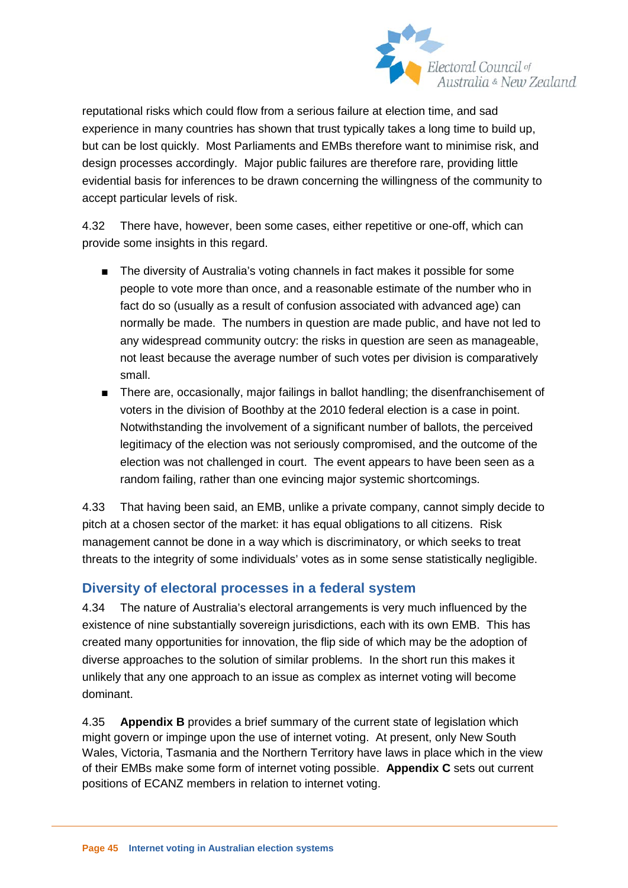reputational risks which could flow from a serious failure at election time, and sad experience in many countries has shown that trust typically takes a long time to build up, but can be lost quickly. Most Parliaments and EMBs therefore want to minimise risk, and design processes accordingly. Major public failures are therefore rare, providing little evidential basis for inferences to be drawn concerning the willingness of the community to accept particular levels of risk.

4.32 There have, however, been some cases, either repetitive or one-off, which can provide some insights in this regard.

- The diversity of Australia's voting channels in fact makes it possible for some people to vote more than once, and a reasonable estimate of the number who in fact do so (usually as a result of confusion associated with advanced age) can normally be made. The numbers in question are made public, and have not led to any widespread community outcry: the risks in question are seen as manageable, not least because the average number of such votes per division is comparatively small.
- There are, occasionally, major failings in ballot handling; the disenfranchisement of voters in the division of Boothby at the 2010 federal election is a case in point. Notwithstanding the involvement of a significant number of ballots, the perceived legitimacy of the election was not seriously compromised, and the outcome of the election was not challenged in court. The event appears to have been seen as a random failing, rather than one evincing major systemic shortcomings.

4.33 That having been said, an EMB, unlike a private company, cannot simply decide to pitch at a chosen sector of the market: it has equal obligations to all citizens. Risk management cannot be done in a way which is discriminatory, or which seeks to treat threats to the integrity of some individuals' votes as in some sense statistically negligible.

## Diversity of electoral processes in a federal system

4.34 The nature of Australia's electoral arrangements is very much influenced by the existence of nine substantially sovereign jurisdictions, each with its own EMB. This has created many opportunities for innovation, the flip side of which may be the adoption of diverse approaches to the solution of similar problems. In the short run this makes it unlikely that any one approach to an issue as complex as internet voting will become dominant.

4.35 **Appendix B** provides a brief summary of the current state of legislation which might govern or impinge upon the use of internet voting. At present, only New South Wales, Victoria, Tasmania and the Northern Territory have laws in place which in the view of their EMBs make some form of internet voting possible. **Appendix C** sets out current positions of ECANZ members in relation to internet voting.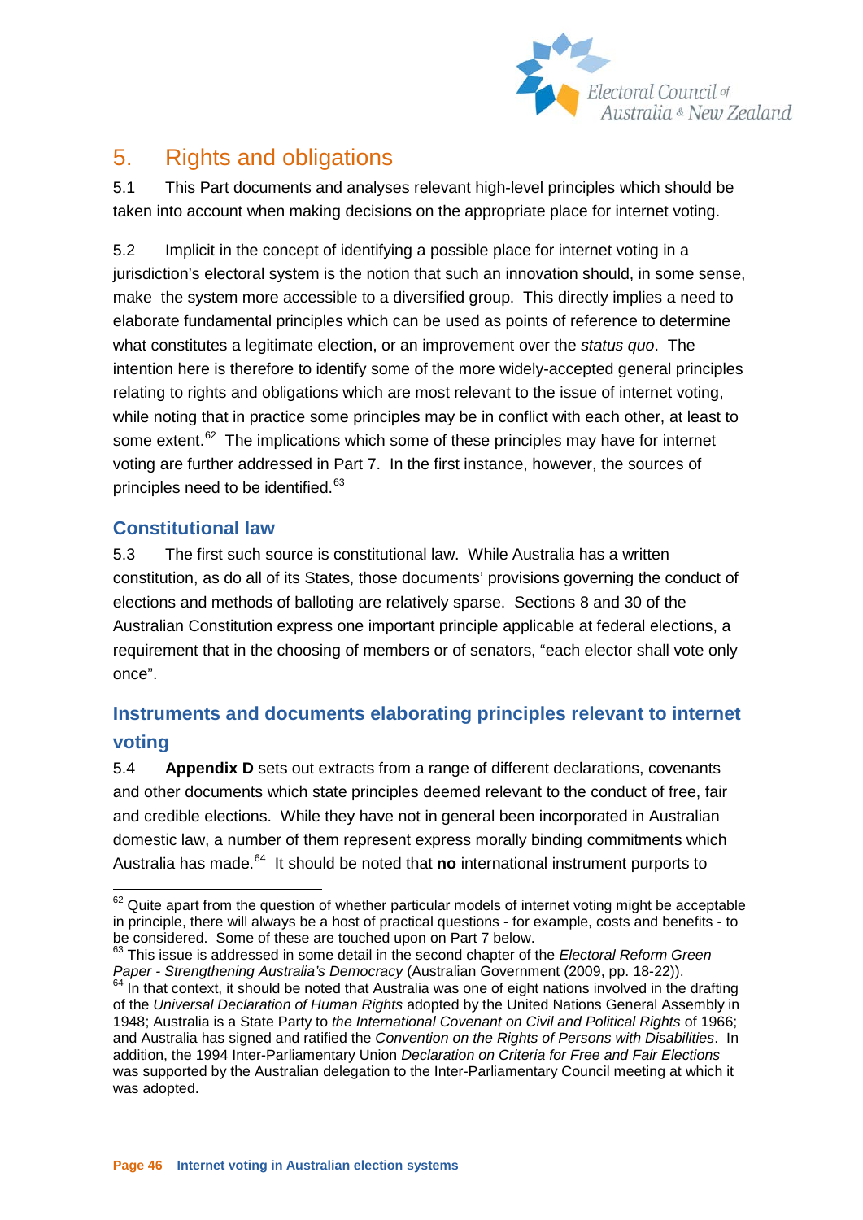## 5. Rights and obligations

5.1 This Part documents and analyses relevant high-level principles which should be taken into account when making decisions on the appropriate place for internet voting.

5.2 Implicit in the concept of identifying a possible place for internet voting in a jurisdiction's electoral system is the notion that such an innovation should, in some sense, make the system more accessible to a diversified group. This directly implies a need to elaborate fundamental principles which can be used as points of reference to determine what constitutes a legitimate election, or an improvement over the *status quo*. The intention here is therefore to identify some of the more widely-accepted general principles relating to rights and obligations which are most relevant to the issue of internet voting, while noting that in practice some principles may be in conflict with each other, at least to some extent.[62] The implications which some of these principles may have for internet voting are further addressed in Part 7. In the first instance, however, the sources of principles need to be identified.[63]

### Constitutional law

5.3 The first such source is constitutional law. While Australia has a written constitution, as do all of its States, those documents' provisions governing the conduct of elections and methods of balloting are relatively sparse. Sections 8 and 30 of the Australian Constitution express one important principle applicable at federal elections, a requirement that in the choosing of members or of senators, "each elector shall vote only once".

### Instruments and documents elaborating principles relevant to internet voting

5.4 **Appendix D** sets out extracts from a range of different declarations, covenants and other documents which state principles deemed relevant to the conduct of free, fair and credible elections. While they have not in general been incorporated in Australian domestic law, a number of them represent express morally binding commitments which Australia has made.[64] It should be noted that **no** international instrument purports to

---

[62] Quite apart from the question of whether particular models of internet voting might be acceptable in principle, there will always be a host of practical questions - for example, costs and benefits - to be considered. Some of these are touched upon on Part 7 below.

[63] This issue is addressed in some detail in the second chapter of the *Electoral Reform Green Paper - Strengthening Australia's Democracy* (Australian Government (2009, pp. 18-22)).

[64] In that context, it should be noted that Australia was one of eight nations involved in the drafting of the *Universal Declaration of Human Rights* adopted by the United Nations General Assembly in 1948; Australia is a State Party to *the International Covenant on Civil and Political Rights* of 1966; and Australia has signed and ratified the *Convention on the Rights of Persons with Disabilities*. In addition, the 1994 Inter-Parliamentary Union *Declaration on Criteria for Free and Fair Elections* was supported by the Australian delegation to the Inter-Parliamentary Council meeting at which it was adopted.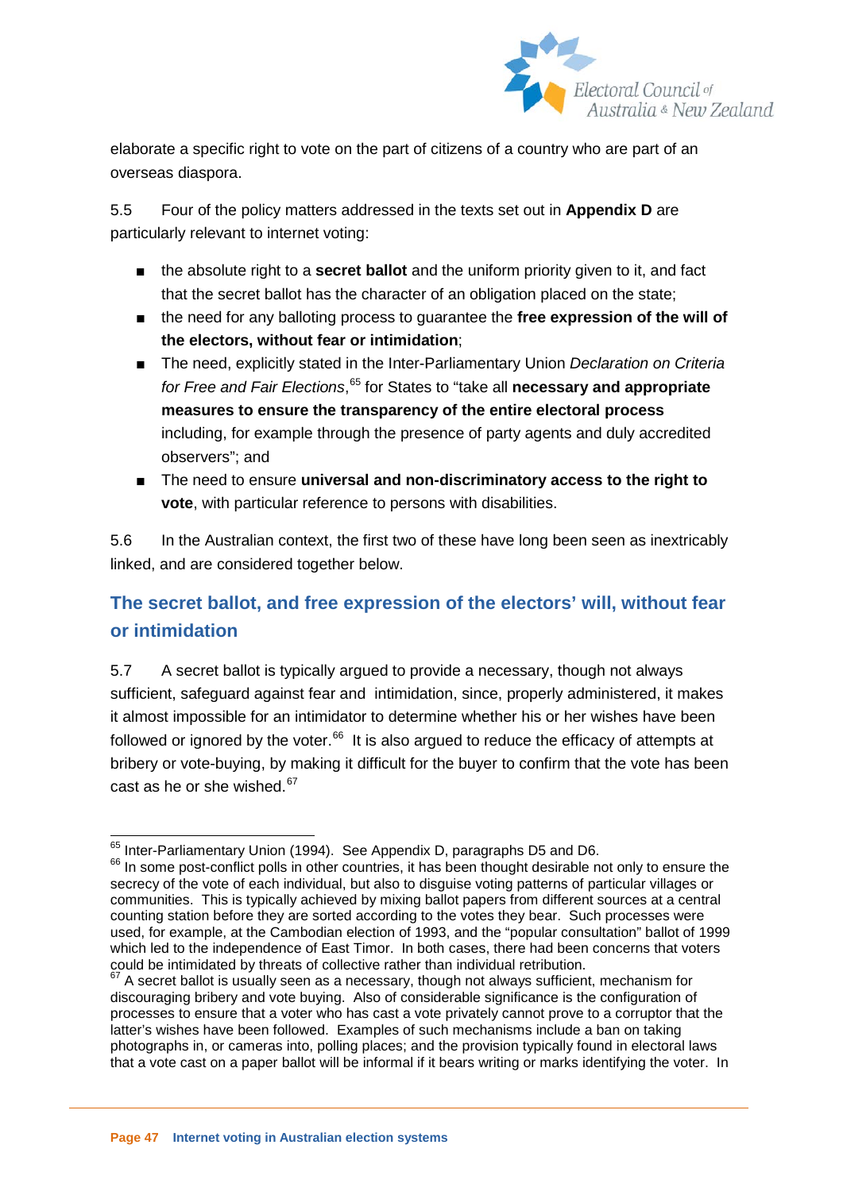elaborate a specific right to vote on the part of citizens of a country who are part of an overseas diaspora.

5.5 Four of the policy matters addressed in the texts set out in **Appendix D** are particularly relevant to internet voting:

- the absolute right to a **secret ballot** and the uniform priority given to it, and fact that the secret ballot has the character of an obligation placed on the state;
- the need for any balloting process to guarantee the **free expression of the will of the electors, without fear or intimidation**;
- The need, explicitly stated in the Inter-Parliamentary Union *Declaration on Criteria for Free and Fair Elections*,[65] for States to "take all **necessary and appropriate measures to ensure the transparency of the entire electoral process** including, for example through the presence of party agents and duly accredited observers"; and
- The need to ensure **universal and non-discriminatory access to the right to vote**, with particular reference to persons with disabilities.

5.6 In the Australian context, the first two of these have long been seen as inextricably linked, and are considered together below.

## The secret ballot, and free expression of the electors' will, without fear or intimidation

5.7 A secret ballot is typically argued to provide a necessary, though not always sufficient, safeguard against fear and intimidation, since, properly administered, it makes it almost impossible for an intimidator to determine whether his or her wishes have been followed or ignored by the voter.[66] It is also argued to reduce the efficacy of attempts at bribery or vote-buying, by making it difficult for the buyer to confirm that the vote has been cast as he or she wished.[67]

---

[65] Inter-Parliamentary Union (1994). See Appendix D, paragraphs D5 and D6.

[66] In some post-conflict polls in other countries, it has been thought desirable not only to ensure the secrecy of the vote of each individual, but also to disguise voting patterns of particular villages or communities. This is typically achieved by mixing ballot papers from different sources at a central counting station before they are sorted according to the votes they bear. Such processes were used, for example, at the Cambodian election of 1993, and the "popular consultation" ballot of 1999 which led to the independence of East Timor. In both cases, there had been concerns that voters could be intimidated by threats of collective rather than individual retribution.

[67] A secret ballot is usually seen as a necessary, though not always sufficient, mechanism for discouraging bribery and vote buying. Also of considerable significance is the configuration of processes to ensure that a voter who has cast a vote privately cannot prove to a corruptor that the latter's wishes have been followed. Examples of such mechanisms include a ban on taking photographs in, or cameras into, polling places; and the provision typically found in electoral laws that a vote cast on a paper ballot will be informal if it bears writing or marks identifying the voter. In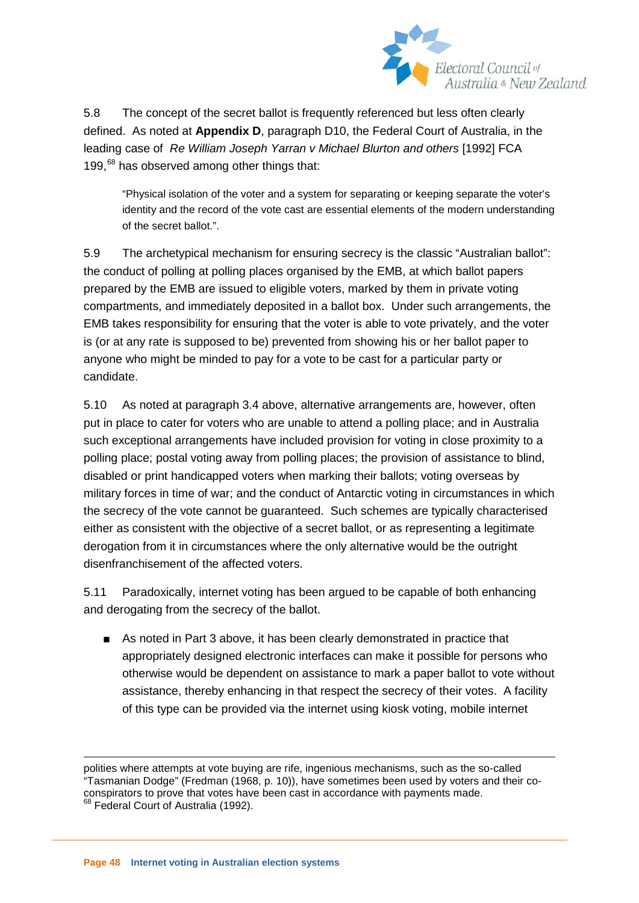5.8 The concept of the secret ballot is frequently referenced but less often clearly defined. As noted at **Appendix D**, paragraph D10, the Federal Court of Australia, in the leading case of *Re William Joseph Yarran v Michael Blurton and others* [1992] FCA 199,[68] has observed among other things that:

> "Physical isolation of the voter and a system for separating or keeping separate the voter's identity and the record of the vote cast are essential elements of the modern understanding of the secret ballot.".

5.9 The archetypical mechanism for ensuring secrecy is the classic "Australian ballot": the conduct of polling at polling places organised by the EMB, at which ballot papers prepared by the EMB are issued to eligible voters, marked by them in private voting compartments, and immediately deposited in a ballot box. Under such arrangements, the EMB takes responsibility for ensuring that the voter is able to vote privately, and the voter is (or at any rate is supposed to be) prevented from showing his or her ballot paper to anyone who might be minded to pay for a vote to be cast for a particular party or candidate.

5.10 As noted at paragraph 3.4 above, alternative arrangements are, however, often put in place to cater for voters who are unable to attend a polling place; and in Australia such exceptional arrangements have included provision for voting in close proximity to a polling place; postal voting away from polling places; the provision of assistance to blind, disabled or print handicapped voters when marking their ballots; voting overseas by military forces in time of war; and the conduct of Antarctic voting in circumstances in which the secrecy of the vote cannot be guaranteed. Such schemes are typically characterised either as consistent with the objective of a secret ballot, or as representing a legitimate derogation from it in circumstances where the only alternative would be the outright disenfranchisement of the affected voters.

5.11 Paradoxically, internet voting has been argued to be capable of both enhancing and derogating from the secrecy of the ballot.

- As noted in Part 3 above, it has been clearly demonstrated in practice that appropriately designed electronic interfaces can make it possible for persons who otherwise would be dependent on assistance to mark a paper ballot to vote without assistance, thereby enhancing in that respect the secrecy of their votes. A facility of this type can be provided via the internet using kiosk voting, mobile internet

---

polities where attempts at vote buying are rife, ingenious mechanisms, such as the so-called "Tasmanian Dodge" (Fredman (1968, p. 10)), have sometimes been used by voters and their co-conspirators to prove that votes have been cast in accordance with payments made.

[68] Federal Court of Australia (1992).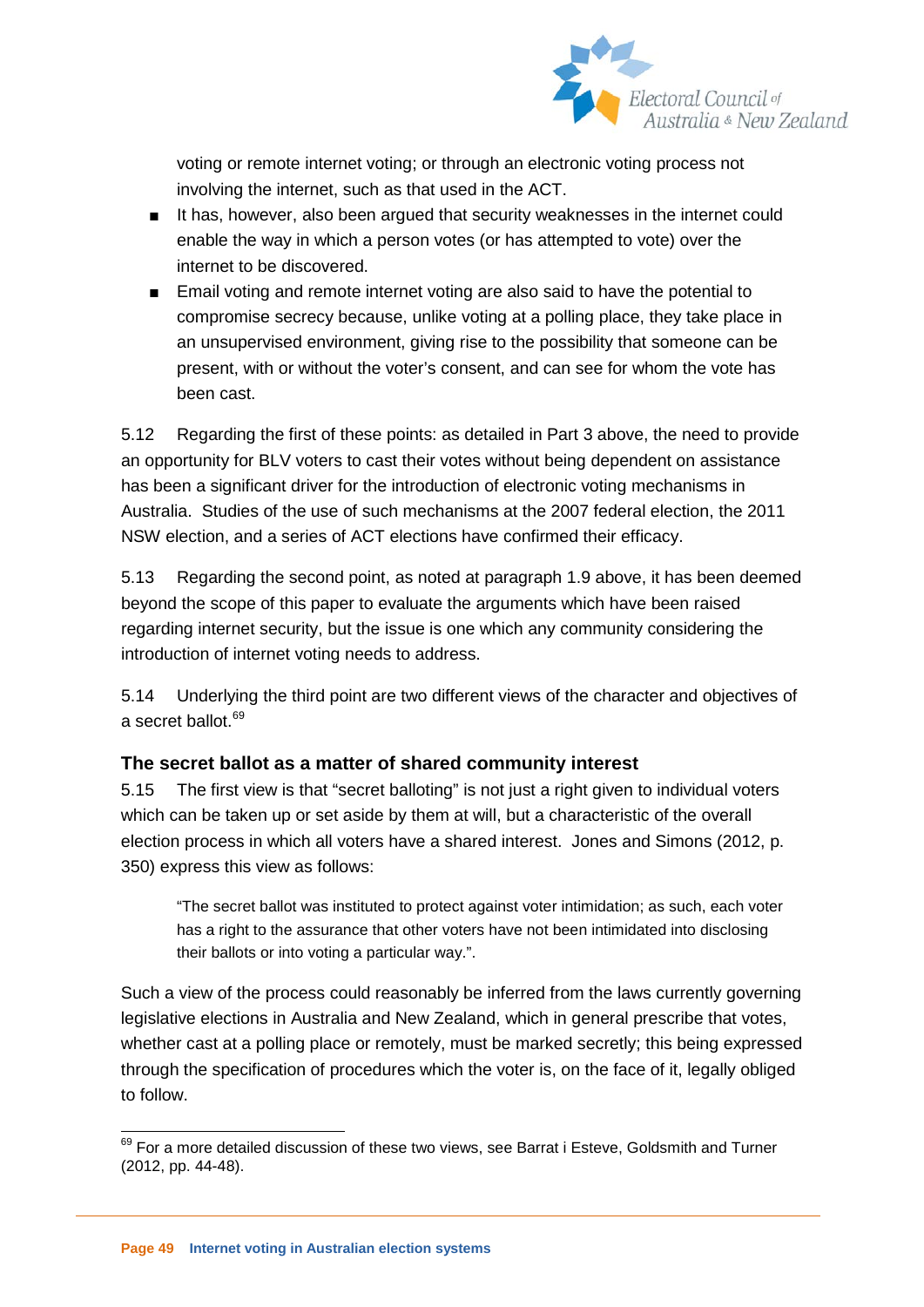voting or remote internet voting; or through an electronic voting process not involving the internet, such as that used in the ACT.

- It has, however, also been argued that security weaknesses in the internet could enable the way in which a person votes (or has attempted to vote) over the internet to be discovered.
- Email voting and remote internet voting are also said to have the potential to compromise secrecy because, unlike voting at a polling place, they take place in an unsupervised environment, giving rise to the possibility that someone can be present, with or without the voter's consent, and can see for whom the vote has been cast.

5.12 Regarding the first of these points: as detailed in Part 3 above, the need to provide an opportunity for BLV voters to cast their votes without being dependent on assistance has been a significant driver for the introduction of electronic voting mechanisms in Australia. Studies of the use of such mechanisms at the 2007 federal election, the 2011 NSW election, and a series of ACT elections have confirmed their efficacy.

5.13 Regarding the second point, as noted at paragraph 1.9 above, it has been deemed beyond the scope of this paper to evaluate the arguments which have been raised regarding internet security, but the issue is one which any community considering the introduction of internet voting needs to address.

5.14 Underlying the third point are two different views of the character and objectives of a secret ballot.[69]

### The secret ballot as a matter of shared community interest

5.15 The first view is that "secret balloting" is not just a right given to individual voters which can be taken up or set aside by them at will, but a characteristic of the overall election process in which all voters have a shared interest. Jones and Simons (2012, p. 350) express this view as follows:

> "The secret ballot was instituted to protect against voter intimidation; as such, each voter has a right to the assurance that other voters have not been intimidated into disclosing their ballots or into voting a particular way.".

Such a view of the process could reasonably be inferred from the laws currently governing legislative elections in Australia and New Zealand, which in general prescribe that votes, whether cast at a polling place or remotely, must be marked secretly; this being expressed through the specification of procedures which the voter is, on the face of it, legally obliged to follow.

---

[69] For a more detailed discussion of these two views, see Barrat i Esteve, Goldsmith and Turner (2012, pp. 44-48).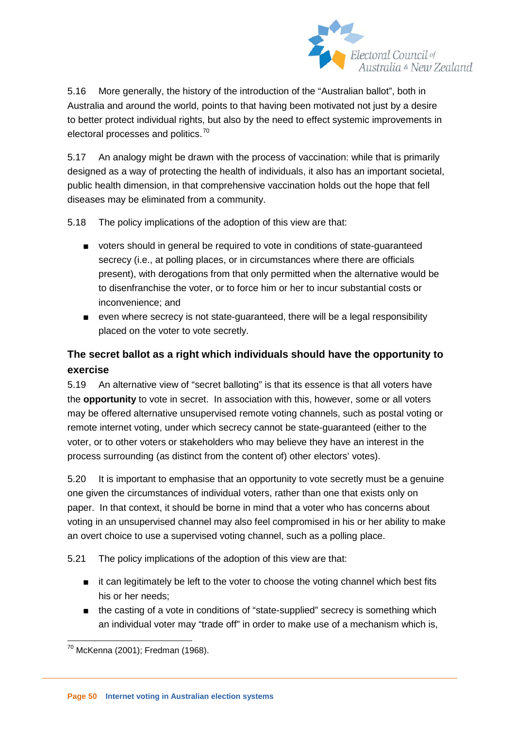5.16 More generally, the history of the introduction of the "Australian ballot", both in Australia and around the world, points to that having been motivated not just by a desire to better protect individual rights, but also by the need to effect systemic improvements in electoral processes and politics.[70]

5.17 An analogy might be drawn with the process of vaccination: while that is primarily designed as a way of protecting the health of individuals, it also has an important societal, public health dimension, in that comprehensive vaccination holds out the hope that fell diseases may be eliminated from a community.

5.18 The policy implications of the adoption of this view are that:

- voters should in general be required to vote in conditions of state-guaranteed secrecy (i.e., at polling places, or in circumstances where there are officials present), with derogations from that only permitted when the alternative would be to disenfranchise the voter, or to force him or her to incur substantial costs or inconvenience; and
- even where secrecy is not state-guaranteed, there will be a legal responsibility placed on the voter to vote secretly.

### The secret ballot as a right which individuals should have the opportunity to exercise

5.19 An alternative view of "secret balloting" is that its essence is that all voters have the **opportunity** to vote in secret. In association with this, however, some or all voters may be offered alternative unsupervised remote voting channels, such as postal voting or remote internet voting, under which secrecy cannot be state-guaranteed (either to the voter, or to other voters or stakeholders who may believe they have an interest in the process surrounding (as distinct from the content of) other electors' votes).

5.20 It is important to emphasise that an opportunity to vote secretly must be a genuine one given the circumstances of individual voters, rather than one that exists only on paper. In that context, it should be borne in mind that a voter who has concerns about voting in an unsupervised channel may also feel compromised in his or her ability to make an overt choice to use a supervised voting channel, such as a polling place.

5.21 The policy implications of the adoption of this view are that:

- it can legitimately be left to the voter to choose the voting channel which best fits his or her needs;
- the casting of a vote in conditions of "state-supplied" secrecy is something which an individual voter may "trade off" in order to make use of a mechanism which is,

[70] McKenna (2001); Fredman (1968).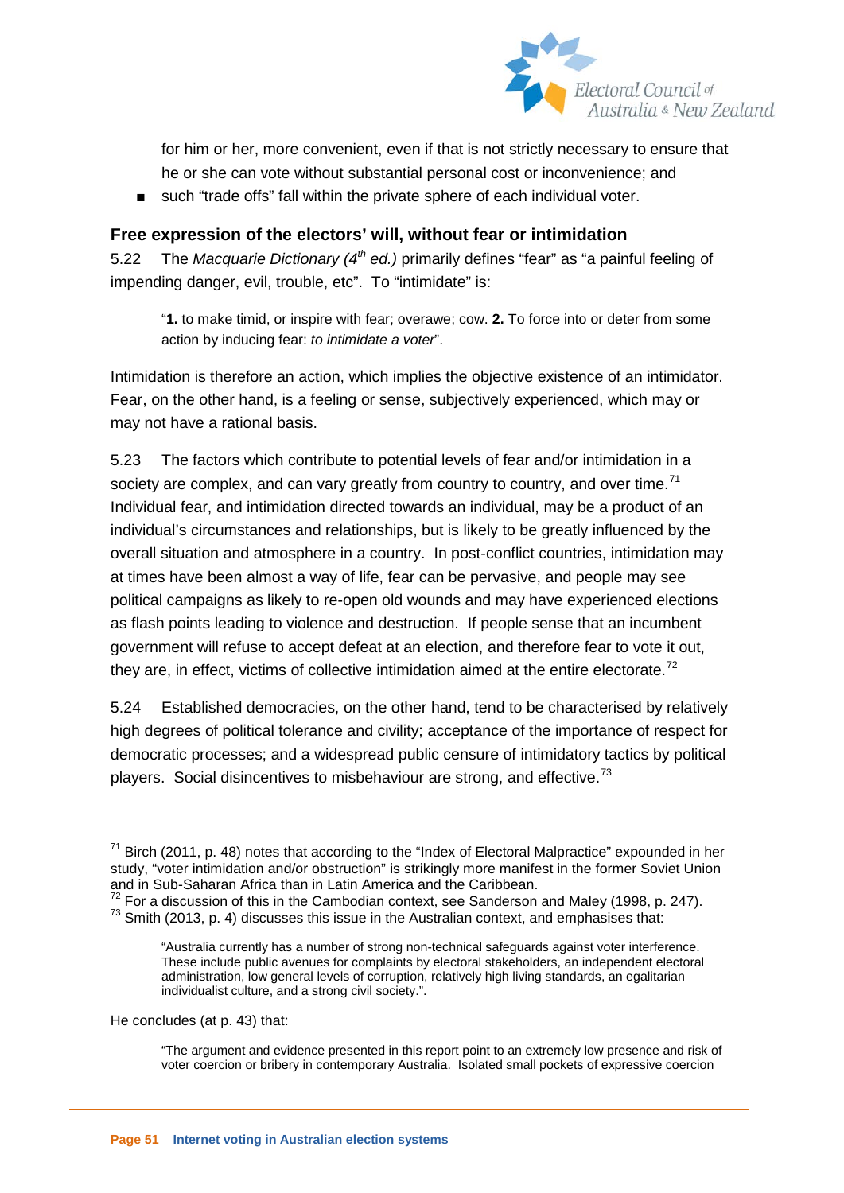for him or her, more convenient, even if that is not strictly necessary to ensure that he or she can vote without substantial personal cost or inconvenience; and

- such "trade offs" fall within the private sphere of each individual voter.

### Free expression of the electors' will, without fear or intimidation

5.22 The *Macquarie Dictionary (4th ed.)* primarily defines "fear" as "a painful feeling of impending danger, evil, trouble, etc". To "intimidate" is:

> "**1.** to make timid, or inspire with fear; overawe; cow. **2.** To force into or deter from some action by inducing fear: *to intimidate a voter*".

Intimidation is therefore an action, which implies the objective existence of an intimidator. Fear, on the other hand, is a feeling or sense, subjectively experienced, which may or may not have a rational basis.

5.23 The factors which contribute to potential levels of fear and/or intimidation in a society are complex, and can vary greatly from country to country, and over time.[71] Individual fear, and intimidation directed towards an individual, may be a product of an individual's circumstances and relationships, but is likely to be greatly influenced by the overall situation and atmosphere in a country. In post-conflict countries, intimidation may at times have been almost a way of life, fear can be pervasive, and people may see political campaigns as likely to re-open old wounds and may have experienced elections as flash points leading to violence and destruction. If people sense that an incumbent government will refuse to accept defeat at an election, and therefore fear to vote it out, they are, in effect, victims of collective intimidation aimed at the entire electorate.[72]

5.24 Established democracies, on the other hand, tend to be characterised by relatively high degrees of political tolerance and civility; acceptance of the importance of respect for democratic processes; and a widespread public censure of intimidatory tactics by political players. Social disincentives to misbehaviour are strong, and effective.[73]

---

[71] Birch (2011, p. 48) notes that according to the "Index of Electoral Malpractice" expounded in her study, "voter intimidation and/or obstruction" is strikingly more manifest in the former Soviet Union and in Sub-Saharan Africa than in Latin America and the Caribbean.

[72] For a discussion of this in the Cambodian context, see Sanderson and Maley (1998, p. 247).

[73] Smith (2013, p. 4) discusses this issue in the Australian context, and emphasises that:

> "Australia currently has a number of strong non-technical safeguards against voter interference. These include public avenues for complaints by electoral stakeholders, an independent electoral administration, low general levels of corruption, relatively high living standards, an egalitarian individualist culture, and a strong civil society.".

He concludes (at p. 43) that:

> "The argument and evidence presented in this report point to an extremely low presence and risk of voter coercion or bribery in contemporary Australia. Isolated small pockets of expressive coercion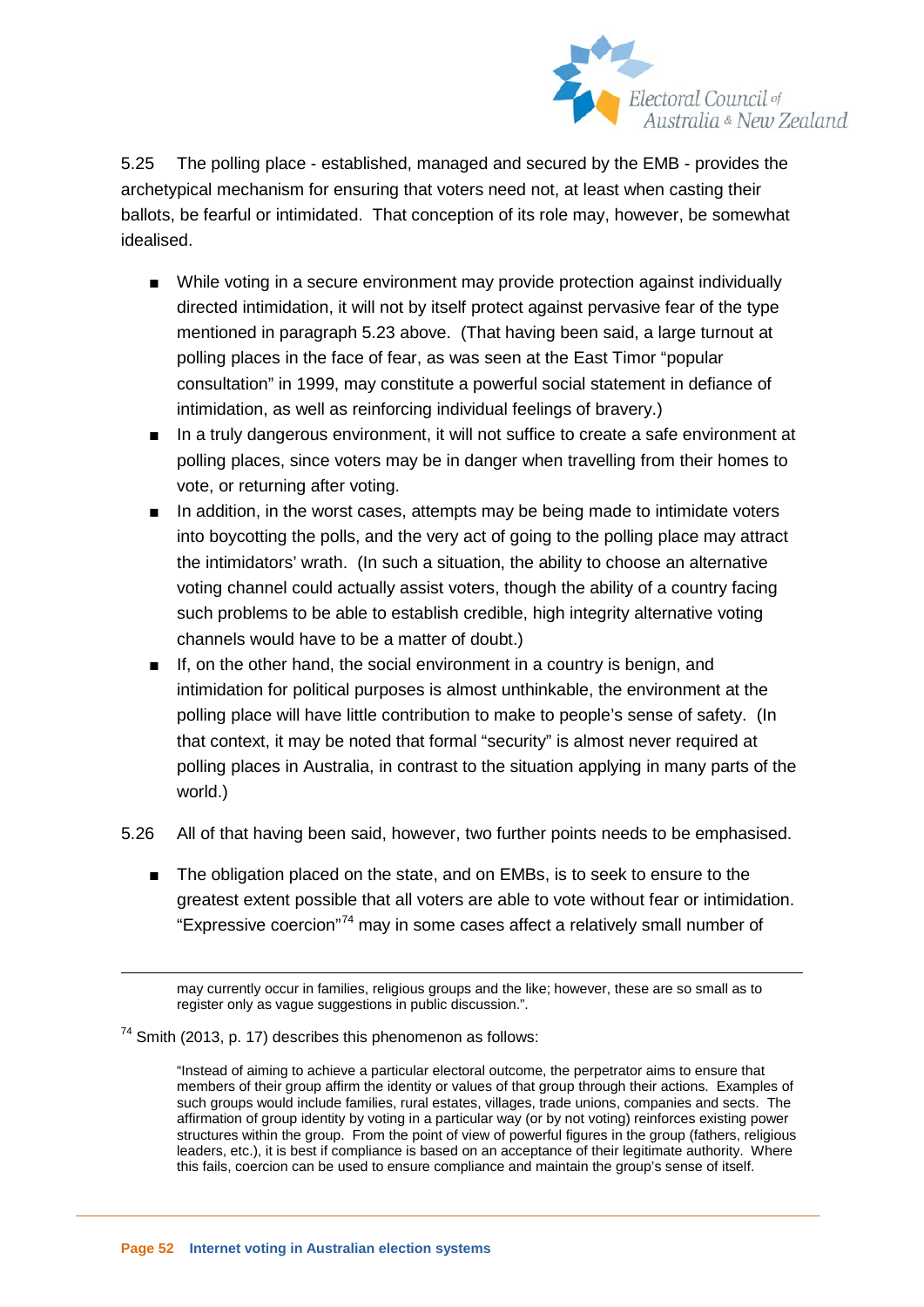5.25 The polling place - established, managed and secured by the EMB - provides the archetypical mechanism for ensuring that voters need not, at least when casting their ballots, be fearful or intimidated. That conception of its role may, however, be somewhat idealised.

- While voting in a secure environment may provide protection against individually directed intimidation, it will not by itself protect against pervasive fear of the type mentioned in paragraph 5.23 above. (That having been said, a large turnout at polling places in the face of fear, as was seen at the East Timor "popular consultation" in 1999, may constitute a powerful social statement in defiance of intimidation, as well as reinforcing individual feelings of bravery.)
- In a truly dangerous environment, it will not suffice to create a safe environment at polling places, since voters may be in danger when travelling from their homes to vote, or returning after voting.
- In addition, in the worst cases, attempts may be being made to intimidate voters into boycotting the polls, and the very act of going to the polling place may attract the intimidators' wrath. (In such a situation, the ability to choose an alternative voting channel could actually assist voters, though the ability of a country facing such problems to be able to establish credible, high integrity alternative voting channels would have to be a matter of doubt.)
- If, on the other hand, the social environment in a country is benign, and intimidation for political purposes is almost unthinkable, the environment at the polling place will have little contribution to make to people's sense of safety. (In that context, it may be noted that formal "security" is almost never required at polling places in Australia, in contrast to the situation applying in many parts of the world.)

5.26 All of that having been said, however, two further points needs to be emphasised.

- The obligation placed on the state, and on EMBs, is to seek to ensure to the greatest extent possible that all voters are able to vote without fear or intimidation. "Expressive coercion"[74] may in some cases affect a relatively small number of

---

may currently occur in families, religious groups and the like; however, these are so small as to register only as vague suggestions in public discussion.".

[74] Smith (2013, p. 17) describes this phenomenon as follows:

> "Instead of aiming to achieve a particular electoral outcome, the perpetrator aims to ensure that members of their group affirm the identity or values of that group through their actions. Examples of such groups would include families, rural estates, villages, trade unions, companies and sects. The affirmation of group identity by voting in a particular way (or by not voting) reinforces existing power structures within the group. From the point of view of powerful figures in the group (fathers, religious leaders, etc.), it is best if compliance is based on an acceptance of their legitimate authority. Where this fails, coercion can be used to ensure compliance and maintain the group's sense of itself.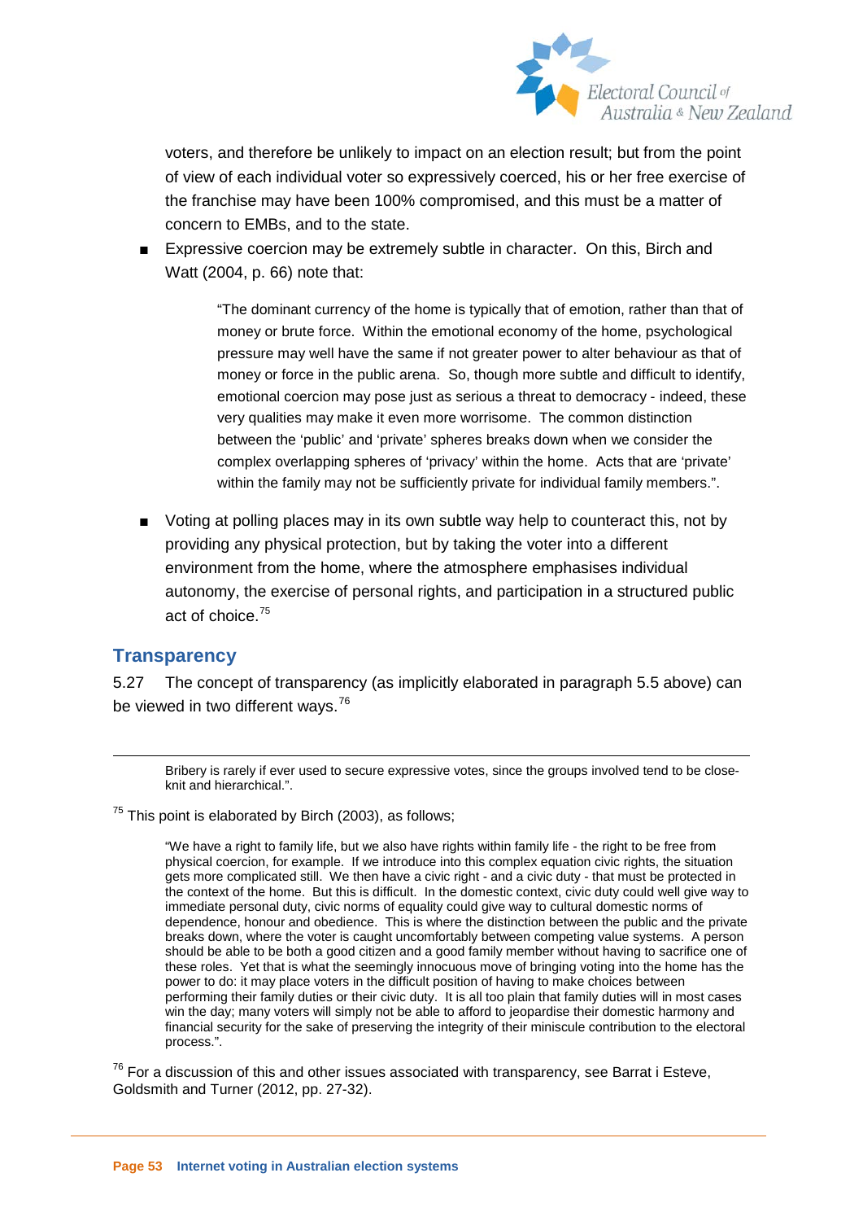voters, and therefore be unlikely to impact on an election result; but from the point of view of each individual voter so expressively coerced, his or her free exercise of the franchise may have been 100% compromised, and this must be a matter of concern to EMBs, and to the state.

- Expressive coercion may be extremely subtle in character. On this, Birch and Watt (2004, p. 66) note that:

  > "The dominant currency of the home is typically that of emotion, rather than that of money or brute force. Within the emotional economy of the home, psychological pressure may well have the same if not greater power to alter behaviour as that of money or force in the public arena. So, though more subtle and difficult to identify, emotional coercion may pose just as serious a threat to democracy - indeed, these very qualities may make it even more worrisome. The common distinction between the 'public' and 'private' spheres breaks down when we consider the complex overlapping spheres of 'privacy' within the home. Acts that are 'private' within the family may not be sufficiently private for individual family members.".

- Voting at polling places may in its own subtle way help to counteract this, not by providing any physical protection, but by taking the voter into a different environment from the home, where the atmosphere emphasises individual autonomy, the exercise of personal rights, and participation in a structured public act of choice.[75]

## Transparency

5.27 The concept of transparency (as implicitly elaborated in paragraph 5.5 above) can be viewed in two different ways.[76]

---

Bribery is rarely if ever used to secure expressive votes, since the groups involved tend to be close-knit and hierarchical.".

[75] This point is elaborated by Birch (2003), as follows;

> "We have a right to family life, but we also have rights within family life - the right to be free from physical coercion, for example. If we introduce into this complex equation civic rights, the situation gets more complicated still. We then have a civic right - and a civic duty - that must be protected in the context of the home. But this is difficult. In the domestic context, civic duty could well give way to immediate personal duty, civic norms of equality could give way to cultural domestic norms of dependence, honour and obedience. This is where the distinction between the public and the private breaks down, where the voter is caught uncomfortably between competing value systems. A person should be able to be both a good citizen and a good family member without having to sacrifice one of these roles. Yet that is what the seemingly innocuous move of bringing voting into the home has the power to do: it may place voters in the difficult position of having to make choices between performing their family duties or their civic duty. It is all too plain that family duties will in most cases win the day; many voters will simply not be able to afford to jeopardise their domestic harmony and financial security for the sake of preserving the integrity of their miniscule contribution to the electoral process.".

[76] For a discussion of this and other issues associated with transparency, see Barrat i Esteve, Goldsmith and Turner (2012, pp. 27-32).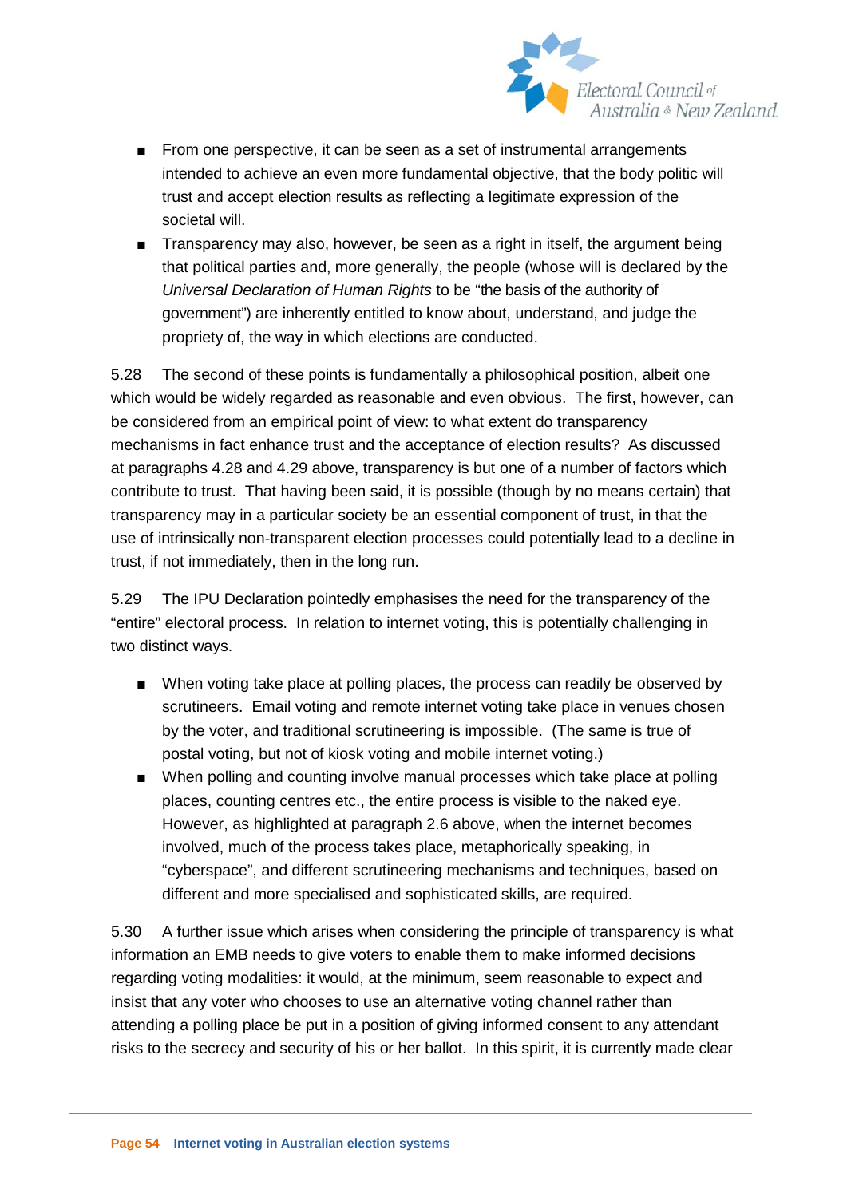- From one perspective, it can be seen as a set of instrumental arrangements intended to achieve an even more fundamental objective, that the body politic will trust and accept election results as reflecting a legitimate expression of the societal will.
- Transparency may also, however, be seen as a right in itself, the argument being that political parties and, more generally, the people (whose will is declared by the *Universal Declaration of Human Rights* to be "the basis of the authority of government") are inherently entitled to know about, understand, and judge the propriety of, the way in which elections are conducted.

5.28 The second of these points is fundamentally a philosophical position, albeit one which would be widely regarded as reasonable and even obvious. The first, however, can be considered from an empirical point of view: to what extent do transparency mechanisms in fact enhance trust and the acceptance of election results? As discussed at paragraphs 4.28 and 4.29 above, transparency is but one of a number of factors which contribute to trust. That having been said, it is possible (though by no means certain) that transparency may in a particular society be an essential component of trust, in that the use of intrinsically non-transparent election processes could potentially lead to a decline in trust, if not immediately, then in the long run.

5.29 The IPU Declaration pointedly emphasises the need for the transparency of the "entire" electoral process. In relation to internet voting, this is potentially challenging in two distinct ways.

- When voting take place at polling places, the process can readily be observed by scrutineers. Email voting and remote internet voting take place in venues chosen by the voter, and traditional scrutineering is impossible. (The same is true of postal voting, but not of kiosk voting and mobile internet voting.)
- When polling and counting involve manual processes which take place at polling places, counting centres etc., the entire process is visible to the naked eye. However, as highlighted at paragraph 2.6 above, when the internet becomes involved, much of the process takes place, metaphorically speaking, in "cyberspace", and different scrutineering mechanisms and techniques, based on different and more specialised and sophisticated skills, are required.

5.30 A further issue which arises when considering the principle of transparency is what information an EMB needs to give voters to enable them to make informed decisions regarding voting modalities: it would, at the minimum, seem reasonable to expect and insist that any voter who chooses to use an alternative voting channel rather than attending a polling place be put in a position of giving informed consent to any attendant risks to the secrecy and security of his or her ballot. In this spirit, it is currently made clear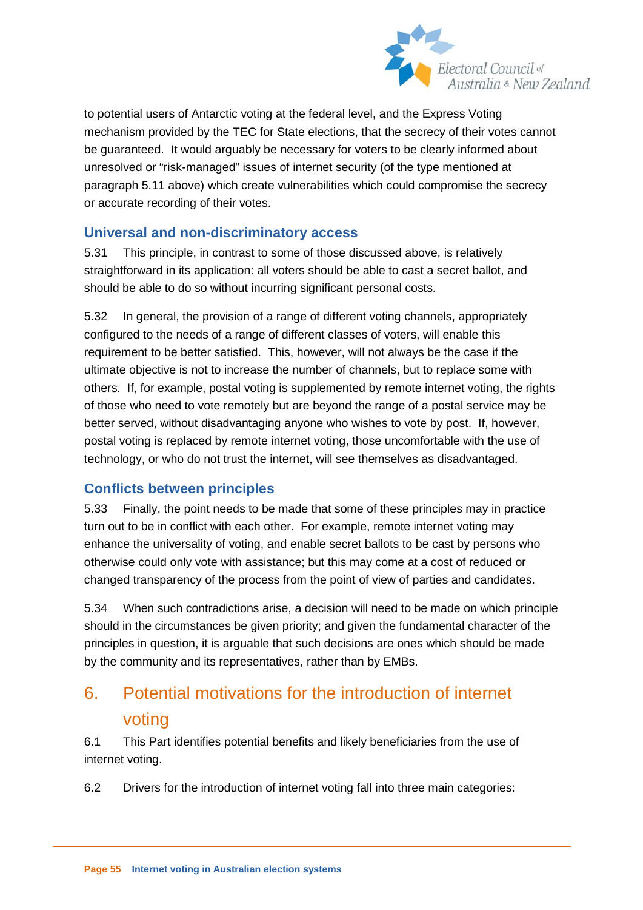to potential users of Antarctic voting at the federal level, and the Express Voting mechanism provided by the TEC for State elections, that the secrecy of their votes cannot be guaranteed. It would arguably be necessary for voters to be clearly informed about unresolved or "risk-managed" issues of internet security (of the type mentioned at paragraph 5.11 above) which create vulnerabilities which could compromise the secrecy or accurate recording of their votes.

### Universal and non-discriminatory access

5.31 This principle, in contrast to some of those discussed above, is relatively straightforward in its application: all voters should be able to cast a secret ballot, and should be able to do so without incurring significant personal costs.

5.32 In general, the provision of a range of different voting channels, appropriately configured to the needs of a range of different classes of voters, will enable this requirement to be better satisfied. This, however, will not always be the case if the ultimate objective is not to increase the number of channels, but to replace some with others. If, for example, postal voting is supplemented by remote internet voting, the rights of those who need to vote remotely but are beyond the range of a postal service may be better served, without disadvantaging anyone who wishes to vote by post. If, however, postal voting is replaced by remote internet voting, those uncomfortable with the use of technology, or who do not trust the internet, will see themselves as disadvantaged.

### Conflicts between principles

5.33 Finally, the point needs to be made that some of these principles may in practice turn out to be in conflict with each other. For example, remote internet voting may enhance the universality of voting, and enable secret ballots to be cast by persons who otherwise could only vote with assistance; but this may come at a cost of reduced or changed transparency of the process from the point of view of parties and candidates.

5.34 When such contradictions arise, a decision will need to be made on which principle should in the circumstances be given priority; and given the fundamental character of the principles in question, it is arguable that such decisions are ones which should be made by the community and its representatives, rather than by EMBs.

## 6. Potential motivations for the introduction of internet voting

6.1 This Part identifies potential benefits and likely beneficiaries from the use of internet voting.

6.2 Drivers for the introduction of internet voting fall into three main categories: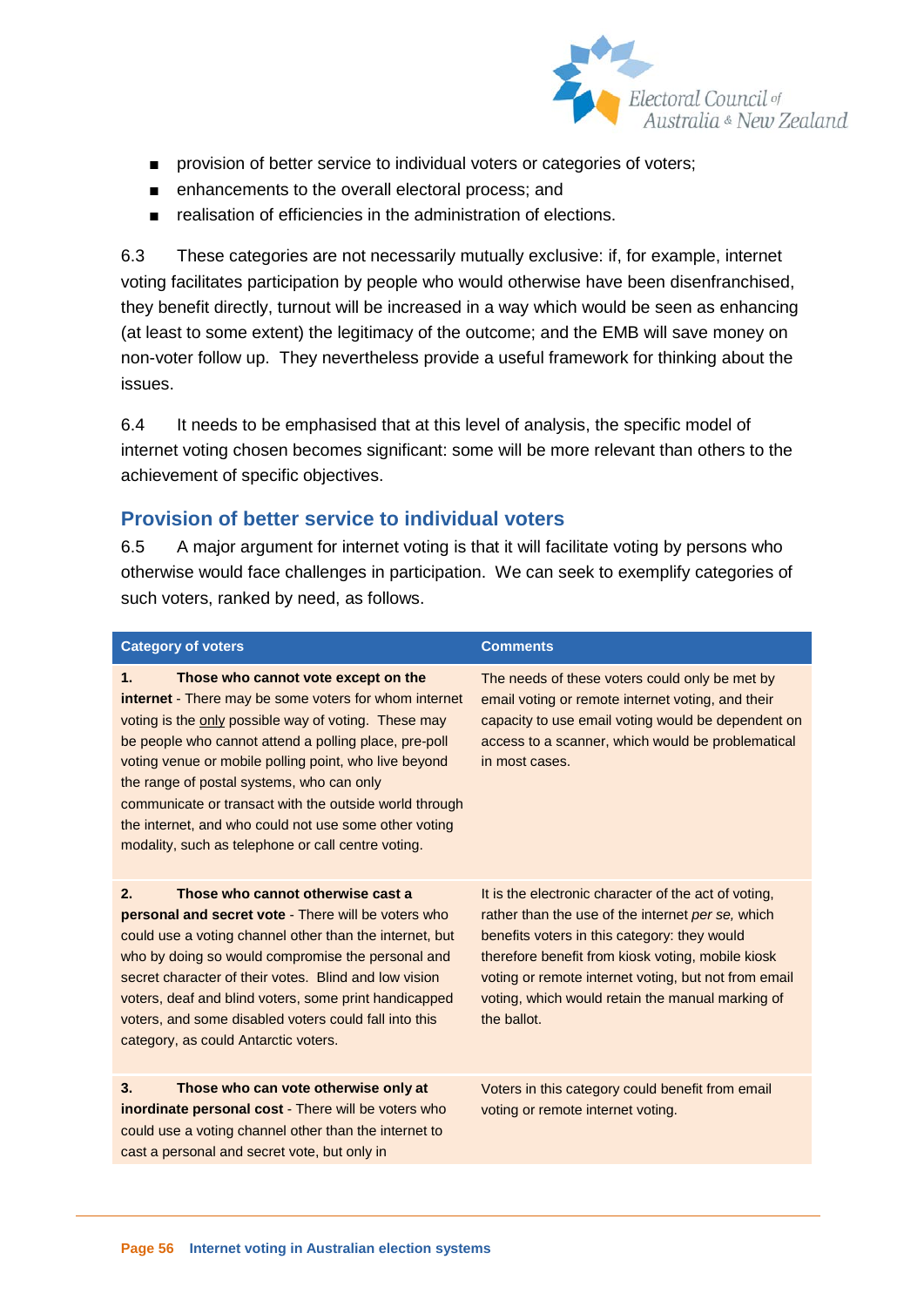- provision of better service to individual voters or categories of voters;
- enhancements to the overall electoral process; and
- realisation of efficiencies in the administration of elections.

6.3 These categories are not necessarily mutually exclusive: if, for example, internet voting facilitates participation by people who would otherwise have been disenfranchised, they benefit directly, turnout will be increased in a way which would be seen as enhancing (at least to some extent) the legitimacy of the outcome; and the EMB will save money on non-voter follow up. They nevertheless provide a useful framework for thinking about the issues.

6.4 It needs to be emphasised that at this level of analysis, the specific model of internet voting chosen becomes significant: some will be more relevant than others to the achievement of specific objectives.

## Provision of better service to individual voters

6.5 A major argument for internet voting is that it will facilitate voting by persons who otherwise would face challenges in participation. We can seek to exemplify categories of such voters, ranked by need, as follows.

| Category of voters | Comments |
|---|---|
| **1. Those who cannot vote except on the internet** - There may be some voters for whom internet voting is the only possible way of voting. These may be people who cannot attend a polling place, pre-poll voting venue or mobile polling point, who live beyond the range of postal systems, who can only communicate or transact with the outside world through the internet, and who could not use some other voting modality, such as telephone or call centre voting. | The needs of these voters could only be met by email voting or remote internet voting, and their capacity to use email voting would be dependent on access to a scanner, which would be problematical in most cases. |
| **2. Those who cannot otherwise cast a personal and secret vote** - There will be voters who could use a voting channel other than the internet, but who by doing so would compromise the personal and secret character of their votes. Blind and low vision voters, deaf and blind voters, some print handicapped voters, and some disabled voters could fall into this category, as could Antarctic voters. | It is the electronic character of the act of voting, rather than the use of the internet *per se,* which benefits voters in this category: they would therefore benefit from kiosk voting, mobile kiosk voting or remote internet voting, but not from email voting, which would retain the manual marking of the ballot. |
| **3. Those who can vote otherwise only at inordinate personal cost** - There will be voters who could use a voting channel other than the internet to cast a personal and secret vote, but only in | Voters in this category could benefit from email voting or remote internet voting. |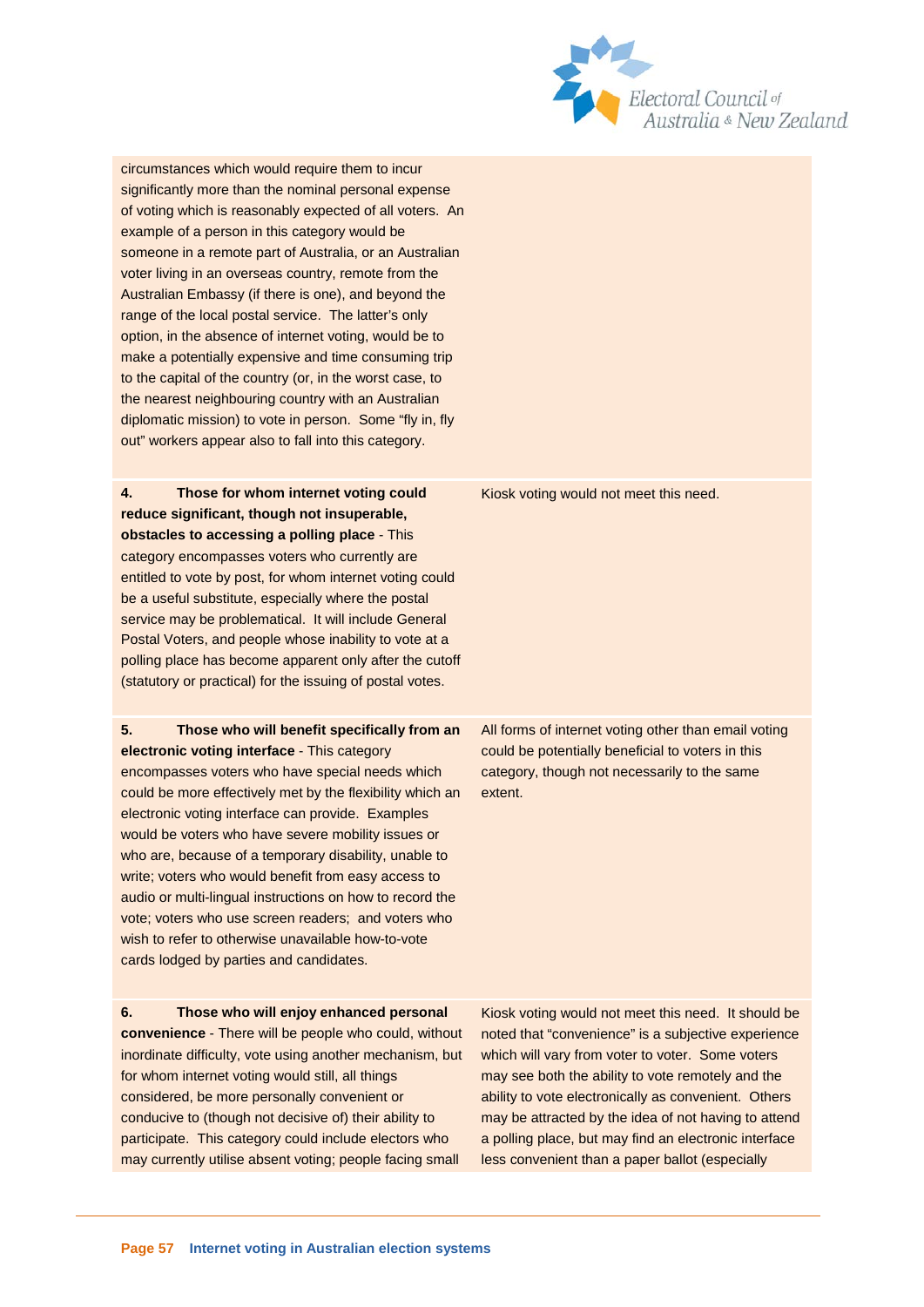| | |
|---|---|
| circumstances which would require them to incur significantly more than the nominal personal expense of voting which is reasonably expected of all voters. An example of a person in this category would be someone in a remote part of Australia, or an Australian voter living in an overseas country, remote from the Australian Embassy (if there is one), and beyond the range of the local postal service. The latter's only option, in the absence of internet voting, would be to make a potentially expensive and time consuming trip to the capital of the country (or, in the worst case, to the nearest neighbouring country with an Australian diplomatic mission) to vote in person. Some "fly in, fly out" workers appear also to fall into this category. | |
| **4. Those for whom internet voting could reduce significant, though not insuperable, obstacles to accessing a polling place** - This category encompasses voters who currently are entitled to vote by post, for whom internet voting could be a useful substitute, especially where the postal service may be problematical. It will include General Postal Voters, and people whose inability to vote at a polling place has become apparent only after the cutoff (statutory or practical) for the issuing of postal votes. | Kiosk voting would not meet this need. |
| **5. Those who will benefit specifically from an electronic voting interface** - This category encompasses voters who have special needs which could be more effectively met by the flexibility which an electronic voting interface can provide. Examples would be voters who have severe mobility issues or who are, because of a temporary disability, unable to write; voters who would benefit from easy access to audio or multi-lingual instructions on how to record the vote; voters who use screen readers; and voters who wish to refer to otherwise unavailable how-to-vote cards lodged by parties and candidates. | All forms of internet voting other than email voting could be potentially beneficial to voters in this category, though not necessarily to the same extent. |
| **6. Those who will enjoy enhanced personal convenience** - There will be people who could, without inordinate difficulty, vote using another mechanism, but for whom internet voting would still, all things considered, be more personally convenient or conducive to (though not decisive of) their ability to participate. This category could include electors who may currently utilise absent voting; people facing small | Kiosk voting would not meet this need. It should be noted that "convenience" is a subjective experience which will vary from voter to voter. Some voters may see both the ability to vote remotely and the ability to vote electronically as convenient. Others may be attracted by the idea of not having to attend a polling place, but may find an electronic interface less convenient than a paper ballot (especially |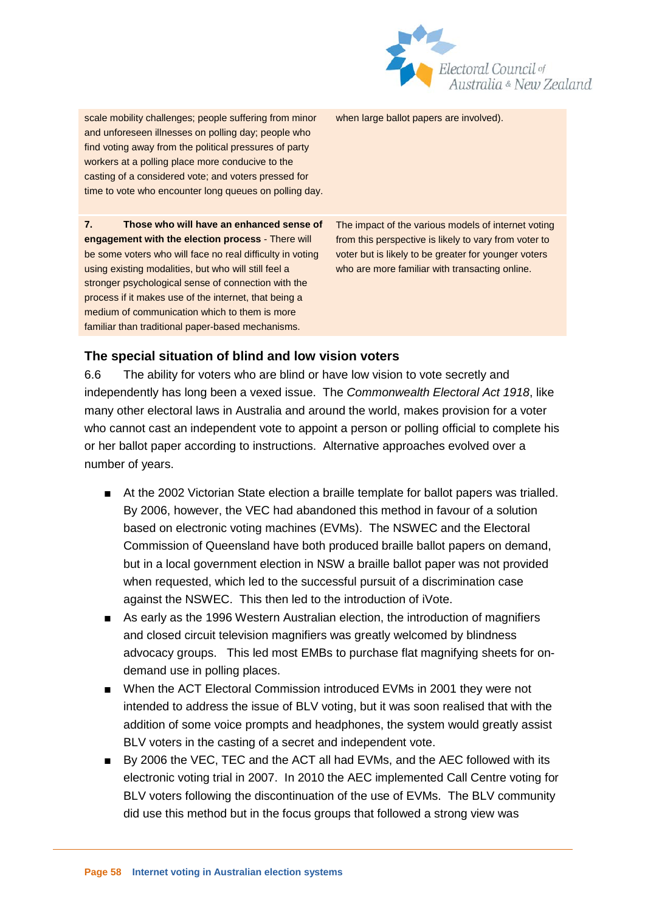| | |
|---|---|
| scale mobility challenges; people suffering from minor and unforeseen illnesses on polling day; people who find voting away from the political pressures of party workers at a polling place more conducive to the casting of a considered vote; and voters pressed for time to vote who encounter long queues on polling day. | when large ballot papers are involved). |
| **7. Those who will have an enhanced sense of engagement with the election process** - There will be some voters who will face no real difficulty in voting using existing modalities, but who will still feel a stronger psychological sense of connection with the process if it makes use of the internet, that being a medium of communication which to them is more familiar than traditional paper-based mechanisms. | The impact of the various models of internet voting from this perspective is likely to vary from voter to voter but is likely to be greater for younger voters who are more familiar with transacting online. |

## The special situation of blind and low vision voters

6.6 The ability for voters who are blind or have low vision to vote secretly and independently has long been a vexed issue. The *Commonwealth Electoral Act 1918*, like many other electoral laws in Australia and around the world, makes provision for a voter who cannot cast an independent vote to appoint a person or polling official to complete his or her ballot paper according to instructions. Alternative approaches evolved over a number of years.

- At the 2002 Victorian State election a braille template for ballot papers was trialled. By 2006, however, the VEC had abandoned this method in favour of a solution based on electronic voting machines (EVMs). The NSWEC and the Electoral Commission of Queensland have both produced braille ballot papers on demand, but in a local government election in NSW a braille ballot paper was not provided when requested, which led to the successful pursuit of a discrimination case against the NSWEC. This then led to the introduction of iVote.
- As early as the 1996 Western Australian election, the introduction of magnifiers and closed circuit television magnifiers was greatly welcomed by blindness advocacy groups. This led most EMBs to purchase flat magnifying sheets for on-demand use in polling places.
- When the ACT Electoral Commission introduced EVMs in 2001 they were not intended to address the issue of BLV voting, but it was soon realised that with the addition of some voice prompts and headphones, the system would greatly assist BLV voters in the casting of a secret and independent vote.
- By 2006 the VEC, TEC and the ACT all had EVMs, and the AEC followed with its electronic voting trial in 2007. In 2010 the AEC implemented Call Centre voting for BLV voters following the discontinuation of the use of EVMs. The BLV community did use this method but in the focus groups that followed a strong view was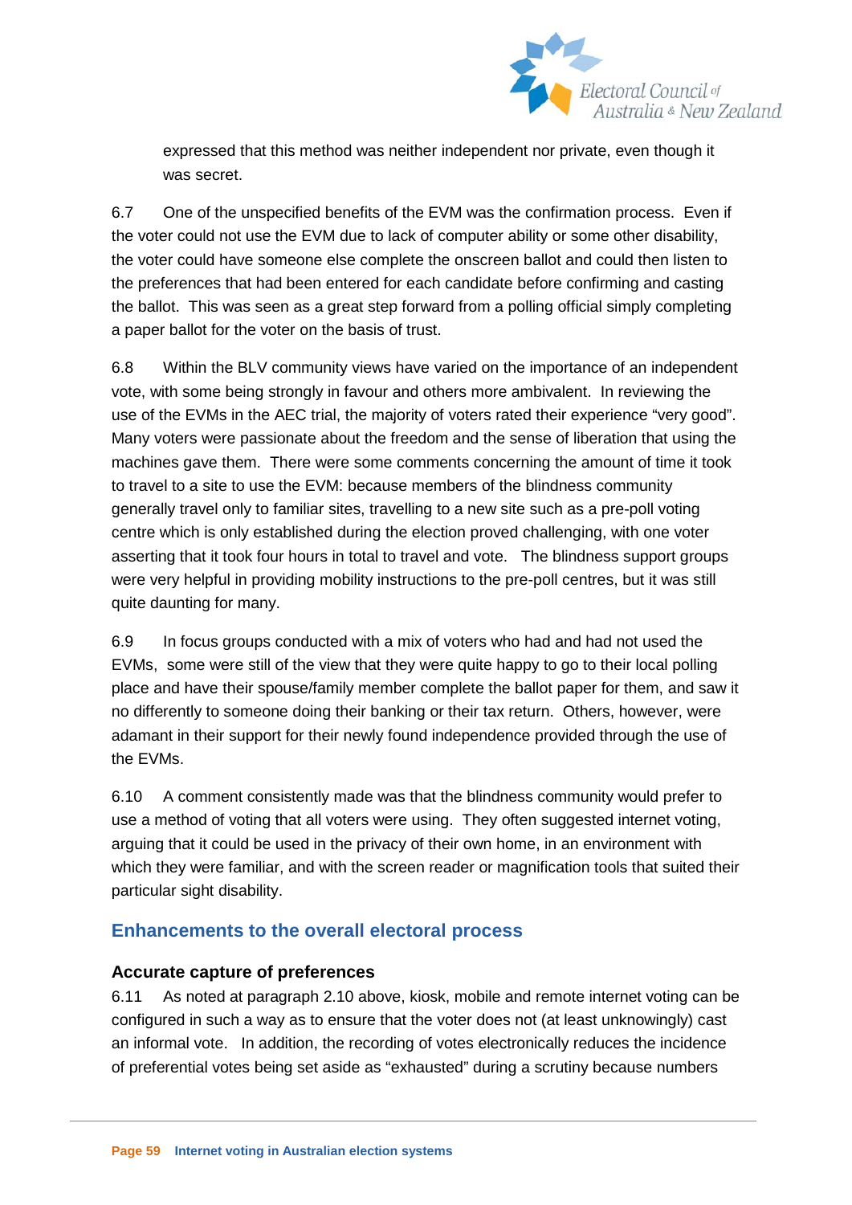expressed that this method was neither independent nor private, even though it was secret.

6.7 One of the unspecified benefits of the EVM was the confirmation process. Even if the voter could not use the EVM due to lack of computer ability or some other disability, the voter could have someone else complete the onscreen ballot and could then listen to the preferences that had been entered for each candidate before confirming and casting the ballot. This was seen as a great step forward from a polling official simply completing a paper ballot for the voter on the basis of trust.

6.8 Within the BLV community views have varied on the importance of an independent vote, with some being strongly in favour and others more ambivalent. In reviewing the use of the EVMs in the AEC trial, the majority of voters rated their experience "very good". Many voters were passionate about the freedom and the sense of liberation that using the machines gave them. There were some comments concerning the amount of time it took to travel to a site to use the EVM: because members of the blindness community generally travel only to familiar sites, travelling to a new site such as a pre-poll voting centre which is only established during the election proved challenging, with one voter asserting that it took four hours in total to travel and vote. The blindness support groups were very helpful in providing mobility instructions to the pre-poll centres, but it was still quite daunting for many.

6.9 In focus groups conducted with a mix of voters who had and had not used the EVMs, some were still of the view that they were quite happy to go to their local polling place and have their spouse/family member complete the ballot paper for them, and saw it no differently to someone doing their banking or their tax return. Others, however, were adamant in their support for their newly found independence provided through the use of the EVMs.

6.10 A comment consistently made was that the blindness community would prefer to use a method of voting that all voters were using. They often suggested internet voting, arguing that it could be used in the privacy of their own home, in an environment with which they were familiar, and with the screen reader or magnification tools that suited their particular sight disability.

## Enhancements to the overall electoral process

### Accurate capture of preferences

6.11 As noted at paragraph 2.10 above, kiosk, mobile and remote internet voting can be configured in such a way as to ensure that the voter does not (at least unknowingly) cast an informal vote. In addition, the recording of votes electronically reduces the incidence of preferential votes being set aside as "exhausted" during a scrutiny because numbers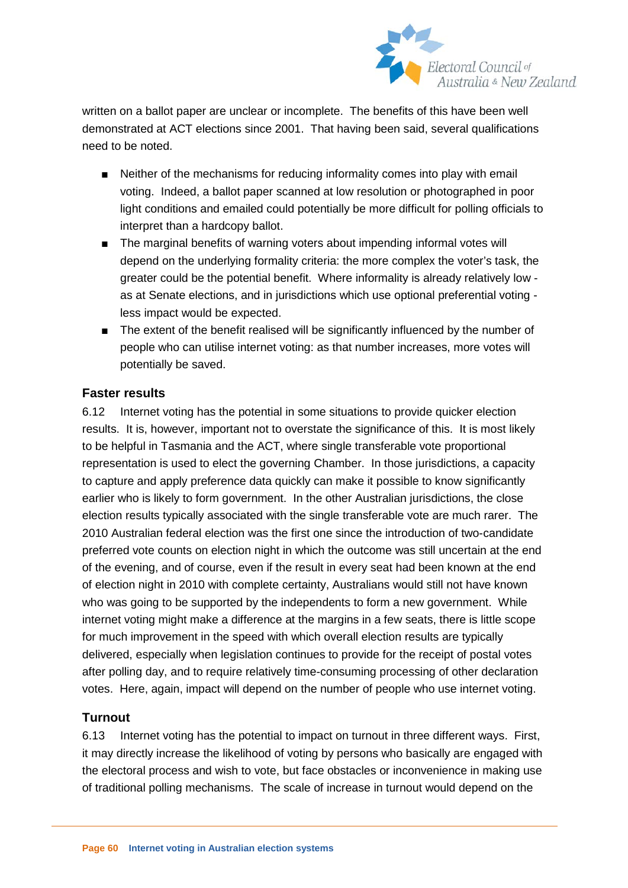written on a ballot paper are unclear or incomplete. The benefits of this have been well demonstrated at ACT elections since 2001. That having been said, several qualifications need to be noted.

- Neither of the mechanisms for reducing informality comes into play with email voting. Indeed, a ballot paper scanned at low resolution or photographed in poor light conditions and emailed could potentially be more difficult for polling officials to interpret than a hardcopy ballot.
- The marginal benefits of warning voters about impending informal votes will depend on the underlying formality criteria: the more complex the voter's task, the greater could be the potential benefit. Where informality is already relatively low - as at Senate elections, and in jurisdictions which use optional preferential voting - less impact would be expected.
- The extent of the benefit realised will be significantly influenced by the number of people who can utilise internet voting: as that number increases, more votes will potentially be saved.

### Faster results

6.12 Internet voting has the potential in some situations to provide quicker election results. It is, however, important not to overstate the significance of this. It is most likely to be helpful in Tasmania and the ACT, where single transferable vote proportional representation is used to elect the governing Chamber. In those jurisdictions, a capacity to capture and apply preference data quickly can make it possible to know significantly earlier who is likely to form government. In the other Australian jurisdictions, the close election results typically associated with the single transferable vote are much rarer. The 2010 Australian federal election was the first one since the introduction of two-candidate preferred vote counts on election night in which the outcome was still uncertain at the end of the evening, and of course, even if the result in every seat had been known at the end of election night in 2010 with complete certainty, Australians would still not have known who was going to be supported by the independents to form a new government. While internet voting might make a difference at the margins in a few seats, there is little scope for much improvement in the speed with which overall election results are typically delivered, especially when legislation continues to provide for the receipt of postal votes after polling day, and to require relatively time-consuming processing of other declaration votes. Here, again, impact will depend on the number of people who use internet voting.

### Turnout

6.13 Internet voting has the potential to impact on turnout in three different ways. First, it may directly increase the likelihood of voting by persons who basically are engaged with the electoral process and wish to vote, but face obstacles or inconvenience in making use of traditional polling mechanisms. The scale of increase in turnout would depend on the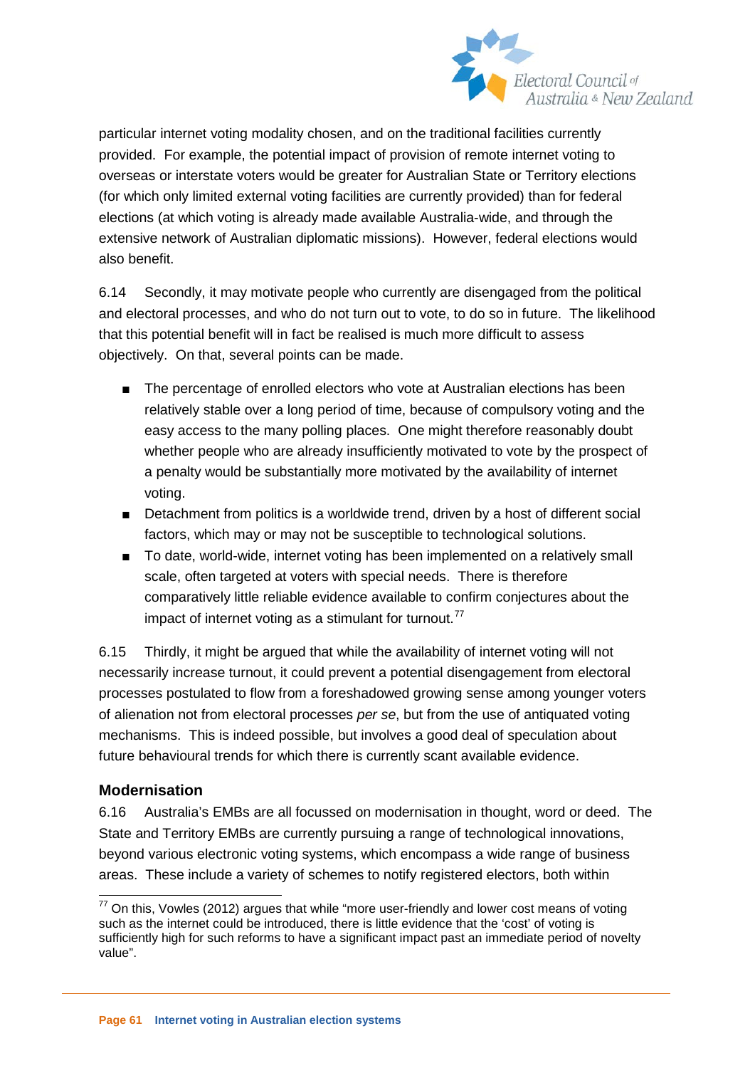particular internet voting modality chosen, and on the traditional facilities currently provided. For example, the potential impact of provision of remote internet voting to overseas or interstate voters would be greater for Australian State or Territory elections (for which only limited external voting facilities are currently provided) than for federal elections (at which voting is already made available Australia-wide, and through the extensive network of Australian diplomatic missions). However, federal elections would also benefit.

6.14 Secondly, it may motivate people who currently are disengaged from the political and electoral processes, and who do not turn out to vote, to do so in future. The likelihood that this potential benefit will in fact be realised is much more difficult to assess objectively. On that, several points can be made.

- The percentage of enrolled electors who vote at Australian elections has been relatively stable over a long period of time, because of compulsory voting and the easy access to the many polling places. One might therefore reasonably doubt whether people who are already insufficiently motivated to vote by the prospect of a penalty would be substantially more motivated by the availability of internet voting.
- Detachment from politics is a worldwide trend, driven by a host of different social factors, which may or may not be susceptible to technological solutions.
- To date, world-wide, internet voting has been implemented on a relatively small scale, often targeted at voters with special needs. There is therefore comparatively little reliable evidence available to confirm conjectures about the impact of internet voting as a stimulant for turnout.[77]

6.15 Thirdly, it might be argued that while the availability of internet voting will not necessarily increase turnout, it could prevent a potential disengagement from electoral processes postulated to flow from a foreshadowed growing sense among younger voters of alienation not from electoral processes *per se*, but from the use of antiquated voting mechanisms. This is indeed possible, but involves a good deal of speculation about future behavioural trends for which there is currently scant available evidence.

### Modernisation

6.16 Australia's EMBs are all focussed on modernisation in thought, word or deed. The State and Territory EMBs are currently pursuing a range of technological innovations, beyond various electronic voting systems, which encompass a wide range of business areas. These include a variety of schemes to notify registered electors, both within

[77] On this, Vowles (2012) argues that while "more user-friendly and lower cost means of voting such as the internet could be introduced, there is little evidence that the 'cost' of voting is sufficiently high for such reforms to have a significant impact past an immediate period of novelty value".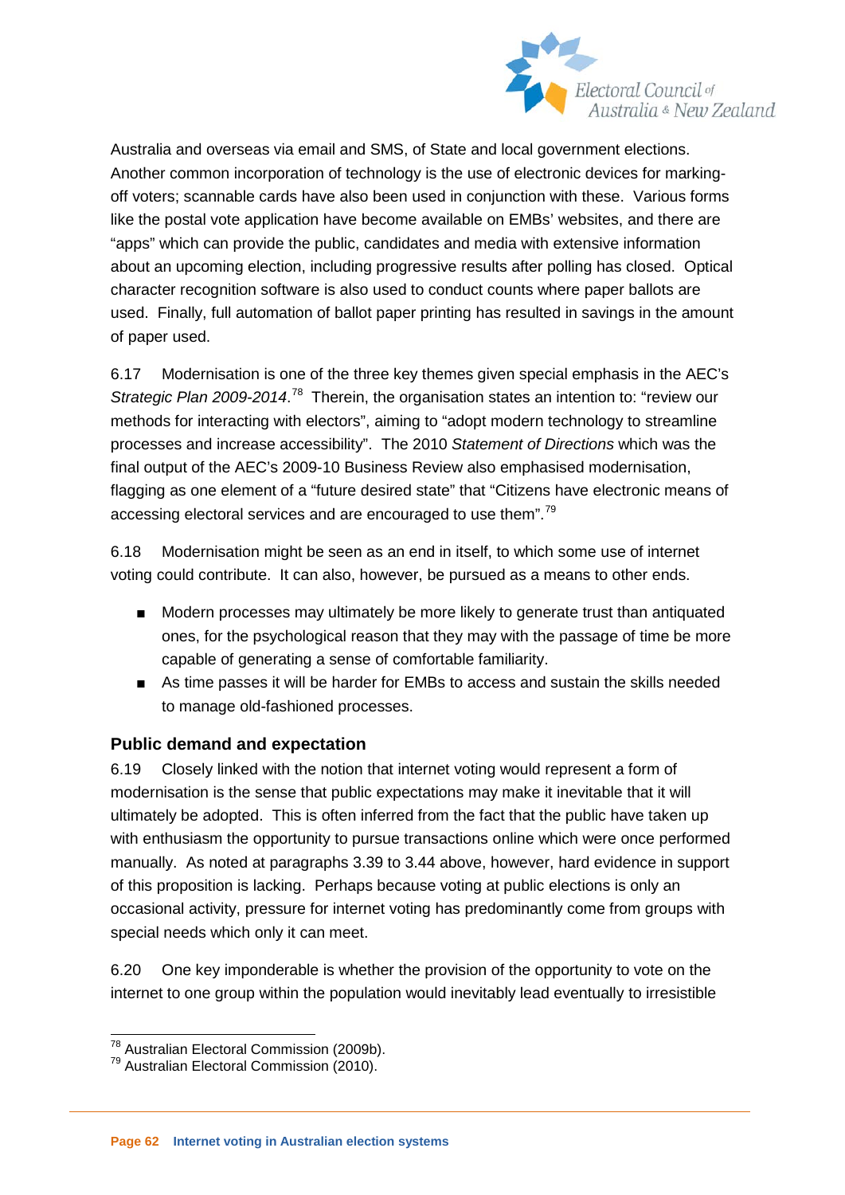Australia and overseas via email and SMS, of State and local government elections. Another common incorporation of technology is the use of electronic devices for marking-off voters; scannable cards have also been used in conjunction with these. Various forms like the postal vote application have become available on EMBs' websites, and there are "apps" which can provide the public, candidates and media with extensive information about an upcoming election, including progressive results after polling has closed. Optical character recognition software is also used to conduct counts where paper ballots are used. Finally, full automation of ballot paper printing has resulted in savings in the amount of paper used.

6.17 Modernisation is one of the three key themes given special emphasis in the AEC's *Strategic Plan 2009-2014*.[78] Therein, the organisation states an intention to: "review our methods for interacting with electors", aiming to "adopt modern technology to streamline processes and increase accessibility". The 2010 *Statement of Directions* which was the final output of the AEC's 2009-10 Business Review also emphasised modernisation, flagging as one element of a "future desired state" that "Citizens have electronic means of accessing electoral services and are encouraged to use them".[79]

6.18 Modernisation might be seen as an end in itself, to which some use of internet voting could contribute. It can also, however, be pursued as a means to other ends.

- Modern processes may ultimately be more likely to generate trust than antiquated ones, for the psychological reason that they may with the passage of time be more capable of generating a sense of comfortable familiarity.
- As time passes it will be harder for EMBs to access and sustain the skills needed to manage old-fashioned processes.

### Public demand and expectation

6.19 Closely linked with the notion that internet voting would represent a form of modernisation is the sense that public expectations may make it inevitable that it will ultimately be adopted. This is often inferred from the fact that the public have taken up with enthusiasm the opportunity to pursue transactions online which were once performed manually. As noted at paragraphs 3.39 to 3.44 above, however, hard evidence in support of this proposition is lacking. Perhaps because voting at public elections is only an occasional activity, pressure for internet voting has predominantly come from groups with special needs which only it can meet.

6.20 One key imponderable is whether the provision of the opportunity to vote on the internet to one group within the population would inevitably lead eventually to irresistible

---

[78] Australian Electoral Commission (2009b).

[79] Australian Electoral Commission (2010).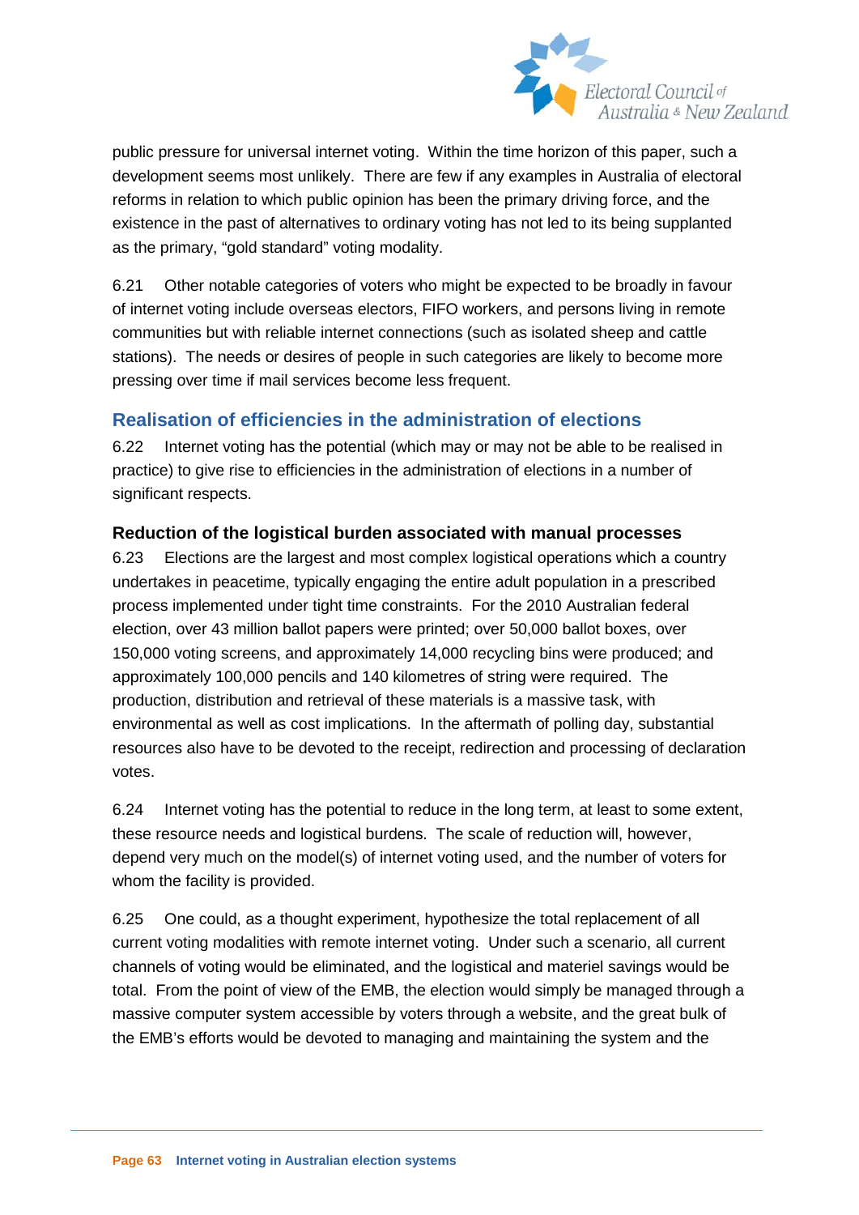public pressure for universal internet voting. Within the time horizon of this paper, such a development seems most unlikely. There are few if any examples in Australia of electoral reforms in relation to which public opinion has been the primary driving force, and the existence in the past of alternatives to ordinary voting has not led to its being supplanted as the primary, "gold standard" voting modality.

6.21 Other notable categories of voters who might be expected to be broadly in favour of internet voting include overseas electors, FIFO workers, and persons living in remote communities but with reliable internet connections (such as isolated sheep and cattle stations). The needs or desires of people in such categories are likely to become more pressing over time if mail services become less frequent.

## Realisation of efficiencies in the administration of elections

6.22 Internet voting has the potential (which may or may not be able to be realised in practice) to give rise to efficiencies in the administration of elections in a number of significant respects.

### Reduction of the logistical burden associated with manual processes

6.23 Elections are the largest and most complex logistical operations which a country undertakes in peacetime, typically engaging the entire adult population in a prescribed process implemented under tight time constraints. For the 2010 Australian federal election, over 43 million ballot papers were printed; over 50,000 ballot boxes, over 150,000 voting screens, and approximately 14,000 recycling bins were produced; and approximately 100,000 pencils and 140 kilometres of string were required. The production, distribution and retrieval of these materials is a massive task, with environmental as well as cost implications. In the aftermath of polling day, substantial resources also have to be devoted to the receipt, redirection and processing of declaration votes.

6.24 Internet voting has the potential to reduce in the long term, at least to some extent, these resource needs and logistical burdens. The scale of reduction will, however, depend very much on the model(s) of internet voting used, and the number of voters for whom the facility is provided.

6.25 One could, as a thought experiment, hypothesize the total replacement of all current voting modalities with remote internet voting. Under such a scenario, all current channels of voting would be eliminated, and the logistical and materiel savings would be total. From the point of view of the EMB, the election would simply be managed through a massive computer system accessible by voters through a website, and the great bulk of the EMB's efforts would be devoted to managing and maintaining the system and the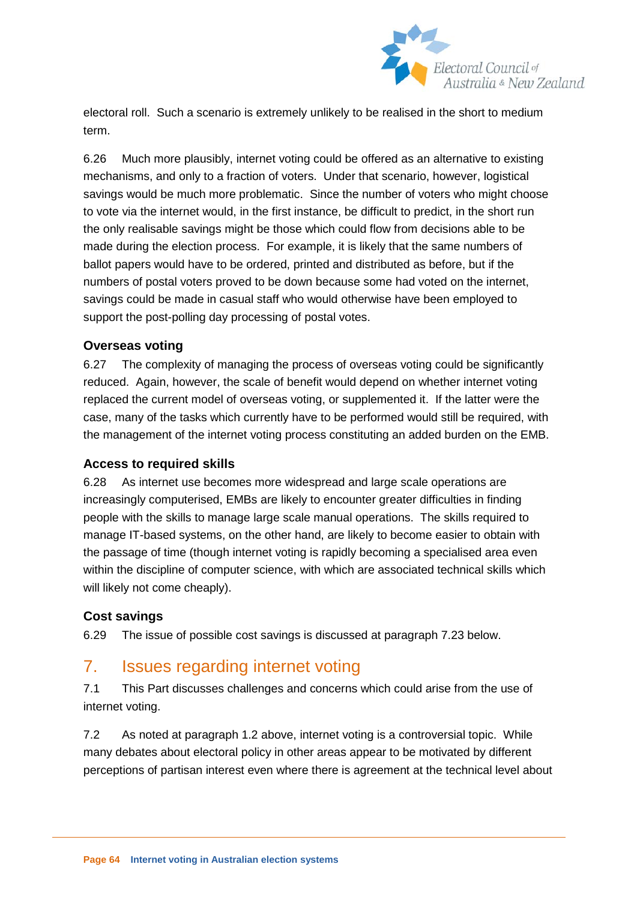electoral roll. Such a scenario is extremely unlikely to be realised in the short to medium term.

6.26 Much more plausibly, internet voting could be offered as an alternative to existing mechanisms, and only to a fraction of voters. Under that scenario, however, logistical savings would be much more problematic. Since the number of voters who might choose to vote via the internet would, in the first instance, be difficult to predict, in the short run the only realisable savings might be those which could flow from decisions able to be made during the election process. For example, it is likely that the same numbers of ballot papers would have to be ordered, printed and distributed as before, but if the numbers of postal voters proved to be down because some had voted on the internet, savings could be made in casual staff who would otherwise have been employed to support the post-polling day processing of postal votes.

### Overseas voting

6.27 The complexity of managing the process of overseas voting could be significantly reduced. Again, however, the scale of benefit would depend on whether internet voting replaced the current model of overseas voting, or supplemented it. If the latter were the case, many of the tasks which currently have to be performed would still be required, with the management of the internet voting process constituting an added burden on the EMB.

### Access to required skills

6.28 As internet use becomes more widespread and large scale operations are increasingly computerised, EMBs are likely to encounter greater difficulties in finding people with the skills to manage large scale manual operations. The skills required to manage IT-based systems, on the other hand, are likely to become easier to obtain with the passage of time (though internet voting is rapidly becoming a specialised area even within the discipline of computer science, with which are associated technical skills which will likely not come cheaply).

### Cost savings

6.29 The issue of possible cost savings is discussed at paragraph 7.23 below.

## 7. Issues regarding internet voting

7.1 This Part discusses challenges and concerns which could arise from the use of internet voting.

7.2 As noted at paragraph 1.2 above, internet voting is a controversial topic. While many debates about electoral policy in other areas appear to be motivated by different perceptions of partisan interest even where there is agreement at the technical level about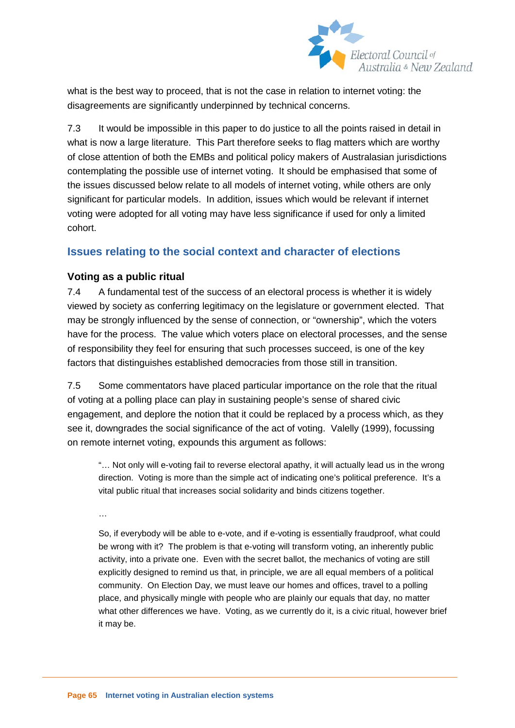what is the best way to proceed, that is not the case in relation to internet voting: the disagreements are significantly underpinned by technical concerns.

7.3 It would be impossible in this paper to do justice to all the points raised in detail in what is now a large literature. This Part therefore seeks to flag matters which are worthy of close attention of both the EMBs and political policy makers of Australasian jurisdictions contemplating the possible use of internet voting. It should be emphasised that some of the issues discussed below relate to all models of internet voting, while others are only significant for particular models. In addition, issues which would be relevant if internet voting were adopted for all voting may have less significance if used for only a limited cohort.

## Issues relating to the social context and character of elections

### Voting as a public ritual

7.4 A fundamental test of the success of an electoral process is whether it is widely viewed by society as conferring legitimacy on the legislature or government elected. That may be strongly influenced by the sense of connection, or "ownership", which the voters have for the process. The value which voters place on electoral processes, and the sense of responsibility they feel for ensuring that such processes succeed, is one of the key factors that distinguishes established democracies from those still in transition.

7.5 Some commentators have placed particular importance on the role that the ritual of voting at a polling place can play in sustaining people's sense of shared civic engagement, and deplore the notion that it could be replaced by a process which, as they see it, downgrades the social significance of the act of voting. Valelly (1999), focussing on remote internet voting, expounds this argument as follows:

> "… Not only will e-voting fail to reverse electoral apathy, it will actually lead us in the wrong direction. Voting is more than the simple act of indicating one's political preference. It's a vital public ritual that increases social solidarity and binds citizens together.
>
> …
>
> So, if everybody will be able to e-vote, and if e-voting is essentially fraudproof, what could be wrong with it? The problem is that e-voting will transform voting, an inherently public activity, into a private one. Even with the secret ballot, the mechanics of voting are still explicitly designed to remind us that, in principle, we are all equal members of a political community. On Election Day, we must leave our homes and offices, travel to a polling place, and physically mingle with people who are plainly our equals that day, no matter what other differences we have. Voting, as we currently do it, is a civic ritual, however brief it may be.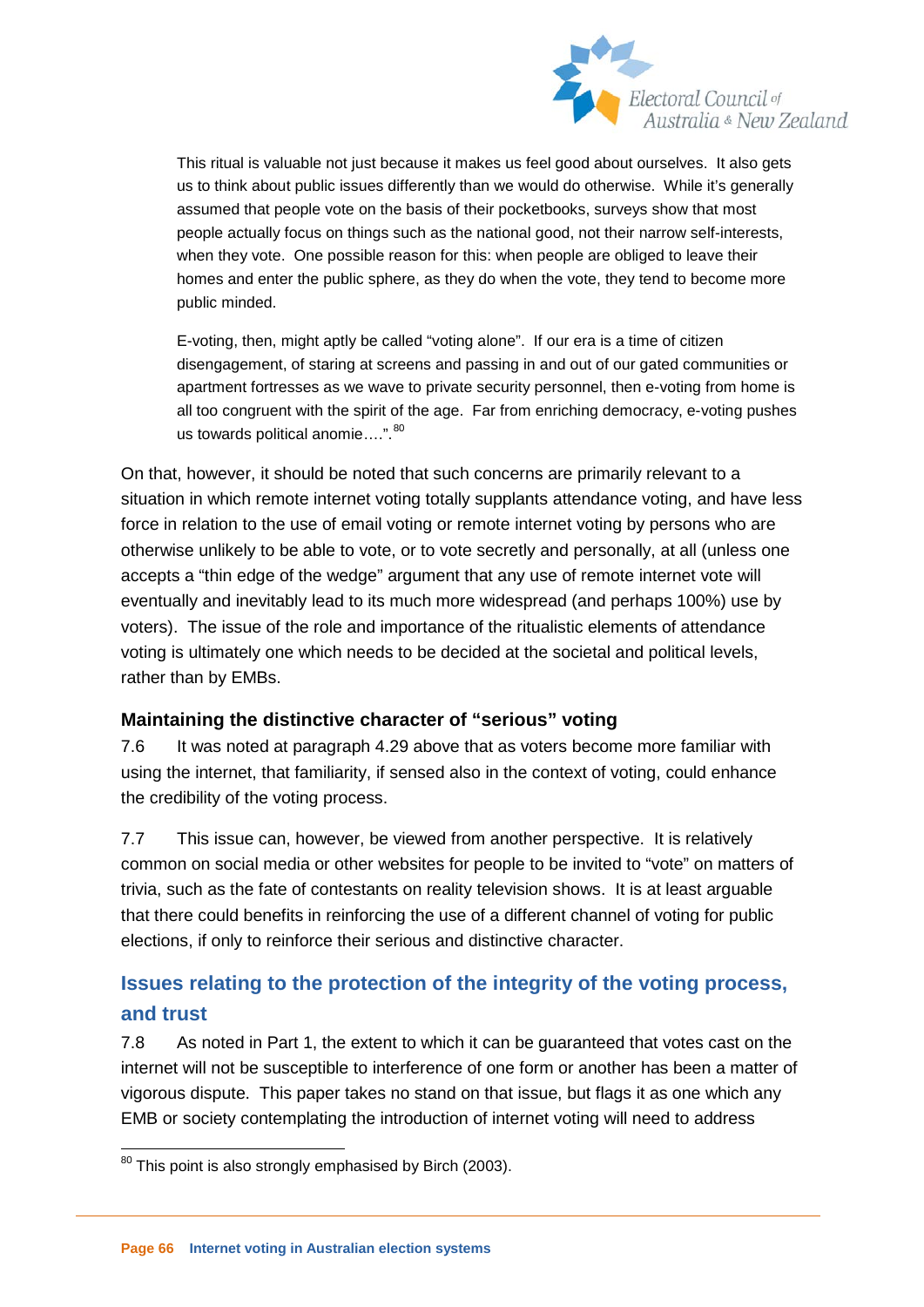> This ritual is valuable not just because it makes us feel good about ourselves. It also gets us to think about public issues differently than we would do otherwise. While it's generally assumed that people vote on the basis of their pocketbooks, surveys show that most people actually focus on things such as the national good, not their narrow self-interests, when they vote. One possible reason for this: when people are obliged to leave their homes and enter the public sphere, as they do when the vote, they tend to become more public minded.
>
> E-voting, then, might aptly be called "voting alone". If our era is a time of citizen disengagement, of staring at screens and passing in and out of our gated communities or apartment fortresses as we wave to private security personnel, then e-voting from home is all too congruent with the spirit of the age. Far from enriching democracy, e-voting pushes us towards political anomie….".[80]

On that, however, it should be noted that such concerns are primarily relevant to a situation in which remote internet voting totally supplants attendance voting, and have less force in relation to the use of email voting or remote internet voting by persons who are otherwise unlikely to be able to vote, or to vote secretly and personally, at all (unless one accepts a "thin edge of the wedge" argument that any use of remote internet vote will eventually and inevitably lead to its much more widespread (and perhaps 100%) use by voters). The issue of the role and importance of the ritualistic elements of attendance voting is ultimately one which needs to be decided at the societal and political levels, rather than by EMBs.

### Maintaining the distinctive character of "serious" voting

7.6 It was noted at paragraph 4.29 above that as voters become more familiar with using the internet, that familiarity, if sensed also in the context of voting, could enhance the credibility of the voting process.

7.7 This issue can, however, be viewed from another perspective. It is relatively common on social media or other websites for people to be invited to "vote" on matters of trivia, such as the fate of contestants on reality television shows. It is at least arguable that there could benefits in reinforcing the use of a different channel of voting for public elections, if only to reinforce their serious and distinctive character.

## Issues relating to the protection of the integrity of the voting process, and trust

7.8 As noted in Part 1, the extent to which it can be guaranteed that votes cast on the internet will not be susceptible to interference of one form or another has been a matter of vigorous dispute. This paper takes no stand on that issue, but flags it as one which any EMB or society contemplating the introduction of internet voting will need to address

[80] This point is also strongly emphasised by Birch (2003).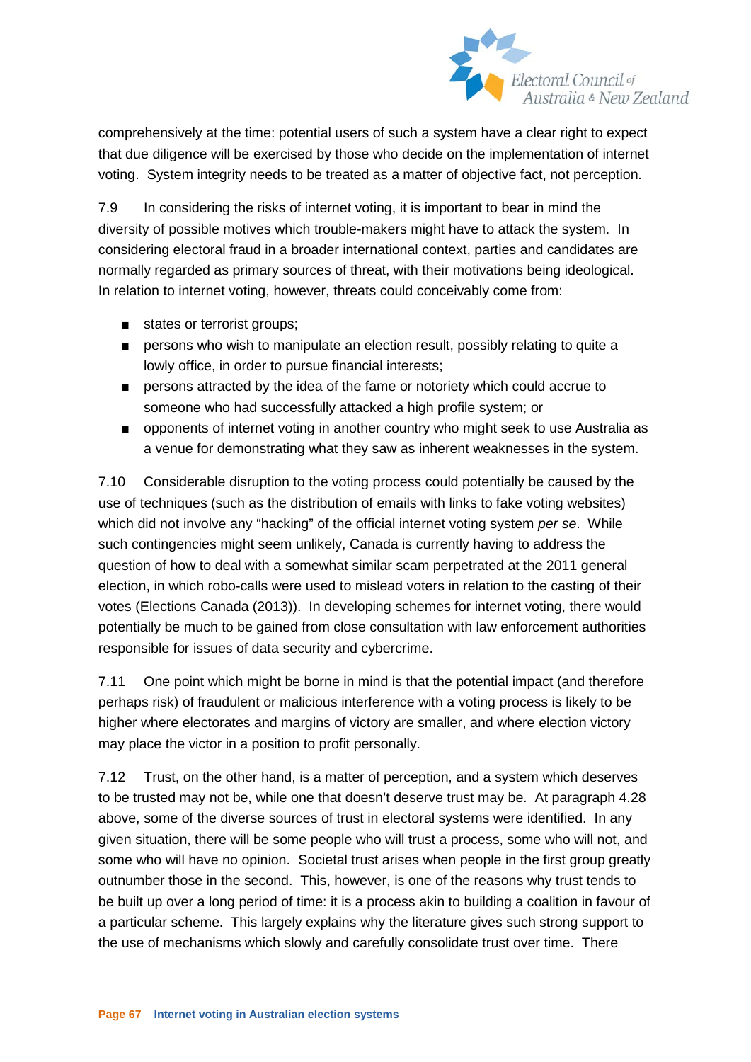comprehensively at the time: potential users of such a system have a clear right to expect that due diligence will be exercised by those who decide on the implementation of internet voting. System integrity needs to be treated as a matter of objective fact, not perception.

7.9 In considering the risks of internet voting, it is important to bear in mind the diversity of possible motives which trouble-makers might have to attack the system. In considering electoral fraud in a broader international context, parties and candidates are normally regarded as primary sources of threat, with their motivations being ideological. In relation to internet voting, however, threats could conceivably come from:

- states or terrorist groups;
- persons who wish to manipulate an election result, possibly relating to quite a lowly office, in order to pursue financial interests;
- persons attracted by the idea of the fame or notoriety which could accrue to someone who had successfully attacked a high profile system; or
- opponents of internet voting in another country who might seek to use Australia as a venue for demonstrating what they saw as inherent weaknesses in the system.

7.10 Considerable disruption to the voting process could potentially be caused by the use of techniques (such as the distribution of emails with links to fake voting websites) which did not involve any "hacking" of the official internet voting system *per se*. While such contingencies might seem unlikely, Canada is currently having to address the question of how to deal with a somewhat similar scam perpetrated at the 2011 general election, in which robo-calls were used to mislead voters in relation to the casting of their votes (Elections Canada (2013)). In developing schemes for internet voting, there would potentially be much to be gained from close consultation with law enforcement authorities responsible for issues of data security and cybercrime.

7.11 One point which might be borne in mind is that the potential impact (and therefore perhaps risk) of fraudulent or malicious interference with a voting process is likely to be higher where electorates and margins of victory are smaller, and where election victory may place the victor in a position to profit personally.

7.12 Trust, on the other hand, is a matter of perception, and a system which deserves to be trusted may not be, while one that doesn't deserve trust may be. At paragraph 4.28 above, some of the diverse sources of trust in electoral systems were identified. In any given situation, there will be some people who will trust a process, some who will not, and some who will have no opinion. Societal trust arises when people in the first group greatly outnumber those in the second. This, however, is one of the reasons why trust tends to be built up over a long period of time: it is a process akin to building a coalition in favour of a particular scheme. This largely explains why the literature gives such strong support to the use of mechanisms which slowly and carefully consolidate trust over time. There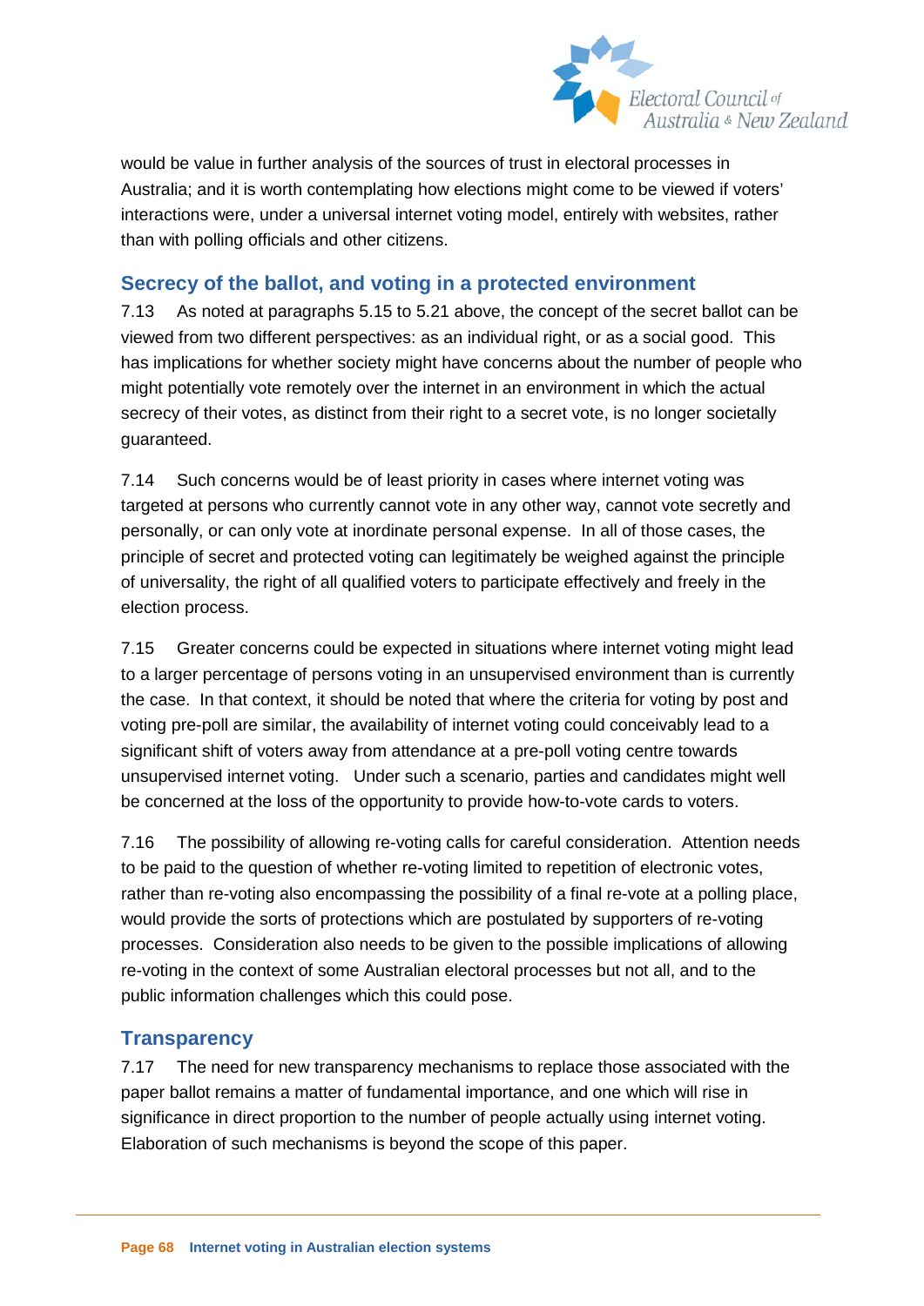would be value in further analysis of the sources of trust in electoral processes in Australia; and it is worth contemplating how elections might come to be viewed if voters' interactions were, under a universal internet voting model, entirely with websites, rather than with polling officials and other citizens.

## Secrecy of the ballot, and voting in a protected environment

7.13 As noted at paragraphs 5.15 to 5.21 above, the concept of the secret ballot can be viewed from two different perspectives: as an individual right, or as a social good. This has implications for whether society might have concerns about the number of people who might potentially vote remotely over the internet in an environment in which the actual secrecy of their votes, as distinct from their right to a secret vote, is no longer societally guaranteed.

7.14 Such concerns would be of least priority in cases where internet voting was targeted at persons who currently cannot vote in any other way, cannot vote secretly and personally, or can only vote at inordinate personal expense. In all of those cases, the principle of secret and protected voting can legitimately be weighed against the principle of universality, the right of all qualified voters to participate effectively and freely in the election process.

7.15 Greater concerns could be expected in situations where internet voting might lead to a larger percentage of persons voting in an unsupervised environment than is currently the case. In that context, it should be noted that where the criteria for voting by post and voting pre-poll are similar, the availability of internet voting could conceivably lead to a significant shift of voters away from attendance at a pre-poll voting centre towards unsupervised internet voting. Under such a scenario, parties and candidates might well be concerned at the loss of the opportunity to provide how-to-vote cards to voters.

7.16 The possibility of allowing re-voting calls for careful consideration. Attention needs to be paid to the question of whether re-voting limited to repetition of electronic votes, rather than re-voting also encompassing the possibility of a final re-vote at a polling place, would provide the sorts of protections which are postulated by supporters of re-voting processes. Consideration also needs to be given to the possible implications of allowing re-voting in the context of some Australian electoral processes but not all, and to the public information challenges which this could pose.

## Transparency

7.17 The need for new transparency mechanisms to replace those associated with the paper ballot remains a matter of fundamental importance, and one which will rise in significance in direct proportion to the number of people actually using internet voting. Elaboration of such mechanisms is beyond the scope of this paper.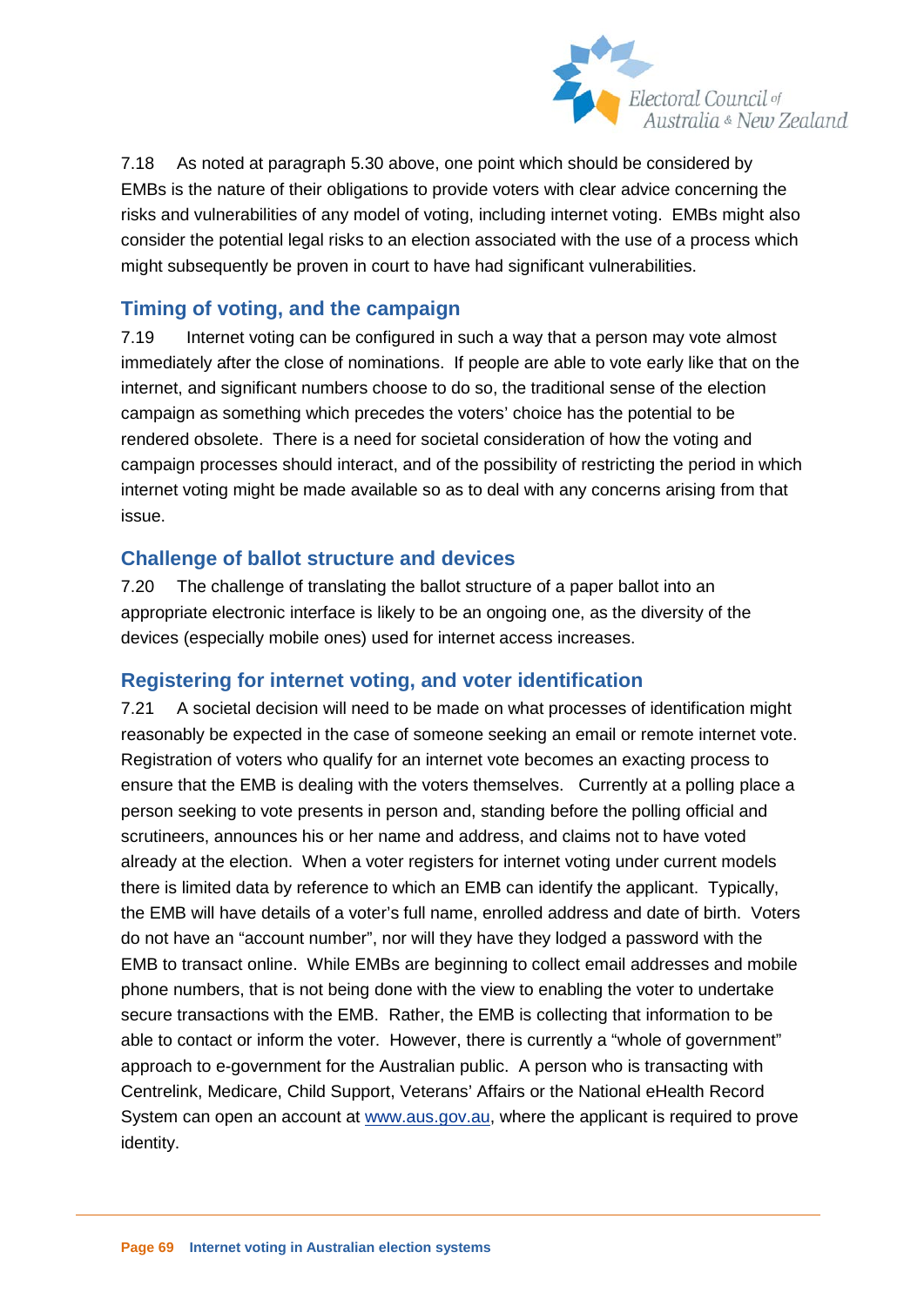7.18 As noted at paragraph 5.30 above, one point which should be considered by EMBs is the nature of their obligations to provide voters with clear advice concerning the risks and vulnerabilities of any model of voting, including internet voting. EMBs might also consider the potential legal risks to an election associated with the use of a process which might subsequently be proven in court to have had significant vulnerabilities.

## Timing of voting, and the campaign

7.19 Internet voting can be configured in such a way that a person may vote almost immediately after the close of nominations. If people are able to vote early like that on the internet, and significant numbers choose to do so, the traditional sense of the election campaign as something which precedes the voters' choice has the potential to be rendered obsolete. There is a need for societal consideration of how the voting and campaign processes should interact, and of the possibility of restricting the period in which internet voting might be made available so as to deal with any concerns arising from that issue.

## Challenge of ballot structure and devices

7.20 The challenge of translating the ballot structure of a paper ballot into an appropriate electronic interface is likely to be an ongoing one, as the diversity of the devices (especially mobile ones) used for internet access increases.

## Registering for internet voting, and voter identification

7.21 A societal decision will need to be made on what processes of identification might reasonably be expected in the case of someone seeking an email or remote internet vote. Registration of voters who qualify for an internet vote becomes an exacting process to ensure that the EMB is dealing with the voters themselves. Currently at a polling place a person seeking to vote presents in person and, standing before the polling official and scrutineers, announces his or her name and address, and claims not to have voted already at the election. When a voter registers for internet voting under current models there is limited data by reference to which an EMB can identify the applicant. Typically, the EMB will have details of a voter's full name, enrolled address and date of birth. Voters do not have an "account number", nor will they have they lodged a password with the EMB to transact online. While EMBs are beginning to collect email addresses and mobile phone numbers, that is not being done with the view to enabling the voter to undertake secure transactions with the EMB. Rather, the EMB is collecting that information to be able to contact or inform the voter. However, there is currently a "whole of government" approach to e-government for the Australian public. A person who is transacting with Centrelink, Medicare, Child Support, Veterans' Affairs or the National eHealth Record System can open an account at www.aus.gov.au, where the applicant is required to prove identity.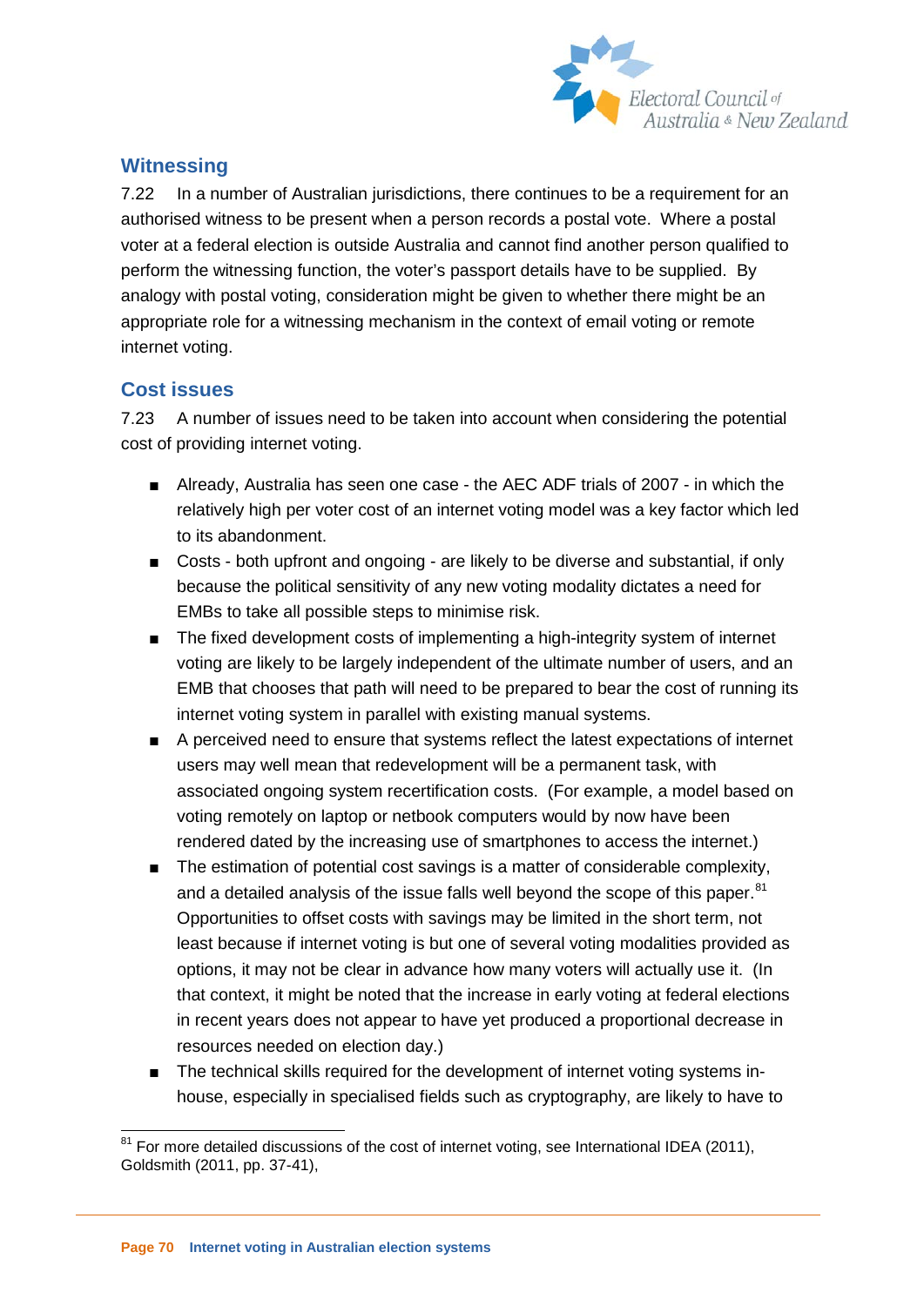## Witnessing

7.22 In a number of Australian jurisdictions, there continues to be a requirement for an authorised witness to be present when a person records a postal vote. Where a postal voter at a federal election is outside Australia and cannot find another person qualified to perform the witnessing function, the voter's passport details have to be supplied. By analogy with postal voting, consideration might be given to whether there might be an appropriate role for a witnessing mechanism in the context of email voting or remote internet voting.

## Cost issues

7.23 A number of issues need to be taken into account when considering the potential cost of providing internet voting.

- Already, Australia has seen one case - the AEC ADF trials of 2007 - in which the relatively high per voter cost of an internet voting model was a key factor which led to its abandonment.
- Costs - both upfront and ongoing - are likely to be diverse and substantial, if only because the political sensitivity of any new voting modality dictates a need for EMBs to take all possible steps to minimise risk.
- The fixed development costs of implementing a high-integrity system of internet voting are likely to be largely independent of the ultimate number of users, and an EMB that chooses that path will need to be prepared to bear the cost of running its internet voting system in parallel with existing manual systems.
- A perceived need to ensure that systems reflect the latest expectations of internet users may well mean that redevelopment will be a permanent task, with associated ongoing system recertification costs. (For example, a model based on voting remotely on laptop or netbook computers would by now have been rendered dated by the increasing use of smartphones to access the internet.)
- The estimation of potential cost savings is a matter of considerable complexity, and a detailed analysis of the issue falls well beyond the scope of this paper.[81] Opportunities to offset costs with savings may be limited in the short term, not least because if internet voting is but one of several voting modalities provided as options, it may not be clear in advance how many voters will actually use it. (In that context, it might be noted that the increase in early voting at federal elections in recent years does not appear to have yet produced a proportional decrease in resources needed on election day.)
- The technical skills required for the development of internet voting systems in-house, especially in specialised fields such as cryptography, are likely to have to

[81] For more detailed discussions of the cost of internet voting, see International IDEA (2011), Goldsmith (2011, pp. 37-41),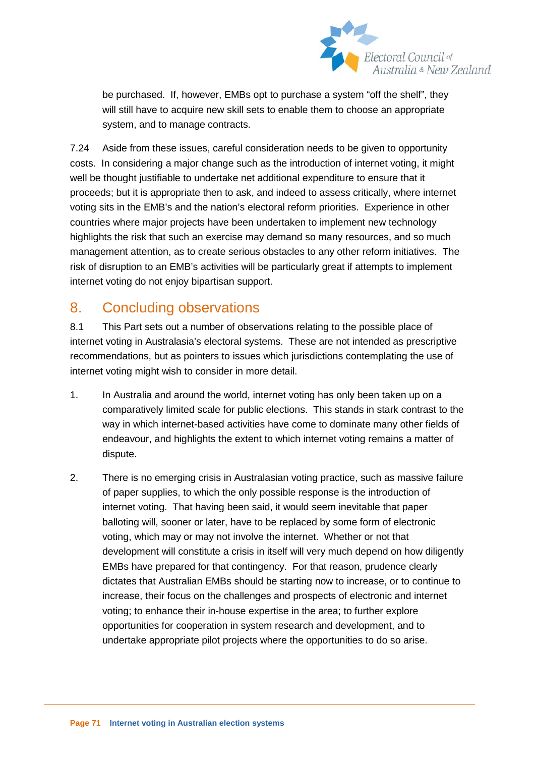be purchased. If, however, EMBs opt to purchase a system "off the shelf", they will still have to acquire new skill sets to enable them to choose an appropriate system, and to manage contracts.

7.24 Aside from these issues, careful consideration needs to be given to opportunity costs. In considering a major change such as the introduction of internet voting, it might well be thought justifiable to undertake net additional expenditure to ensure that it proceeds; but it is appropriate then to ask, and indeed to assess critically, where internet voting sits in the EMB's and the nation's electoral reform priorities. Experience in other countries where major projects have been undertaken to implement new technology highlights the risk that such an exercise may demand so many resources, and so much management attention, as to create serious obstacles to any other reform initiatives. The risk of disruption to an EMB's activities will be particularly great if attempts to implement internet voting do not enjoy bipartisan support.

## 8. Concluding observations

8.1 This Part sets out a number of observations relating to the possible place of internet voting in Australasia's electoral systems. These are not intended as prescriptive recommendations, but as pointers to issues which jurisdictions contemplating the use of internet voting might wish to consider in more detail.

1. In Australia and around the world, internet voting has only been taken up on a comparatively limited scale for public elections. This stands in stark contrast to the way in which internet-based activities have come to dominate many other fields of endeavour, and highlights the extent to which internet voting remains a matter of dispute.

2. There is no emerging crisis in Australasian voting practice, such as massive failure of paper supplies, to which the only possible response is the introduction of internet voting. That having been said, it would seem inevitable that paper balloting will, sooner or later, have to be replaced by some form of electronic voting, which may or may not involve the internet. Whether or not that development will constitute a crisis in itself will very much depend on how diligently EMBs have prepared for that contingency. For that reason, prudence clearly dictates that Australian EMBs should be starting now to increase, or to continue to increase, their focus on the challenges and prospects of electronic and internet voting; to enhance their in-house expertise in the area; to further explore opportunities for cooperation in system research and development, and to undertake appropriate pilot projects where the opportunities to do so arise.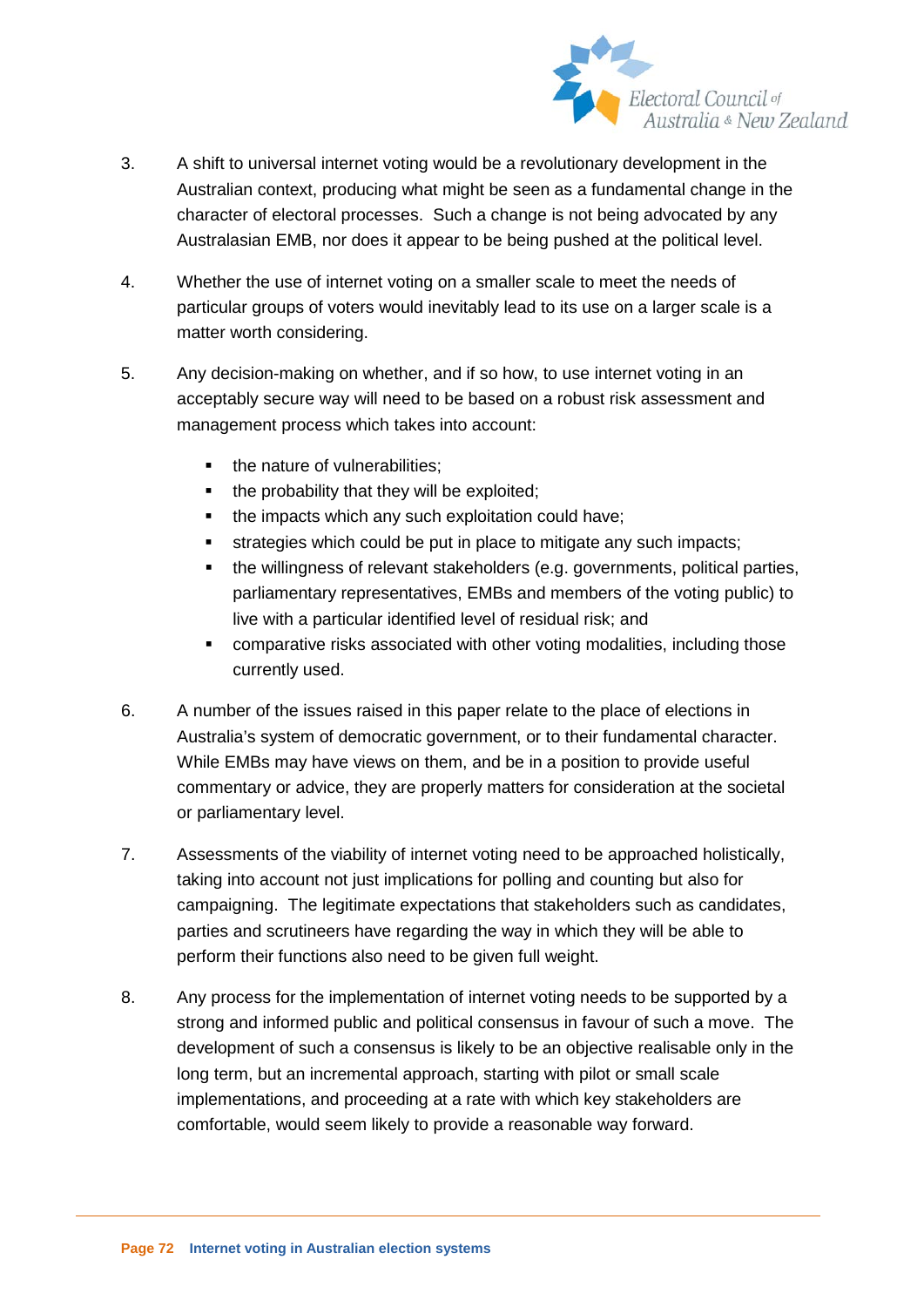3. A shift to universal internet voting would be a revolutionary development in the Australian context, producing what might be seen as a fundamental change in the character of electoral processes. Such a change is not being advocated by any Australasian EMB, nor does it appear to be being pushed at the political level.

4. Whether the use of internet voting on a smaller scale to meet the needs of particular groups of voters would inevitably lead to its use on a larger scale is a matter worth considering.

5. Any decision-making on whether, and if so how, to use internet voting in an acceptably secure way will need to be based on a robust risk assessment and management process which takes into account:

   - the nature of vulnerabilities;
   - the probability that they will be exploited;
   - the impacts which any such exploitation could have;
   - strategies which could be put in place to mitigate any such impacts;
   - the willingness of relevant stakeholders (e.g. governments, political parties, parliamentary representatives, EMBs and members of the voting public) to live with a particular identified level of residual risk; and
   - comparative risks associated with other voting modalities, including those currently used.

6. A number of the issues raised in this paper relate to the place of elections in Australia's system of democratic government, or to their fundamental character. While EMBs may have views on them, and be in a position to provide useful commentary or advice, they are properly matters for consideration at the societal or parliamentary level.

7. Assessments of the viability of internet voting need to be approached holistically, taking into account not just implications for polling and counting but also for campaigning. The legitimate expectations that stakeholders such as candidates, parties and scrutineers have regarding the way in which they will be able to perform their functions also need to be given full weight.

8. Any process for the implementation of internet voting needs to be supported by a strong and informed public and political consensus in favour of such a move. The development of such a consensus is likely to be an objective realisable only in the long term, but an incremental approach, starting with pilot or small scale implementations, and proceeding at a rate with which key stakeholders are comfortable, would seem likely to provide a reasonable way forward.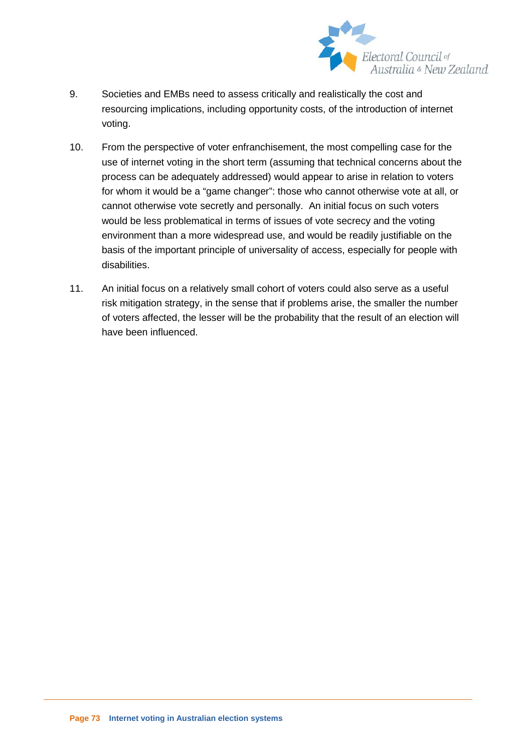9. Societies and EMBs need to assess critically and realistically the cost and resourcing implications, including opportunity costs, of the introduction of internet voting.

10. From the perspective of voter enfranchisement, the most compelling case for the use of internet voting in the short term (assuming that technical concerns about the process can be adequately addressed) would appear to arise in relation to voters for whom it would be a "game changer": those who cannot otherwise vote at all, or cannot otherwise vote secretly and personally. An initial focus on such voters would be less problematical in terms of issues of vote secrecy and the voting environment than a more widespread use, and would be readily justifiable on the basis of the important principle of universality of access, especially for people with disabilities.

11. An initial focus on a relatively small cohort of voters could also serve as a useful risk mitigation strategy, in the sense that if problems arise, the smaller the number of voters affected, the lesser will be the probability that the result of an election will have been influenced.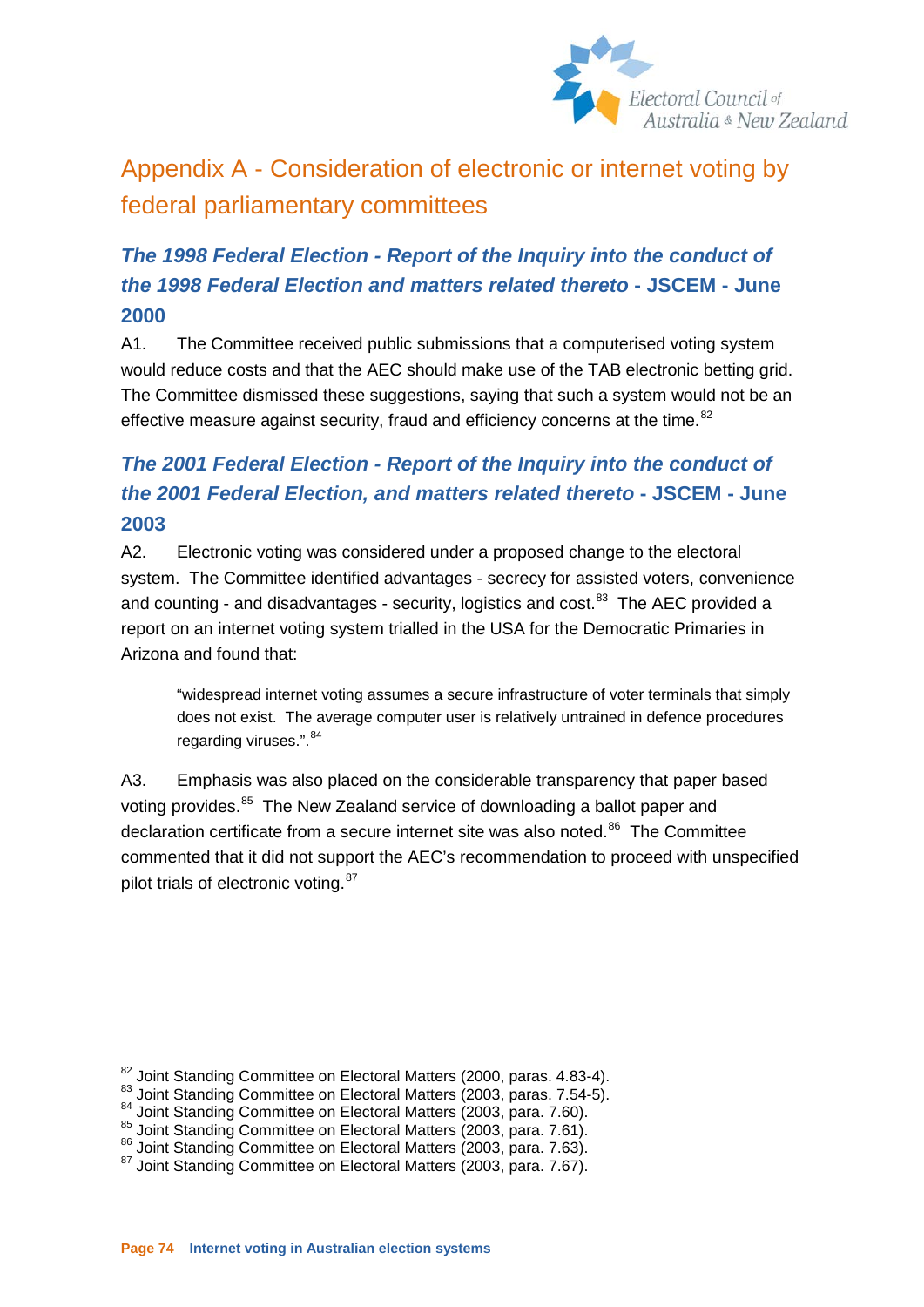# Appendix A - Consideration of electronic or internet voting by federal parliamentary committees

## *The 1998 Federal Election - Report of the Inquiry into the conduct of the 1998 Federal Election and matters related thereto* - JSCEM - June 2000

A1. The Committee received public submissions that a computerised voting system would reduce costs and that the AEC should make use of the TAB electronic betting grid. The Committee dismissed these suggestions, saying that such a system would not be an effective measure against security, fraud and efficiency concerns at the time.[82]

## *The 2001 Federal Election - Report of the Inquiry into the conduct of the 2001 Federal Election, and matters related thereto* - JSCEM - June 2003

A2. Electronic voting was considered under a proposed change to the electoral system. The Committee identified advantages - secrecy for assisted voters, convenience and counting - and disadvantages - security, logistics and cost.[83] The AEC provided a report on an internet voting system trialled in the USA for the Democratic Primaries in Arizona and found that:

> "widespread internet voting assumes a secure infrastructure of voter terminals that simply does not exist. The average computer user is relatively untrained in defence procedures regarding viruses.".[84]

A3. Emphasis was also placed on the considerable transparency that paper based voting provides.[85] The New Zealand service of downloading a ballot paper and declaration certificate from a secure internet site was also noted.[86] The Committee commented that it did not support the AEC's recommendation to proceed with unspecified pilot trials of electronic voting.[87]

---

[82] Joint Standing Committee on Electoral Matters (2000, paras. 4.83-4).
[83] Joint Standing Committee on Electoral Matters (2003, paras. 7.54-5).
[84] Joint Standing Committee on Electoral Matters (2003, para. 7.60).
[85] Joint Standing Committee on Electoral Matters (2003, para. 7.61).
[86] Joint Standing Committee on Electoral Matters (2003, para. 7.63).
[87] Joint Standing Committee on Electoral Matters (2003, para. 7.67).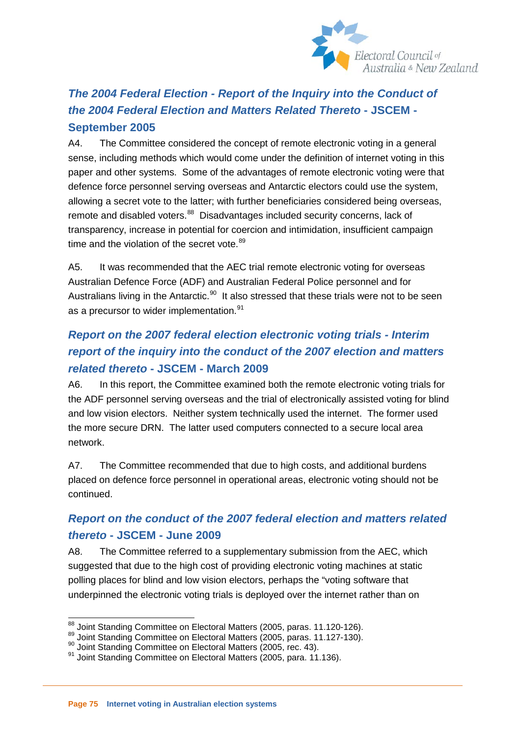### *The 2004 Federal Election - Report of the Inquiry into the Conduct of the 2004 Federal Election and Matters Related Thereto* - JSCEM - September 2005

A4. The Committee considered the concept of remote electronic voting in a general sense, including methods which would come under the definition of internet voting in this paper and other systems. Some of the advantages of remote electronic voting were that defence force personnel serving overseas and Antarctic electors could use the system, allowing a secret vote to the latter; with further beneficiaries considered being overseas, remote and disabled voters.[88] Disadvantages included security concerns, lack of transparency, increase in potential for coercion and intimidation, insufficient campaign time and the violation of the secret vote.[89]

A5. It was recommended that the AEC trial remote electronic voting for overseas Australian Defence Force (ADF) and Australian Federal Police personnel and for Australians living in the Antarctic.[90] It also stressed that these trials were not to be seen as a precursor to wider implementation.[91]

### *Report on the 2007 federal election electronic voting trials - Interim report of the inquiry into the conduct of the 2007 election and matters related thereto* - JSCEM - March 2009

A6. In this report, the Committee examined both the remote electronic voting trials for the ADF personnel serving overseas and the trial of electronically assisted voting for blind and low vision electors. Neither system technically used the internet. The former used the more secure DRN. The latter used computers connected to a secure local area network.

A7. The Committee recommended that due to high costs, and additional burdens placed on defence force personnel in operational areas, electronic voting should not be continued.

### *Report on the conduct of the 2007 federal election and matters related thereto* - JSCEM - June 2009

A8. The Committee referred to a supplementary submission from the AEC, which suggested that due to the high cost of providing electronic voting machines at static polling places for blind and low vision electors, perhaps the "voting software that underpinned the electronic voting trials is deployed over the internet rather than on

---

[88] Joint Standing Committee on Electoral Matters (2005, paras. 11.120-126).
[89] Joint Standing Committee on Electoral Matters (2005, paras. 11.127-130).
[90] Joint Standing Committee on Electoral Matters (2005, rec. 43).
[91] Joint Standing Committee on Electoral Matters (2005, para. 11.136).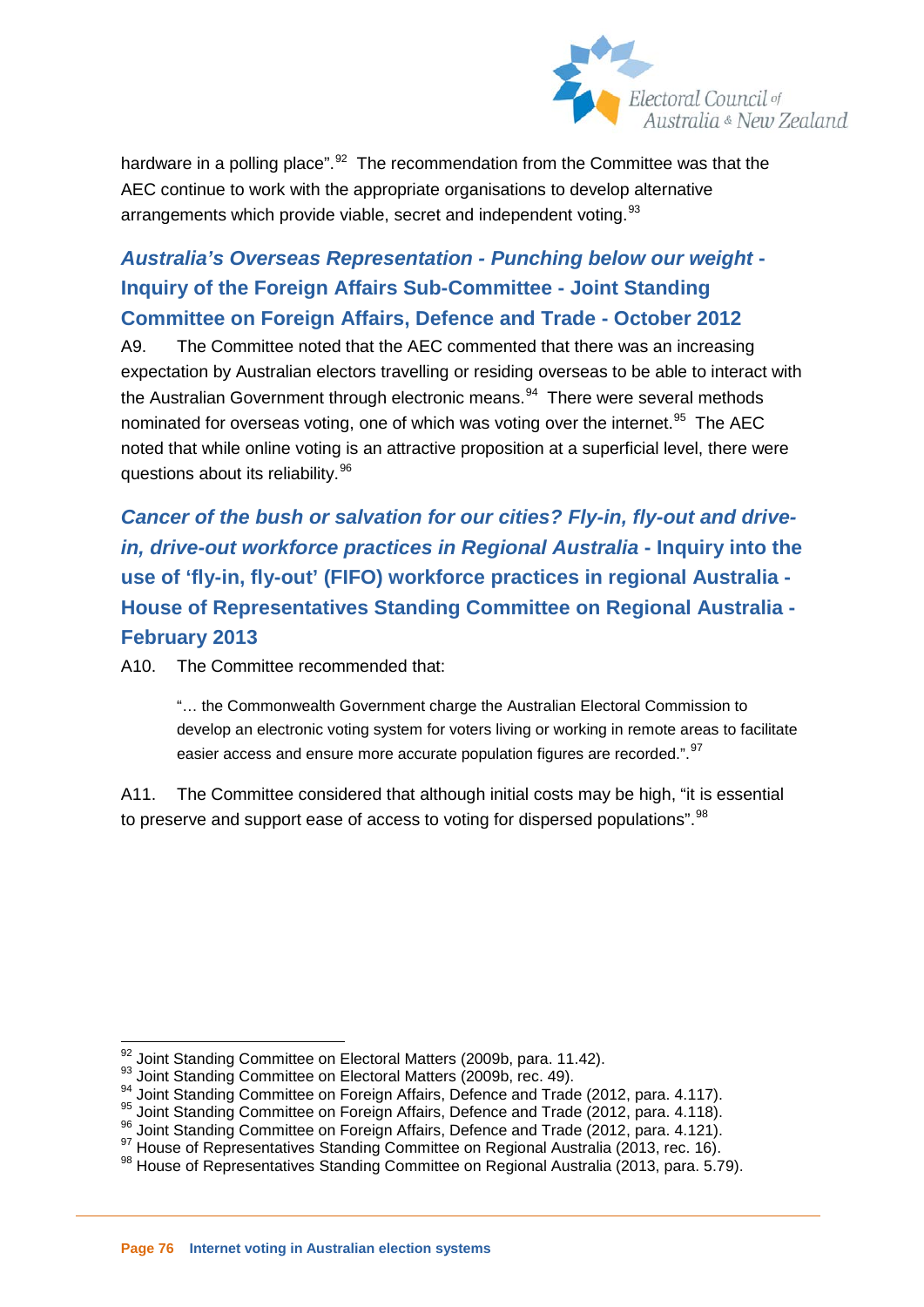hardware in a polling place".[92] The recommendation from the Committee was that the AEC continue to work with the appropriate organisations to develop alternative arrangements which provide viable, secret and independent voting.[93]

### *Australia's Overseas Representation - Punching below our weight* - Inquiry of the Foreign Affairs Sub-Committee - Joint Standing Committee on Foreign Affairs, Defence and Trade - October 2012

A9. The Committee noted that the AEC commented that there was an increasing expectation by Australian electors travelling or residing overseas to be able to interact with the Australian Government through electronic means.[94] There were several methods nominated for overseas voting, one of which was voting over the internet.[95] The AEC noted that while online voting is an attractive proposition at a superficial level, there were questions about its reliability.[96]

### *Cancer of the bush or salvation for our cities? Fly-in, fly-out and drive-in, drive-out workforce practices in Regional Australia* - Inquiry into the use of 'fly-in, fly-out' (FIFO) workforce practices in regional Australia - House of Representatives Standing Committee on Regional Australia - February 2013

A10. The Committee recommended that:

> "… the Commonwealth Government charge the Australian Electoral Commission to develop an electronic voting system for voters living or working in remote areas to facilitate easier access and ensure more accurate population figures are recorded.".[97]

A11. The Committee considered that although initial costs may be high, "it is essential to preserve and support ease of access to voting for dispersed populations".[98]

---

[92] Joint Standing Committee on Electoral Matters (2009b, para. 11.42).
[93] Joint Standing Committee on Electoral Matters (2009b, rec. 49).
[94] Joint Standing Committee on Foreign Affairs, Defence and Trade (2012, para. 4.117).
[95] Joint Standing Committee on Foreign Affairs, Defence and Trade (2012, para. 4.118).
[96] Joint Standing Committee on Foreign Affairs, Defence and Trade (2012, para. 4.121).
[97] House of Representatives Standing Committee on Regional Australia (2013, rec. 16).
[98] House of Representatives Standing Committee on Regional Australia (2013, para. 5.79).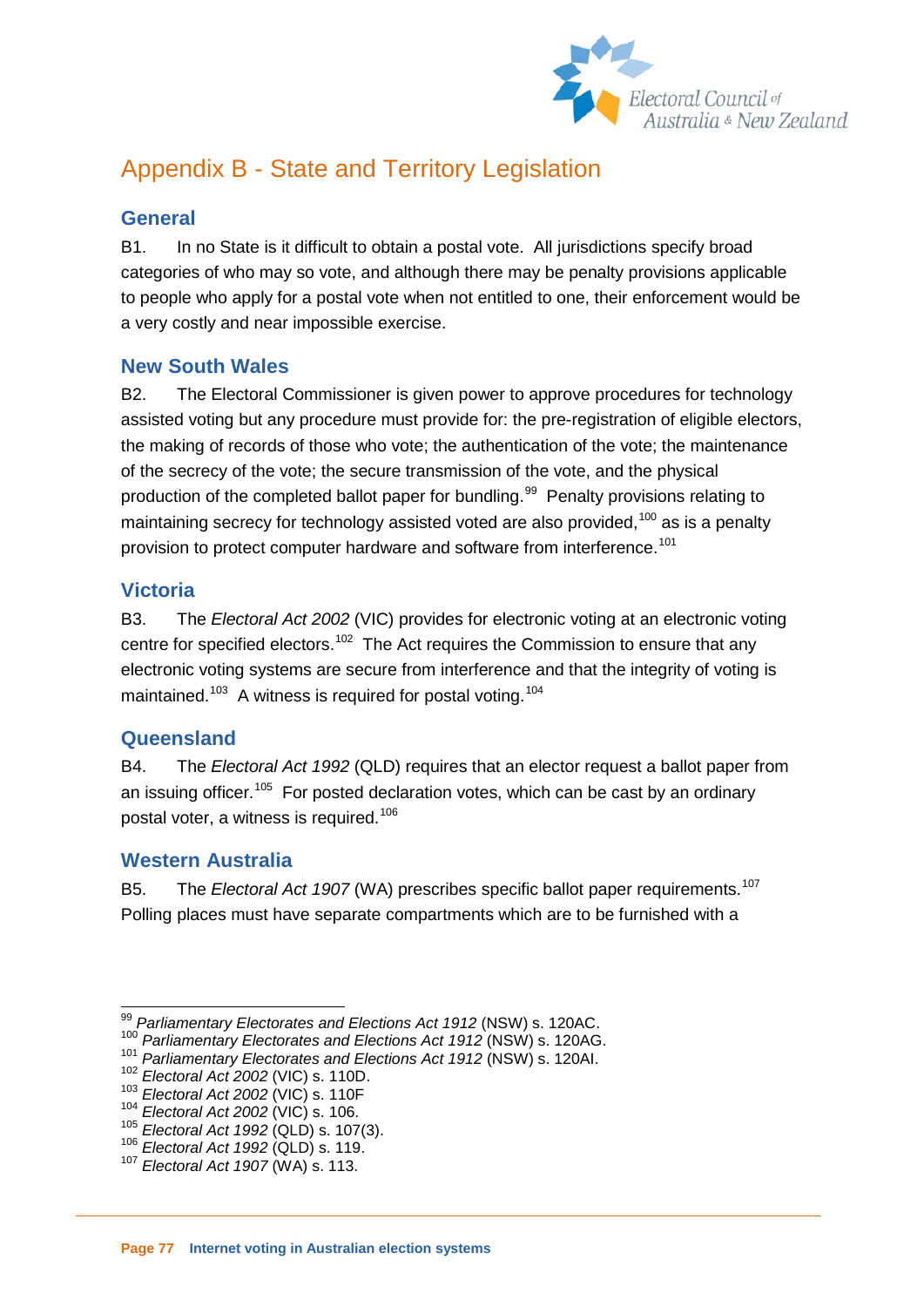# Appendix B - State and Territory Legislation

## General

B1. In no State is it difficult to obtain a postal vote. All jurisdictions specify broad categories of who may so vote, and although there may be penalty provisions applicable to people who apply for a postal vote when not entitled to one, their enforcement would be a very costly and near impossible exercise.

## New South Wales

B2. The Electoral Commissioner is given power to approve procedures for technology assisted voting but any procedure must provide for: the pre-registration of eligible electors, the making of records of those who vote; the authentication of the vote; the maintenance of the secrecy of the vote; the secure transmission of the vote, and the physical production of the completed ballot paper for bundling.[99] Penalty provisions relating to maintaining secrecy for technology assisted voted are also provided,[100] as is a penalty provision to protect computer hardware and software from interference.[101]

## Victoria

B3. The *Electoral Act 2002* (VIC) provides for electronic voting at an electronic voting centre for specified electors.[102] The Act requires the Commission to ensure that any electronic voting systems are secure from interference and that the integrity of voting is maintained.[103] A witness is required for postal voting.[104]

## Queensland

B4. The *Electoral Act 1992* (QLD) requires that an elector request a ballot paper from an issuing officer.[105] For posted declaration votes, which can be cast by an ordinary postal voter, a witness is required.[106]

## Western Australia

B5. The *Electoral Act 1907* (WA) prescribes specific ballot paper requirements.[107] Polling places must have separate compartments which are to be furnished with a

---

[99] *Parliamentary Electorates and Elections Act 1912* (NSW) s. 120AC.
[100] *Parliamentary Electorates and Elections Act 1912* (NSW) s. 120AG.
[101] *Parliamentary Electorates and Elections Act 1912* (NSW) s. 120AI.
[102] *Electoral Act 2002* (VIC) s. 110D.
[103] *Electoral Act 2002* (VIC) s. 110F
[104] *Electoral Act 2002* (VIC) s. 106.
[105] *Electoral Act 1992* (QLD) s. 107(3).
[106] *Electoral Act 1992* (QLD) s. 119.
[107] *Electoral Act 1907* (WA) s. 113.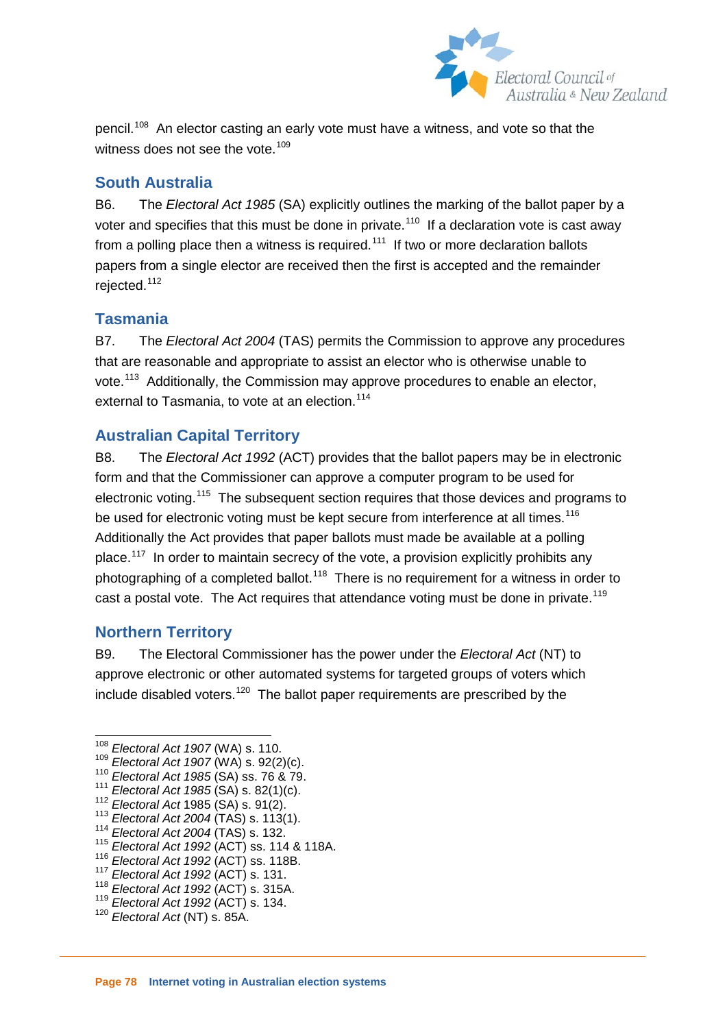pencil.[108] An elector casting an early vote must have a witness, and vote so that the witness does not see the vote.[109]

## South Australia

B6. The *Electoral Act 1985* (SA) explicitly outlines the marking of the ballot paper by a voter and specifies that this must be done in private.[110] If a declaration vote is cast away from a polling place then a witness is required.[111] If two or more declaration ballots papers from a single elector are received then the first is accepted and the remainder rejected.[112]

## Tasmania

B7. The *Electoral Act 2004* (TAS) permits the Commission to approve any procedures that are reasonable and appropriate to assist an elector who is otherwise unable to vote.[113] Additionally, the Commission may approve procedures to enable an elector, external to Tasmania, to vote at an election.[114]

## Australian Capital Territory

B8. The *Electoral Act 1992* (ACT) provides that the ballot papers may be in electronic form and that the Commissioner can approve a computer program to be used for electronic voting.[115] The subsequent section requires that those devices and programs to be used for electronic voting must be kept secure from interference at all times.[116] Additionally the Act provides that paper ballots must made be available at a polling place.[117] In order to maintain secrecy of the vote, a provision explicitly prohibits any photographing of a completed ballot.[118] There is no requirement for a witness in order to cast a postal vote. The Act requires that attendance voting must be done in private.[119]

## Northern Territory

B9. The Electoral Commissioner has the power under the *Electoral Act* (NT) to approve electronic or other automated systems for targeted groups of voters which include disabled voters.[120] The ballot paper requirements are prescribed by the

---

[108] *Electoral Act 1907* (WA) s. 110.
[109] *Electoral Act 1907* (WA) s. 92(2)(c).
[110] *Electoral Act 1985* (SA) ss. 76 & 79.
[111] *Electoral Act 1985* (SA) s. 82(1)(c).
[112] *Electoral Act* 1985 (SA) s. 91(2).
[113] *Electoral Act 2004* (TAS) s. 113(1).
[114] *Electoral Act 2004* (TAS) s. 132.
[115] *Electoral Act 1992* (ACT) ss. 114 & 118A.
[116] *Electoral Act 1992* (ACT) ss. 118B.
[117] *Electoral Act 1992* (ACT) s. 131.
[118] *Electoral Act 1992* (ACT) s. 315A.
[119] *Electoral Act 1992* (ACT) s. 134.
[120] *Electoral Act* (NT) s. 85A.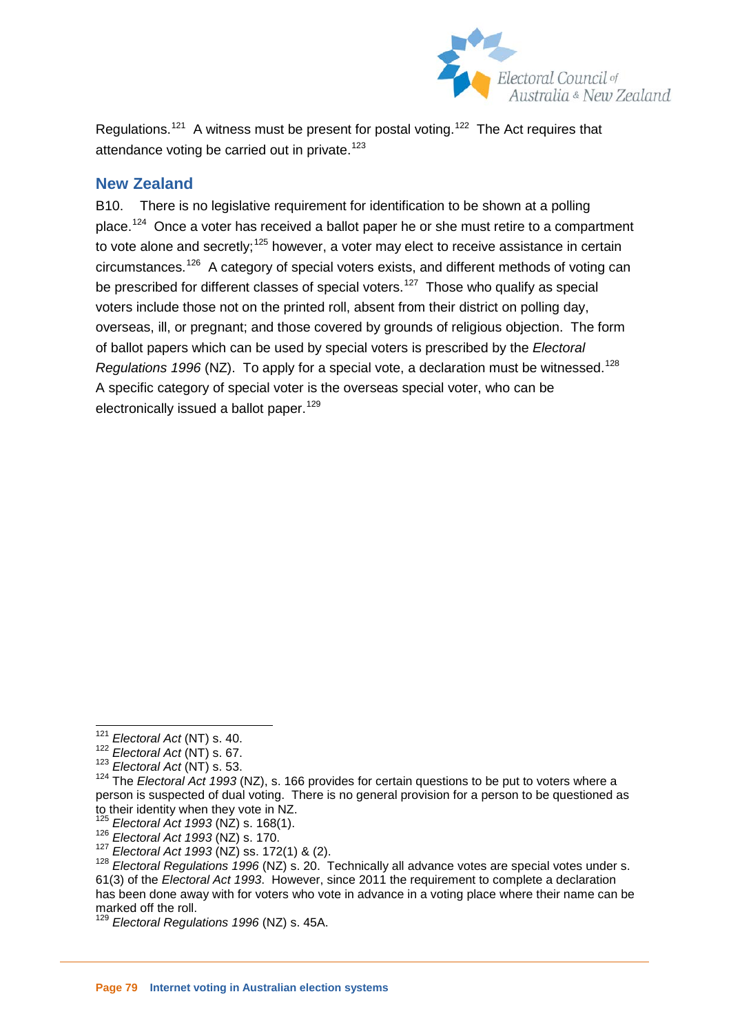Regulations.[121] A witness must be present for postal voting.[122] The Act requires that attendance voting be carried out in private.[123]

## New Zealand

B10. There is no legislative requirement for identification to be shown at a polling place.[124] Once a voter has received a ballot paper he or she must retire to a compartment to vote alone and secretly;[125] however, a voter may elect to receive assistance in certain circumstances.[126] A category of special voters exists, and different methods of voting can be prescribed for different classes of special voters.[127] Those who qualify as special voters include those not on the printed roll, absent from their district on polling day, overseas, ill, or pregnant; and those covered by grounds of religious objection. The form of ballot papers which can be used by special voters is prescribed by the *Electoral Regulations 1996* (NZ). To apply for a special vote, a declaration must be witnessed.[128] A specific category of special voter is the overseas special voter, who can be electronically issued a ballot paper.[129]

---

[121] *Electoral Act* (NT) s. 40.

[122] *Electoral Act* (NT) s. 67.

[123] *Electoral Act* (NT) s. 53.

[124] The *Electoral Act 1993* (NZ), s. 166 provides for certain questions to be put to voters where a person is suspected of dual voting. There is no general provision for a person to be questioned as to their identity when they vote in NZ.

[125] *Electoral Act 1993* (NZ) s. 168(1).

[126] *Electoral Act 1993* (NZ) s. 170.

[127] *Electoral Act 1993* (NZ) ss. 172(1) & (2).

[128] *Electoral Regulations 1996* (NZ) s. 20. Technically all advance votes are special votes under s. 61(3) of the *Electoral Act 1993*. However, since 2011 the requirement to complete a declaration has been done away with for voters who vote in advance in a voting place where their name can be marked off the roll.

[129] *Electoral Regulations 1996* (NZ) s. 45A.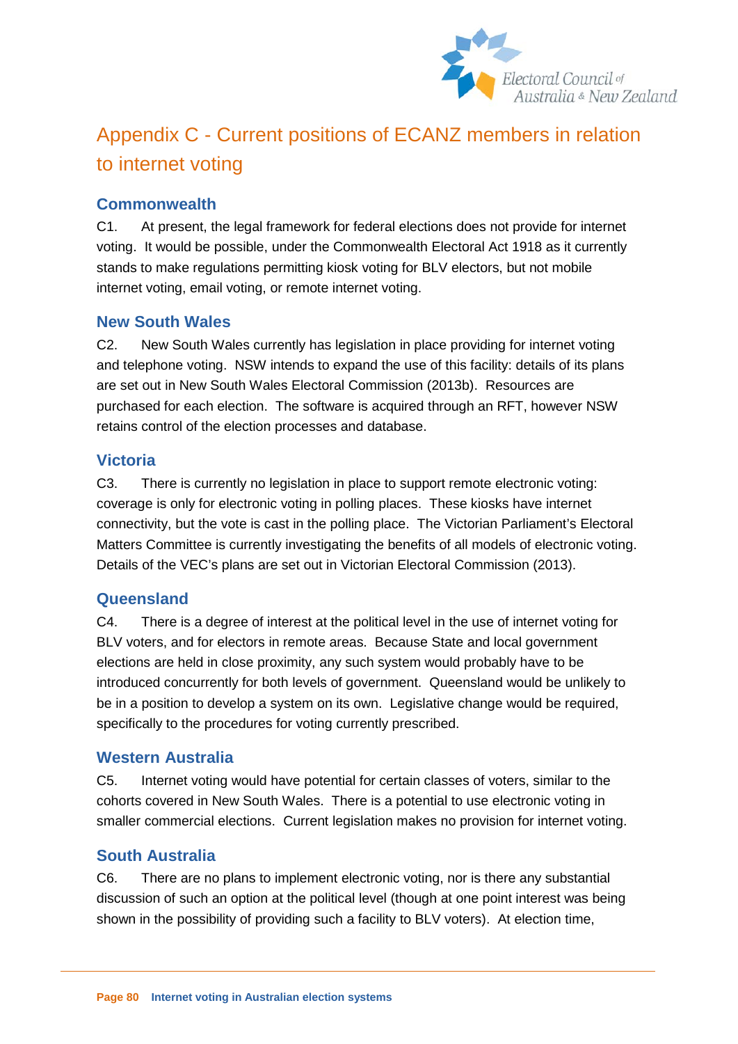# Appendix C - Current positions of ECANZ members in relation to internet voting

## Commonwealth

C1. At present, the legal framework for federal elections does not provide for internet voting. It would be possible, under the Commonwealth Electoral Act 1918 as it currently stands to make regulations permitting kiosk voting for BLV electors, but not mobile internet voting, email voting, or remote internet voting.

## New South Wales

C2. New South Wales currently has legislation in place providing for internet voting and telephone voting. NSW intends to expand the use of this facility: details of its plans are set out in New South Wales Electoral Commission (2013b). Resources are purchased for each election. The software is acquired through an RFT, however NSW retains control of the election processes and database.

## Victoria

C3. There is currently no legislation in place to support remote electronic voting: coverage is only for electronic voting in polling places. These kiosks have internet connectivity, but the vote is cast in the polling place. The Victorian Parliament's Electoral Matters Committee is currently investigating the benefits of all models of electronic voting. Details of the VEC's plans are set out in Victorian Electoral Commission (2013).

## Queensland

C4. There is a degree of interest at the political level in the use of internet voting for BLV voters, and for electors in remote areas. Because State and local government elections are held in close proximity, any such system would probably have to be introduced concurrently for both levels of government. Queensland would be unlikely to be in a position to develop a system on its own. Legislative change would be required, specifically to the procedures for voting currently prescribed.

## Western Australia

C5. Internet voting would have potential for certain classes of voters, similar to the cohorts covered in New South Wales. There is a potential to use electronic voting in smaller commercial elections. Current legislation makes no provision for internet voting.

## South Australia

C6. There are no plans to implement electronic voting, nor is there any substantial discussion of such an option at the political level (though at one point interest was being shown in the possibility of providing such a facility to BLV voters). At election time,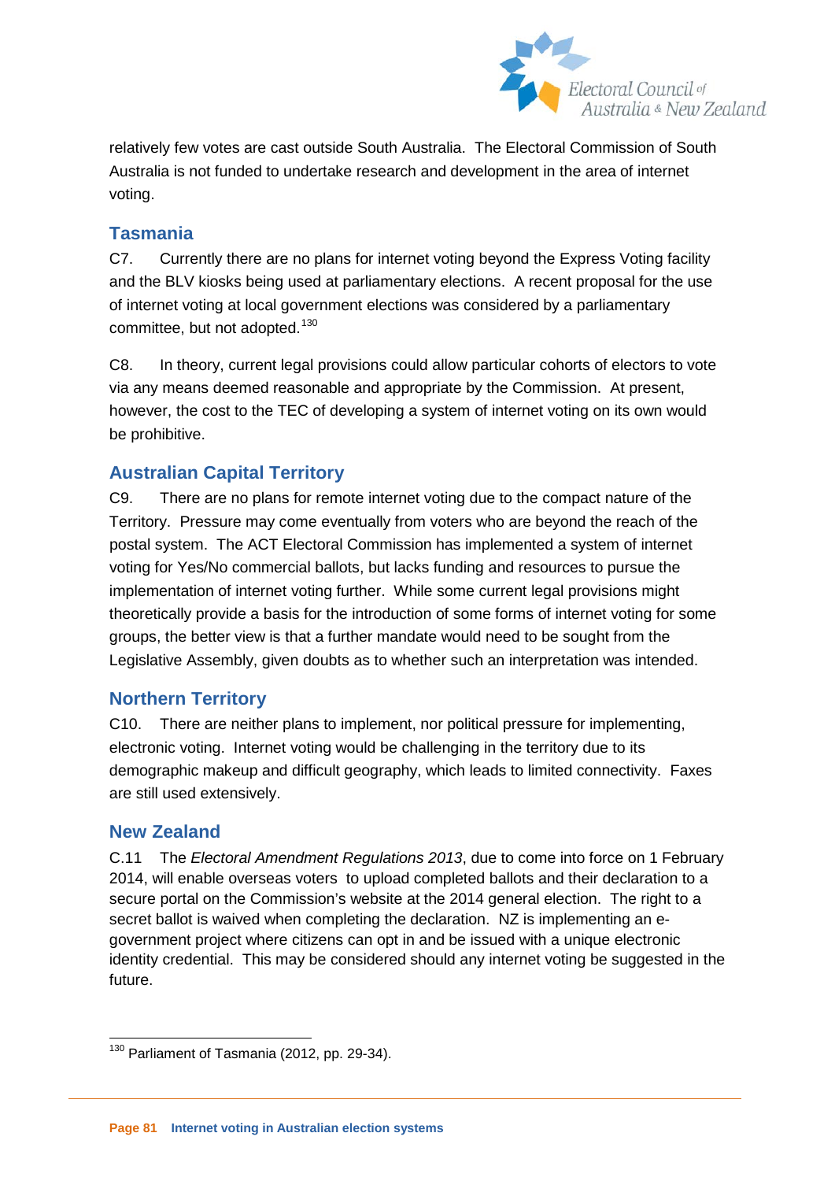relatively few votes are cast outside South Australia. The Electoral Commission of South Australia is not funded to undertake research and development in the area of internet voting.

## Tasmania

C7. Currently there are no plans for internet voting beyond the Express Voting facility and the BLV kiosks being used at parliamentary elections. A recent proposal for the use of internet voting at local government elections was considered by a parliamentary committee, but not adopted.[130]

C8. In theory, current legal provisions could allow particular cohorts of electors to vote via any means deemed reasonable and appropriate by the Commission. At present, however, the cost to the TEC of developing a system of internet voting on its own would be prohibitive.

## Australian Capital Territory

C9. There are no plans for remote internet voting due to the compact nature of the Territory. Pressure may come eventually from voters who are beyond the reach of the postal system. The ACT Electoral Commission has implemented a system of internet voting for Yes/No commercial ballots, but lacks funding and resources to pursue the implementation of internet voting further. While some current legal provisions might theoretically provide a basis for the introduction of some forms of internet voting for some groups, the better view is that a further mandate would need to be sought from the Legislative Assembly, given doubts as to whether such an interpretation was intended.

## Northern Territory

C10. There are neither plans to implement, nor political pressure for implementing, electronic voting. Internet voting would be challenging in the territory due to its demographic makeup and difficult geography, which leads to limited connectivity. Faxes are still used extensively.

## New Zealand

C.11 The *Electoral Amendment Regulations 2013*, due to come into force on 1 February 2014, will enable overseas voters to upload completed ballots and their declaration to a secure portal on the Commission's website at the 2014 general election. The right to a secret ballot is waived when completing the declaration. NZ is implementing an e-government project where citizens can opt in and be issued with a unique electronic identity credential. This may be considered should any internet voting be suggested in the future.

---

[130] Parliament of Tasmania (2012, pp. 29-34).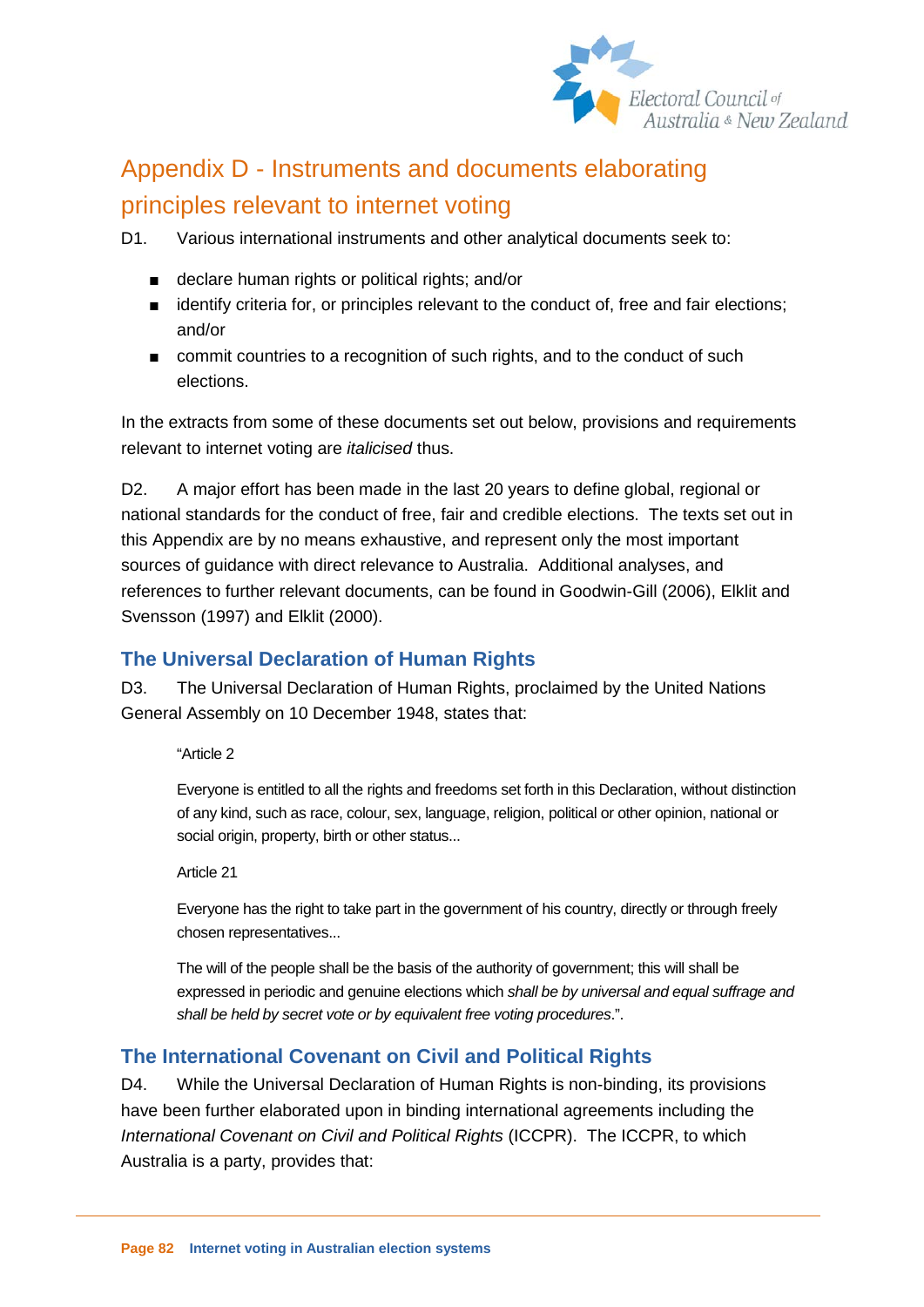# Appendix D - Instruments and documents elaborating principles relevant to internet voting

D1. Various international instruments and other analytical documents seek to:

- declare human rights or political rights; and/or
- identify criteria for, or principles relevant to the conduct of, free and fair elections; and/or
- commit countries to a recognition of such rights, and to the conduct of such elections.

In the extracts from some of these documents set out below, provisions and requirements relevant to internet voting are *italicised* thus.

D2. A major effort has been made in the last 20 years to define global, regional or national standards for the conduct of free, fair and credible elections. The texts set out in this Appendix are by no means exhaustive, and represent only the most important sources of guidance with direct relevance to Australia. Additional analyses, and references to further relevant documents, can be found in Goodwin-Gill (2006), Elklit and Svensson (1997) and Elklit (2000).

## The Universal Declaration of Human Rights

D3. The Universal Declaration of Human Rights, proclaimed by the United Nations General Assembly on 10 December 1948, states that:

> "Article 2
>
> Everyone is entitled to all the rights and freedoms set forth in this Declaration, without distinction of any kind, such as race, colour, sex, language, religion, political or other opinion, national or social origin, property, birth or other status...
>
> Article 21
>
> Everyone has the right to take part in the government of his country, directly or through freely chosen representatives...
>
> The will of the people shall be the basis of the authority of government; this will shall be expressed in periodic and genuine elections which *shall be by universal and equal suffrage and shall be held by secret vote or by equivalent free voting procedures*.".

## The International Covenant on Civil and Political Rights

D4. While the Universal Declaration of Human Rights is non-binding, its provisions have been further elaborated upon in binding international agreements including the *International Covenant on Civil and Political Rights* (ICCPR). The ICCPR, to which Australia is a party, provides that: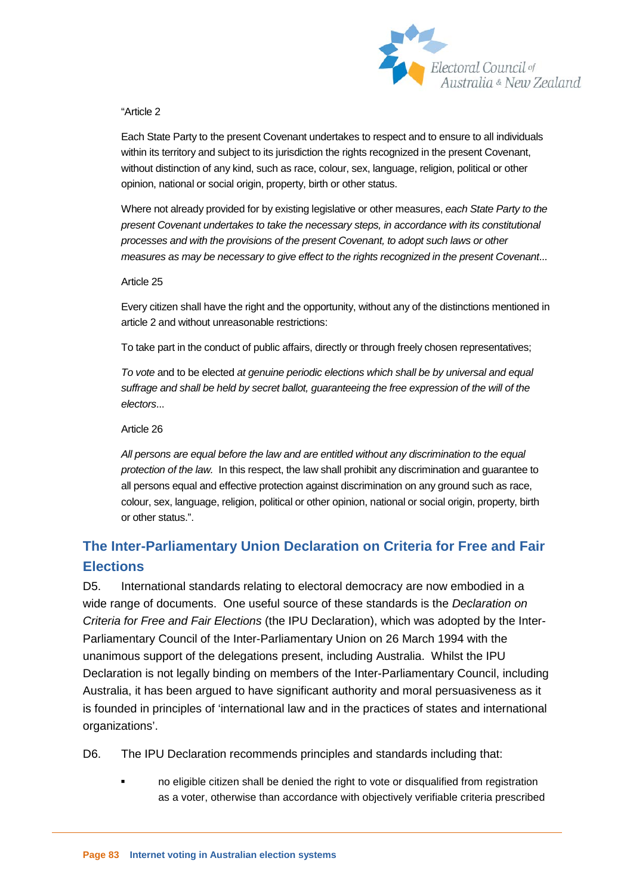"Article 2

Each State Party to the present Covenant undertakes to respect and to ensure to all individuals within its territory and subject to its jurisdiction the rights recognized in the present Covenant, without distinction of any kind, such as race, colour, sex, language, religion, political or other opinion, national or social origin, property, birth or other status.

Where not already provided for by existing legislative or other measures, *each State Party to the present Covenant undertakes to take the necessary steps, in accordance with its constitutional processes and with the provisions of the present Covenant, to adopt such laws or other measures as may be necessary to give effect to the rights recognized in the present Covenant*...

Article 25

Every citizen shall have the right and the opportunity, without any of the distinctions mentioned in article 2 and without unreasonable restrictions:

To take part in the conduct of public affairs, directly or through freely chosen representatives;

*To vote* and to be elected *at genuine periodic elections which shall be by universal and equal suffrage and shall be held by secret ballot, guaranteeing the free expression of the will of the electors*...

Article 26

*All persons are equal before the law and are entitled without any discrimination to the equal protection of the law.* In this respect, the law shall prohibit any discrimination and guarantee to all persons equal and effective protection against discrimination on any ground such as race, colour, sex, language, religion, political or other opinion, national or social origin, property, birth or other status.".

## The Inter-Parliamentary Union Declaration on Criteria for Free and Fair Elections

D5. International standards relating to electoral democracy are now embodied in a wide range of documents. One useful source of these standards is the *Declaration on Criteria for Free and Fair Elections* (the IPU Declaration), which was adopted by the Inter-Parliamentary Council of the Inter-Parliamentary Union on 26 March 1994 with the unanimous support of the delegations present, including Australia. Whilst the IPU Declaration is not legally binding on members of the Inter-Parliamentary Council, including Australia, it has been argued to have significant authority and moral persuasiveness as it is founded in principles of 'international law and in the practices of states and international organizations'.

D6. The IPU Declaration recommends principles and standards including that:

- no eligible citizen shall be denied the right to vote or disqualified from registration as a voter, otherwise than accordance with objectively verifiable criteria prescribed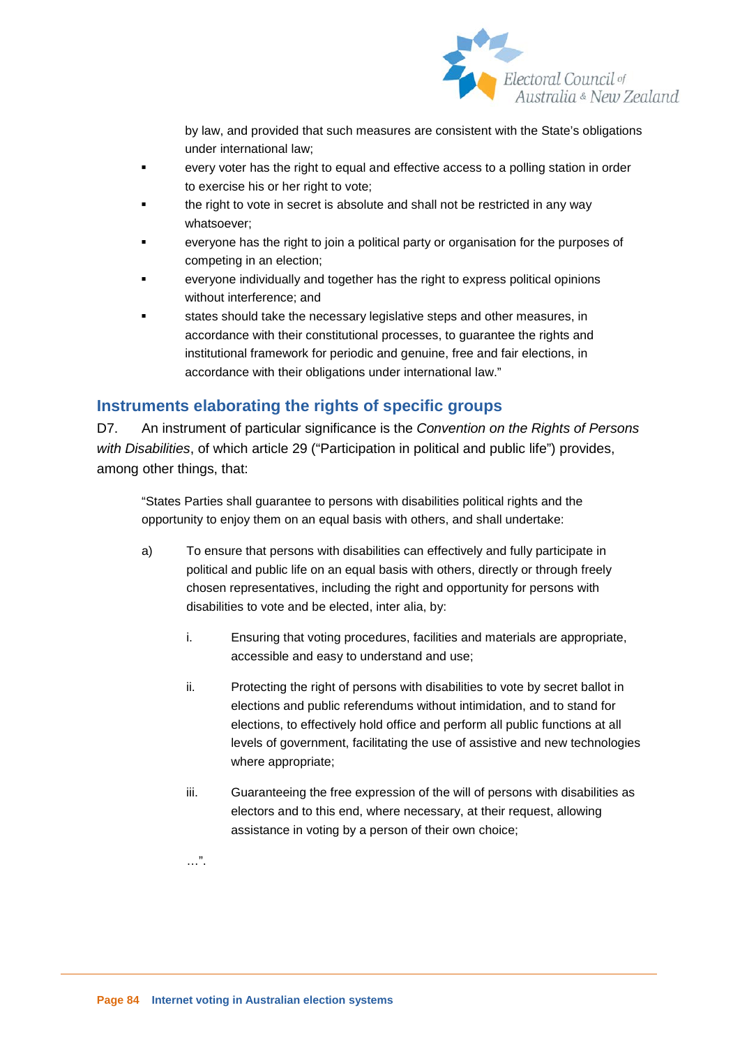by law, and provided that such measures are consistent with the State's obligations under international law;

- every voter has the right to equal and effective access to a polling station in order to exercise his or her right to vote;
- the right to vote in secret is absolute and shall not be restricted in any way whatsoever;
- everyone has the right to join a political party or organisation for the purposes of competing in an election;
- everyone individually and together has the right to express political opinions without interference; and
- states should take the necessary legislative steps and other measures, in accordance with their constitutional processes, to guarantee the rights and institutional framework for periodic and genuine, free and fair elections, in accordance with their obligations under international law."

## Instruments elaborating the rights of specific groups

D7. An instrument of particular significance is the *Convention on the Rights of Persons with Disabilities*, of which article 29 ("Participation in political and public life") provides, among other things, that:

> "States Parties shall guarantee to persons with disabilities political rights and the opportunity to enjoy them on an equal basis with others, and shall undertake:
>
> a) To ensure that persons with disabilities can effectively and fully participate in political and public life on an equal basis with others, directly or through freely chosen representatives, including the right and opportunity for persons with disabilities to vote and be elected, inter alia, by:
>
> i. Ensuring that voting procedures, facilities and materials are appropriate, accessible and easy to understand and use;
>
> ii. Protecting the right of persons with disabilities to vote by secret ballot in elections and public referendums without intimidation, and to stand for elections, to effectively hold office and perform all public functions at all levels of government, facilitating the use of assistive and new technologies where appropriate;
>
> iii. Guaranteeing the free expression of the will of persons with disabilities as electors and to this end, where necessary, at their request, allowing assistance in voting by a person of their own choice;
>
> …".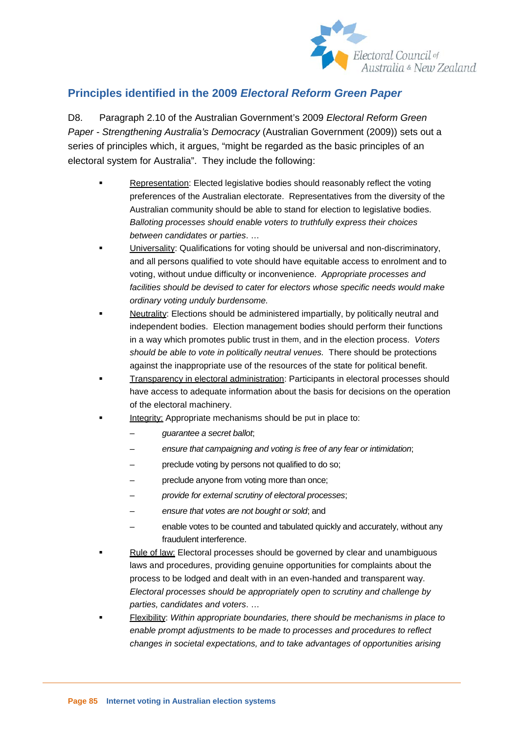## Principles identified in the 2009 *Electoral Reform Green Paper*

D8. Paragraph 2.10 of the Australian Government's 2009 *Electoral Reform Green Paper - Strengthening Australia's Democracy* (Australian Government (2009)) sets out a series of principles which, it argues, "might be regarded as the basic principles of an electoral system for Australia". They include the following:

- Representation: Elected legislative bodies should reasonably reflect the voting preferences of the Australian electorate. Representatives from the diversity of the Australian community should be able to stand for election to legislative bodies. *Balloting processes should enable voters to truthfully express their choices between candidates or parties*. …
- Universality: Qualifications for voting should be universal and non-discriminatory, and all persons qualified to vote should have equitable access to enrolment and to voting, without undue difficulty or inconvenience. *Appropriate processes and facilities should be devised to cater for electors whose specific needs would make ordinary voting unduly burdensome.*
- Neutrality: Elections should be administered impartially, by politically neutral and independent bodies. Election management bodies should perform their functions in a way which promotes public trust in them, and in the election process. *Voters should be able to vote in politically neutral venues.* There should be protections against the inappropriate use of the resources of the state for political benefit.
- Transparency in electoral administration: Participants in electoral processes should have access to adequate information about the basis for decisions on the operation of the electoral machinery.
- Integrity: Appropriate mechanisms should be put in place to:
  - *guarantee a secret ballot*;
  - *ensure that campaigning and voting is free of any fear or intimidation*;
  - preclude voting by persons not qualified to do so;
  - preclude anyone from voting more than once;
  - *provide for external scrutiny of electoral processes*;
  - *ensure that votes are not bought or sold*; and
  - enable votes to be counted and tabulated quickly and accurately, without any fraudulent interference.
- Rule of law: Electoral processes should be governed by clear and unambiguous laws and procedures, providing genuine opportunities for complaints about the process to be lodged and dealt with in an even-handed and transparent way. *Electoral processes should be appropriately open to scrutiny and challenge by parties, candidates and voters*. …
- Flexibility: *Within appropriate boundaries, there should be mechanisms in place to enable prompt adjustments to be made to processes and procedures to reflect changes in societal expectations, and to take advantages of opportunities arising*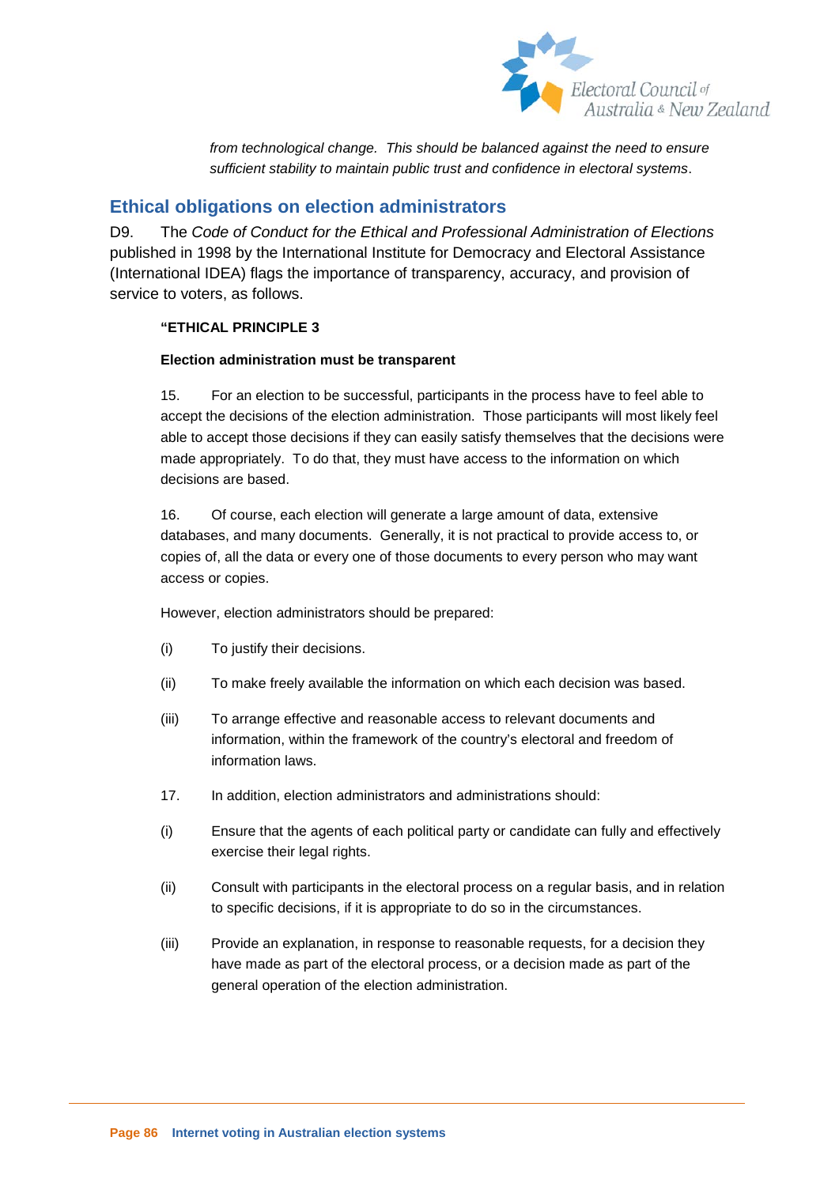*from technological change. This should be balanced against the need to ensure sufficient stability to maintain public trust and confidence in electoral systems*.

## Ethical obligations on election administrators

D9. The *Code of Conduct for the Ethical and Professional Administration of Elections* published in 1998 by the International Institute for Democracy and Electoral Assistance (International IDEA) flags the importance of transparency, accuracy, and provision of service to voters, as follows.

> **"ETHICAL PRINCIPLE 3**
>
> **Election administration must be transparent**
>
> 15. For an election to be successful, participants in the process have to feel able to accept the decisions of the election administration. Those participants will most likely feel able to accept those decisions if they can easily satisfy themselves that the decisions were made appropriately. To do that, they must have access to the information on which decisions are based.
>
> 16. Of course, each election will generate a large amount of data, extensive databases, and many documents. Generally, it is not practical to provide access to, or copies of, all the data or every one of those documents to every person who may want access or copies.
>
> However, election administrators should be prepared:
>
> (i) To justify their decisions.
>
> (ii) To make freely available the information on which each decision was based.
>
> (iii) To arrange effective and reasonable access to relevant documents and information, within the framework of the country's electoral and freedom of information laws.
>
> 17. In addition, election administrators and administrations should:
>
> (i) Ensure that the agents of each political party or candidate can fully and effectively exercise their legal rights.
>
> (ii) Consult with participants in the electoral process on a regular basis, and in relation to specific decisions, if it is appropriate to do so in the circumstances.
>
> (iii) Provide an explanation, in response to reasonable requests, for a decision they have made as part of the electoral process, or a decision made as part of the general operation of the election administration.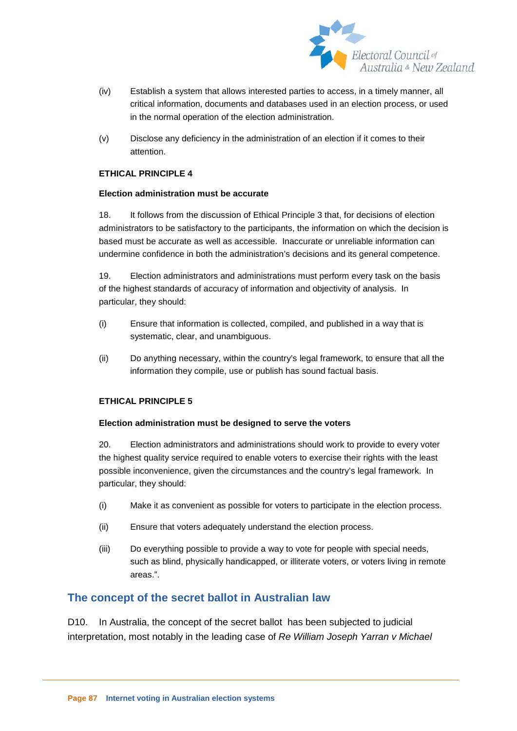(iv) Establish a system that allows interested parties to access, in a timely manner, all critical information, documents and databases used in an election process, or used in the normal operation of the election administration.

(v) Disclose any deficiency in the administration of an election if it comes to their attention.

**ETHICAL PRINCIPLE 4**

**Election administration must be accurate**

18. It follows from the discussion of Ethical Principle 3 that, for decisions of election administrators to be satisfactory to the participants, the information on which the decision is based must be accurate as well as accessible. Inaccurate or unreliable information can undermine confidence in both the administration's decisions and its general competence.

19. Election administrators and administrations must perform every task on the basis of the highest standards of accuracy of information and objectivity of analysis. In particular, they should:

(i) Ensure that information is collected, compiled, and published in a way that is systematic, clear, and unambiguous.

(ii) Do anything necessary, within the country's legal framework, to ensure that all the information they compile, use or publish has sound factual basis.

**ETHICAL PRINCIPLE 5**

**Election administration must be designed to serve the voters**

20. Election administrators and administrations should work to provide to every voter the highest quality service required to enable voters to exercise their rights with the least possible inconvenience, given the circumstances and the country's legal framework. In particular, they should:

(i) Make it as convenient as possible for voters to participate in the election process.

(ii) Ensure that voters adequately understand the election process.

(iii) Do everything possible to provide a way to vote for people with special needs, such as blind, physically handicapped, or illiterate voters, or voters living in remote areas.".

## The concept of the secret ballot in Australian law

D10. In Australia, the concept of the secret ballot has been subjected to judicial interpretation, most notably in the leading case of *Re William Joseph Yarran v Michael*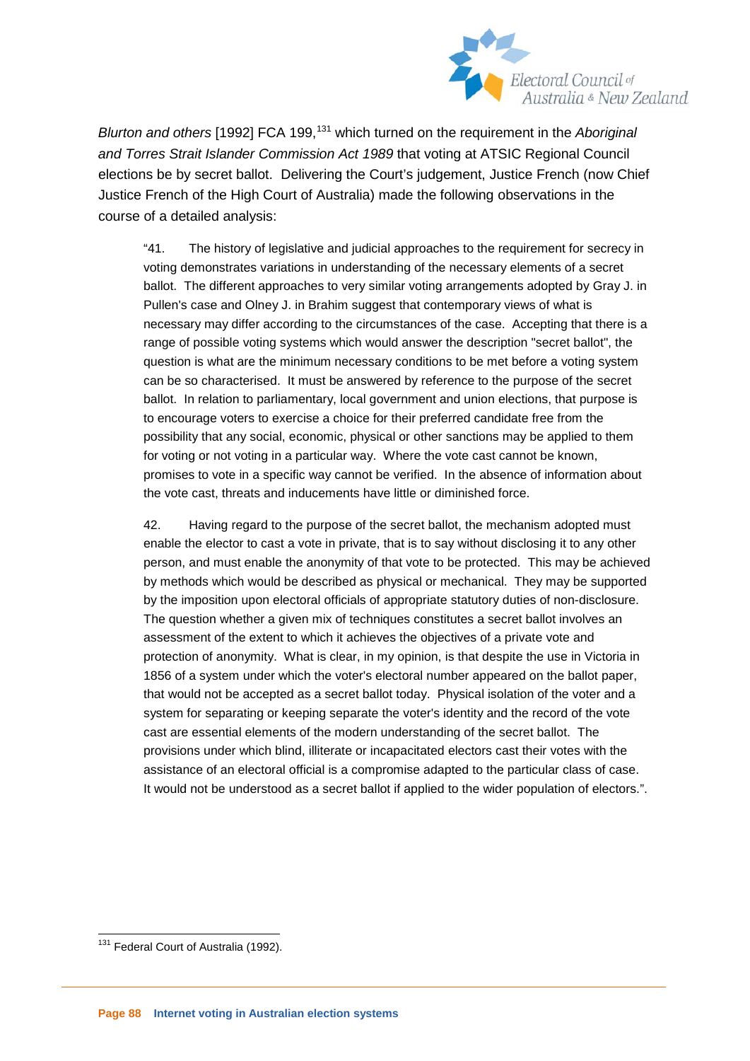*Blurton and others* [1992] FCA 199,[131] which turned on the requirement in the *Aboriginal and Torres Strait Islander Commission Act 1989* that voting at ATSIC Regional Council elections be by secret ballot. Delivering the Court's judgement, Justice French (now Chief Justice French of the High Court of Australia) made the following observations in the course of a detailed analysis:

> "41. The history of legislative and judicial approaches to the requirement for secrecy in voting demonstrates variations in understanding of the necessary elements of a secret ballot. The different approaches to very similar voting arrangements adopted by Gray J. in Pullen's case and Olney J. in Brahim suggest that contemporary views of what is necessary may differ according to the circumstances of the case. Accepting that there is a range of possible voting systems which would answer the description "secret ballot", the question is what are the minimum necessary conditions to be met before a voting system can be so characterised. It must be answered by reference to the purpose of the secret ballot. In relation to parliamentary, local government and union elections, that purpose is to encourage voters to exercise a choice for their preferred candidate free from the possibility that any social, economic, physical or other sanctions may be applied to them for voting or not voting in a particular way. Where the vote cast cannot be known, promises to vote in a specific way cannot be verified. In the absence of information about the vote cast, threats and inducements have little or diminished force.
>
> 42. Having regard to the purpose of the secret ballot, the mechanism adopted must enable the elector to cast a vote in private, that is to say without disclosing it to any other person, and must enable the anonymity of that vote to be protected. This may be achieved by methods which would be described as physical or mechanical. They may be supported by the imposition upon electoral officials of appropriate statutory duties of non-disclosure. The question whether a given mix of techniques constitutes a secret ballot involves an assessment of the extent to which it achieves the objectives of a private vote and protection of anonymity. What is clear, in my opinion, is that despite the use in Victoria in 1856 of a system under which the voter's electoral number appeared on the ballot paper, that would not be accepted as a secret ballot today. Physical isolation of the voter and a system for separating or keeping separate the voter's identity and the record of the vote cast are essential elements of the modern understanding of the secret ballot. The provisions under which blind, illiterate or incapacitated electors cast their votes with the assistance of an electoral official is a compromise adapted to the particular class of case. It would not be understood as a secret ballot if applied to the wider population of electors.".

---

[131] Federal Court of Australia (1992).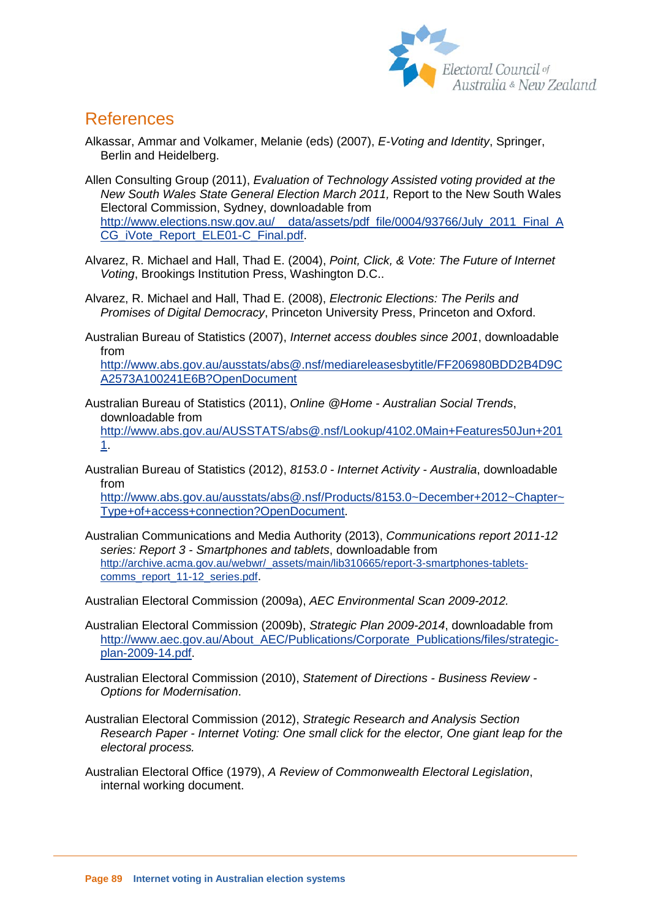## References

Alkassar, Ammar and Volkamer, Melanie (eds) (2007), *E-Voting and Identity*, Springer, Berlin and Heidelberg.

Allen Consulting Group (2011), *Evaluation of Technology Assisted voting provided at the New South Wales State General Election March 2011,* Report to the New South Wales Electoral Commission, Sydney, downloadable from http://www.elections.nsw.gov.au/__data/assets/pdf_file/0004/93766/July_2011_Final_ACG_iVote_Report_ELE01-C_Final.pdf.

Alvarez, R. Michael and Hall, Thad E. (2004), *Point, Click, & Vote: The Future of Internet Voting*, Brookings Institution Press, Washington D.C..

Alvarez, R. Michael and Hall, Thad E. (2008), *Electronic Elections: The Perils and Promises of Digital Democracy*, Princeton University Press, Princeton and Oxford.

Australian Bureau of Statistics (2007), *Internet access doubles since 2001*, downloadable from http://www.abs.gov.au/ausstats/abs@.nsf/mediareleasesbytitle/FF206980BDD2B4D9CA2573A100241E6B?OpenDocument

Australian Bureau of Statistics (2011), *Online @Home - Australian Social Trends*, downloadable from http://www.abs.gov.au/AUSSTATS/abs@.nsf/Lookup/4102.0Main+Features50Jun+2011.

Australian Bureau of Statistics (2012), *8153.0 - Internet Activity - Australia*, downloadable from http://www.abs.gov.au/ausstats/abs@.nsf/Products/8153.0~December+2012~Chapter~Type+of+access+connection?OpenDocument.

Australian Communications and Media Authority (2013), *Communications report 2011-12 series: Report 3 - Smartphones and tablets*, downloadable from http://archive.acma.gov.au/webwr/_assets/main/lib310665/report-3-smartphones-tablets-comms_report_11-12_series.pdf.

Australian Electoral Commission (2009a), *AEC Environmental Scan 2009-2012.*

Australian Electoral Commission (2009b), *Strategic Plan 2009-2014*, downloadable from http://www.aec.gov.au/About_AEC/Publications/Corporate_Publications/files/strategic-plan-2009-14.pdf.

Australian Electoral Commission (2010), *Statement of Directions - Business Review - Options for Modernisation*.

Australian Electoral Commission (2012), *Strategic Research and Analysis Section Research Paper - Internet Voting: One small click for the elector, One giant leap for the electoral process.*

Australian Electoral Office (1979), *A Review of Commonwealth Electoral Legislation*, internal working document.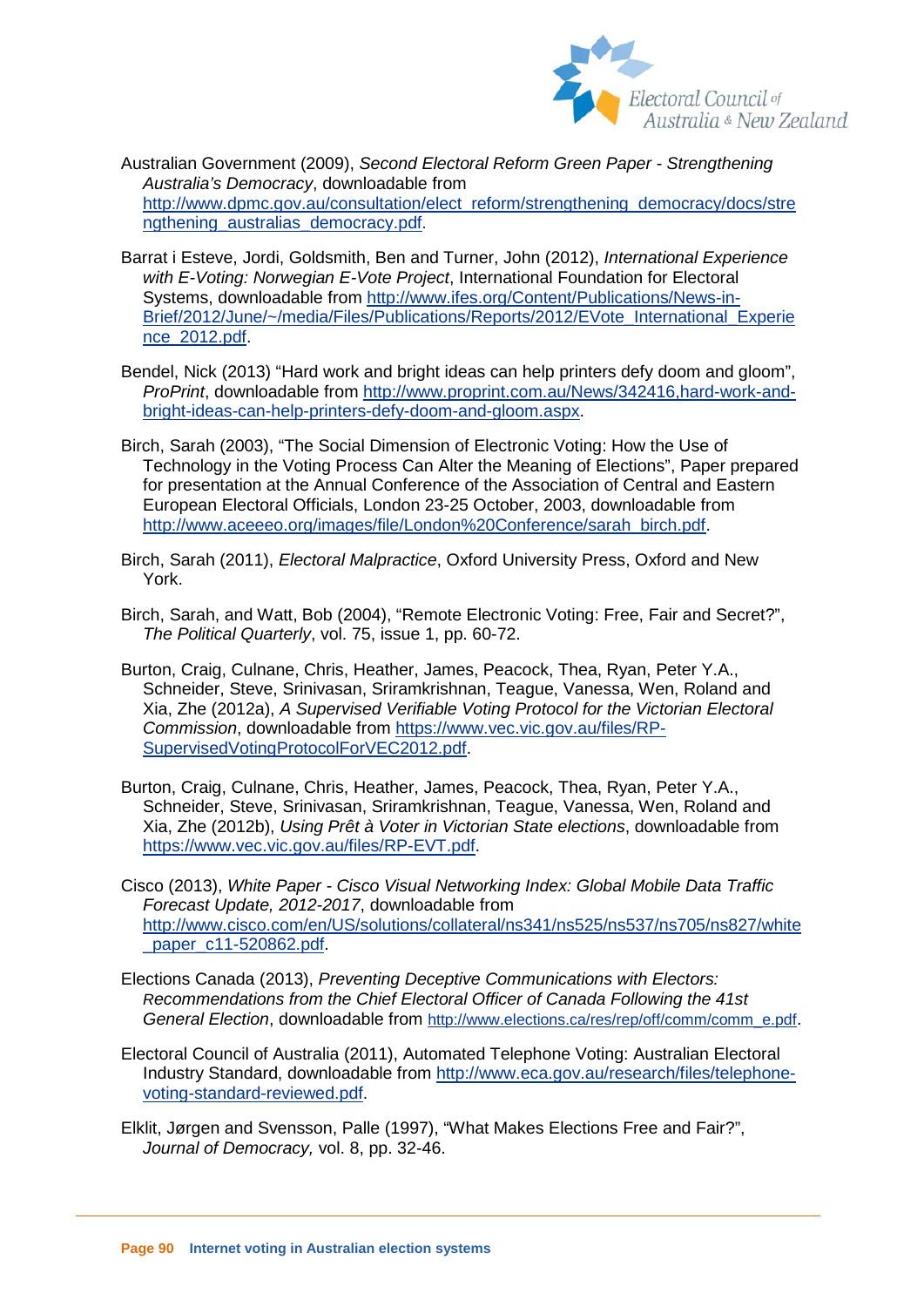Australian Government (2009), *Second Electoral Reform Green Paper - Strengthening Australia's Democracy*, downloadable from http://www.dpmc.gov.au/consultation/elect_reform/strengthening_democracy/docs/strengthening_australias_democracy.pdf.

Barrat i Esteve, Jordi, Goldsmith, Ben and Turner, John (2012), *International Experience with E-Voting: Norwegian E-Vote Project*, International Foundation for Electoral Systems, downloadable from http://www.ifes.org/Content/Publications/News-in-Brief/2012/June/~/media/Files/Publications/Reports/2012/EVote_International_Experience_2012.pdf.

Bendel, Nick (2013) "Hard work and bright ideas can help printers defy doom and gloom", *ProPrint*, downloadable from http://www.proprint.com.au/News/342416,hard-work-and-bright-ideas-can-help-printers-defy-doom-and-gloom.aspx.

Birch, Sarah (2003), "The Social Dimension of Electronic Voting: How the Use of Technology in the Voting Process Can Alter the Meaning of Elections", Paper prepared for presentation at the Annual Conference of the Association of Central and Eastern European Electoral Officials, London 23-25 October, 2003, downloadable from http://www.aceeeo.org/images/file/London%20Conference/sarah_birch.pdf.

Birch, Sarah (2011), *Electoral Malpractice*, Oxford University Press, Oxford and New York.

Birch, Sarah, and Watt, Bob (2004), "Remote Electronic Voting: Free, Fair and Secret?", *The Political Quarterly*, vol. 75, issue 1, pp. 60-72.

Burton, Craig, Culnane, Chris, Heather, James, Peacock, Thea, Ryan, Peter Y.A., Schneider, Steve, Srinivasan, Sriramkrishnan, Teague, Vanessa, Wen, Roland and Xia, Zhe (2012a), *A Supervised Verifiable Voting Protocol for the Victorian Electoral Commission*, downloadable from https://www.vec.vic.gov.au/files/RP-SupervisedVotingProtocolForVEC2012.pdf.

Burton, Craig, Culnane, Chris, Heather, James, Peacock, Thea, Ryan, Peter Y.A., Schneider, Steve, Srinivasan, Sriramkrishnan, Teague, Vanessa, Wen, Roland and Xia, Zhe (2012b), *Using Prêt à Voter in Victorian State elections*, downloadable from https://www.vec.vic.gov.au/files/RP-EVT.pdf.

Cisco (2013), *White Paper - Cisco Visual Networking Index: Global Mobile Data Traffic Forecast Update, 2012-2017*, downloadable from http://www.cisco.com/en/US/solutions/collateral/ns341/ns525/ns537/ns705/ns827/white_paper_c11-520862.pdf.

Elections Canada (2013), *Preventing Deceptive Communications with Electors: Recommendations from the Chief Electoral Officer of Canada Following the 41st General Election*, downloadable from http://www.elections.ca/res/rep/off/comm/comm_e.pdf.

Electoral Council of Australia (2011), Automated Telephone Voting: Australian Electoral Industry Standard, downloadable from http://www.eca.gov.au/research/files/telephone-voting-standard-reviewed.pdf.

Elklit, Jørgen and Svensson, Palle (1997), "What Makes Elections Free and Fair?", *Journal of Democracy,* vol. 8, pp. 32-46.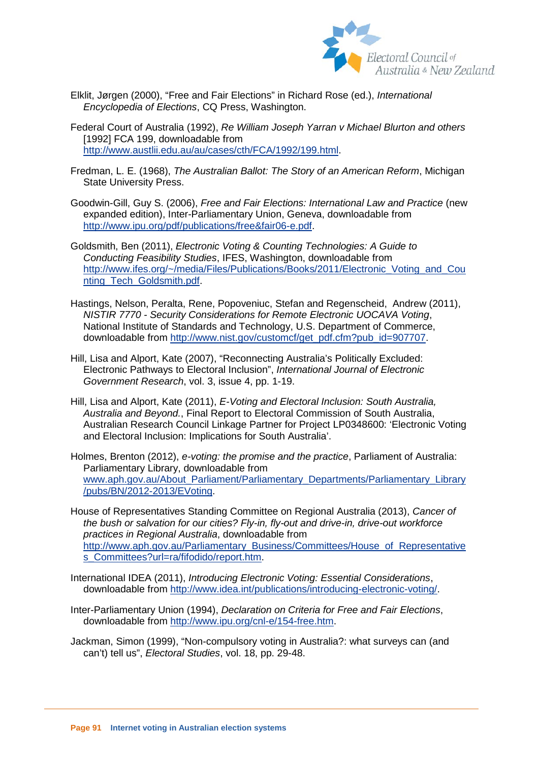Elklit, Jørgen (2000), "Free and Fair Elections" in Richard Rose (ed.), *International Encyclopedia of Elections*, CQ Press, Washington.

Federal Court of Australia (1992), *Re William Joseph Yarran v Michael Blurton and others* [1992] FCA 199, downloadable from http://www.austlii.edu.au/au/cases/cth/FCA/1992/199.html.

Fredman, L. E. (1968), *The Australian Ballot: The Story of an American Reform*, Michigan State University Press.

Goodwin-Gill, Guy S. (2006), *Free and Fair Elections: International Law and Practice* (new expanded edition), Inter-Parliamentary Union, Geneva, downloadable from http://www.ipu.org/pdf/publications/free&fair06-e.pdf.

Goldsmith, Ben (2011), *Electronic Voting & Counting Technologies: A Guide to Conducting Feasibility Studies*, IFES, Washington, downloadable from http://www.ifes.org/~/media/Files/Publications/Books/2011/Electronic_Voting_and_Counting_Tech_Goldsmith.pdf.

Hastings, Nelson, Peralta, Rene, Popoveniuc, Stefan and Regenscheid, Andrew (2011), *NISTIR 7770 - Security Considerations for Remote Electronic UOCAVA Voting*, National Institute of Standards and Technology, U.S. Department of Commerce, downloadable from http://www.nist.gov/customcf/get_pdf.cfm?pub_id=907707.

Hill, Lisa and Alport, Kate (2007), "Reconnecting Australia's Politically Excluded: Electronic Pathways to Electoral Inclusion", *International Journal of Electronic Government Research*, vol. 3, issue 4, pp. 1-19.

Hill, Lisa and Alport, Kate (2011), *E-Voting and Electoral Inclusion: South Australia, Australia and Beyond.*, Final Report to Electoral Commission of South Australia, Australian Research Council Linkage Partner for Project LP0348600: 'Electronic Voting and Electoral Inclusion: Implications for South Australia'.

Holmes, Brenton (2012), *e-voting: the promise and the practice*, Parliament of Australia: Parliamentary Library, downloadable from www.aph.gov.au/About_Parliament/Parliamentary_Departments/Parliamentary_Library/pubs/BN/2012-2013/EVoting.

House of Representatives Standing Committee on Regional Australia (2013), *Cancer of the bush or salvation for our cities? Fly-in, fly-out and drive-in, drive-out workforce practices in Regional Australia*, downloadable from http://www.aph.gov.au/Parliamentary_Business/Committees/House_of_Representatives_Committees?url=ra/fifodido/report.htm.

International IDEA (2011), *Introducing Electronic Voting: Essential Considerations*, downloadable from http://www.idea.int/publications/introducing-electronic-voting/.

Inter-Parliamentary Union (1994), *Declaration on Criteria for Free and Fair Elections*, downloadable from http://www.ipu.org/cnl-e/154-free.htm.

Jackman, Simon (1999), "Non-compulsory voting in Australia?: what surveys can (and can't) tell us", *Electoral Studies*, vol. 18, pp. 29-48.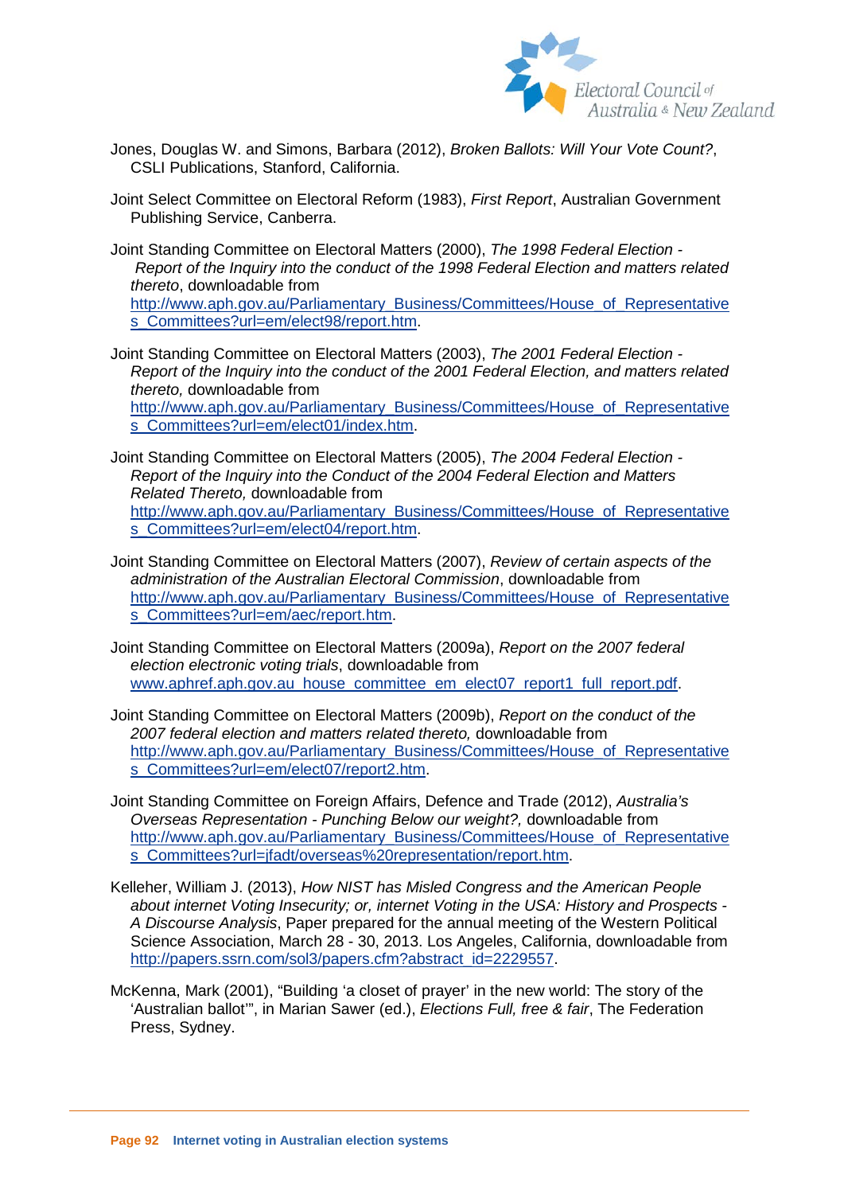Jones, Douglas W. and Simons, Barbara (2012), *Broken Ballots: Will Your Vote Count?*, CSLI Publications, Stanford, California.

Joint Select Committee on Electoral Reform (1983), *First Report*, Australian Government Publishing Service, Canberra.

Joint Standing Committee on Electoral Matters (2000), *The 1998 Federal Election - Report of the Inquiry into the conduct of the 1998 Federal Election and matters related thereto*, downloadable from http://www.aph.gov.au/Parliamentary_Business/Committees/House_of_Representatives_Committees?url=em/elect98/report.htm.

Joint Standing Committee on Electoral Matters (2003), *The 2001 Federal Election - Report of the Inquiry into the conduct of the 2001 Federal Election, and matters related thereto,* downloadable from http://www.aph.gov.au/Parliamentary_Business/Committees/House_of_Representatives_Committees?url=em/elect01/index.htm.

Joint Standing Committee on Electoral Matters (2005), *The 2004 Federal Election - Report of the Inquiry into the Conduct of the 2004 Federal Election and Matters Related Thereto,* downloadable from http://www.aph.gov.au/Parliamentary_Business/Committees/House_of_Representatives_Committees?url=em/elect04/report.htm.

Joint Standing Committee on Electoral Matters (2007), *Review of certain aspects of the administration of the Australian Electoral Commission*, downloadable from http://www.aph.gov.au/Parliamentary_Business/Committees/House_of_Representatives_Committees?url=em/aec/report.htm.

Joint Standing Committee on Electoral Matters (2009a), *Report on the 2007 federal election electronic voting trials*, downloadable from www.aphref.aph.gov.au_house_committee_em_elect07_report1_full_report.pdf.

Joint Standing Committee on Electoral Matters (2009b), *Report on the conduct of the 2007 federal election and matters related thereto,* downloadable from http://www.aph.gov.au/Parliamentary_Business/Committees/House_of_Representatives_Committees?url=em/elect07/report2.htm.

Joint Standing Committee on Foreign Affairs, Defence and Trade (2012), *Australia's Overseas Representation - Punching Below our weight?,* downloadable from http://www.aph.gov.au/Parliamentary_Business/Committees/House_of_Representatives_Committees?url=jfadt/overseas%20representation/report.htm.

Kelleher, William J. (2013), *How NIST has Misled Congress and the American People about internet Voting Insecurity; or, internet Voting in the USA: History and Prospects - A Discourse Analysis*, Paper prepared for the annual meeting of the Western Political Science Association, March 28 - 30, 2013. Los Angeles, California, downloadable from http://papers.ssrn.com/sol3/papers.cfm?abstract_id=2229557.

McKenna, Mark (2001), "Building 'a closet of prayer' in the new world: The story of the 'Australian ballot'", in Marian Sawer (ed.), *Elections Full, free & fair*, The Federation Press, Sydney.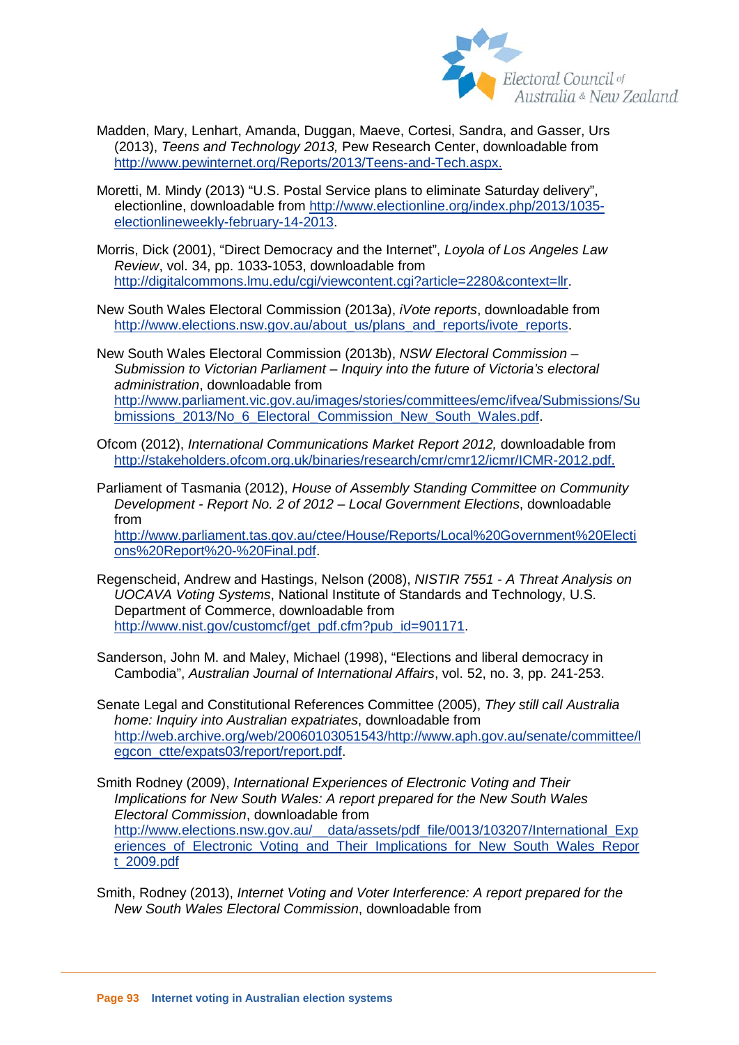Madden, Mary, Lenhart, Amanda, Duggan, Maeve, Cortesi, Sandra, and Gasser, Urs (2013), *Teens and Technology 2013,* Pew Research Center, downloadable from http://www.pewinternet.org/Reports/2013/Teens-and-Tech.aspx.

Moretti, M. Mindy (2013) "U.S. Postal Service plans to eliminate Saturday delivery", electionline, downloadable from http://www.electionline.org/index.php/2013/1035-electionlineweekly-february-14-2013.

Morris, Dick (2001), "Direct Democracy and the Internet", *Loyola of Los Angeles Law Review*, vol. 34, pp. 1033-1053, downloadable from http://digitalcommons.lmu.edu/cgi/viewcontent.cgi?article=2280&context=llr.

New South Wales Electoral Commission (2013a), *iVote reports*, downloadable from http://www.elections.nsw.gov.au/about_us/plans_and_reports/ivote_reports.

New South Wales Electoral Commission (2013b), *NSW Electoral Commission – Submission to Victorian Parliament – Inquiry into the future of Victoria's electoral administration*, downloadable from http://www.parliament.vic.gov.au/images/stories/committees/emc/ifvea/Submissions/Submissions_2013/No_6_Electoral_Commission_New_South_Wales.pdf.

Ofcom (2012), *International Communications Market Report 2012,* downloadable from http://stakeholders.ofcom.org.uk/binaries/research/cmr/cmr12/icmr/ICMR-2012.pdf.

Parliament of Tasmania (2012), *House of Assembly Standing Committee on Community Development - Report No. 2 of 2012 – Local Government Elections*, downloadable from http://www.parliament.tas.gov.au/ctee/House/Reports/Local%20Government%20Elections%20Report%20-%20Final.pdf.

Regenscheid, Andrew and Hastings, Nelson (2008), *NISTIR 7551 - A Threat Analysis on UOCAVA Voting Systems*, National Institute of Standards and Technology, U.S. Department of Commerce, downloadable from http://www.nist.gov/customcf/get_pdf.cfm?pub_id=901171.

Sanderson, John M. and Maley, Michael (1998), "Elections and liberal democracy in Cambodia", *Australian Journal of International Affairs*, vol. 52, no. 3, pp. 241-253.

Senate Legal and Constitutional References Committee (2005), *They still call Australia home: Inquiry into Australian expatriates*, downloadable from http://web.archive.org/web/20060103051543/http://www.aph.gov.au/senate/committee/legcon_ctte/expats03/report/report.pdf.

Smith Rodney (2009), *International Experiences of Electronic Voting and Their Implications for New South Wales: A report prepared for the New South Wales Electoral Commission*, downloadable from http://www.elections.nsw.gov.au/__data/assets/pdf_file/0013/103207/International_Experiences_of_Electronic_Voting_and_Their_Implications_for_New_South_Wales_Report_2009.pdf

Smith, Rodney (2013), *Internet Voting and Voter Interference: A report prepared for the New South Wales Electoral Commission*, downloadable from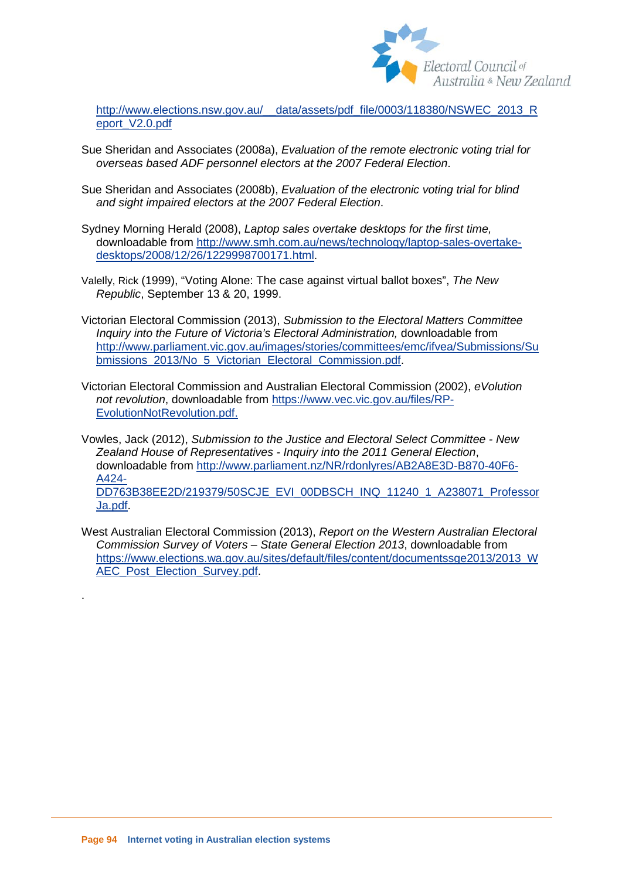http://www.elections.nsw.gov.au/__data/assets/pdf_file/0003/118380/NSWEC_2013_Report_V2.0.pdf

Sue Sheridan and Associates (2008a), *Evaluation of the remote electronic voting trial for overseas based ADF personnel electors at the 2007 Federal Election*.

Sue Sheridan and Associates (2008b), *Evaluation of the electronic voting trial for blind and sight impaired electors at the 2007 Federal Election*.

Sydney Morning Herald (2008), *Laptop sales overtake desktops for the first time,* downloadable from http://www.smh.com.au/news/technology/laptop-sales-overtake-desktops/2008/12/26/1229998700171.html.

Valelly, Rick (1999), "Voting Alone: The case against virtual ballot boxes", *The New Republic*, September 13 & 20, 1999.

Victorian Electoral Commission (2013), *Submission to the Electoral Matters Committee Inquiry into the Future of Victoria's Electoral Administration,* downloadable from http://www.parliament.vic.gov.au/images/stories/committees/emc/ifvea/Submissions/Submissions_2013/No_5_Victorian_Electoral_Commission.pdf.

Victorian Electoral Commission and Australian Electoral Commission (2002), *eVolution not revolution*, downloadable from https://www.vec.vic.gov.au/files/RP-EvolutionNotRevolution.pdf.

Vowles, Jack (2012), *Submission to the Justice and Electoral Select Committee - New Zealand House of Representatives - Inquiry into the 2011 General Election*, downloadable from http://www.parliament.nz/NR/rdonlyres/AB2A8E3D-B870-40F6-A424-DD763B38EE2D/219379/50SCJE_EVI_00DBSCH_INQ_11240_1_A238071_ProfessorJa.pdf.

West Australian Electoral Commission (2013), *Report on the Western Australian Electoral Commission Survey of Voters – State General Election 2013*, downloadable from https://www.elections.wa.gov.au/sites/default/files/content/documentssge2013/2013_WAEC_Post_Election_Survey.pdf.

.